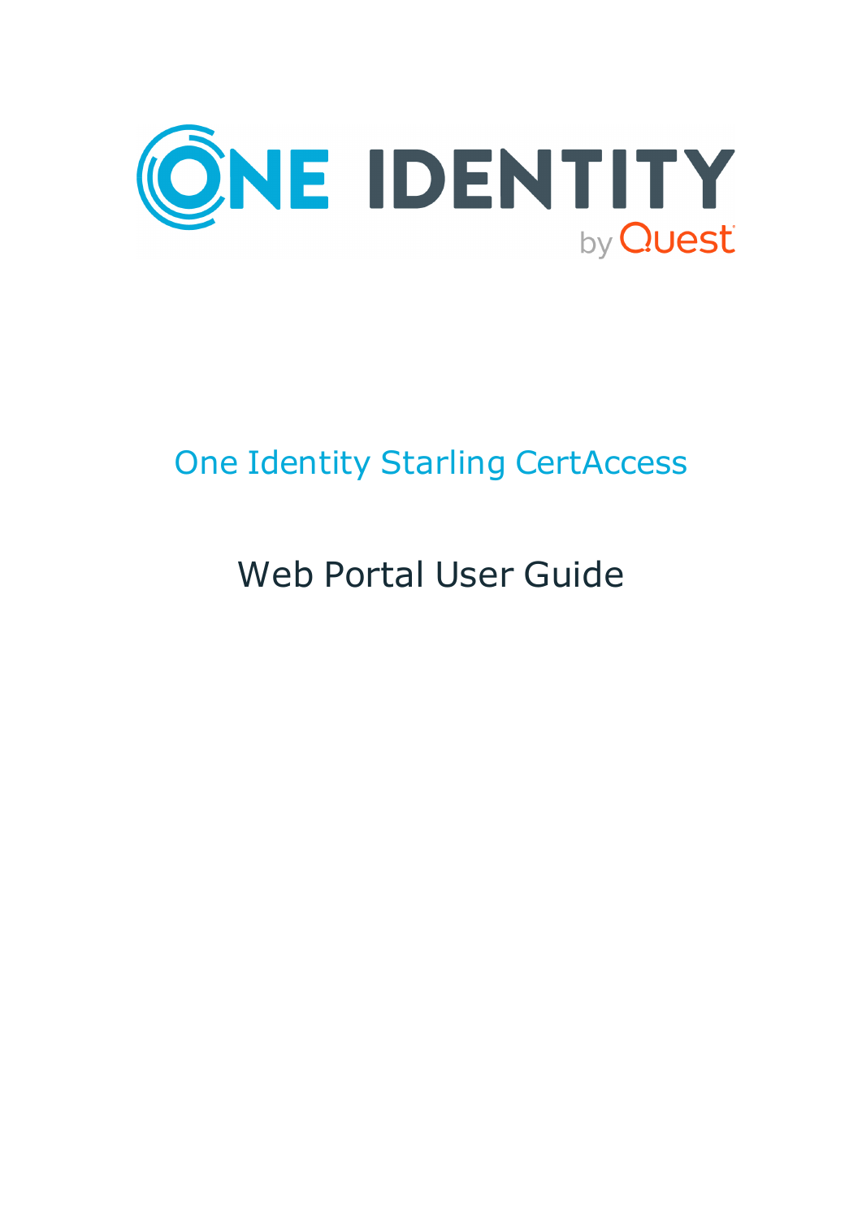# One Identity Starling CertAccess

## Web Portal User Guide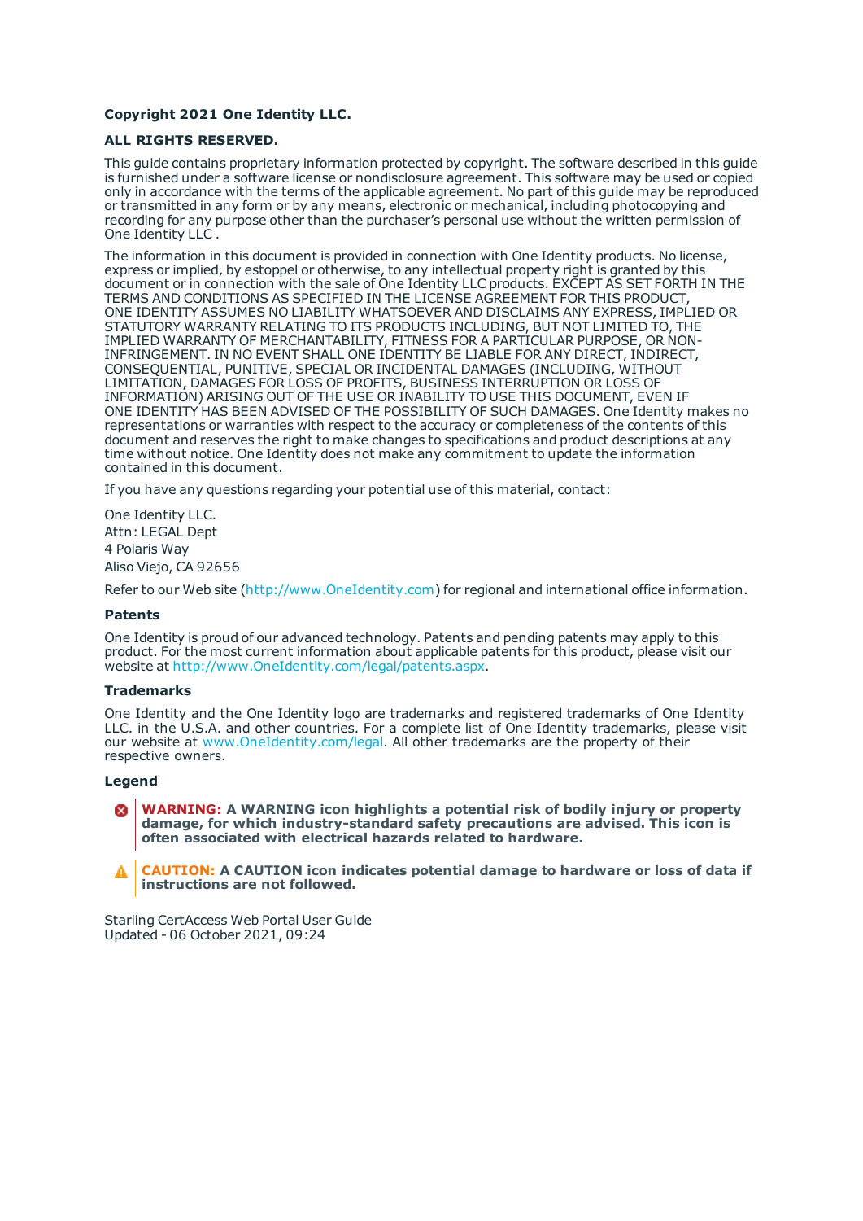**Copyright 2021 One Identity LLC.**

**ALL RIGHTS RESERVED.**

This guide contains proprietary information protected by copyright. The software described in this guide is furnished under a software license or nondisclosure agreement. This software may be used or copied only in accordance with the terms of the applicable agreement. No part of this guide may be reproduced or transmitted in any form or by any means, electronic or mechanical, including photocopying and recording for any purpose other than the purchaser's personal use without the written permission of One Identity LLC .

The information in this document is provided in connection with One Identity products. No license, express or implied, by estoppel or otherwise, to any intellectual property right is granted by this document or in connection with the sale of One Identity LLC products. EXCEPT AS SET FORTH IN THE TERMS AND CONDITIONS AS SPECIFIED IN THE LICENSE AGREEMENT FOR THIS PRODUCT, ONE IDENTITY ASSUMES NO LIABILITY WHATSOEVER AND DISCLAIMS ANY EXPRESS, IMPLIED OR STATUTORY WARRANTY RELATING TO ITS PRODUCTS INCLUDING, BUT NOT LIMITED TO, THE IMPLIED WARRANTY OF MERCHANTABILITY, FITNESS FOR A PARTICULAR PURPOSE, OR NON-INFRINGEMENT. IN NO EVENT SHALL ONE IDENTITY BE LIABLE FOR ANY DIRECT, INDIRECT, CONSEQUENTIAL, PUNITIVE, SPECIAL OR INCIDENTAL DAMAGES (INCLUDING, WITHOUT LIMITATION, DAMAGES FOR LOSS OF PROFITS, BUSINESS INTERRUPTION OR LOSS OF INFORMATION) ARISING OUT OF THE USE OR INABILITY TO USE THIS DOCUMENT, EVEN IF ONE IDENTITY HAS BEEN ADVISED OF THE POSSIBILITY OF SUCH DAMAGES. One Identity makes no representations or warranties with respect to the accuracy or completeness of the contents of this document and reserves the right to make changes to specifications and product descriptions at any time without notice. One Identity does not make any commitment to update the information contained in this document.

If you have any questions regarding your potential use of this material, contact:

One Identity LLC.
Attn: LEGAL Dept
4 Polaris Way
Aliso Viejo, CA 92656

Refer to our Web site (http://www.OneIdentity.com) for regional and international office information.

**Patents**

One Identity is proud of our advanced technology. Patents and pending patents may apply to this product. For the most current information about applicable patents for this product, please visit our website at http://www.OneIdentity.com/legal/patents.aspx.

**Trademarks**

One Identity and the One Identity logo are trademarks and registered trademarks of One Identity LLC. in the U.S.A. and other countries. For a complete list of One Identity trademarks, please visit our website at www.OneIdentity.com/legal. All other trademarks are the property of their respective owners.

**Legend**

**WARNING: A WARNING icon highlights a potential risk of bodily injury or property damage, for which industry-standard safety precautions are advised. This icon is often associated with electrical hazards related to hardware.**

**CAUTION: A CAUTION icon indicates potential damage to hardware or loss of data if instructions are not followed.**

Starling CertAccess Web Portal User Guide
Updated - 06 October 2021, 09:24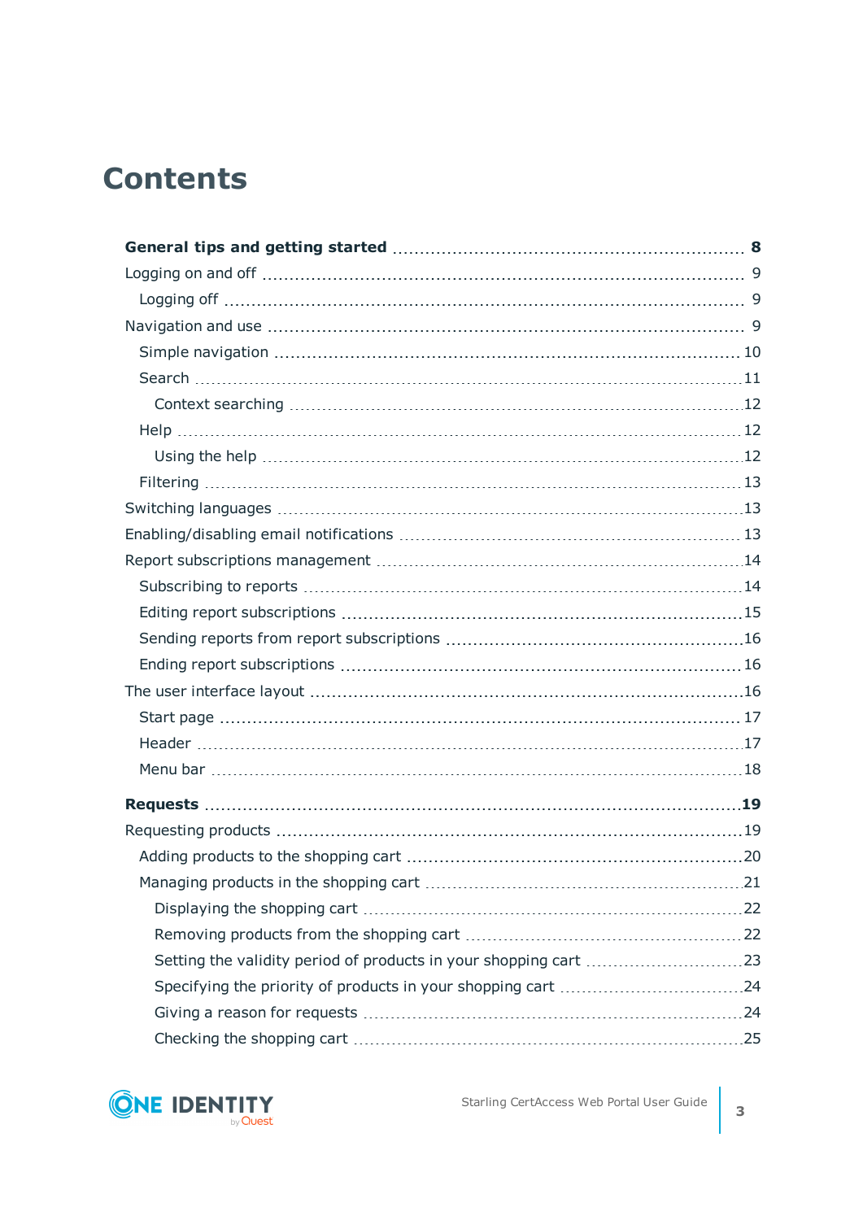# Contents

**General tips and getting started** 8

Logging on and off 9

- Logging off 9

Navigation and use 9

- Simple navigation 10
- Search 11
  - Context searching 12
- Help 12
  - Using the help 12
- Filtering 13

Switching languages 13

Enabling/disabling email notifications 13

Report subscriptions management 14

- Subscribing to reports 14
- Editing report subscriptions 15
- Sending reports from report subscriptions 16
- Ending report subscriptions 16

The user interface layout 16

- Start page 17
- Header 17
- Menu bar 18

**Requests** 19

Requesting products 19

- Adding products to the shopping cart 20
- Managing products in the shopping cart 21
  - Displaying the shopping cart 22
  - Removing products from the shopping cart 22
  - Setting the validity period of products in your shopping cart 23
  - Specifying the priority of products in your shopping cart 24
  - Giving a reason for requests 24
  - Checking the shopping cart 25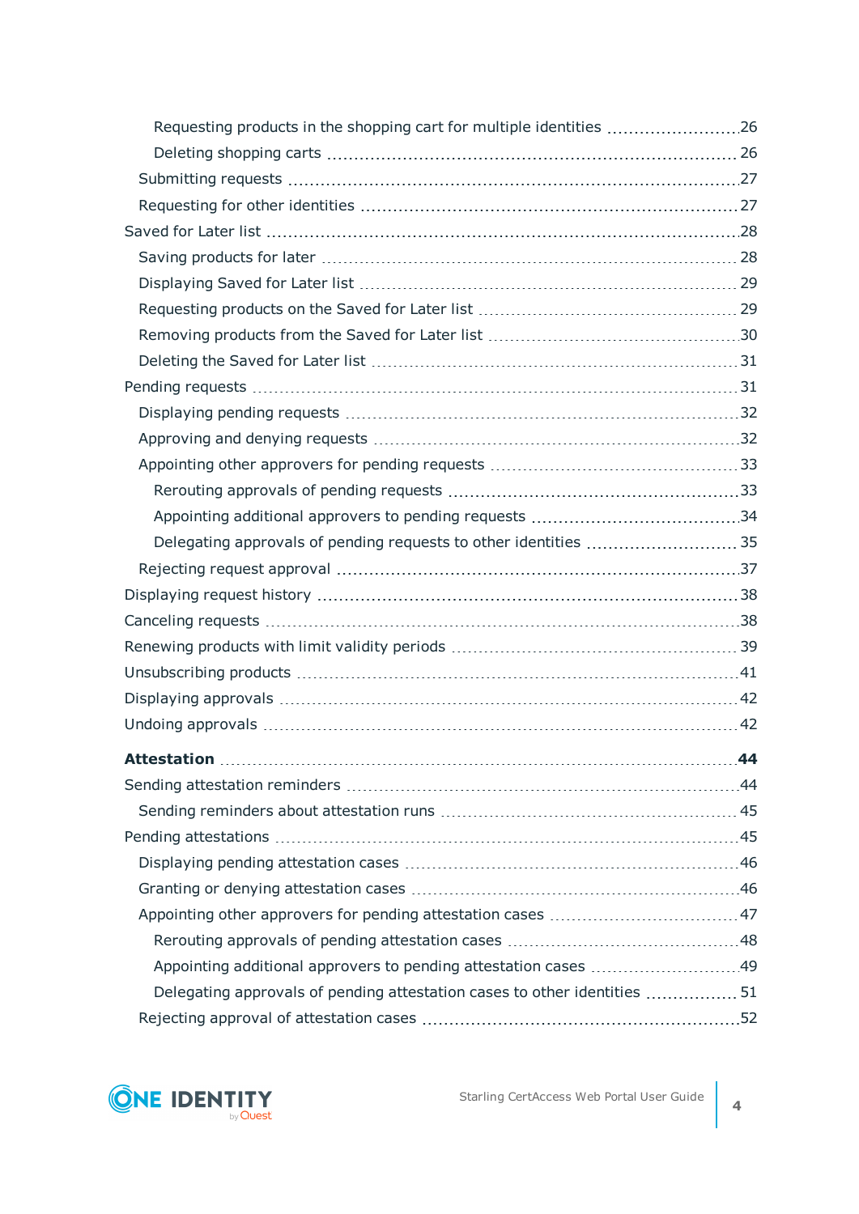- Requesting products in the shopping cart for multiple identities 26
- Deleting shopping carts 26
- Submitting requests 27
- Requesting for other identities 27
- Saved for Later list 28
  - Saving products for later 28
  - Displaying Saved for Later list 29
  - Requesting products on the Saved for Later list 29
  - Removing products from the Saved for Later list 30
  - Deleting the Saved for Later list 31
- Pending requests 31
  - Displaying pending requests 32
  - Approving and denying requests 32
  - Appointing other approvers for pending requests 33
    - Rerouting approvals of pending requests 33
    - Appointing additional approvers to pending requests 34
    - Delegating approvals of pending requests to other identities 35
  - Rejecting request approval 37
- Displaying request history 38
- Canceling requests 38
- Renewing products with limit validity periods 39
- Unsubscribing products 41
- Displaying approvals 42
- Undoing approvals 42

**Attestation** **44**

- Sending attestation reminders 44
  - Sending reminders about attestation runs 45
- Pending attestations 45
  - Displaying pending attestation cases 46
  - Granting or denying attestation cases 46
  - Appointing other approvers for pending attestation cases 47
    - Rerouting approvals of pending attestation cases 48
    - Appointing additional approvers to pending attestation cases 49
    - Delegating approvals of pending attestation cases to other identities 51
  - Rejecting approval of attestation cases 52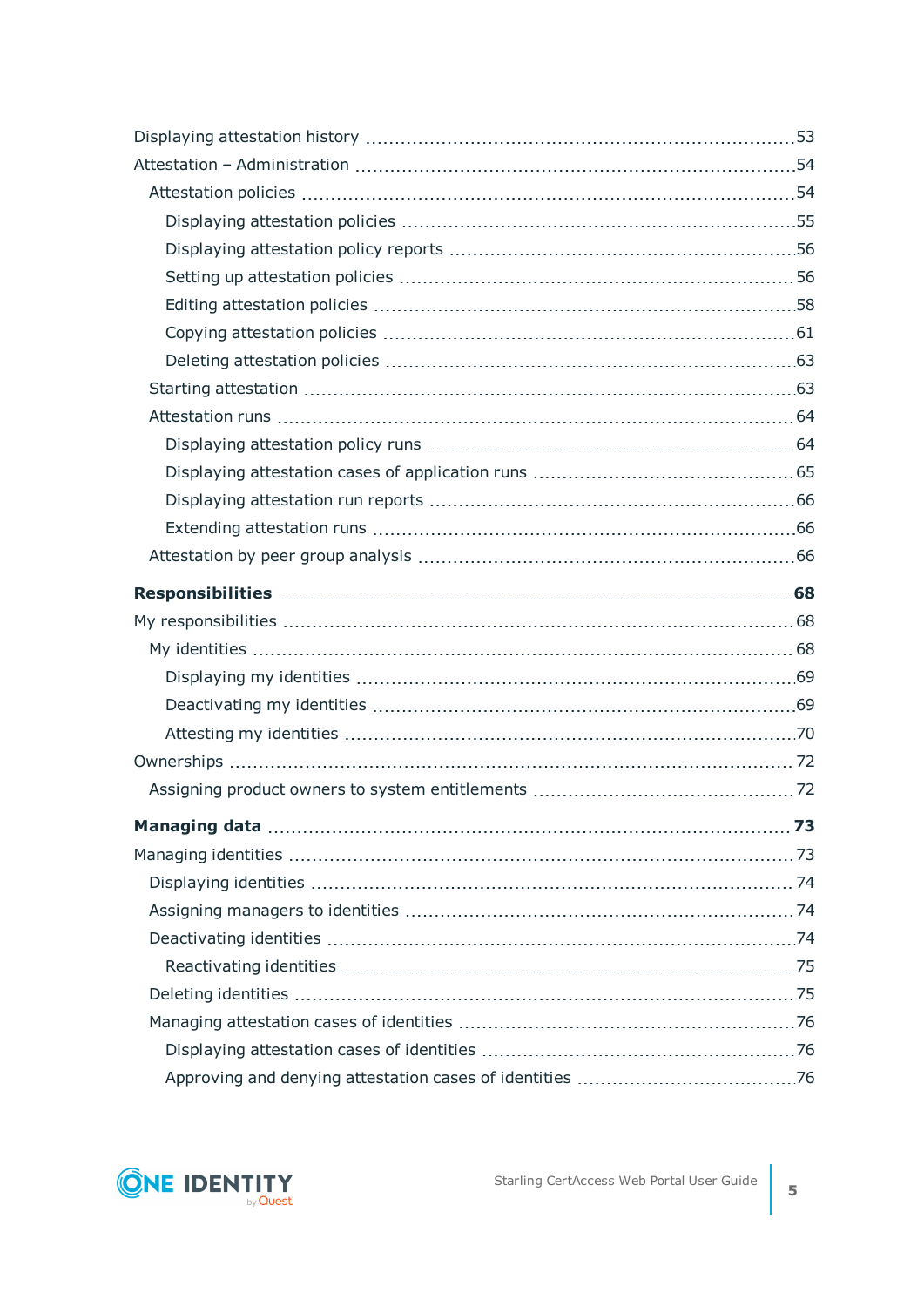Displaying attestation history ....................................................................................53

Attestation – Administration ....................................................................................54

  Attestation policies ....................................................................................54

    Displaying attestation policies ....................................................................................55

    Displaying attestation policy reports ....................................................................................56

    Setting up attestation policies ....................................................................................56

    Editing attestation policies ....................................................................................58

    Copying attestation policies ....................................................................................61

    Deleting attestation policies ....................................................................................63

  Starting attestation ....................................................................................63

  Attestation runs ....................................................................................64

    Displaying attestation policy runs ....................................................................................64

    Displaying attestation cases of application runs ....................................................................................65

    Displaying attestation run reports ....................................................................................66

    Extending attestation runs ....................................................................................66

  Attestation by peer group analysis ....................................................................................66

**Responsibilities ....................................................................................68**

My responsibilities ....................................................................................68

  My identities ....................................................................................68

    Displaying my identities ....................................................................................69

    Deactivating my identities ....................................................................................69

    Attesting my identities ....................................................................................70

Ownerships ....................................................................................72

  Assigning product owners to system entitlements ....................................................................................72

**Managing data ....................................................................................73**

Managing identities ....................................................................................73

  Displaying identities ....................................................................................74

  Assigning managers to identities ....................................................................................74

  Deactivating identities ....................................................................................74

    Reactivating identities ....................................................................................75

  Deleting identities ....................................................................................75

  Managing attestation cases of identities ....................................................................................76

    Displaying attestation cases of identities ....................................................................................76

    Approving and denying attestation cases of identities ....................................................................................76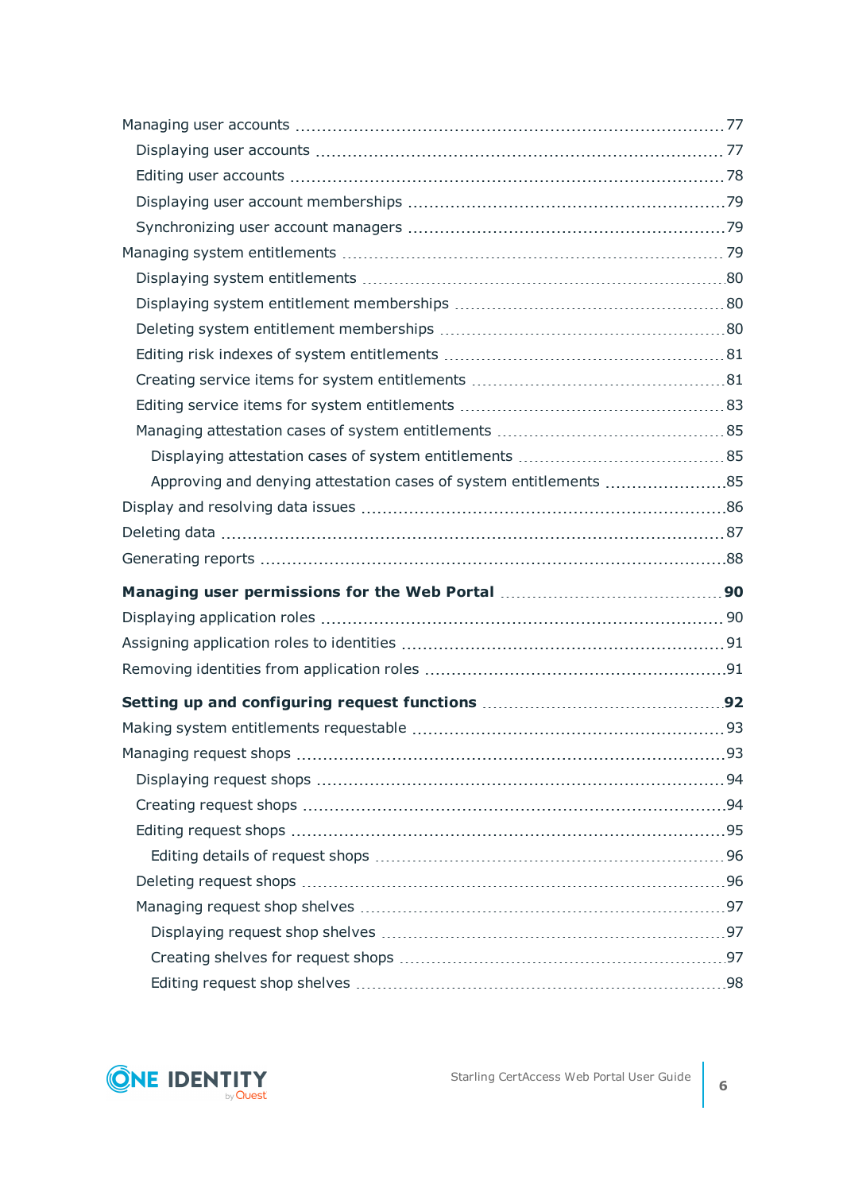- Managing user accounts ... 77
  - Displaying user accounts ... 77
  - Editing user accounts ... 78
  - Displaying user account memberships ... 79
  - Synchronizing user account managers ... 79
- Managing system entitlements ... 79
  - Displaying system entitlements ... 80
  - Displaying system entitlement memberships ... 80
  - Deleting system entitlement memberships ... 80
  - Editing risk indexes of system entitlements ... 81
  - Creating service items for system entitlements ... 81
  - Editing service items for system entitlements ... 83
  - Managing attestation cases of system entitlements ... 85
    - Displaying attestation cases of system entitlements ... 85
    - Approving and denying attestation cases of system entitlements ... 85
- Display and resolving data issues ... 86
- Deleting data ... 87
- Generating reports ... 88

**Managing user permissions for the Web Portal ... 90**

- Displaying application roles ... 90
- Assigning application roles to identities ... 91
- Removing identities from application roles ... 91

**Setting up and configuring request functions ... 92**

- Making system entitlements requestable ... 93
- Managing request shops ... 93
  - Displaying request shops ... 94
  - Creating request shops ... 94
  - Editing request shops ... 95
    - Editing details of request shops ... 96
  - Deleting request shops ... 96
  - Managing request shop shelves ... 97
    - Displaying request shop shelves ... 97
    - Creating shelves for request shops ... 97
    - Editing request shop shelves ... 98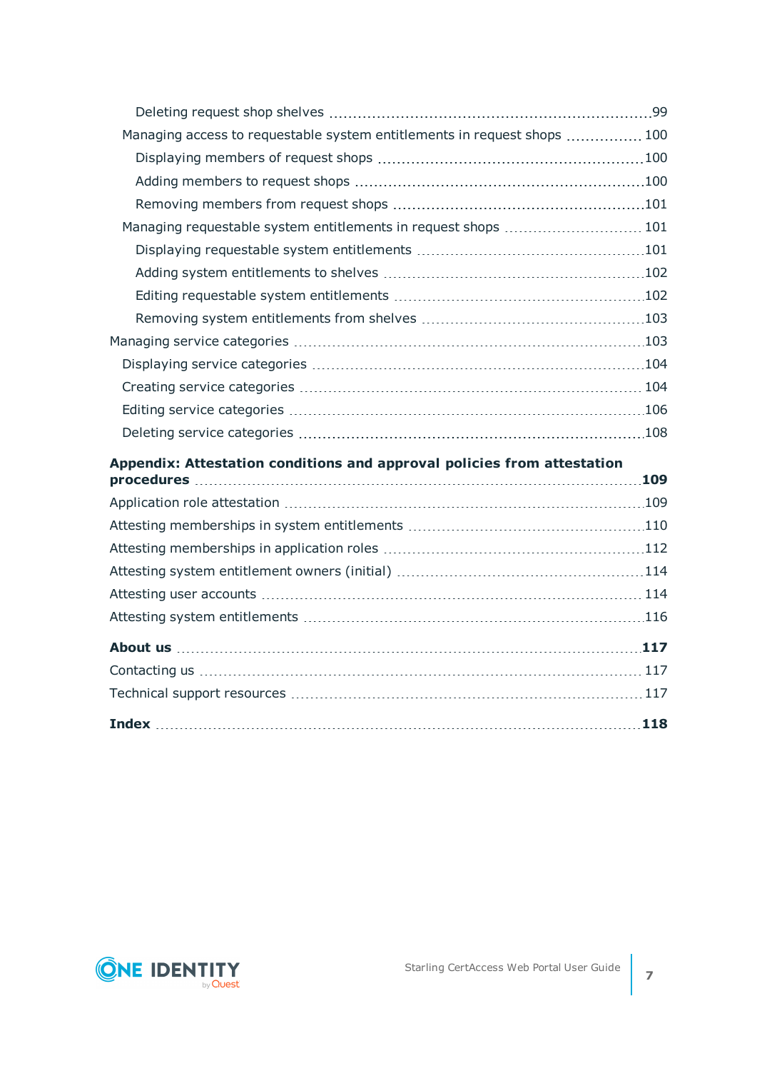- Deleting request shop shelves 99
- Managing access to requestable system entitlements in request shops 100
  - Displaying members of request shops 100
  - Adding members to request shops 100
  - Removing members from request shops 101
- Managing requestable system entitlements in request shops 101
  - Displaying requestable system entitlements 101
  - Adding system entitlements to shelves 102
  - Editing requestable system entitlements 102
  - Removing system entitlements from shelves 103

Managing service categories 103
- Displaying service categories 104
- Creating service categories 104
- Editing service categories 106
- Deleting service categories 108

**Appendix: Attestation conditions and approval policies from attestation procedures 109**

Application role attestation 109

Attesting memberships in system entitlements 110

Attesting memberships in application roles 112

Attesting system entitlement owners (initial) 114

Attesting user accounts 114

Attesting system entitlements 116

**About us 117**

Contacting us 117

Technical support resources 117

**Index 118**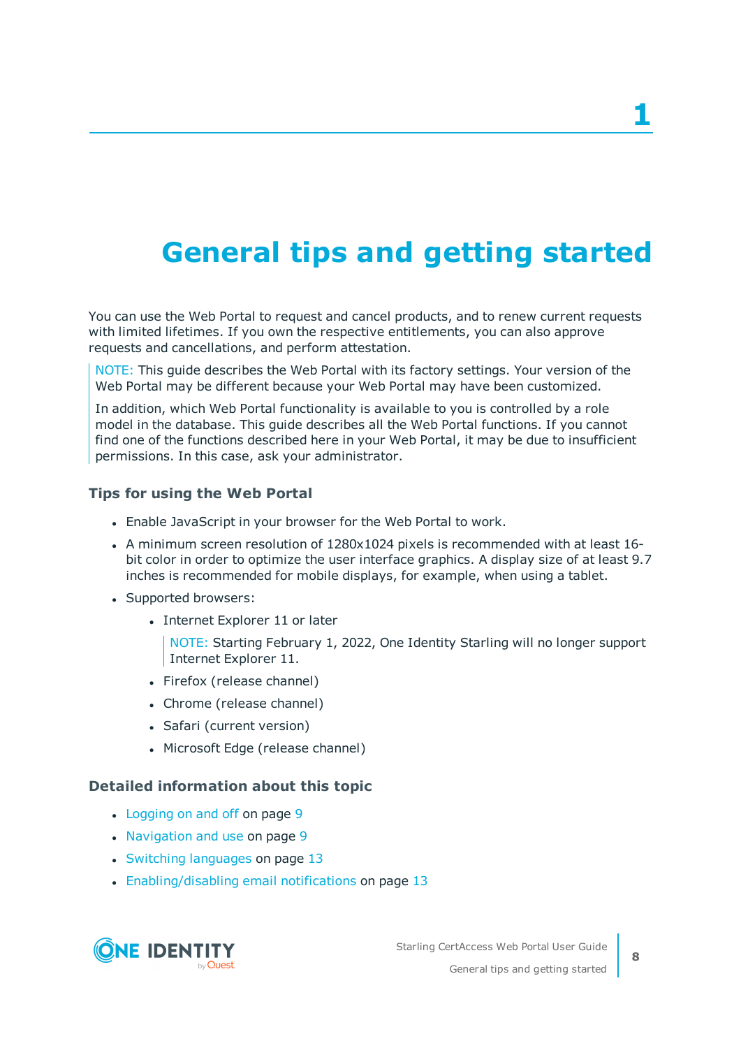# 1

# General tips and getting started

You can use the Web Portal to request and cancel products, and to renew current requests with limited lifetimes. If you own the respective entitlements, you can also approve requests and cancellations, and perform attestation.

> NOTE: This guide describes the Web Portal with its factory settings. Your version of the Web Portal may be different because your Web Portal may have been customized.
>
> In addition, which Web Portal functionality is available to you is controlled by a role model in the database. This guide describes all the Web Portal functions. If you cannot find one of the functions described here in your Web Portal, it may be due to insufficient permissions. In this case, ask your administrator.

### Tips for using the Web Portal

- Enable JavaScript in your browser for the Web Portal to work.
- A minimum screen resolution of 1280x1024 pixels is recommended with at least 16-bit color in order to optimize the user interface graphics. A display size of at least 9.7 inches is recommended for mobile displays, for example, when using a tablet.
- Supported browsers:
  - Internet Explorer 11 or later

    > NOTE: Starting February 1, 2022, One Identity Starling will no longer support Internet Explorer 11.
  - Firefox (release channel)
  - Chrome (release channel)
  - Safari (current version)
  - Microsoft Edge (release channel)

### Detailed information about this topic

- Logging on and off on page 9
- Navigation and use on page 9
- Switching languages on page 13
- Enabling/disabling email notifications on page 13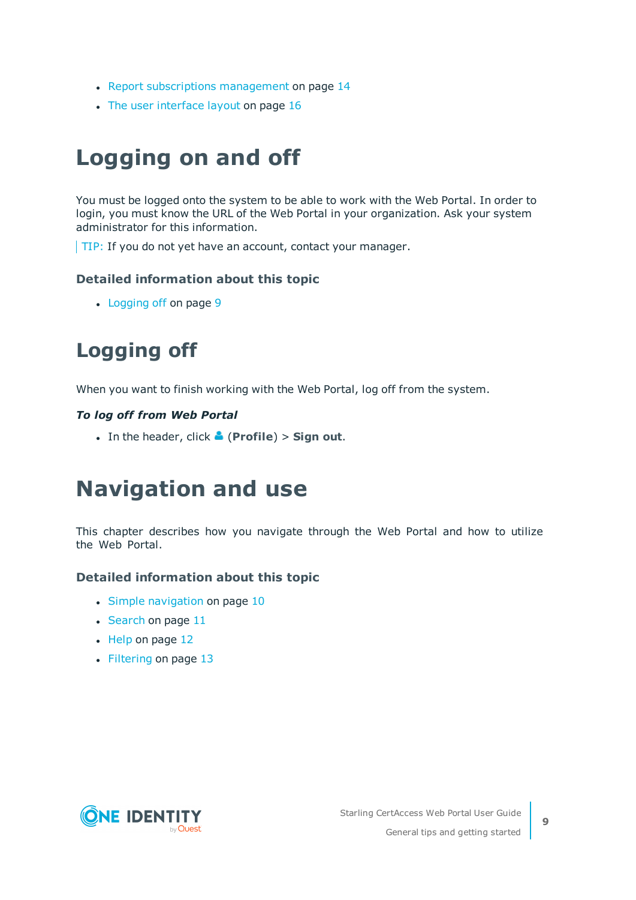- Report subscriptions management on page 14
- The user interface layout on page 16

# Logging on and off

You must be logged onto the system to be able to work with the Web Portal. In order to login, you must know the URL of the Web Portal in your organization. Ask your system administrator for this information.

TIP: If you do not yet have an account, contact your manager.

### Detailed information about this topic

- Logging off on page 9

# Logging off

When you want to finish working with the Web Portal, log off from the system.

***To log off from Web Portal***

- In the header, click (**Profile**) > **Sign out**.

# Navigation and use

This chapter describes how you navigate through the Web Portal and how to utilize the Web Portal.

### Detailed information about this topic

- Simple navigation on page 10
- Search on page 11
- Help on page 12
- Filtering on page 13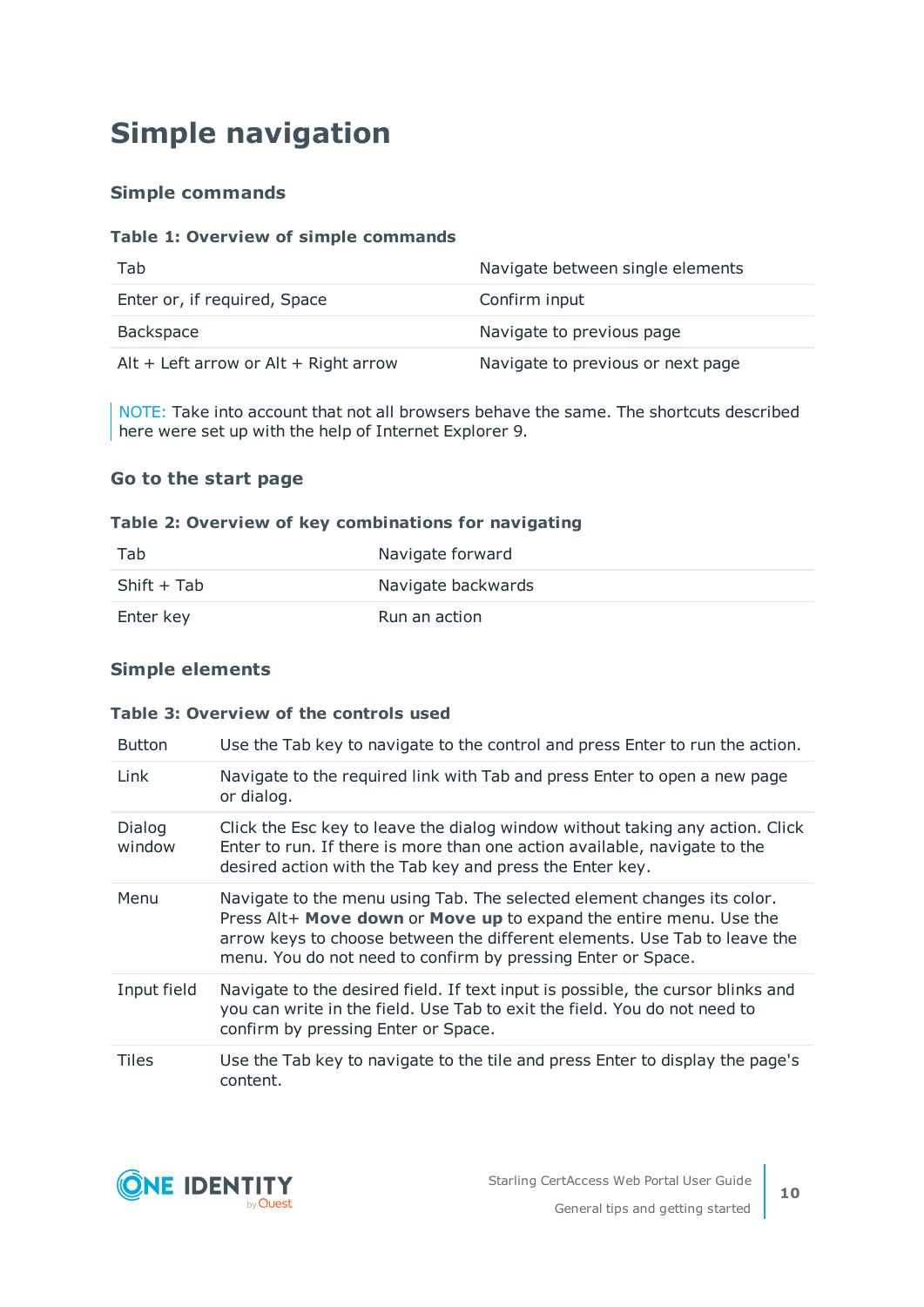# Simple navigation

## Simple commands

**Table 1: Overview of simple commands**

| | |
|---|---|
| Tab | Navigate between single elements |
| Enter or, if required, Space | Confirm input |
| Backspace | Navigate to previous page |
| Alt + Left arrow or Alt + Right arrow | Navigate to previous or next page |

NOTE: Take into account that not all browsers behave the same. The shortcuts described here were set up with the help of Internet Explorer 9.

## Go to the start page

**Table 2: Overview of key combinations for navigating**

| | |
|---|---|
| Tab | Navigate forward |
| Shift + Tab | Navigate backwards |
| Enter key | Run an action |

## Simple elements

**Table 3: Overview of the controls used**

| | |
|---|---|
| Button | Use the Tab key to navigate to the control and press Enter to run the action. |
| Link | Navigate to the required link with Tab and press Enter to open a new page or dialog. |
| Dialog window | Click the Esc key to leave the dialog window without taking any action. Click Enter to run. If there is more than one action available, navigate to the desired action with the Tab key and press the Enter key. |
| Menu | Navigate to the menu using Tab. The selected element changes its color. Press Alt+ **Move down** or **Move up** to expand the entire menu. Use the arrow keys to choose between the different elements. Use Tab to leave the menu. You do not need to confirm by pressing Enter or Space. |
| Input field | Navigate to the desired field. If text input is possible, the cursor blinks and you can write in the field. Use Tab to exit the field. You do not need to confirm by pressing Enter or Space. |
| Tiles | Use the Tab key to navigate to the tile and press Enter to display the page's content. |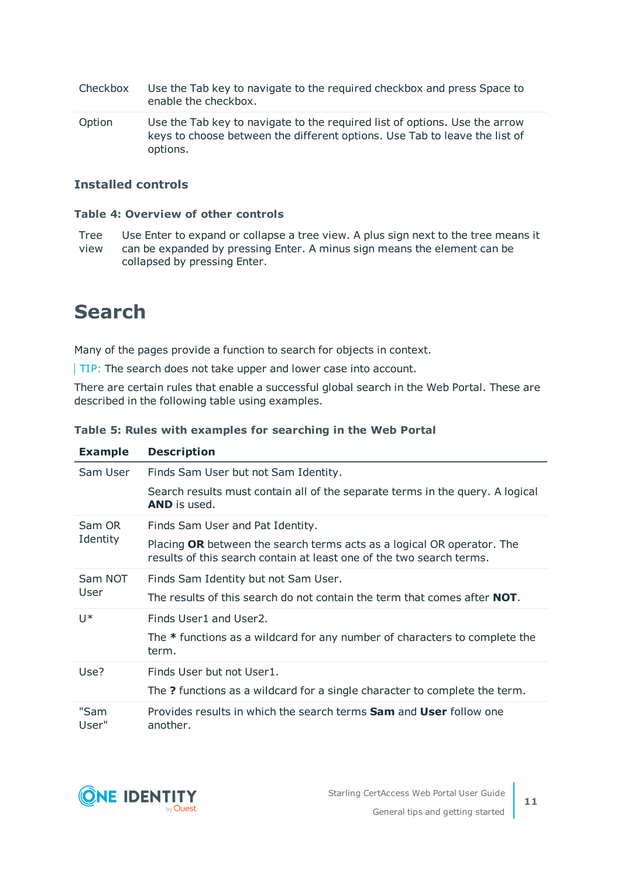| | |
|---|---|
| Checkbox | Use the Tab key to navigate to the required checkbox and press Space to enable the checkbox. |
| Option | Use the Tab key to navigate to the required list of options. Use the arrow keys to choose between the different options. Use Tab to leave the list of options. |

### Installed controls

**Table 4: Overview of other controls**

| | |
|---|---|
| Tree view | Use Enter to expand or collapse a tree view. A plus sign next to the tree means it can be expanded by pressing Enter. A minus sign means the element can be collapsed by pressing Enter. |

# Search

Many of the pages provide a function to search for objects in context.

TIP: The search does not take upper and lower case into account.

There are certain rules that enable a successful global search in the Web Portal. These are described in the following table using examples.

**Table 5: Rules with examples for searching in the Web Portal**

| Example | Description |
|---|---|
| Sam User | Finds Sam User but not Sam Identity.<br><br>Search results must contain all of the separate terms in the query. A logical **AND** is used. |
| Sam OR Identity | Finds Sam User and Pat Identity.<br><br>Placing **OR** between the search terms acts as a logical OR operator. The results of this search contain at least one of the two search terms. |
| Sam NOT User | Finds Sam Identity but not Sam User.<br><br>The results of this search do not contain the term that comes after **NOT**. |
| U* | Finds User1 and User2.<br><br>The ***** functions as a wildcard for any number of characters to complete the term. |
| Use? | Finds User but not User1.<br><br>The **?** functions as a wildcard for a single character to complete the term. |
| "Sam User" | Provides results in which the search terms **Sam** and **User** follow one another. |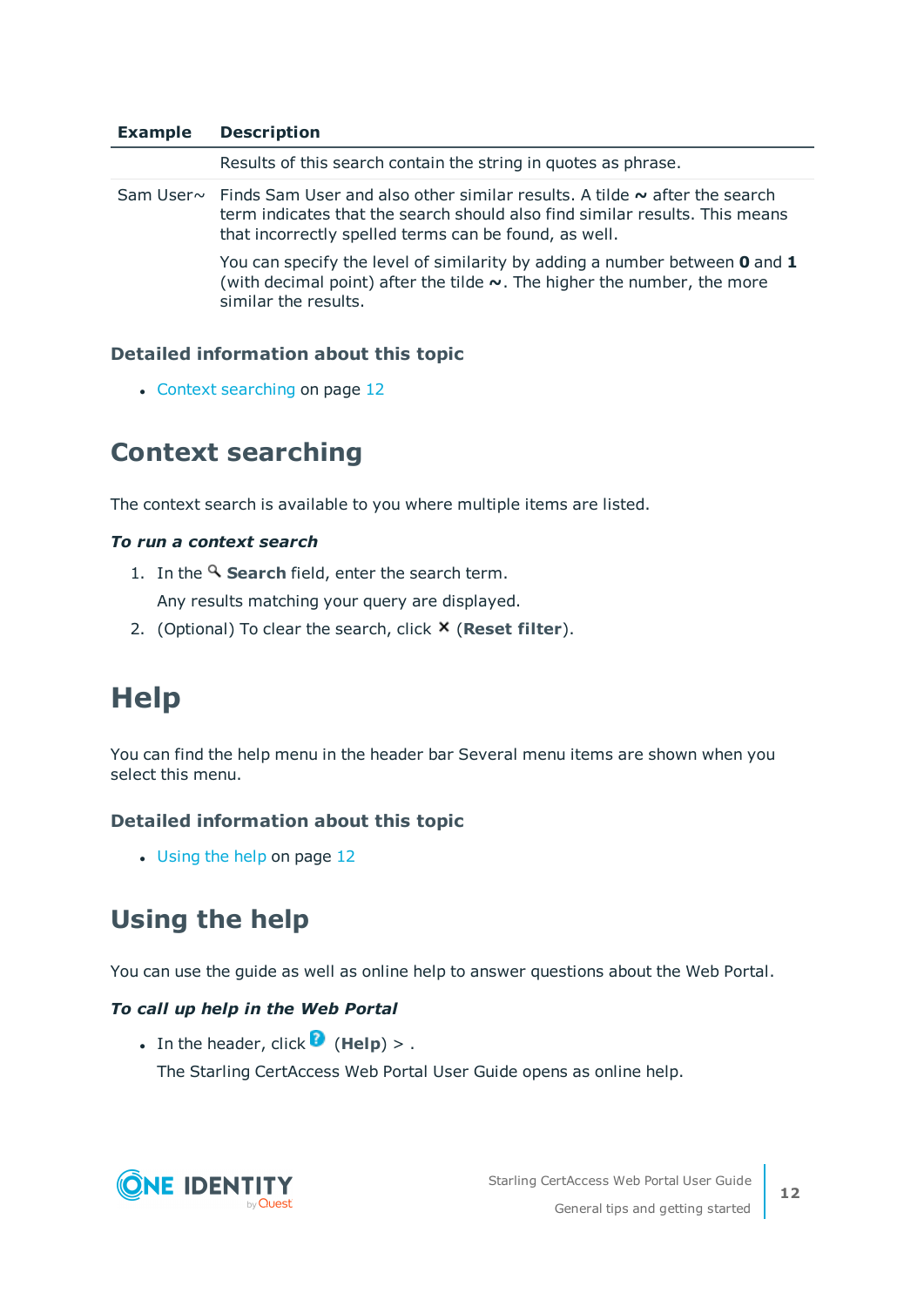| Example | Description |
|---|---|
| | Results of this search contain the string in quotes as phrase. |
| Sam User~ | Finds Sam User and also other similar results. A tilde **~** after the search term indicates that the search should also find similar results. This means that incorrectly spelled terms can be found, as well.<br><br>You can specify the level of similarity by adding a number between **0** and **1** (with decimal point) after the tilde **~**. The higher the number, the more similar the results. |

### Detailed information about this topic

- Context searching on page 12

## Context searching

The context search is available to you where multiple items are listed.

***To run a context search***

1. In the **Search** field, enter the search term.

   Any results matching your query are displayed.

2. (Optional) To clear the search, click **×** (**Reset filter**).

# Help

You can find the help menu in the header bar Several menu items are shown when you select this menu.

### Detailed information about this topic

- Using the help on page 12

## Using the help

You can use the guide as well as online help to answer questions about the Web Portal.

***To call up help in the Web Portal***

- In the header, click (**Help**) > .

  The Starling CertAccess Web Portal User Guide opens as online help.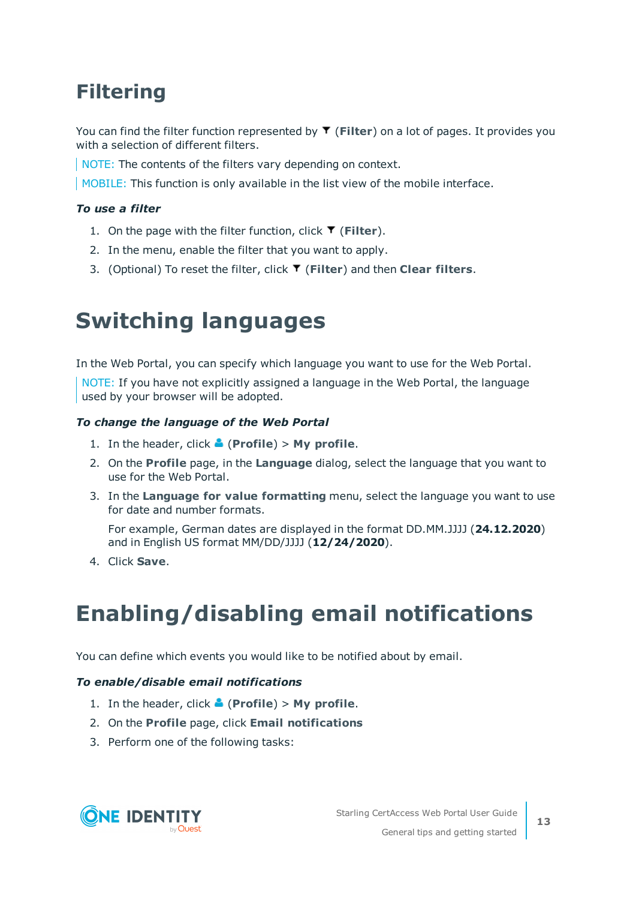## Filtering

You can find the filter function represented by ▼ (**Filter**) on a lot of pages. It provides you with a selection of different filters.

NOTE: The contents of the filters vary depending on context.

MOBILE: This function is only available in the list view of the mobile interface.

***To use a filter***

1. On the page with the filter function, click ▼ (**Filter**).
2. In the menu, enable the filter that you want to apply.
3. (Optional) To reset the filter, click ▼ (**Filter**) and then **Clear filters**.

# Switching languages

In the Web Portal, you can specify which language you want to use for the Web Portal.

NOTE: If you have not explicitly assigned a language in the Web Portal, the language used by your browser will be adopted.

***To change the language of the Web Portal***

1. In the header, click (**Profile**) > **My profile**.
2. On the **Profile** page, in the **Language** dialog, select the language that you want to use for the Web Portal.
3. In the **Language for value formatting** menu, select the language you want to use for date and number formats.

   For example, German dates are displayed in the format DD.MM.JJJJ (**24.12.2020**) and in English US format MM/DD/JJJJ (**12/24/2020**).
4. Click **Save**.

# Enabling/disabling email notifications

You can define which events you would like to be notified about by email.

***To enable/disable email notifications***

1. In the header, click (**Profile**) > **My profile**.
2. On the **Profile** page, click **Email notifications**
3. Perform one of the following tasks: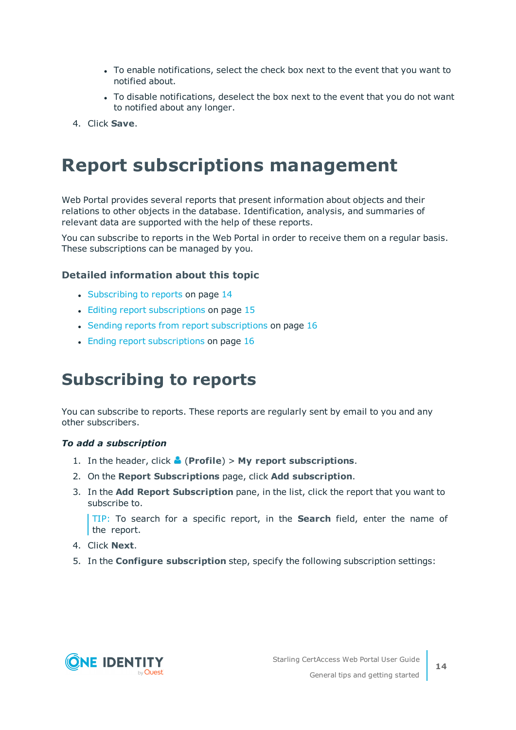- To enable notifications, select the check box next to the event that you want to notified about.
- To disable notifications, deselect the box next to the event that you do not want to notified about any longer.

4. Click **Save**.

# Report subscriptions management

Web Portal provides several reports that present information about objects and their relations to other objects in the database. Identification, analysis, and summaries of relevant data are supported with the help of these reports.

You can subscribe to reports in the Web Portal in order to receive them on a regular basis. These subscriptions can be managed by you.

### Detailed information about this topic

- Subscribing to reports on page 14
- Editing report subscriptions on page 15
- Sending reports from report subscriptions on page 16
- Ending report subscriptions on page 16

# Subscribing to reports

You can subscribe to reports. These reports are regularly sent by email to you and any other subscribers.

***To add a subscription***

1. In the header, click (**Profile**) > **My report subscriptions**.
2. On the **Report Subscriptions** page, click **Add subscription**.
3. In the **Add Report Subscription** pane, in the list, click the report that you want to subscribe to.

   TIP: To search for a specific report, in the **Search** field, enter the name of the report.

4. Click **Next**.
5. In the **Configure subscription** step, specify the following subscription settings: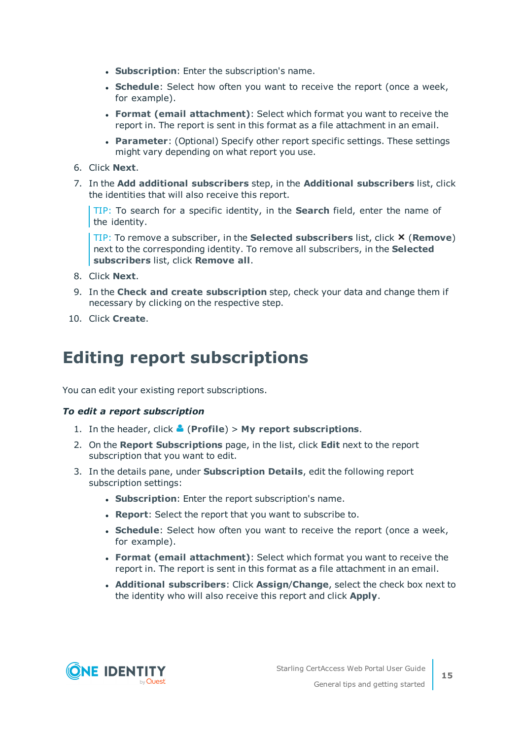- **Subscription**: Enter the subscription's name.
- **Schedule**: Select how often you want to receive the report (once a week, for example).
- **Format (email attachment)**: Select which format you want to receive the report in. The report is sent in this format as a file attachment in an email.
- **Parameter**: (Optional) Specify other report specific settings. These settings might vary depending on what report you use.

6. Click **Next**.
7. In the **Add additional subscribers** step, in the **Additional subscribers** list, click the identities that will also receive this report.

   TIP: To search for a specific identity, in the **Search** field, enter the name of the identity.

   TIP: To remove a subscriber, in the **Selected subscribers** list, click **✕** (**Remove**) next to the corresponding identity. To remove all subscribers, in the **Selected subscribers** list, click **Remove all**.
8. Click **Next**.
9. In the **Check and create subscription** step, check your data and change them if necessary by clicking on the respective step.
10. Click **Create**.

# Editing report subscriptions

You can edit your existing report subscriptions.

***To edit a report subscription***

1. In the header, click (**Profile**) > **My report subscriptions**.
2. On the **Report Subscriptions** page, in the list, click **Edit** next to the report subscription that you want to edit.
3. In the details pane, under **Subscription Details**, edit the following report subscription settings:
   - **Subscription**: Enter the report subscription's name.
   - **Report**: Select the report that you want to subscribe to.
   - **Schedule**: Select how often you want to receive the report (once a week, for example).
   - **Format (email attachment)**: Select which format you want to receive the report in. The report is sent in this format as a file attachment in an email.
   - **Additional subscribers**: Click **Assign**/**Change**, select the check box next to the identity who will also receive this report and click **Apply**.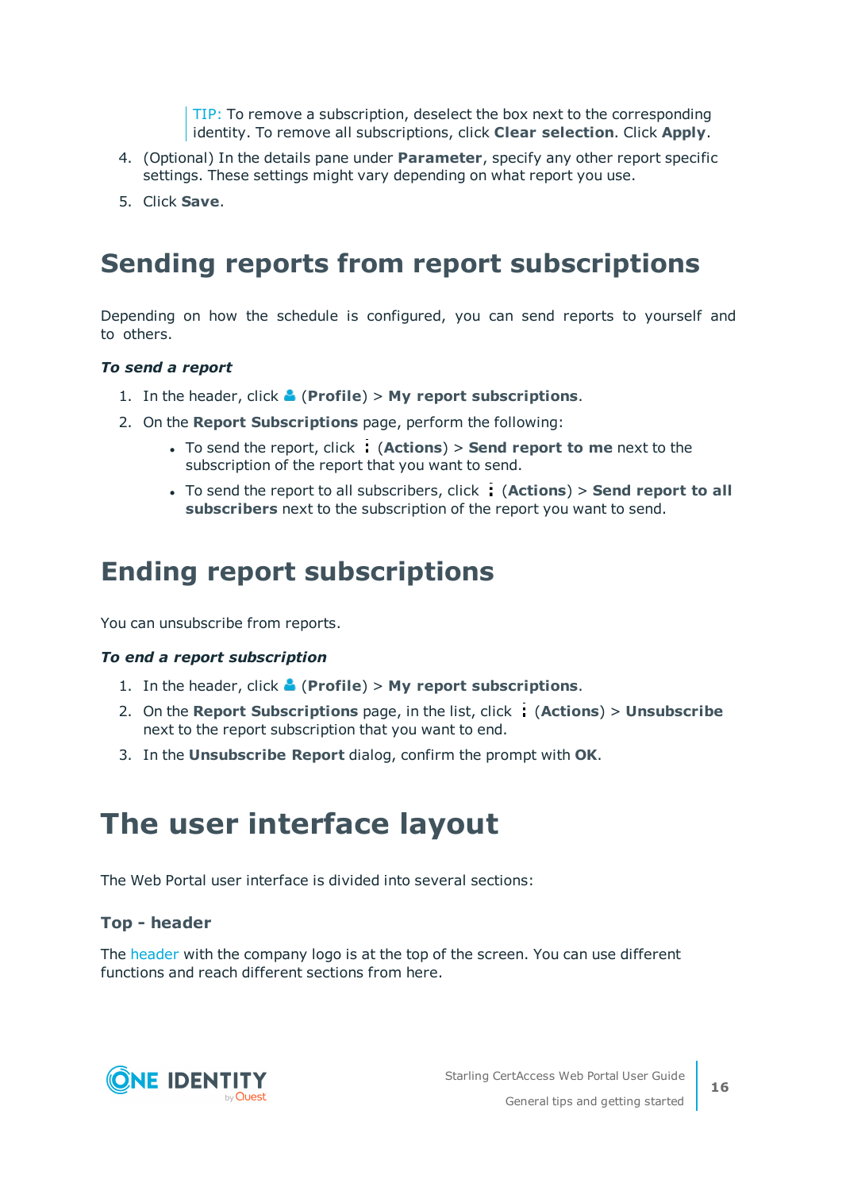TIP: To remove a subscription, deselect the box next to the corresponding identity. To remove all subscriptions, click **Clear selection**. Click **Apply**.

4. (Optional) In the details pane under **Parameter**, specify any other report specific settings. These settings might vary depending on what report you use.
5. Click **Save**.

# Sending reports from report subscriptions

Depending on how the schedule is configured, you can send reports to yourself and to others.

***To send a report***

1. In the header, click (**Profile**) > **My report subscriptions**.
2. On the **Report Subscriptions** page, perform the following:
   - To send the report, click ⋮ (**Actions**) > **Send report to me** next to the subscription of the report that you want to send.
   - To send the report to all subscribers, click ⋮ (**Actions**) > **Send report to all subscribers** next to the subscription of the report you want to send.

# Ending report subscriptions

You can unsubscribe from reports.

***To end a report subscription***

1. In the header, click (**Profile**) > **My report subscriptions**.
2. On the **Report Subscriptions** page, in the list, click ⋮ (**Actions**) > **Unsubscribe** next to the report subscription that you want to end.
3. In the **Unsubscribe Report** dialog, confirm the prompt with **OK**.

# The user interface layout

The Web Portal user interface is divided into several sections:

## Top - header

The header with the company logo is at the top of the screen. You can use different functions and reach different sections from here.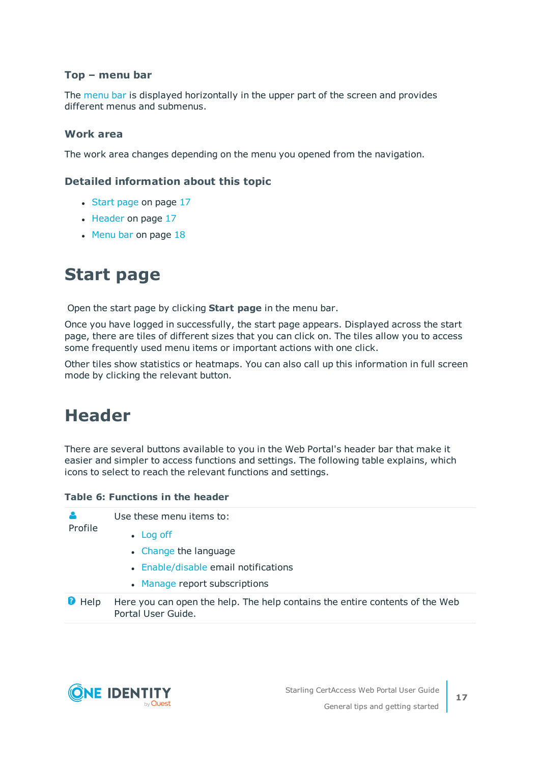### Top – menu bar

The menu bar is displayed horizontally in the upper part of the screen and provides different menus and submenus.

### Work area

The work area changes depending on the menu you opened from the navigation.

### Detailed information about this topic

- Start page on page 17
- Header on page 17
- Menu bar on page 18

# Start page

Open the start page by clicking **Start page** in the menu bar.

Once you have logged in successfully, the start page appears. Displayed across the start page, there are tiles of different sizes that you can click on. The tiles allow you to access some frequently used menu items or important actions with one click.

Other tiles show statistics or heatmaps. You can also call up this information in full screen mode by clicking the relevant button.

# Header

There are several buttons available to you in the Web Portal's header bar that make it easier and simpler to access functions and settings. The following table explains, which icons to select to reach the relevant functions and settings.

**Table 6: Functions in the header**

| | |
|---|---|
| Profile | Use these menu items to:<br>• Log off<br>• Change the language<br>• Enable/disable email notifications<br>• Manage report subscriptions |
| Help | Here you can open the help. The help contains the entire contents of the Web Portal User Guide. |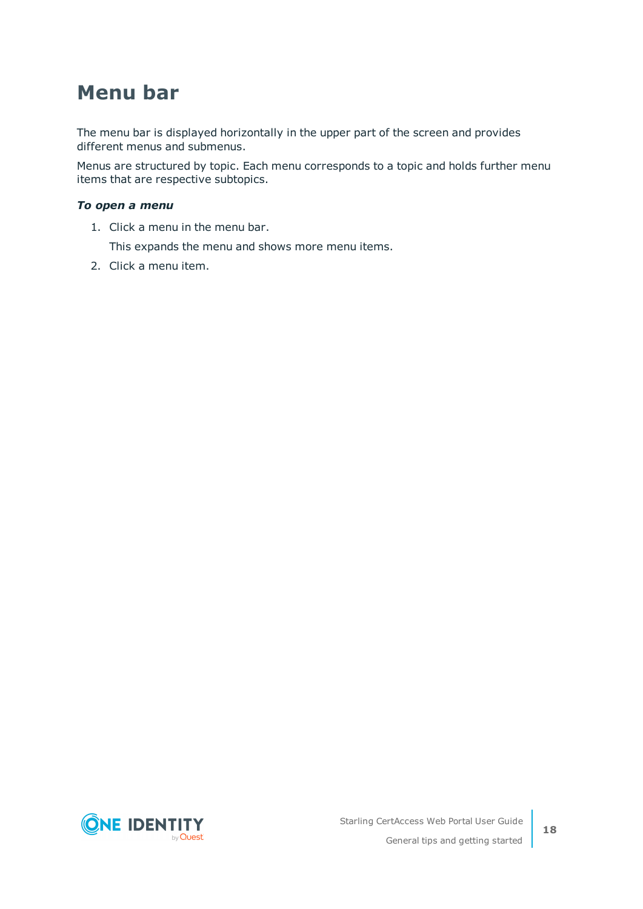# Menu bar

The menu bar is displayed horizontally in the upper part of the screen and provides different menus and submenus.

Menus are structured by topic. Each menu corresponds to a topic and holds further menu items that are respective subtopics.

***To open a menu***

1. Click a menu in the menu bar.

   This expands the menu and shows more menu items.

2. Click a menu item.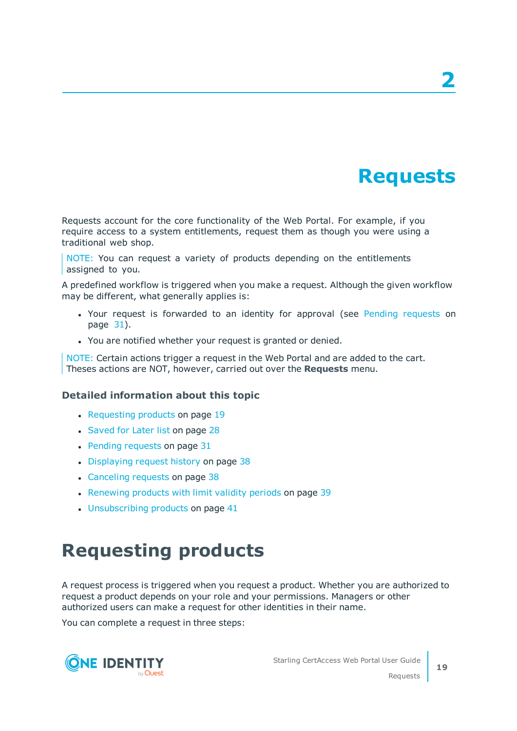# 2 Requests

Requests account for the core functionality of the Web Portal. For example, if you require access to a system entitlements, request them as though you were using a traditional web shop.

> NOTE: You can request a variety of products depending on the entitlements assigned to you.

A predefined workflow is triggered when you make a request. Although the given workflow may be different, what generally applies is:

- Your request is forwarded to an identity for approval (see Pending requests on page 31).
- You are notified whether your request is granted or denied.

> NOTE: Certain actions trigger a request in the Web Portal and are added to the cart. Theses actions are NOT, however, carried out over the **Requests** menu.

### Detailed information about this topic

- Requesting products on page 19
- Saved for Later list on page 28
- Pending requests on page 31
- Displaying request history on page 38
- Canceling requests on page 38
- Renewing products with limit validity periods on page 39
- Unsubscribing products on page 41

## Requesting products

A request process is triggered when you request a product. Whether you are authorized to request a product depends on your role and your permissions. Managers or other authorized users can make a request for other identities in their name.

You can complete a request in three steps: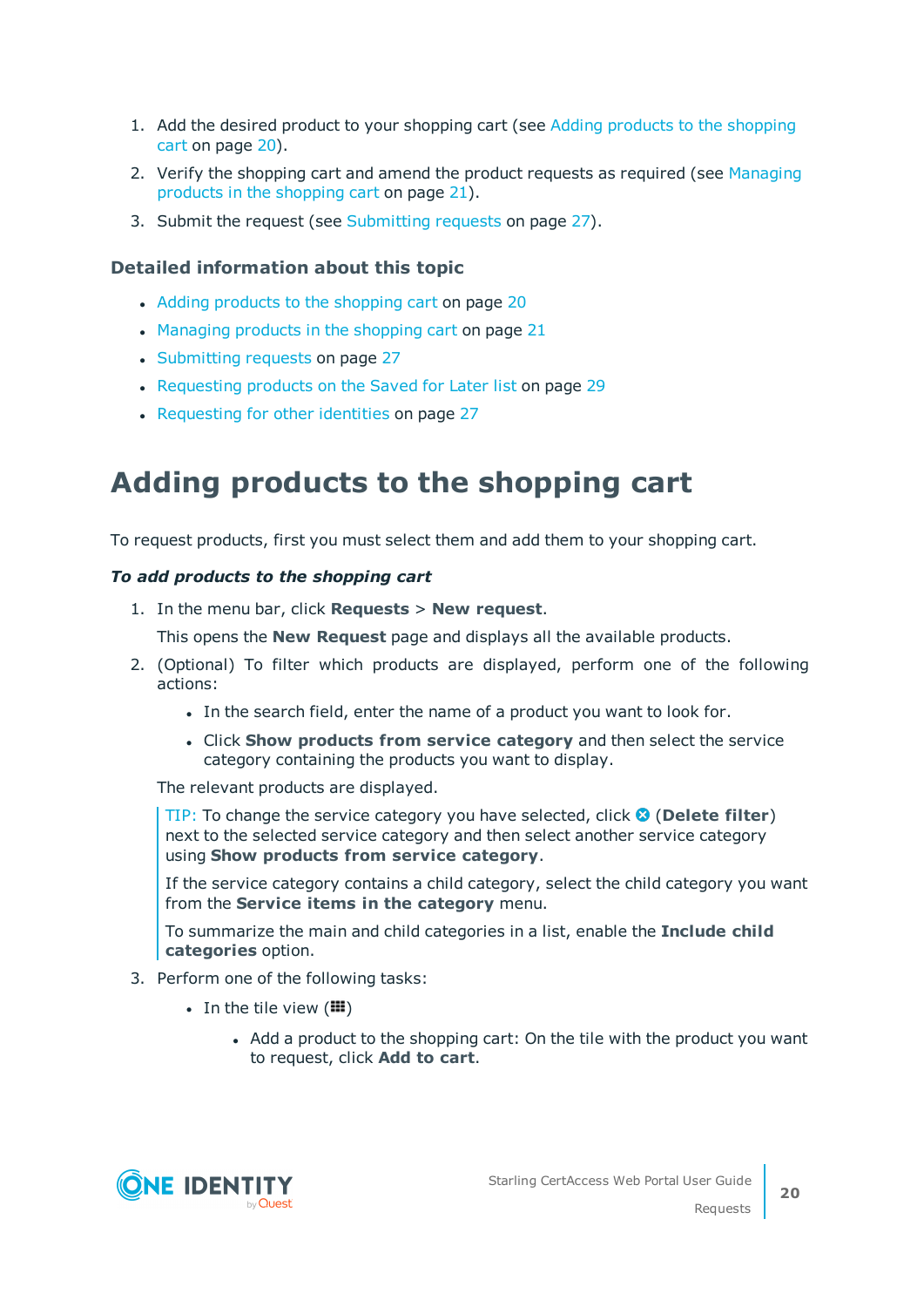1. Add the desired product to your shopping cart (see Adding products to the shopping cart on page 20).
2. Verify the shopping cart and amend the product requests as required (see Managing products in the shopping cart on page 21).
3. Submit the request (see Submitting requests on page 27).

### Detailed information about this topic

- Adding products to the shopping cart on page 20
- Managing products in the shopping cart on page 21
- Submitting requests on page 27
- Requesting products on the Saved for Later list on page 29
- Requesting for other identities on page 27

# Adding products to the shopping cart

To request products, first you must select them and add them to your shopping cart.

***To add products to the shopping cart***

1. In the menu bar, click **Requests** > **New request**.

   This opens the **New Request** page and displays all the available products.
2. (Optional) To filter which products are displayed, perform one of the following actions:
   - In the search field, enter the name of a product you want to look for.
   - Click **Show products from service category** and then select the service category containing the products you want to display.

   The relevant products are displayed.

   > TIP: To change the service category you have selected, click (**Delete filter**) next to the selected service category and then select another service category using **Show products from service category**.
   >
   > If the service category contains a child category, select the child category you want from the **Service items in the category** menu.
   >
   > To summarize the main and child categories in a list, enable the **Include child categories** option.
3. Perform one of the following tasks:
   - In the tile view ()
     - Add a product to the shopping cart: On the tile with the product you want to request, click **Add to cart**.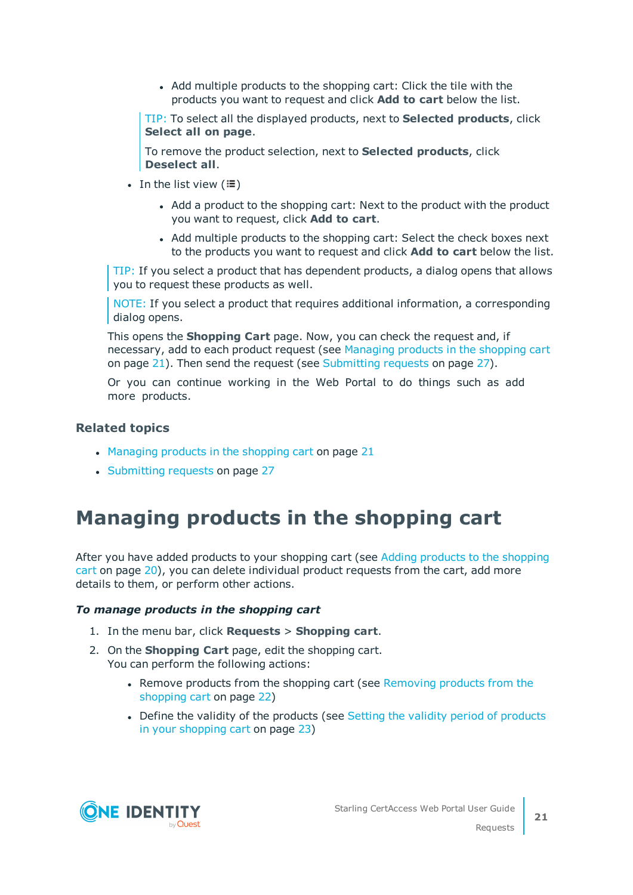- Add multiple products to the shopping cart: Click the tile with the products you want to request and click **Add to cart** below the list.

      > TIP: To select all the displayed products, next to **Selected products**, click **Select all on page**.
      >
      > To remove the product selection, next to **Selected products**, click **Deselect all**.

    - In the list view (☰)
        - Add a product to the shopping cart: Next to the product with the product you want to request, click **Add to cart**.
        - Add multiple products to the shopping cart: Select the check boxes next to the products you want to request and click **Add to cart** below the list.

> TIP: If you select a product that has dependent products, a dialog opens that allows you to request these products as well.

> NOTE: If you select a product that requires additional information, a corresponding dialog opens.

This opens the **Shopping Cart** page. Now, you can check the request and, if necessary, add to each product request (see Managing products in the shopping cart on page 21). Then send the request (see Submitting requests on page 27).

Or you can continue working in the Web Portal to do things such as add more products.

### Related topics

- Managing products in the shopping cart on page 21
- Submitting requests on page 27

# Managing products in the shopping cart

After you have added products to your shopping cart (see Adding products to the shopping cart on page 20), you can delete individual product requests from the cart, add more details to them, or perform other actions.

***To manage products in the shopping cart***

1. In the menu bar, click **Requests** > **Shopping cart**.
2. On the **Shopping Cart** page, edit the shopping cart.
   You can perform the following actions:
    - Remove products from the shopping cart (see Removing products from the shopping cart on page 22)
    - Define the validity of the products (see Setting the validity period of products in your shopping cart on page 23)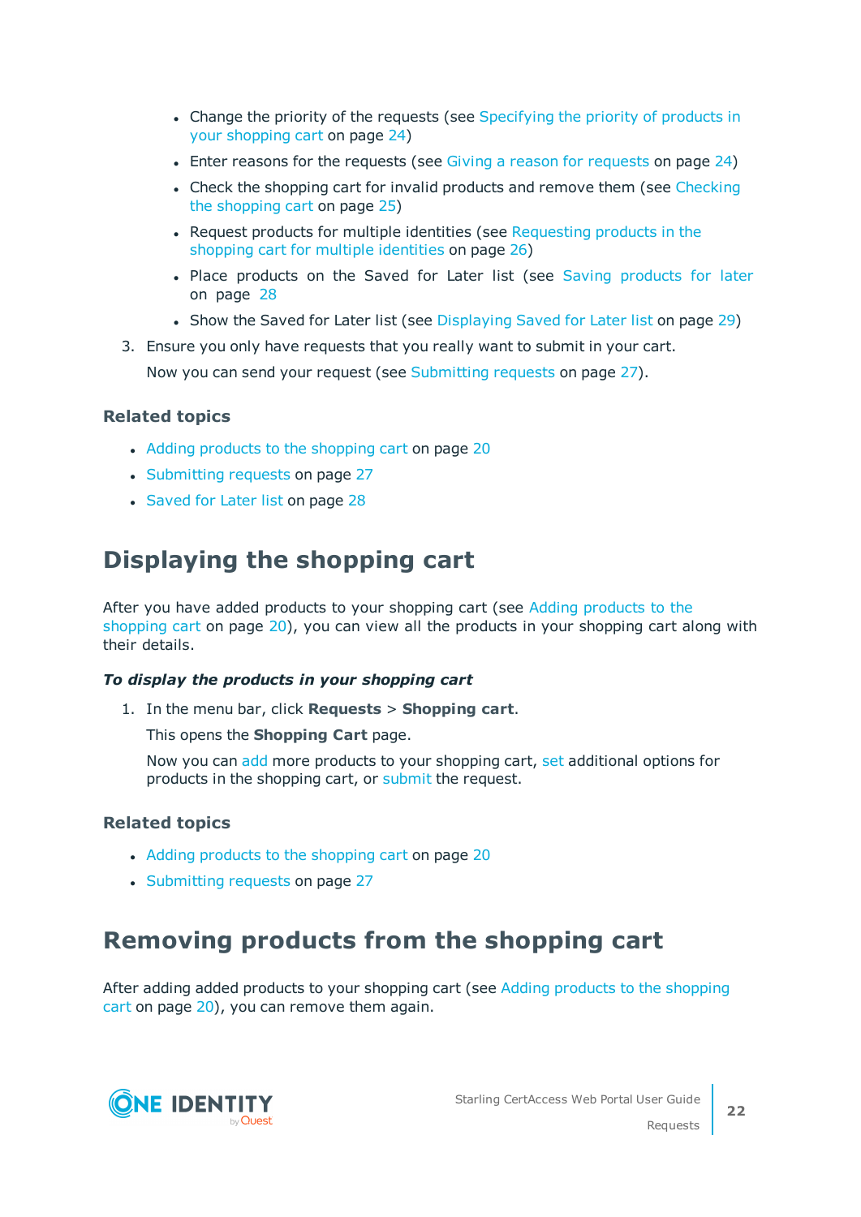- Change the priority of the requests (see Specifying the priority of products in your shopping cart on page 24)
- Enter reasons for the requests (see Giving a reason for requests on page 24)
- Check the shopping cart for invalid products and remove them (see Checking the shopping cart on page 25)
- Request products for multiple identities (see Requesting products in the shopping cart for multiple identities on page 26)
- Place products on the Saved for Later list (see Saving products for later on page 28
- Show the Saved for Later list (see Displaying Saved for Later list on page 29)

3. Ensure you only have requests that you really want to submit in your cart.

   Now you can send your request (see Submitting requests on page 27).

### Related topics

- Adding products to the shopping cart on page 20
- Submitting requests on page 27
- Saved for Later list on page 28

## Displaying the shopping cart

After you have added products to your shopping cart (see Adding products to the shopping cart on page 20), you can view all the products in your shopping cart along with their details.

***To display the products in your shopping cart***

1. In the menu bar, click **Requests** > **Shopping cart**.

   This opens the **Shopping Cart** page.

   Now you can add more products to your shopping cart, set additional options for products in the shopping cart, or submit the request.

### Related topics

- Adding products to the shopping cart on page 20
- Submitting requests on page 27

## Removing products from the shopping cart

After adding added products to your shopping cart (see Adding products to the shopping cart on page 20), you can remove them again.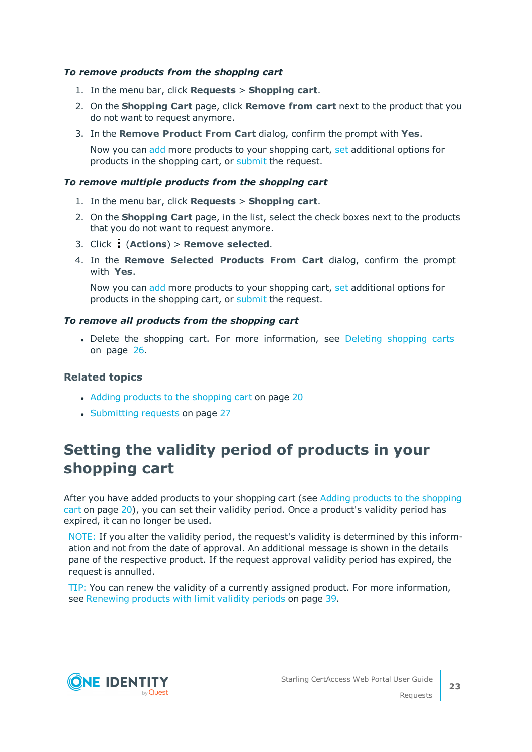***To remove products from the shopping cart***

1. In the menu bar, click **Requests** > **Shopping cart**.
2. On the **Shopping Cart** page, click **Remove from cart** next to the product that you do not want to request anymore.
3. In the **Remove Product From Cart** dialog, confirm the prompt with **Yes**.

   Now you can add more products to your shopping cart, set additional options for products in the shopping cart, or submit the request.

***To remove multiple products from the shopping cart***

1. In the menu bar, click **Requests** > **Shopping cart**.
2. On the **Shopping Cart** page, in the list, select the check boxes next to the products that you do not want to request anymore.
3. Click ⋮ (**Actions**) > **Remove selected**.
4. In the **Remove Selected Products From Cart** dialog, confirm the prompt with **Yes**.

   Now you can add more products to your shopping cart, set additional options for products in the shopping cart, or submit the request.

***To remove all products from the shopping cart***

- Delete the shopping cart. For more information, see Deleting shopping carts on page 26.

### Related topics

- Adding products to the shopping cart on page 20
- Submitting requests on page 27

# Setting the validity period of products in your shopping cart

After you have added products to your shopping cart (see Adding products to the shopping cart on page 20), you can set their validity period. Once a product's validity period has expired, it can no longer be used.

NOTE: If you alter the validity period, the request's validity is determined by this information and not from the date of approval. An additional message is shown in the details pane of the respective product. If the request approval validity period has expired, the request is annulled.

TIP: You can renew the validity of a currently assigned product. For more information, see Renewing products with limit validity periods on page 39.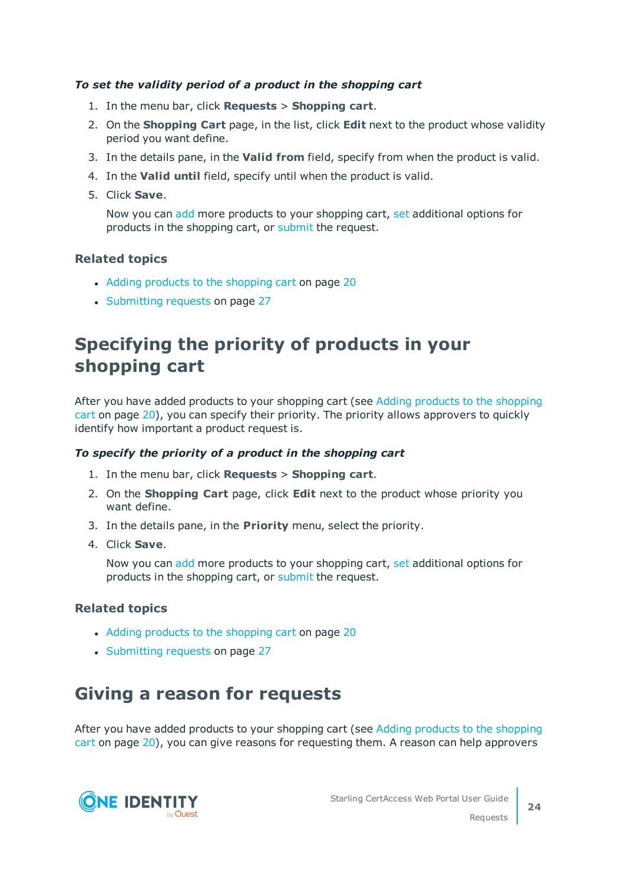***To set the validity period of a product in the shopping cart***

1. In the menu bar, click **Requests** > **Shopping cart**.
2. On the **Shopping Cart** page, in the list, click **Edit** next to the product whose validity period you want define.
3. In the details pane, in the **Valid from** field, specify from when the product is valid.
4. In the **Valid until** field, specify until when the product is valid.
5. Click **Save**.

   Now you can add more products to your shopping cart, set additional options for products in the shopping cart, or submit the request.

### Related topics

- Adding products to the shopping cart on page 20
- Submitting requests on page 27

## Specifying the priority of products in your shopping cart

After you have added products to your shopping cart (see Adding products to the shopping cart on page 20), you can specify their priority. The priority allows approvers to quickly identify how important a product request is.

***To specify the priority of a product in the shopping cart***

1. In the menu bar, click **Requests** > **Shopping cart**.
2. On the **Shopping Cart** page, click **Edit** next to the product whose priority you want define.
3. In the details pane, in the **Priority** menu, select the priority.
4. Click **Save**.

   Now you can add more products to your shopping cart, set additional options for products in the shopping cart, or submit the request.

### Related topics

- Adding products to the shopping cart on page 20
- Submitting requests on page 27

## Giving a reason for requests

After you have added products to your shopping cart (see Adding products to the shopping cart on page 20), you can give reasons for requesting them. A reason can help approvers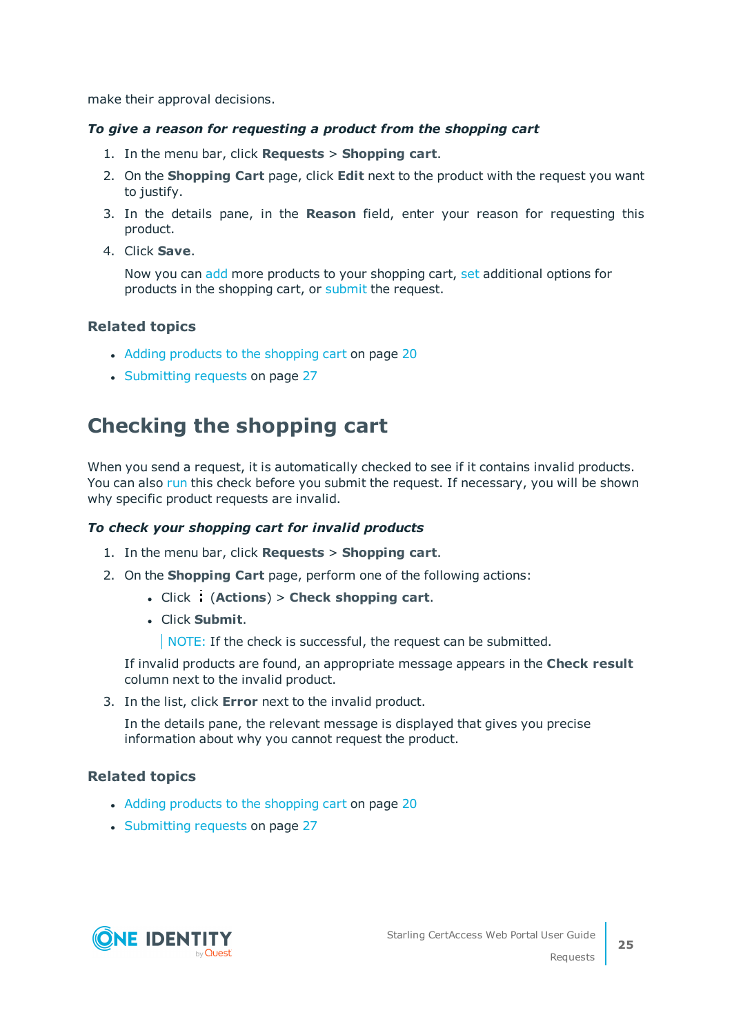make their approval decisions.

***To give a reason for requesting a product from the shopping cart***

1. In the menu bar, click **Requests** > **Shopping cart**.
2. On the **Shopping Cart** page, click **Edit** next to the product with the request you want to justify.
3. In the details pane, in the **Reason** field, enter your reason for requesting this product.
4. Click **Save**.

   Now you can add more products to your shopping cart, set additional options for products in the shopping cart, or submit the request.

### Related topics

- Adding products to the shopping cart on page 20
- Submitting requests on page 27

## Checking the shopping cart

When you send a request, it is automatically checked to see if it contains invalid products. You can also run this check before you submit the request. If necessary, you will be shown why specific product requests are invalid.

***To check your shopping cart for invalid products***

1. In the menu bar, click **Requests** > **Shopping cart**.
2. On the **Shopping Cart** page, perform one of the following actions:
   - Click ⋮ (**Actions**) > **Check shopping cart**.
   - Click **Submit**.

     NOTE: If the check is successful, the request can be submitted.

   If invalid products are found, an appropriate message appears in the **Check result** column next to the invalid product.
3. In the list, click **Error** next to the invalid product.

   In the details pane, the relevant message is displayed that gives you precise information about why you cannot request the product.

### Related topics

- Adding products to the shopping cart on page 20
- Submitting requests on page 27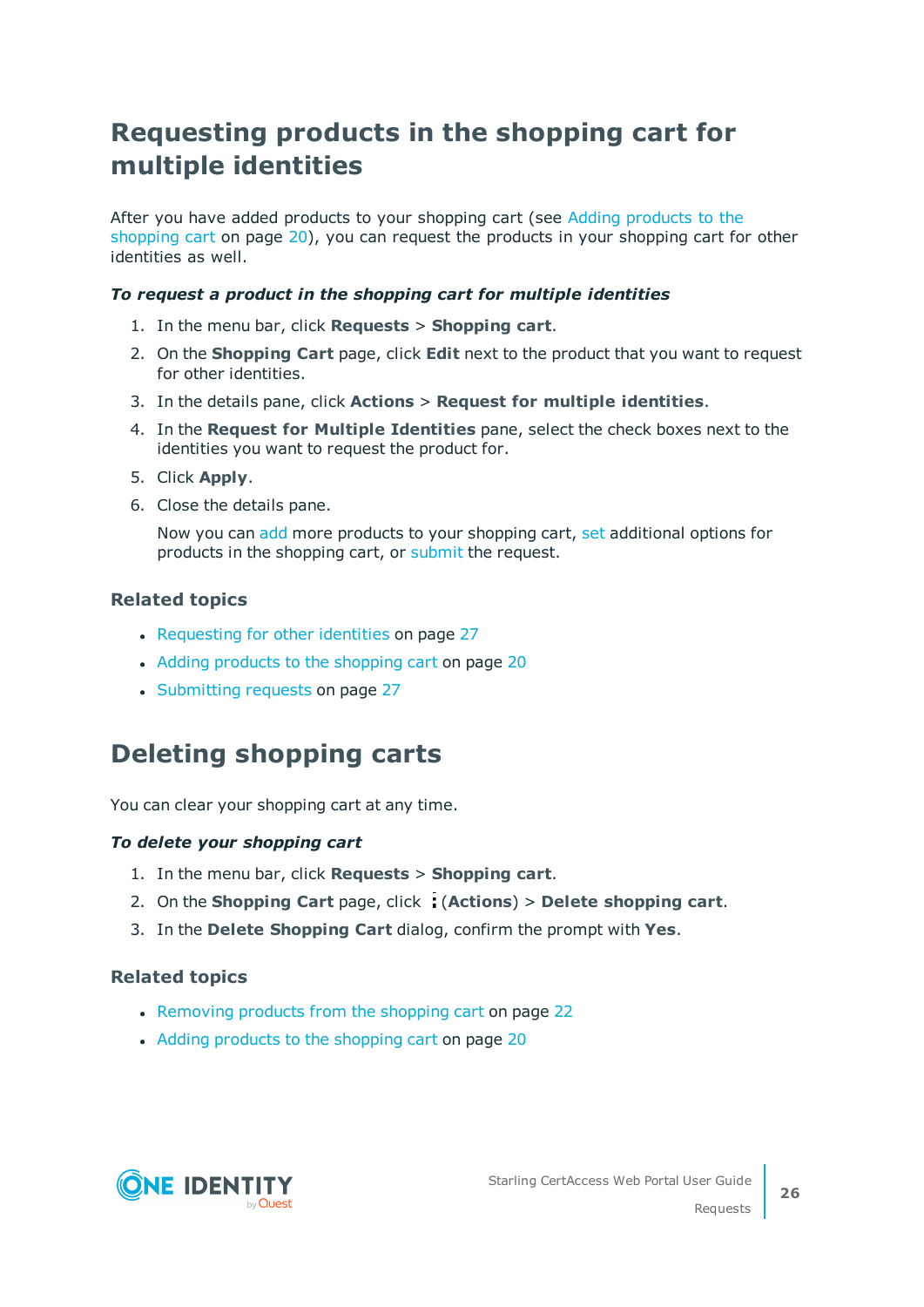# Requesting products in the shopping cart for multiple identities

After you have added products to your shopping cart (see Adding products to the shopping cart on page 20), you can request the products in your shopping cart for other identities as well.

***To request a product in the shopping cart for multiple identities***

1. In the menu bar, click **Requests** > **Shopping cart**.
2. On the **Shopping Cart** page, click **Edit** next to the product that you want to request for other identities.
3. In the details pane, click **Actions** > **Request for multiple identities**.
4. In the **Request for Multiple Identities** pane, select the check boxes next to the identities you want to request the product for.
5. Click **Apply**.
6. Close the details pane.

   Now you can add more products to your shopping cart, set additional options for products in the shopping cart, or submit the request.

### Related topics

- Requesting for other identities on page 27
- Adding products to the shopping cart on page 20
- Submitting requests on page 27

# Deleting shopping carts

You can clear your shopping cart at any time.

***To delete your shopping cart***

1. In the menu bar, click **Requests** > **Shopping cart**.
2. On the **Shopping Cart** page, click ⋮ (**Actions**) > **Delete shopping cart**.
3. In the **Delete Shopping Cart** dialog, confirm the prompt with **Yes**.

### Related topics

- Removing products from the shopping cart on page 22
- Adding products to the shopping cart on page 20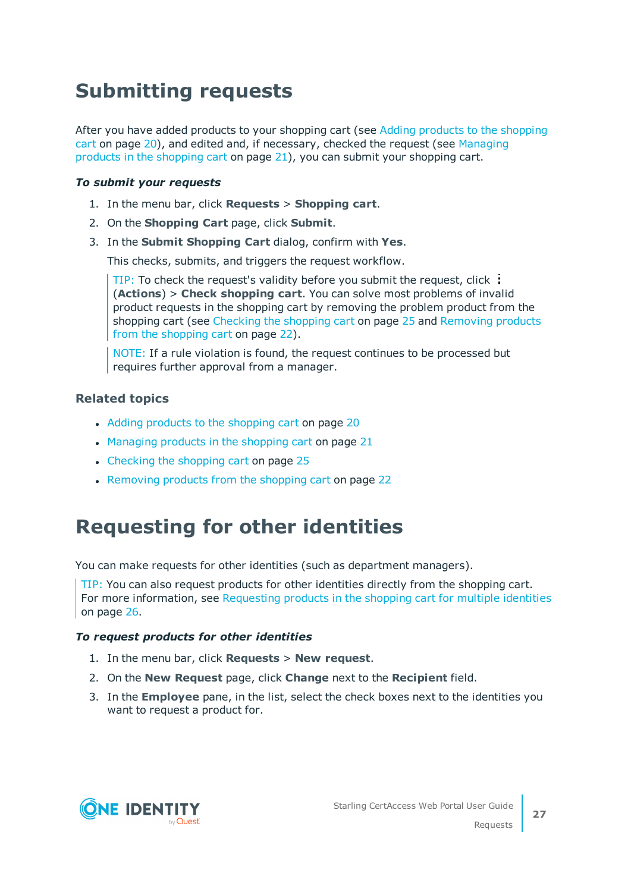# Submitting requests

After you have added products to your shopping cart (see Adding products to the shopping cart on page 20), and edited and, if necessary, checked the request (see Managing products in the shopping cart on page 21), you can submit your shopping cart.

***To submit your requests***

1. In the menu bar, click **Requests** > **Shopping cart**.
2. On the **Shopping Cart** page, click **Submit**.
3. In the **Submit Shopping Cart** dialog, confirm with **Yes**.

   This checks, submits, and triggers the request workflow.

   > TIP: To check the request's validity before you submit the request, click ⋮ (**Actions**) > **Check shopping cart**. You can solve most problems of invalid product requests in the shopping cart by removing the problem product from the shopping cart (see Checking the shopping cart on page 25 and Removing products from the shopping cart on page 22).

   > NOTE: If a rule violation is found, the request continues to be processed but requires further approval from a manager.

### Related topics

- Adding products to the shopping cart on page 20
- Managing products in the shopping cart on page 21
- Checking the shopping cart on page 25
- Removing products from the shopping cart on page 22

# Requesting for other identities

You can make requests for other identities (such as department managers).

> TIP: You can also request products for other identities directly from the shopping cart. For more information, see Requesting products in the shopping cart for multiple identities on page 26.

***To request products for other identities***

1. In the menu bar, click **Requests** > **New request**.
2. On the **New Request** page, click **Change** next to the **Recipient** field.
3. In the **Employee** pane, in the list, select the check boxes next to the identities you want to request a product for.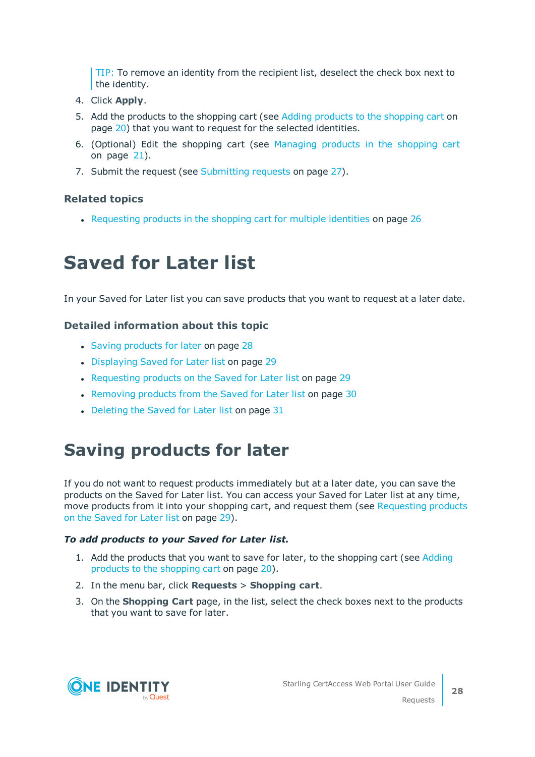TIP: To remove an identity from the recipient list, deselect the check box next to the identity.

4. Click **Apply**.
5. Add the products to the shopping cart (see Adding products to the shopping cart on page 20) that you want to request for the selected identities.
6. (Optional) Edit the shopping cart (see Managing products in the shopping cart on page 21).
7. Submit the request (see Submitting requests on page 27).

### Related topics

- Requesting products in the shopping cart for multiple identities on page 26

# Saved for Later list

In your Saved for Later list you can save products that you want to request at a later date.

### Detailed information about this topic

- Saving products for later on page 28
- Displaying Saved for Later list on page 29
- Requesting products on the Saved for Later list on page 29
- Removing products from the Saved for Later list on page 30
- Deleting the Saved for Later list on page 31

# Saving products for later

If you do not want to request products immediately but at a later date, you can save the products on the Saved for Later list. You can access your Saved for Later list at any time, move products from it into your shopping cart, and request them (see Requesting products on the Saved for Later list on page 29).

***To add products to your Saved for Later list.***

1. Add the products that you want to save for later, to the shopping cart (see Adding products to the shopping cart on page 20).
2. In the menu bar, click **Requests** > **Shopping cart**.
3. On the **Shopping Cart** page, in the list, select the check boxes next to the products that you want to save for later.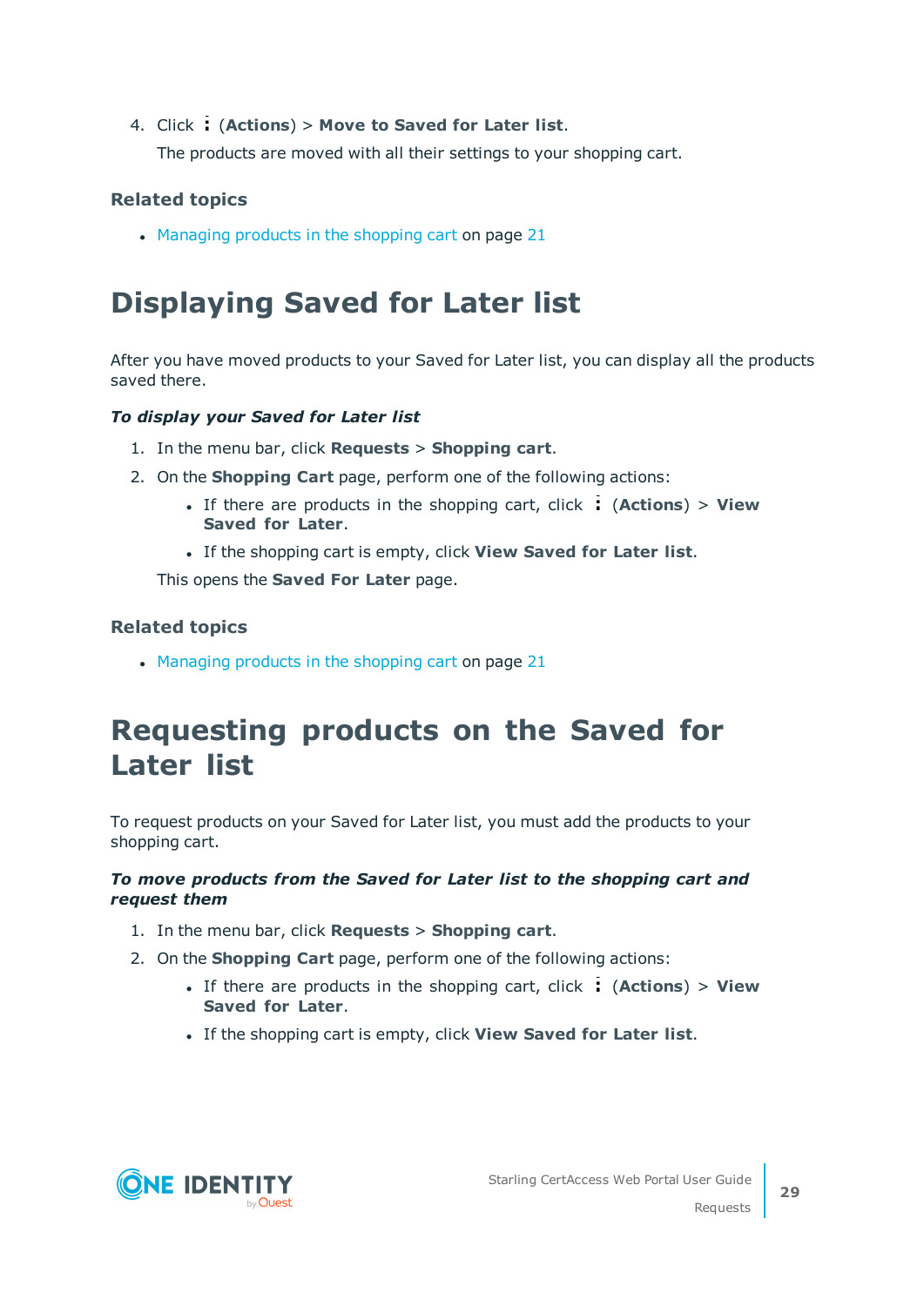4. Click ⋮ (**Actions**) > **Move to Saved for Later list**.

   The products are moved with all their settings to your shopping cart.

### Related topics

- Managing products in the shopping cart on page 21

# Displaying Saved for Later list

After you have moved products to your Saved for Later list, you can display all the products saved there.

***To display your Saved for Later list***

1. In the menu bar, click **Requests** > **Shopping cart**.
2. On the **Shopping Cart** page, perform one of the following actions:
   - If there are products in the shopping cart, click ⋮ (**Actions**) > **View Saved for Later**.
   - If the shopping cart is empty, click **View Saved for Later list**.

   This opens the **Saved For Later** page.

### Related topics

- Managing products in the shopping cart on page 21

# Requesting products on the Saved for Later list

To request products on your Saved for Later list, you must add the products to your shopping cart.

***To move products from the Saved for Later list to the shopping cart and request them***

1. In the menu bar, click **Requests** > **Shopping cart**.
2. On the **Shopping Cart** page, perform one of the following actions:
   - If there are products in the shopping cart, click ⋮ (**Actions**) > **View Saved for Later**.
   - If the shopping cart is empty, click **View Saved for Later list**.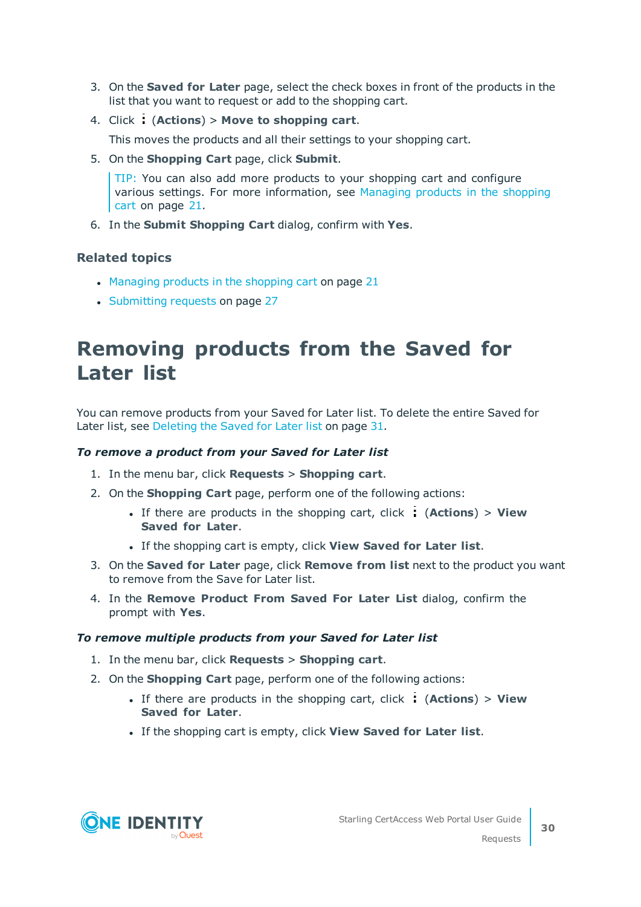3. On the **Saved for Later** page, select the check boxes in front of the products in the list that you want to request or add to the shopping cart.
4. Click ⋮ (**Actions**) > **Move to shopping cart**.

   This moves the products and all their settings to your shopping cart.
5. On the **Shopping Cart** page, click **Submit**.

   TIP: You can also add more products to your shopping cart and configure various settings. For more information, see Managing products in the shopping cart on page 21.
6. In the **Submit Shopping Cart** dialog, confirm with **Yes**.

### Related topics

- Managing products in the shopping cart on page 21
- Submitting requests on page 27

# Removing products from the Saved for Later list

You can remove products from your Saved for Later list. To delete the entire Saved for Later list, see Deleting the Saved for Later list on page 31.

***To remove a product from your Saved for Later list***

1. In the menu bar, click **Requests** > **Shopping cart**.
2. On the **Shopping Cart** page, perform one of the following actions:
   - If there are products in the shopping cart, click ⋮ (**Actions**) > **View Saved for Later**.
   - If the shopping cart is empty, click **View Saved for Later list**.
3. On the **Saved for Later** page, click **Remove from list** next to the product you want to remove from the Save for Later list.
4. In the **Remove Product From Saved For Later List** dialog, confirm the prompt with **Yes**.

***To remove multiple products from your Saved for Later list***

1. In the menu bar, click **Requests** > **Shopping cart**.
2. On the **Shopping Cart** page, perform one of the following actions:
   - If there are products in the shopping cart, click ⋮ (**Actions**) > **View Saved for Later**.
   - If the shopping cart is empty, click **View Saved for Later list**.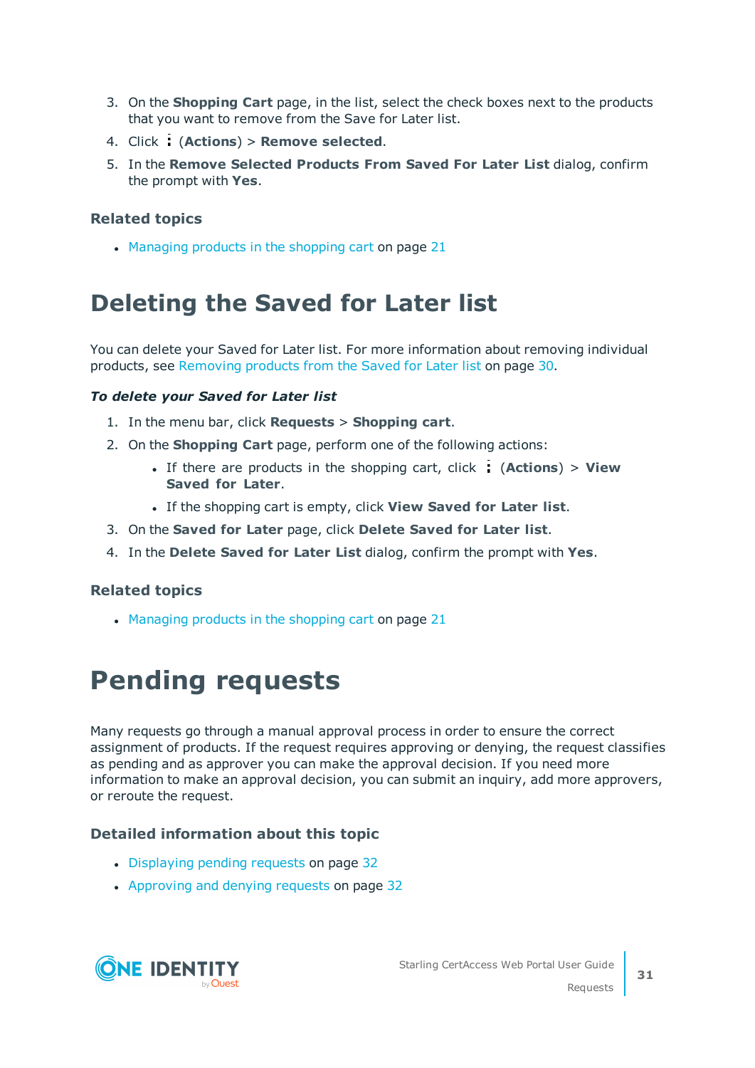3. On the **Shopping Cart** page, in the list, select the check boxes next to the products that you want to remove from the Save for Later list.
4. Click ⋮ (**Actions**) > **Remove selected**.
5. In the **Remove Selected Products From Saved For Later List** dialog, confirm the prompt with **Yes**.

### Related topics

- Managing products in the shopping cart on page 21

# Deleting the Saved for Later list

You can delete your Saved for Later list. For more information about removing individual products, see Removing products from the Saved for Later list on page 30.

***To delete your Saved for Later list***

1. In the menu bar, click **Requests** > **Shopping cart**.
2. On the **Shopping Cart** page, perform one of the following actions:
   - If there are products in the shopping cart, click ⋮ (**Actions**) > **View Saved for Later**.
   - If the shopping cart is empty, click **View Saved for Later list**.
3. On the **Saved for Later** page, click **Delete Saved for Later list**.
4. In the **Delete Saved for Later List** dialog, confirm the prompt with **Yes**.

### Related topics

- Managing products in the shopping cart on page 21

# Pending requests

Many requests go through a manual approval process in order to ensure the correct assignment of products. If the request requires approving or denying, the request classifies as pending and as approver you can make the approval decision. If you need more information to make an approval decision, you can submit an inquiry, add more approvers, or reroute the request.

### Detailed information about this topic

- Displaying pending requests on page 32
- Approving and denying requests on page 32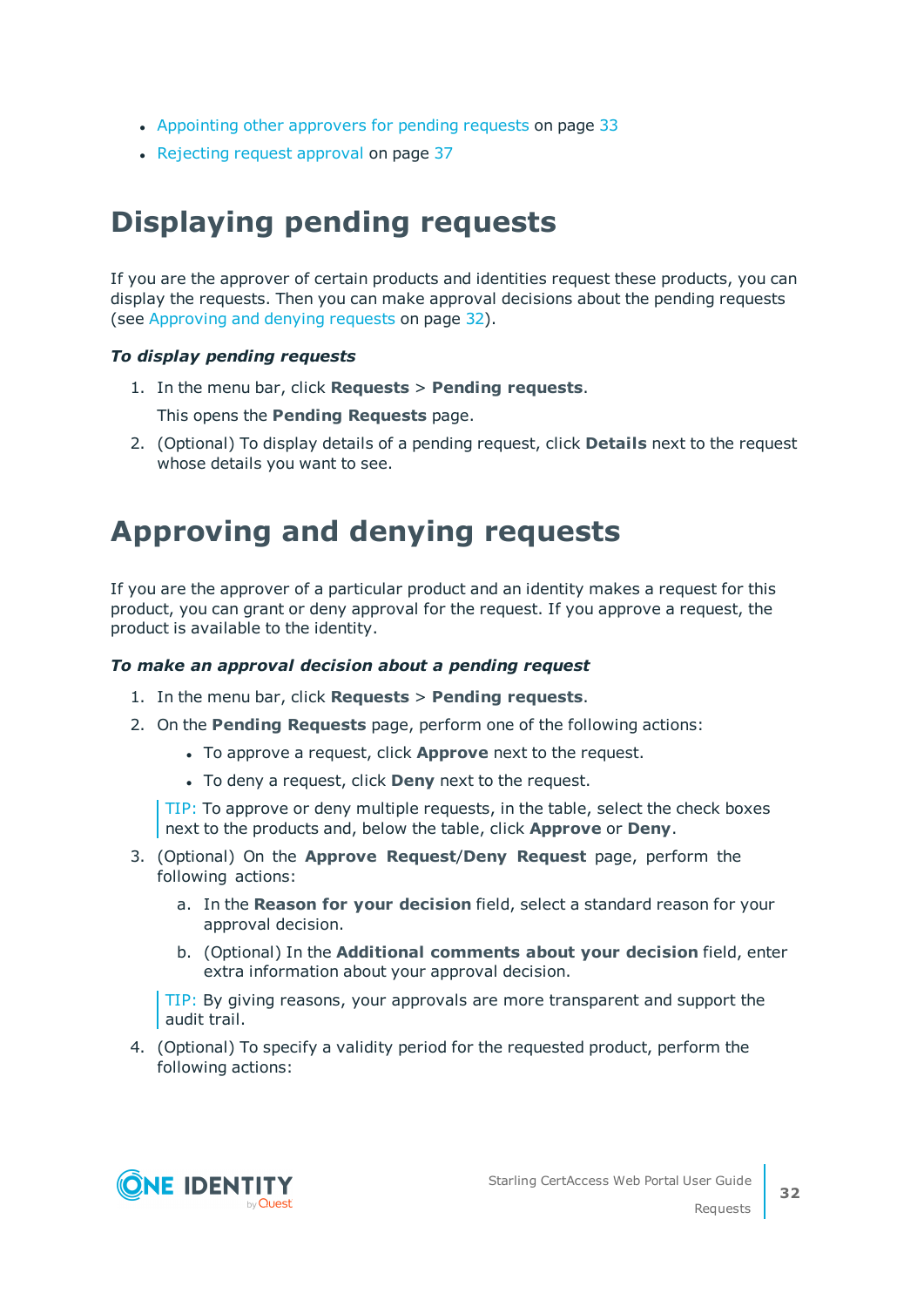- Appointing other approvers for pending requests on page 33
- Rejecting request approval on page 37

# Displaying pending requests

If you are the approver of certain products and identities request these products, you can display the requests. Then you can make approval decisions about the pending requests (see Approving and denying requests on page 32).

***To display pending requests***

1. In the menu bar, click **Requests** > **Pending requests**.

   This opens the **Pending Requests** page.

2. (Optional) To display details of a pending request, click **Details** next to the request whose details you want to see.

# Approving and denying requests

If you are the approver of a particular product and an identity makes a request for this product, you can grant or deny approval for the request. If you approve a request, the product is available to the identity.

***To make an approval decision about a pending request***

1. In the menu bar, click **Requests** > **Pending requests**.
2. On the **Pending Requests** page, perform one of the following actions:
   - To approve a request, click **Approve** next to the request.
   - To deny a request, click **Deny** next to the request.

   TIP: To approve or deny multiple requests, in the table, select the check boxes next to the products and, below the table, click **Approve** or **Deny**.

3. (Optional) On the **Approve Request**/**Deny Request** page, perform the following actions:
   a. In the **Reason for your decision** field, select a standard reason for your approval decision.
   b. (Optional) In the **Additional comments about your decision** field, enter extra information about your approval decision.

   TIP: By giving reasons, your approvals are more transparent and support the audit trail.

4. (Optional) To specify a validity period for the requested product, perform the following actions: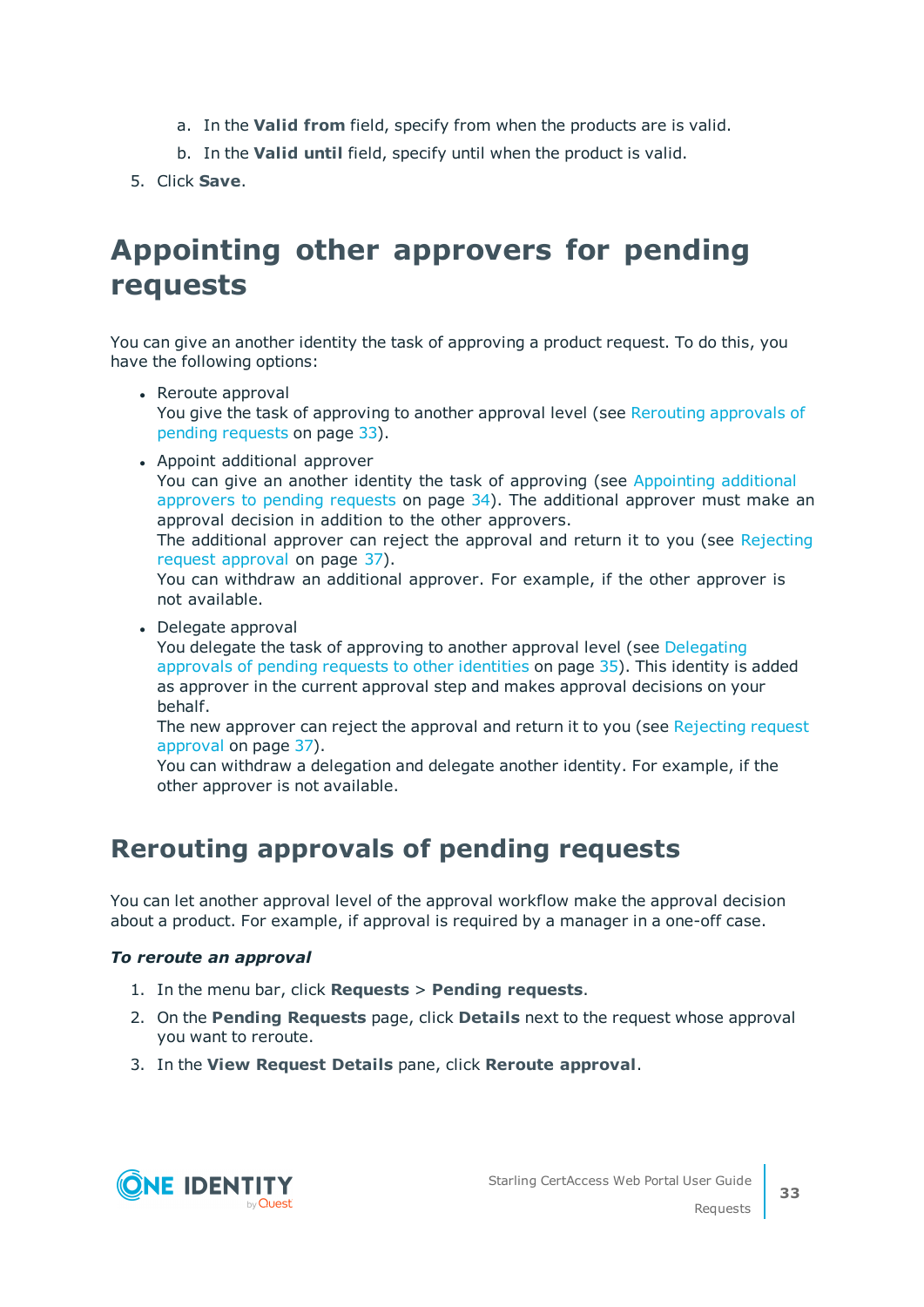a. In the **Valid from** field, specify from when the products are is valid.
   b. In the **Valid until** field, specify until when the product is valid.
5. Click **Save**.

# Appointing other approvers for pending requests

You can give an another identity the task of approving a product request. To do this, you have the following options:

- Reroute approval
  You give the task of approving to another approval level (see Rerouting approvals of pending requests on page 33).
- Appoint additional approver
  You can give an another identity the task of approving (see Appointing additional approvers to pending requests on page 34). The additional approver must make an approval decision in addition to the other approvers.
  The additional approver can reject the approval and return it to you (see Rejecting request approval on page 37).
  You can withdraw an additional approver. For example, if the other approver is not available.
- Delegate approval
  You delegate the task of approving to another approval level (see Delegating approvals of pending requests to other identities on page 35). This identity is added as approver in the current approval step and makes approval decisions on your behalf.
  The new approver can reject the approval and return it to you (see Rejecting request approval on page 37).
  You can withdraw a delegation and delegate another identity. For example, if the other approver is not available.

## Rerouting approvals of pending requests

You can let another approval level of the approval workflow make the approval decision about a product. For example, if approval is required by a manager in a one-off case.

***To reroute an approval***

1. In the menu bar, click **Requests** > **Pending requests**.
2. On the **Pending Requests** page, click **Details** next to the request whose approval you want to reroute.
3. In the **View Request Details** pane, click **Reroute approval**.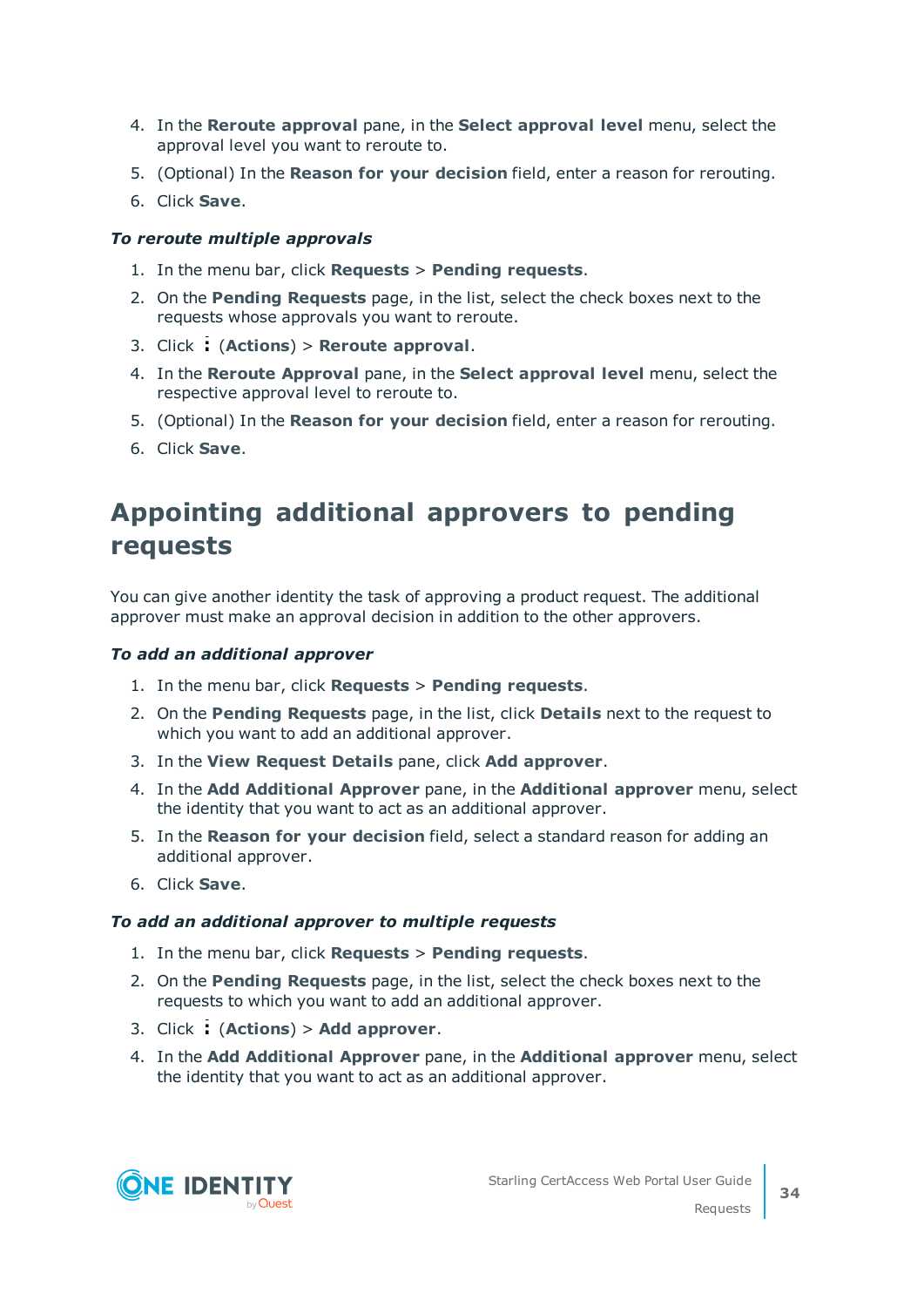4. In the **Reroute approval** pane, in the **Select approval level** menu, select the approval level you want to reroute to.
5. (Optional) In the **Reason for your decision** field, enter a reason for rerouting.
6. Click **Save**.

***To reroute multiple approvals***

1. In the menu bar, click **Requests** > **Pending requests**.
2. On the **Pending Requests** page, in the list, select the check boxes next to the requests whose approvals you want to reroute.
3. Click ⋮ (**Actions**) > **Reroute approval**.
4. In the **Reroute Approval** pane, in the **Select approval level** menu, select the respective approval level to reroute to.
5. (Optional) In the **Reason for your decision** field, enter a reason for rerouting.
6. Click **Save**.

## Appointing additional approvers to pending requests

You can give another identity the task of approving a product request. The additional approver must make an approval decision in addition to the other approvers.

***To add an additional approver***

1. In the menu bar, click **Requests** > **Pending requests**.
2. On the **Pending Requests** page, in the list, click **Details** next to the request to which you want to add an additional approver.
3. In the **View Request Details** pane, click **Add approver**.
4. In the **Add Additional Approver** pane, in the **Additional approver** menu, select the identity that you want to act as an additional approver.
5. In the **Reason for your decision** field, select a standard reason for adding an additional approver.
6. Click **Save**.

***To add an additional approver to multiple requests***

1. In the menu bar, click **Requests** > **Pending requests**.
2. On the **Pending Requests** page, in the list, select the check boxes next to the requests to which you want to add an additional approver.
3. Click ⋮ (**Actions**) > **Add approver**.
4. In the **Add Additional Approver** pane, in the **Additional approver** menu, select the identity that you want to act as an additional approver.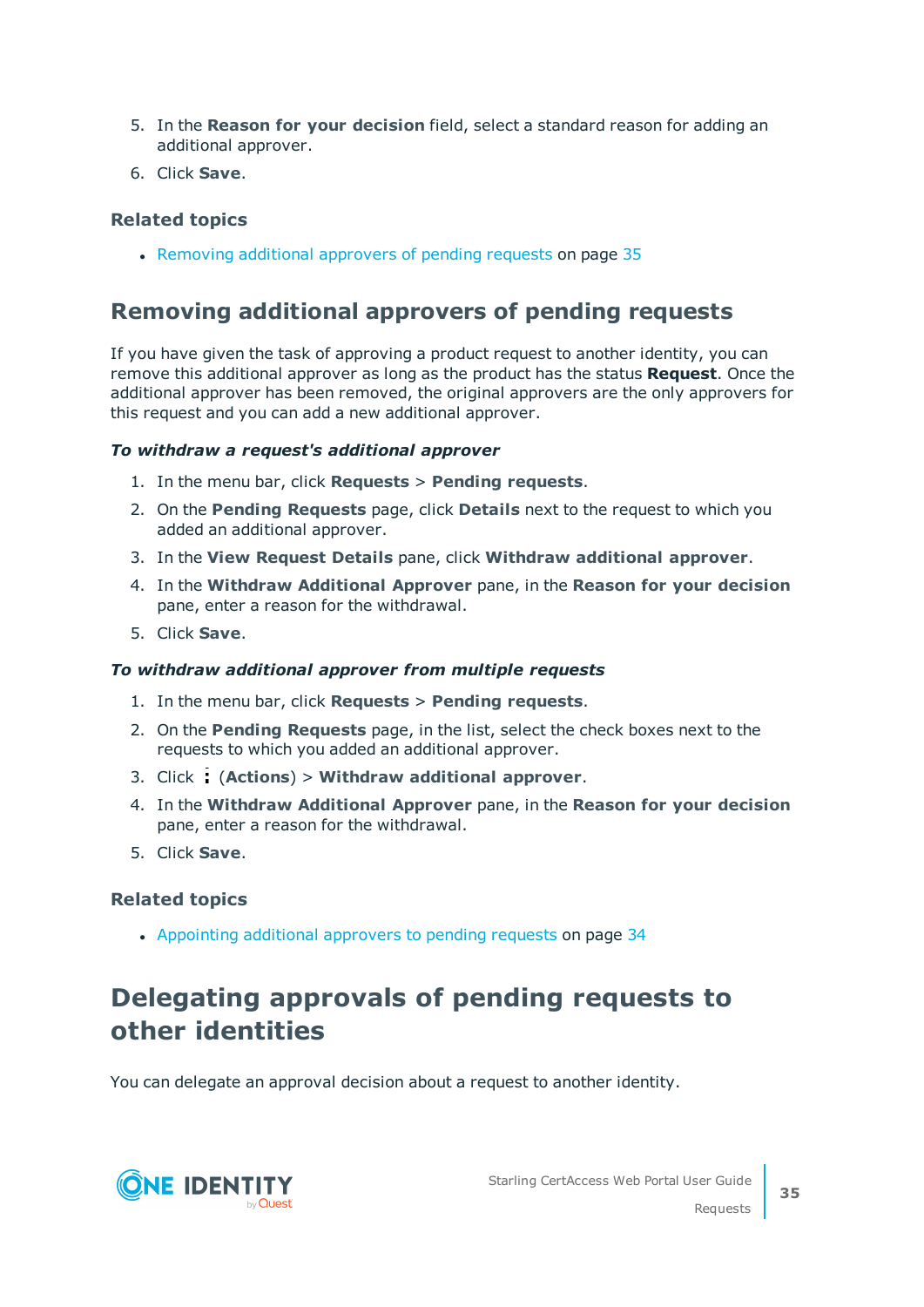5. In the **Reason for your decision** field, select a standard reason for adding an additional approver.
6. Click **Save**.

### Related topics

- Removing additional approvers of pending requests on page 35

## Removing additional approvers of pending requests

If you have given the task of approving a product request to another identity, you can remove this additional approver as long as the product has the status **Request**. Once the additional approver has been removed, the original approvers are the only approvers for this request and you can add a new additional approver.

***To withdraw a request's additional approver***

1. In the menu bar, click **Requests** > **Pending requests**.
2. On the **Pending Requests** page, click **Details** next to the request to which you added an additional approver.
3. In the **View Request Details** pane, click **Withdraw additional approver**.
4. In the **Withdraw Additional Approver** pane, in the **Reason for your decision** pane, enter a reason for the withdrawal.
5. Click **Save**.

***To withdraw additional approver from multiple requests***

1. In the menu bar, click **Requests** > **Pending requests**.
2. On the **Pending Requests** page, in the list, select the check boxes next to the requests to which you added an additional approver.
3. Click ⋮ (**Actions**) > **Withdraw additional approver**.
4. In the **Withdraw Additional Approver** pane, in the **Reason for your decision** pane, enter a reason for the withdrawal.
5. Click **Save**.

### Related topics

- Appointing additional approvers to pending requests on page 34

# Delegating approvals of pending requests to other identities

You can delegate an approval decision about a request to another identity.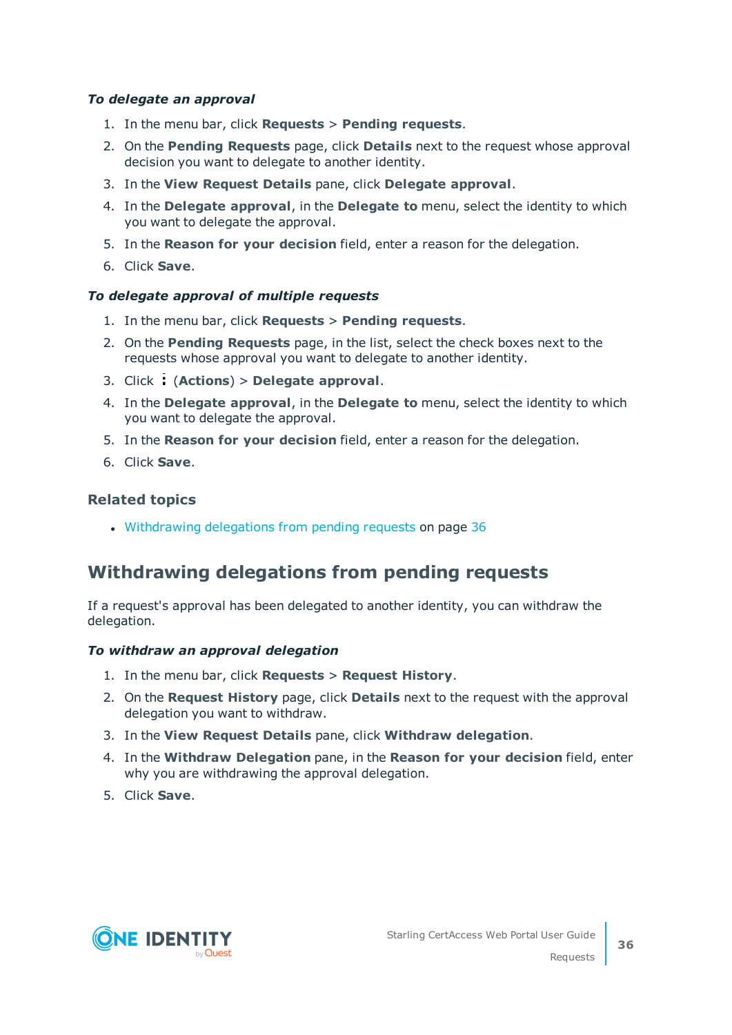*To delegate an approval*

1. In the menu bar, click **Requests** > **Pending requests**.
2. On the **Pending Requests** page, click **Details** next to the request whose approval decision you want to delegate to another identity.
3. In the **View Request Details** pane, click **Delegate approval**.
4. In the **Delegate approval**, in the **Delegate to** menu, select the identity to which you want to delegate the approval.
5. In the **Reason for your decision** field, enter a reason for the delegation.
6. Click **Save**.

*To delegate approval of multiple requests*

1. In the menu bar, click **Requests** > **Pending requests**.
2. On the **Pending Requests** page, in the list, select the check boxes next to the requests whose approval you want to delegate to another identity.
3. Click ⋮ (**Actions**) > **Delegate approval**.
4. In the **Delegate approval**, in the **Delegate to** menu, select the identity to which you want to delegate the approval.
5. In the **Reason for your decision** field, enter a reason for the delegation.
6. Click **Save**.

### Related topics

- Withdrawing delegations from pending requests on page 36

## Withdrawing delegations from pending requests

If a request's approval has been delegated to another identity, you can withdraw the delegation.

*To withdraw an approval delegation*

1. In the menu bar, click **Requests** > **Request History**.
2. On the **Request History** page, click **Details** next to the request with the approval delegation you want to withdraw.
3. In the **View Request Details** pane, click **Withdraw delegation**.
4. In the **Withdraw Delegation** pane, in the **Reason for your decision** field, enter why you are withdrawing the approval delegation.
5. Click **Save**.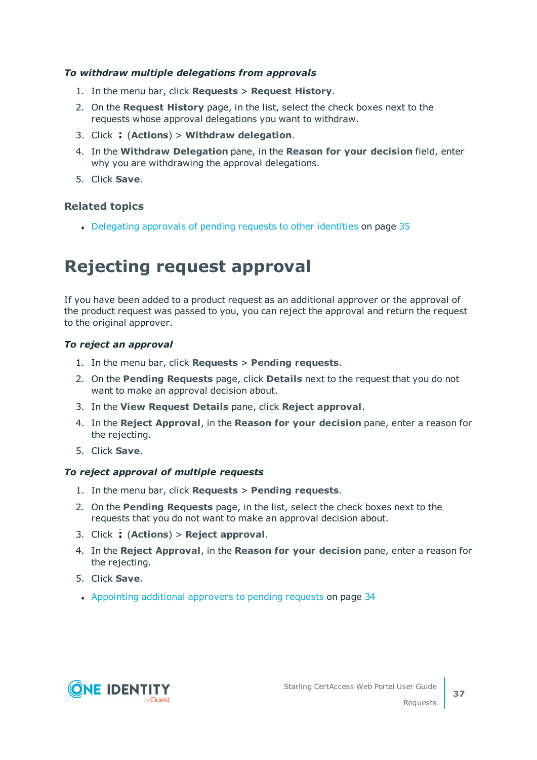***To withdraw multiple delegations from approvals***

1. In the menu bar, click **Requests** > **Request History**.
2. On the **Request History** page, in the list, select the check boxes next to the requests whose approval delegations you want to withdraw.
3. Click ⋮ (**Actions**) > **Withdraw delegation**.
4. In the **Withdraw Delegation** pane, in the **Reason for your decision** field, enter why you are withdrawing the approval delegations.
5. Click **Save**.

### Related topics

- Delegating approvals of pending requests to other identities on page 35

# Rejecting request approval

If you have been added to a product request as an additional approver or the approval of the product request was passed to you, you can reject the approval and return the request to the original approver.

***To reject an approval***

1. In the menu bar, click **Requests** > **Pending requests**.
2. On the **Pending Requests** page, click **Details** next to the request that you do not want to make an approval decision about.
3. In the **View Request Details** pane, click **Reject approval**.
4. In the **Reject Approval**, in the **Reason for your decision** pane, enter a reason for the rejecting.
5. Click **Save**.

***To reject approval of multiple requests***

1. In the menu bar, click **Requests** > **Pending requests**.
2. On the **Pending Requests** page, in the list, select the check boxes next to the requests that you do not want to make an approval decision about.
3. Click ⋮ (**Actions**) > **Reject approval**.
4. In the **Reject Approval**, in the **Reason for your decision** pane, enter a reason for the rejecting.
5. Click **Save**.

- Appointing additional approvers to pending requests on page 34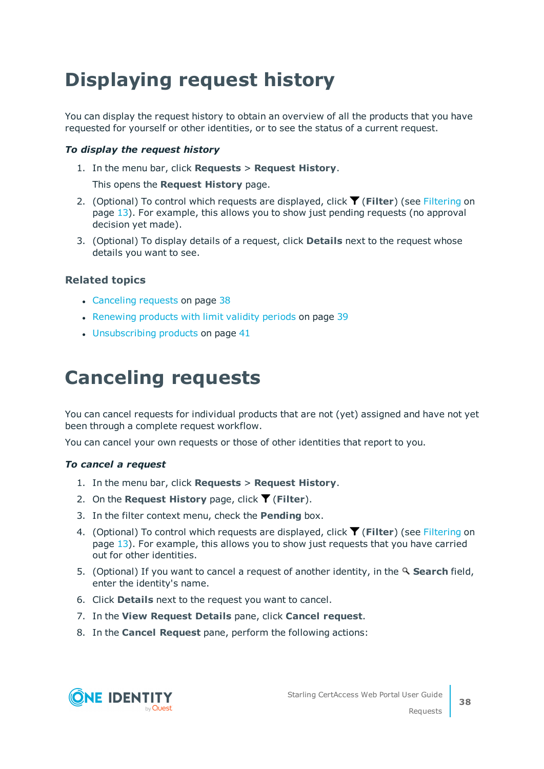# Displaying request history

You can display the request history to obtain an overview of all the products that you have requested for yourself or other identities, or to see the status of a current request.

***To display the request history***

1. In the menu bar, click **Requests** > **Request History**.

   This opens the **Request History** page.

2. (Optional) To control which requests are displayed, click (**Filter**) (see Filtering on page 13). For example, this allows you to show just pending requests (no approval decision yet made).
3. (Optional) To display details of a request, click **Details** next to the request whose details you want to see.

### Related topics

- Canceling requests on page 38
- Renewing products with limit validity periods on page 39
- Unsubscribing products on page 41

# Canceling requests

You can cancel requests for individual products that are not (yet) assigned and have not yet been through a complete request workflow.

You can cancel your own requests or those of other identities that report to you.

***To cancel a request***

1. In the menu bar, click **Requests** > **Request History**.
2. On the **Request History** page, click (**Filter**).
3. In the filter context menu, check the **Pending** box.
4. (Optional) To control which requests are displayed, click (**Filter**) (see Filtering on page 13). For example, this allows you to show just requests that you have carried out for other identities.
5. (Optional) If you want to cancel a request of another identity, in the **Search** field, enter the identity's name.
6. Click **Details** next to the request you want to cancel.
7. In the **View Request Details** pane, click **Cancel request**.
8. In the **Cancel Request** pane, perform the following actions: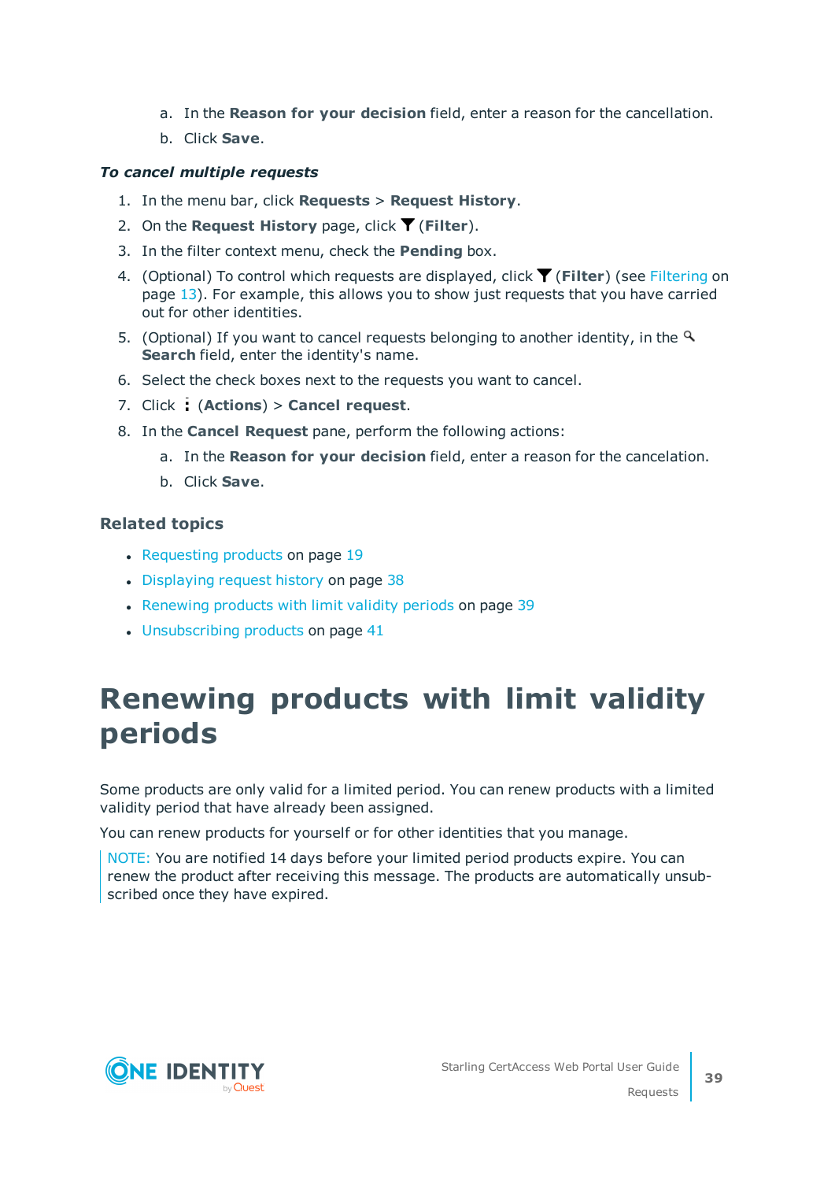a. In the **Reason for your decision** field, enter a reason for the cancellation.
   b. Click **Save**.

***To cancel multiple requests***

1. In the menu bar, click **Requests** > **Request History**.
2. On the **Request History** page, click (**Filter**).
3. In the filter context menu, check the **Pending** box.
4. (Optional) To control which requests are displayed, click (**Filter**) (see Filtering on page 13). For example, this allows you to show just requests that you have carried out for other identities.
5. (Optional) If you want to cancel requests belonging to another identity, in the **Search** field, enter the identity's name.
6. Select the check boxes next to the requests you want to cancel.
7. Click (**Actions**) > **Cancel request**.
8. In the **Cancel Request** pane, perform the following actions:
   a. In the **Reason for your decision** field, enter a reason for the cancelation.
   b. Click **Save**.

### Related topics

- Requesting products on page 19
- Displaying request history on page 38
- Renewing products with limit validity periods on page 39
- Unsubscribing products on page 41

# Renewing products with limit validity periods

Some products are only valid for a limited period. You can renew products with a limited validity period that have already been assigned.

You can renew products for yourself or for other identities that you manage.

NOTE: You are notified 14 days before your limited period products expire. You can renew the product after receiving this message. The products are automatically unsubscribed once they have expired.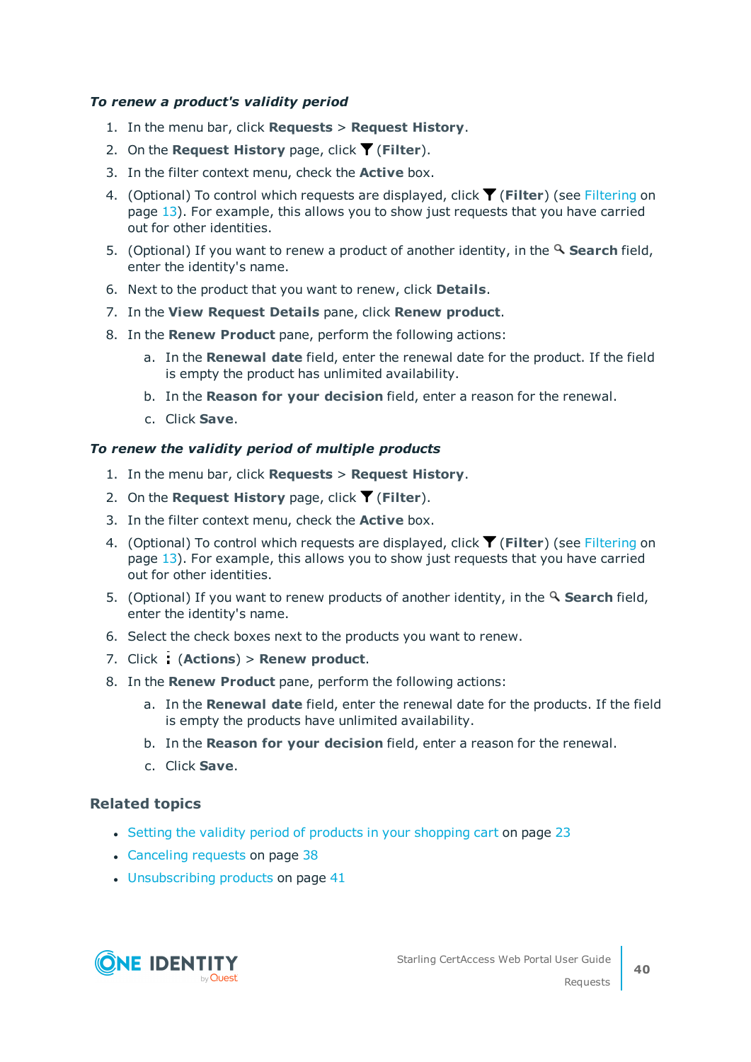*To renew a product's validity period*

1. In the menu bar, click **Requests** > **Request History**.
2. On the **Request History** page, click (**Filter**).
3. In the filter context menu, check the **Active** box.
4. (Optional) To control which requests are displayed, click (**Filter**) (see Filtering on page 13). For example, this allows you to show just requests that you have carried out for other identities.
5. (Optional) If you want to renew a product of another identity, in the **Search** field, enter the identity's name.
6. Next to the product that you want to renew, click **Details**.
7. In the **View Request Details** pane, click **Renew product**.
8. In the **Renew Product** pane, perform the following actions:
   a. In the **Renewal date** field, enter the renewal date for the product. If the field is empty the product has unlimited availability.
   b. In the **Reason for your decision** field, enter a reason for the renewal.
   c. Click **Save**.

*To renew the validity period of multiple products*

1. In the menu bar, click **Requests** > **Request History**.
2. On the **Request History** page, click (**Filter**).
3. In the filter context menu, check the **Active** box.
4. (Optional) To control which requests are displayed, click (**Filter**) (see Filtering on page 13). For example, this allows you to show just requests that you have carried out for other identities.
5. (Optional) If you want to renew products of another identity, in the **Search** field, enter the identity's name.
6. Select the check boxes next to the products you want to renew.
7. Click (**Actions**) > **Renew product**.
8. In the **Renew Product** pane, perform the following actions:
   a. In the **Renewal date** field, enter the renewal date for the products. If the field is empty the products have unlimited availability.
   b. In the **Reason for your decision** field, enter a reason for the renewal.
   c. Click **Save**.

## Related topics

- Setting the validity period of products in your shopping cart on page 23
- Canceling requests on page 38
- Unsubscribing products on page 41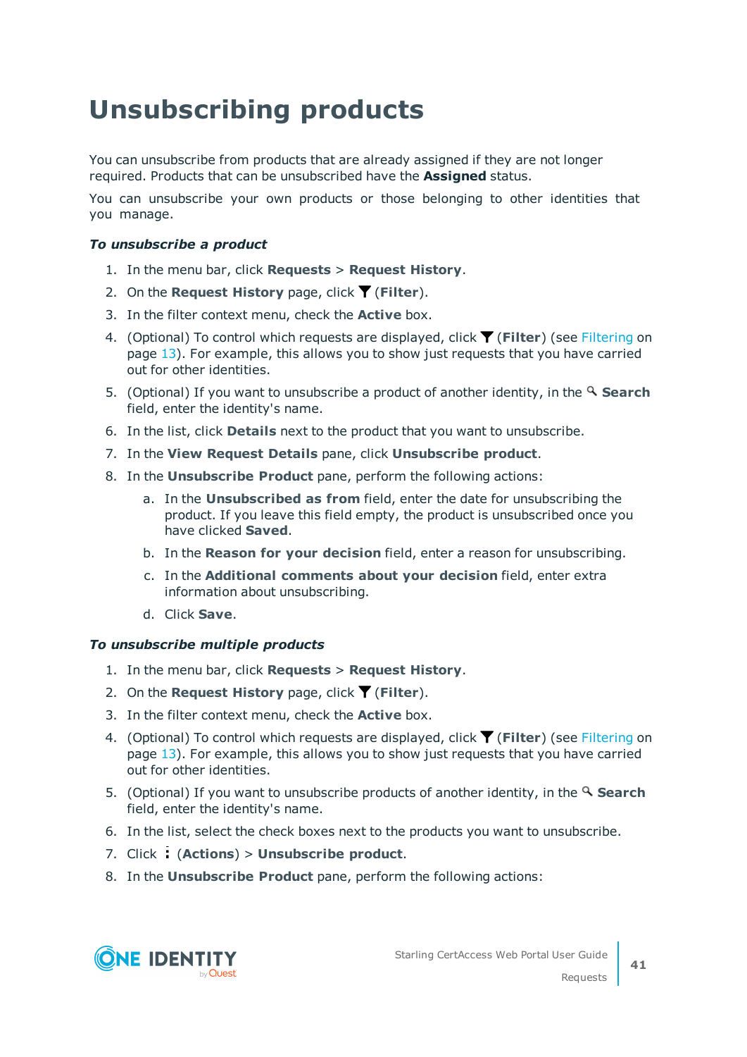# Unsubscribing products

You can unsubscribe from products that are already assigned if they are not longer required. Products that can be unsubscribed have the **Assigned** status.

You can unsubscribe your own products or those belonging to other identities that you manage.

***To unsubscribe a product***

1. In the menu bar, click **Requests** > **Request History**.
2. On the **Request History** page, click (**Filter**).
3. In the filter context menu, check the **Active** box.
4. (Optional) To control which requests are displayed, click (**Filter**) (see Filtering on page 13). For example, this allows you to show just requests that you have carried out for other identities.
5. (Optional) If you want to unsubscribe a product of another identity, in the **Search** field, enter the identity's name.
6. In the list, click **Details** next to the product that you want to unsubscribe.
7. In the **View Request Details** pane, click **Unsubscribe product**.
8. In the **Unsubscribe Product** pane, perform the following actions:
   a. In the **Unsubscribed as from** field, enter the date for unsubscribing the product. If you leave this field empty, the product is unsubscribed once you have clicked **Saved**.
   b. In the **Reason for your decision** field, enter a reason for unsubscribing.
   c. In the **Additional comments about your decision** field, enter extra information about unsubscribing.
   d. Click **Save**.

***To unsubscribe multiple products***

1. In the menu bar, click **Requests** > **Request History**.
2. On the **Request History** page, click (**Filter**).
3. In the filter context menu, check the **Active** box.
4. (Optional) To control which requests are displayed, click (**Filter**) (see Filtering on page 13). For example, this allows you to show just requests that you have carried out for other identities.
5. (Optional) If you want to unsubscribe products of another identity, in the **Search** field, enter the identity's name.
6. In the list, select the check boxes next to the products you want to unsubscribe.
7. Click (**Actions**) > **Unsubscribe product**.
8. In the **Unsubscribe Product** pane, perform the following actions: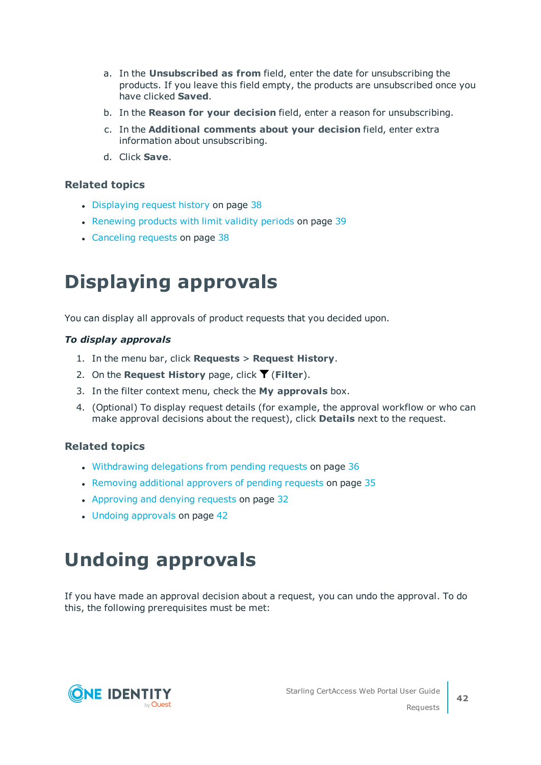a. In the **Unsubscribed as from** field, enter the date for unsubscribing the products. If you leave this field empty, the products are unsubscribed once you have clicked **Saved**.

b. In the **Reason for your decision** field, enter a reason for unsubscribing.

c. In the **Additional comments about your decision** field, enter extra information about unsubscribing.

d. Click **Save**.

### Related topics

- Displaying request history on page 38
- Renewing products with limit validity periods on page 39
- Canceling requests on page 38

# Displaying approvals

You can display all approvals of product requests that you decided upon.

***To display approvals***

1. In the menu bar, click **Requests** > **Request History**.
2. On the **Request History** page, click (**Filter**).
3. In the filter context menu, check the **My approvals** box.
4. (Optional) To display request details (for example, the approval workflow or who can make approval decisions about the request), click **Details** next to the request.

### Related topics

- Withdrawing delegations from pending requests on page 36
- Removing additional approvers of pending requests on page 35
- Approving and denying requests on page 32
- Undoing approvals on page 42

# Undoing approvals

If you have made an approval decision about a request, you can undo the approval. To do this, the following prerequisites must be met: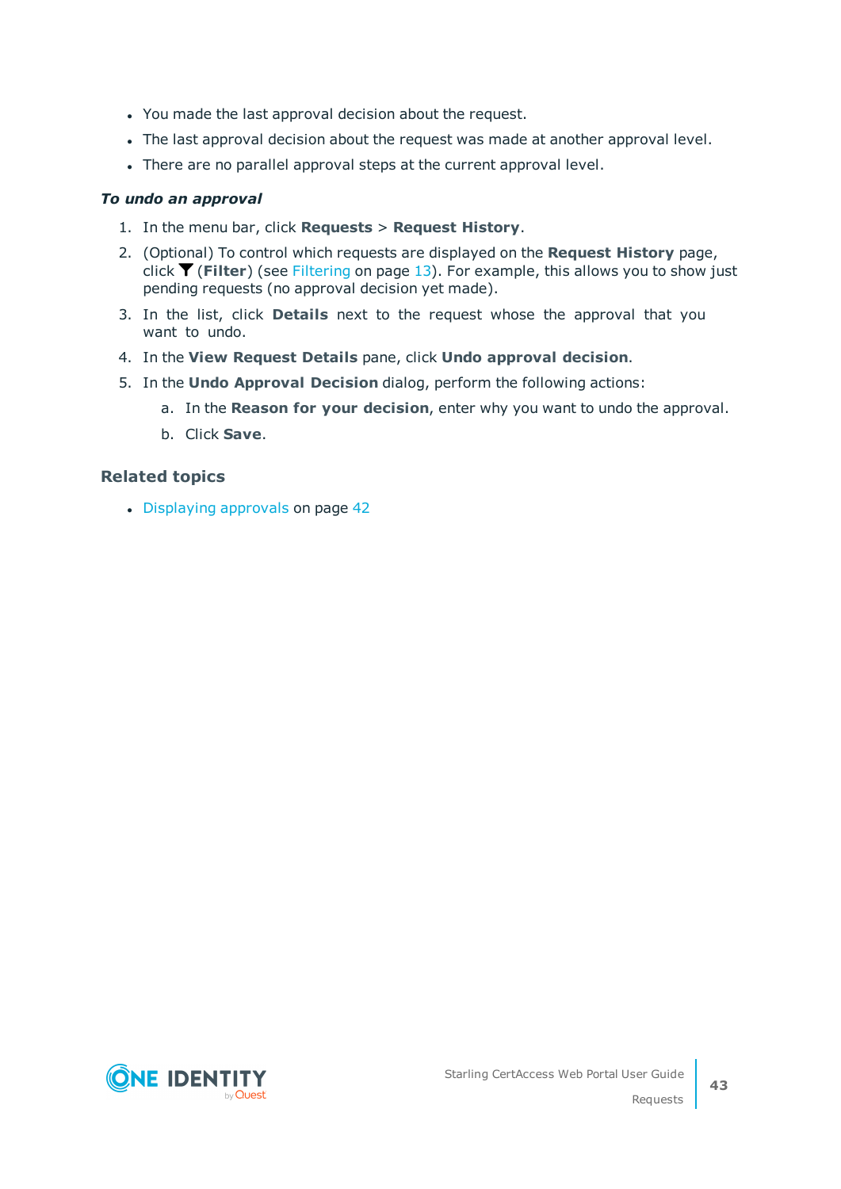- You made the last approval decision about the request.
- The last approval decision about the request was made at another approval level.
- There are no parallel approval steps at the current approval level.

***To undo an approval***

1. In the menu bar, click **Requests** > **Request History**.
2. (Optional) To control which requests are displayed on the **Request History** page, click (**Filter**) (see Filtering on page 13). For example, this allows you to show just pending requests (no approval decision yet made).
3. In the list, click **Details** next to the request whose the approval that you want to undo.
4. In the **View Request Details** pane, click **Undo approval decision**.
5. In the **Undo Approval Decision** dialog, perform the following actions:
   a. In the **Reason for your decision**, enter why you want to undo the approval.
   b. Click **Save**.

## Related topics

- Displaying approvals on page 42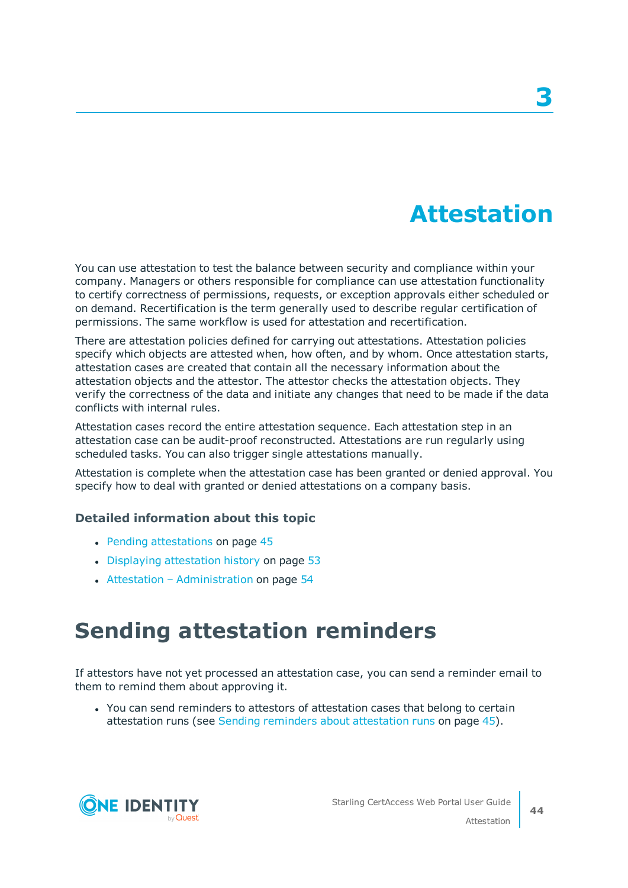# 3 Attestation

You can use attestation to test the balance between security and compliance within your company. Managers or others responsible for compliance can use attestation functionality to certify correctness of permissions, requests, or exception approvals either scheduled or on demand. Recertification is the term generally used to describe regular certification of permissions. The same workflow is used for attestation and recertification.

There are attestation policies defined for carrying out attestations. Attestation policies specify which objects are attested when, how often, and by whom. Once attestation starts, attestation cases are created that contain all the necessary information about the attestation objects and the attestor. The attestor checks the attestation objects. They verify the correctness of the data and initiate any changes that need to be made if the data conflicts with internal rules.

Attestation cases record the entire attestation sequence. Each attestation step in an attestation case can be audit-proof reconstructed. Attestations are run regularly using scheduled tasks. You can also trigger single attestations manually.

Attestation is complete when the attestation case has been granted or denied approval. You specify how to deal with granted or denied attestations on a company basis.

### Detailed information about this topic

- Pending attestations on page 45
- Displaying attestation history on page 53
- Attestation – Administration on page 54

## Sending attestation reminders

If attestors have not yet processed an attestation case, you can send a reminder email to them to remind them about approving it.

- You can send reminders to attestors of attestation cases that belong to certain attestation runs (see Sending reminders about attestation runs on page 45).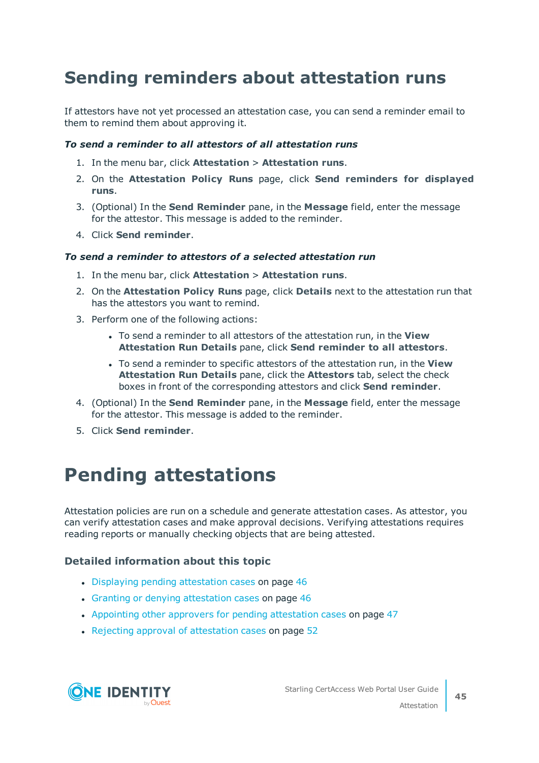# Sending reminders about attestation runs

If attestors have not yet processed an attestation case, you can send a reminder email to them to remind them about approving it.

***To send a reminder to all attestors of all attestation runs***

1. In the menu bar, click **Attestation** > **Attestation runs**.
2. On the **Attestation Policy Runs** page, click **Send reminders for displayed runs**.
3. (Optional) In the **Send Reminder** pane, in the **Message** field, enter the message for the attestor. This message is added to the reminder.
4. Click **Send reminder**.

***To send a reminder to attestors of a selected attestation run***

1. In the menu bar, click **Attestation** > **Attestation runs**.
2. On the **Attestation Policy Runs** page, click **Details** next to the attestation run that has the attestors you want to remind.
3. Perform one of the following actions:
   - To send a reminder to all attestors of the attestation run, in the **View Attestation Run Details** pane, click **Send reminder to all attestors**.
   - To send a reminder to specific attestors of the attestation run, in the **View Attestation Run Details** pane, click the **Attestors** tab, select the check boxes in front of the corresponding attestors and click **Send reminder**.
4. (Optional) In the **Send Reminder** pane, in the **Message** field, enter the message for the attestor. This message is added to the reminder.
5. Click **Send reminder**.

# Pending attestations

Attestation policies are run on a schedule and generate attestation cases. As attestor, you can verify attestation cases and make approval decisions. Verifying attestations requires reading reports or manually checking objects that are being attested.

### Detailed information about this topic

- Displaying pending attestation cases on page 46
- Granting or denying attestation cases on page 46
- Appointing other approvers for pending attestation cases on page 47
- Rejecting approval of attestation cases on page 52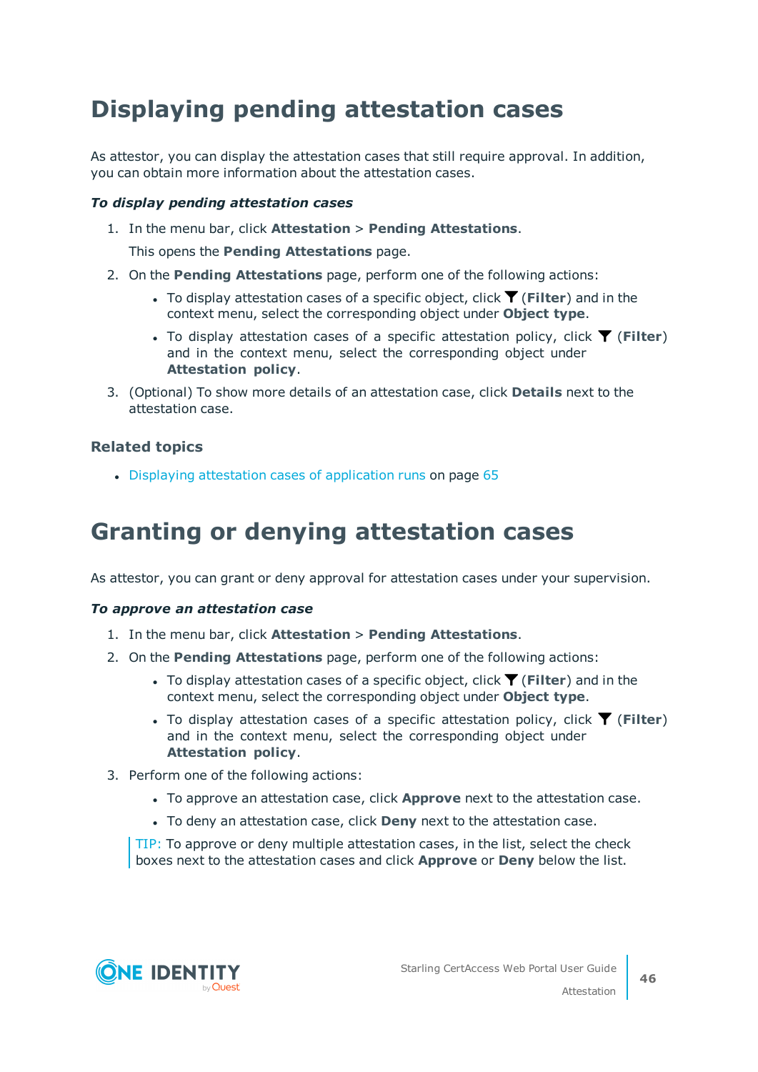# Displaying pending attestation cases

As attestor, you can display the attestation cases that still require approval. In addition, you can obtain more information about the attestation cases.

***To display pending attestation cases***

1. In the menu bar, click **Attestation** > **Pending Attestations**.

   This opens the **Pending Attestations** page.

2. On the **Pending Attestations** page, perform one of the following actions:
   - To display attestation cases of a specific object, click (**Filter**) and in the context menu, select the corresponding object under **Object type**.
   - To display attestation cases of a specific attestation policy, click (**Filter**) and in the context menu, select the corresponding object under **Attestation policy**.

3. (Optional) To show more details of an attestation case, click **Details** next to the attestation case.

### Related topics

- Displaying attestation cases of application runs on page 65

# Granting or denying attestation cases

As attestor, you can grant or deny approval for attestation cases under your supervision.

***To approve an attestation case***

1. In the menu bar, click **Attestation** > **Pending Attestations**.
2. On the **Pending Attestations** page, perform one of the following actions:
   - To display attestation cases of a specific object, click (**Filter**) and in the context menu, select the corresponding object under **Object type**.
   - To display attestation cases of a specific attestation policy, click (**Filter**) and in the context menu, select the corresponding object under **Attestation policy**.
3. Perform one of the following actions:
   - To approve an attestation case, click **Approve** next to the attestation case.
   - To deny an attestation case, click **Deny** next to the attestation case.

   TIP: To approve or deny multiple attestation cases, in the list, select the check boxes next to the attestation cases and click **Approve** or **Deny** below the list.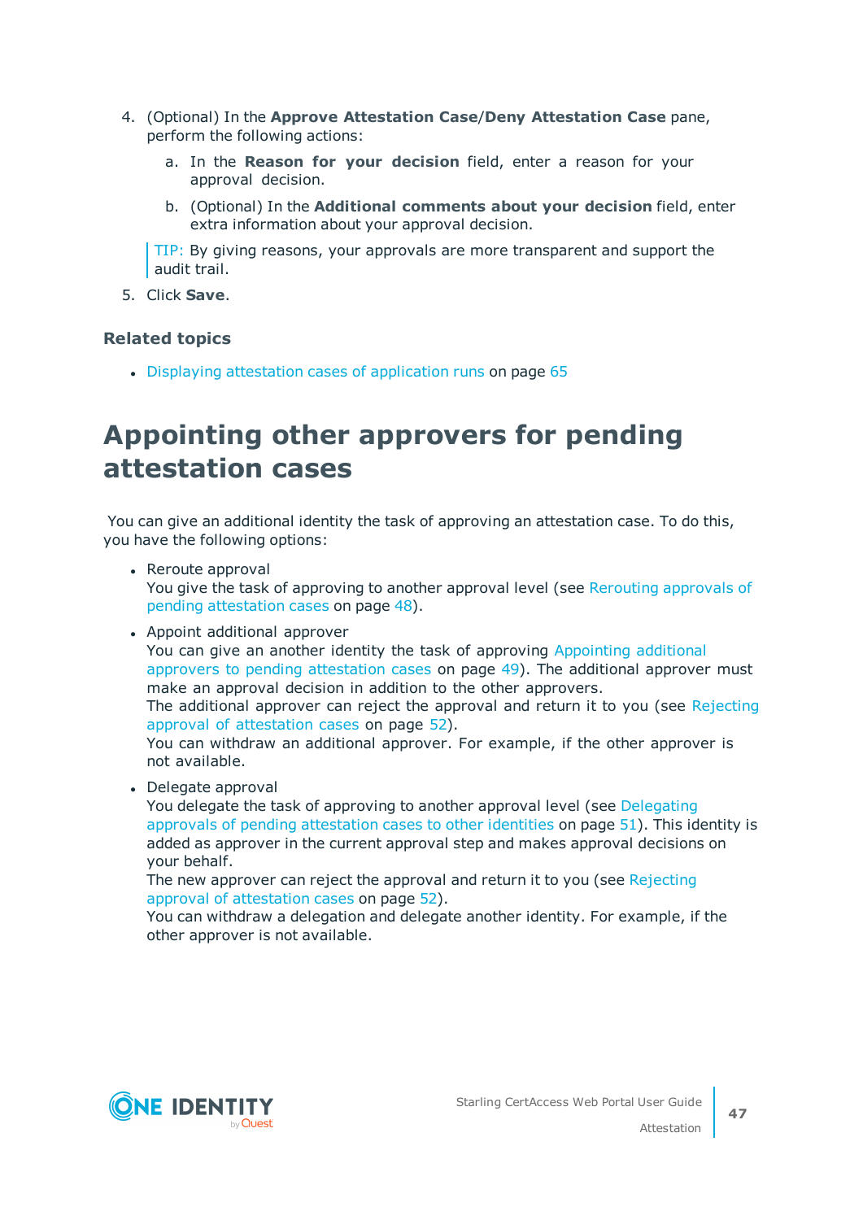4. (Optional) In the **Approve Attestation Case**/**Deny Attestation Case** pane, perform the following actions:

   a. In the **Reason for your decision** field, enter a reason for your approval decision.

   b. (Optional) In the **Additional comments about your decision** field, enter extra information about your approval decision.

   TIP: By giving reasons, your approvals are more transparent and support the audit trail.

5. Click **Save**.

### Related topics

- Displaying attestation cases of application runs on page 65

## Appointing other approvers for pending attestation cases

You can give an additional identity the task of approving an attestation case. To do this, you have the following options:

- Reroute approval
  You give the task of approving to another approval level (see Rerouting approvals of pending attestation cases on page 48).
- Appoint additional approver
  You can give an another identity the task of approving Appointing additional approvers to pending attestation cases on page 49). The additional approver must make an approval decision in addition to the other approvers.
  The additional approver can reject the approval and return it to you (see Rejecting approval of attestation cases on page 52).
  You can withdraw an additional approver. For example, if the other approver is not available.
- Delegate approval
  You delegate the task of approving to another approval level (see Delegating approvals of pending attestation cases to other identities on page 51). This identity is added as approver in the current approval step and makes approval decisions on your behalf.
  The new approver can reject the approval and return it to you (see Rejecting approval of attestation cases on page 52).
  You can withdraw a delegation and delegate another identity. For example, if the other approver is not available.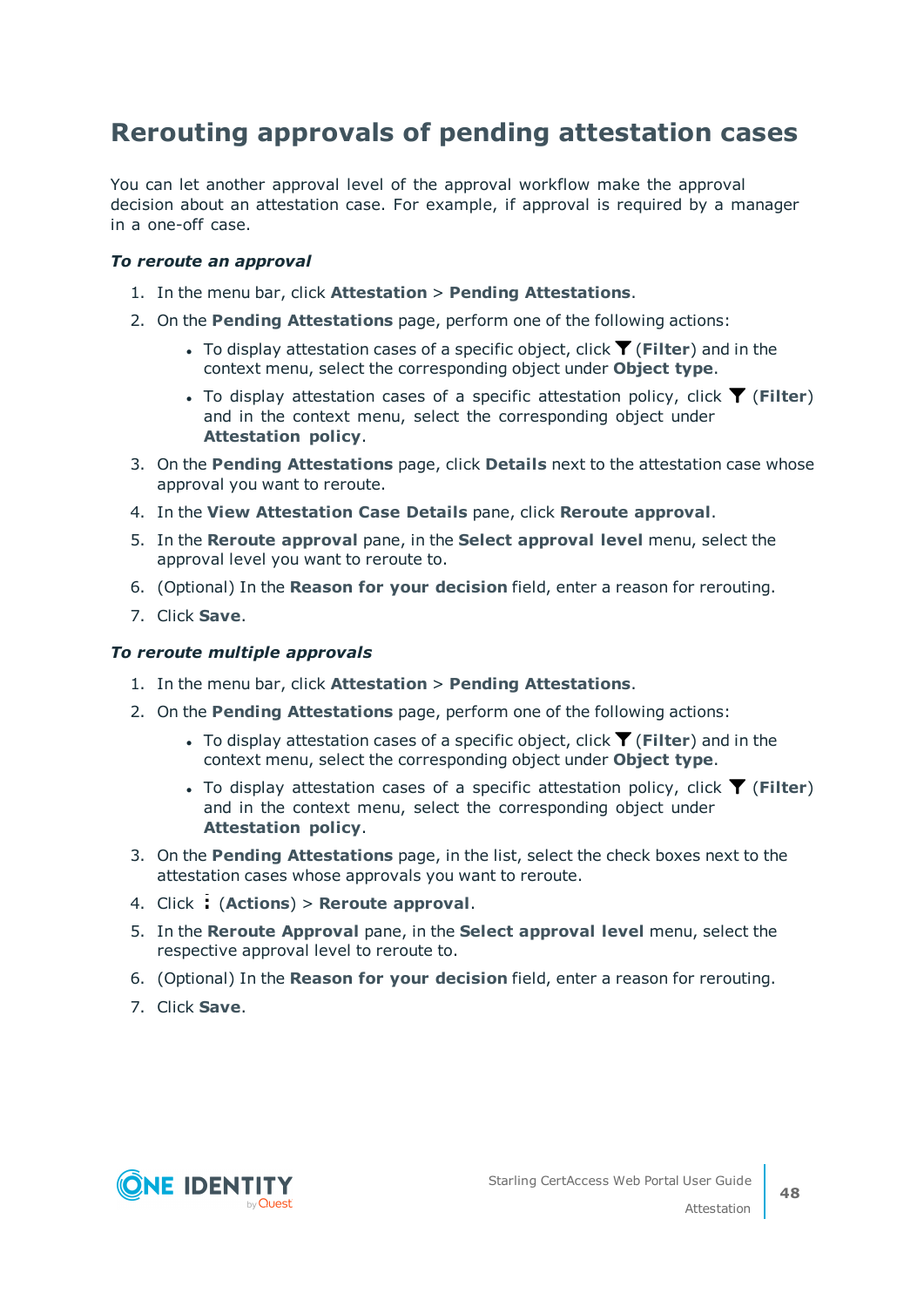## Rerouting approvals of pending attestation cases

You can let another approval level of the approval workflow make the approval decision about an attestation case. For example, if approval is required by a manager in a one-off case.

***To reroute an approval***

1. In the menu bar, click **Attestation** > **Pending Attestations**.
2. On the **Pending Attestations** page, perform one of the following actions:
   - To display attestation cases of a specific object, click (**Filter**) and in the context menu, select the corresponding object under **Object type**.
   - To display attestation cases of a specific attestation policy, click (**Filter**) and in the context menu, select the corresponding object under **Attestation policy**.
3. On the **Pending Attestations** page, click **Details** next to the attestation case whose approval you want to reroute.
4. In the **View Attestation Case Details** pane, click **Reroute approval**.
5. In the **Reroute approval** pane, in the **Select approval level** menu, select the approval level you want to reroute to.
6. (Optional) In the **Reason for your decision** field, enter a reason for rerouting.
7. Click **Save**.

***To reroute multiple approvals***

1. In the menu bar, click **Attestation** > **Pending Attestations**.
2. On the **Pending Attestations** page, perform one of the following actions:
   - To display attestation cases of a specific object, click (**Filter**) and in the context menu, select the corresponding object under **Object type**.
   - To display attestation cases of a specific attestation policy, click (**Filter**) and in the context menu, select the corresponding object under **Attestation policy**.
3. On the **Pending Attestations** page, in the list, select the check boxes next to the attestation cases whose approvals you want to reroute.
4. Click (**Actions**) > **Reroute approval**.
5. In the **Reroute Approval** pane, in the **Select approval level** menu, select the respective approval level to reroute to.
6. (Optional) In the **Reason for your decision** field, enter a reason for rerouting.
7. Click **Save**.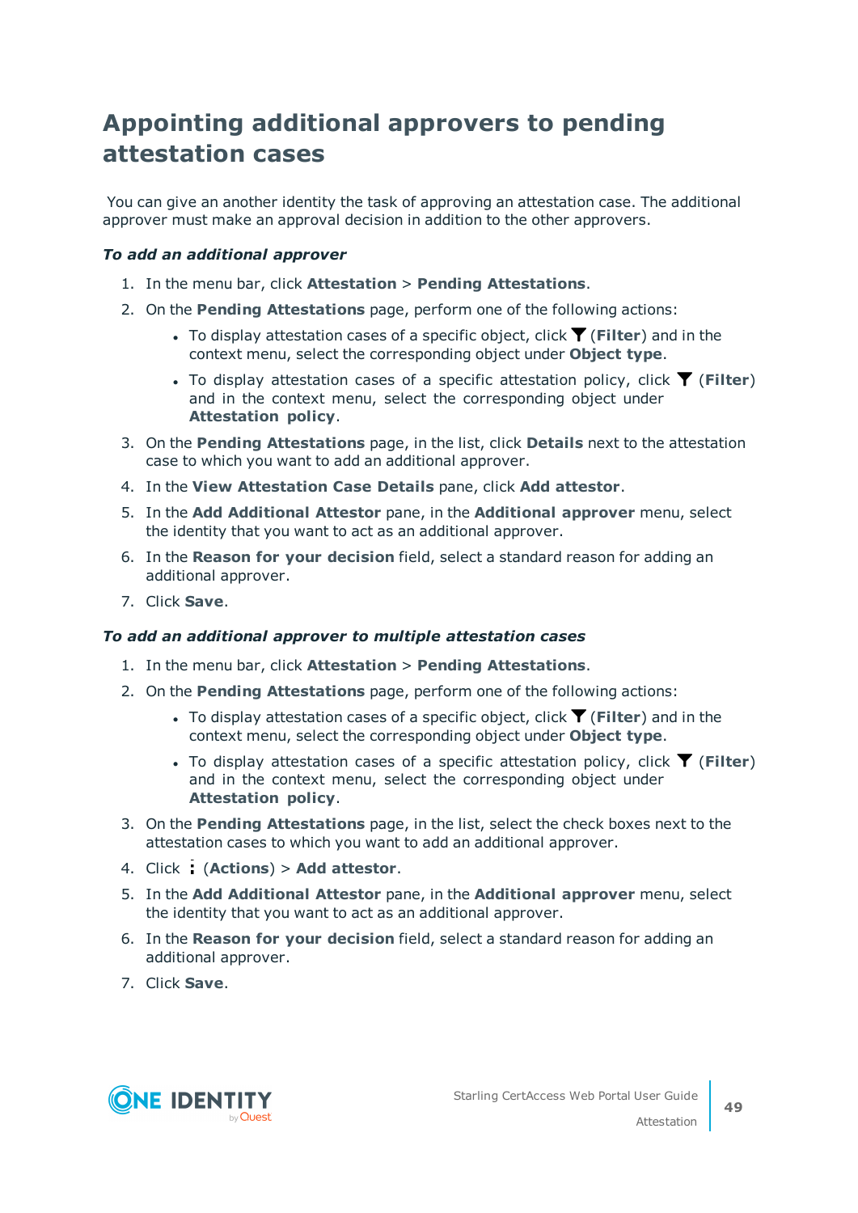# Appointing additional approvers to pending attestation cases

You can give an another identity the task of approving an attestation case. The additional approver must make an approval decision in addition to the other approvers.

***To add an additional approver***

1. In the menu bar, click **Attestation** > **Pending Attestations**.
2. On the **Pending Attestations** page, perform one of the following actions:
   - To display attestation cases of a specific object, click (**Filter**) and in the context menu, select the corresponding object under **Object type**.
   - To display attestation cases of a specific attestation policy, click (**Filter**) and in the context menu, select the corresponding object under **Attestation policy**.
3. On the **Pending Attestations** page, in the list, click **Details** next to the attestation case to which you want to add an additional approver.
4. In the **View Attestation Case Details** pane, click **Add attestor**.
5. In the **Add Additional Attestor** pane, in the **Additional approver** menu, select the identity that you want to act as an additional approver.
6. In the **Reason for your decision** field, select a standard reason for adding an additional approver.
7. Click **Save**.

***To add an additional approver to multiple attestation cases***

1. In the menu bar, click **Attestation** > **Pending Attestations**.
2. On the **Pending Attestations** page, perform one of the following actions:
   - To display attestation cases of a specific object, click (**Filter**) and in the context menu, select the corresponding object under **Object type**.
   - To display attestation cases of a specific attestation policy, click (**Filter**) and in the context menu, select the corresponding object under **Attestation policy**.
3. On the **Pending Attestations** page, in the list, select the check boxes next to the attestation cases to which you want to add an additional approver.
4. Click (**Actions**) > **Add attestor**.
5. In the **Add Additional Attestor** pane, in the **Additional approver** menu, select the identity that you want to act as an additional approver.
6. In the **Reason for your decision** field, select a standard reason for adding an additional approver.
7. Click **Save**.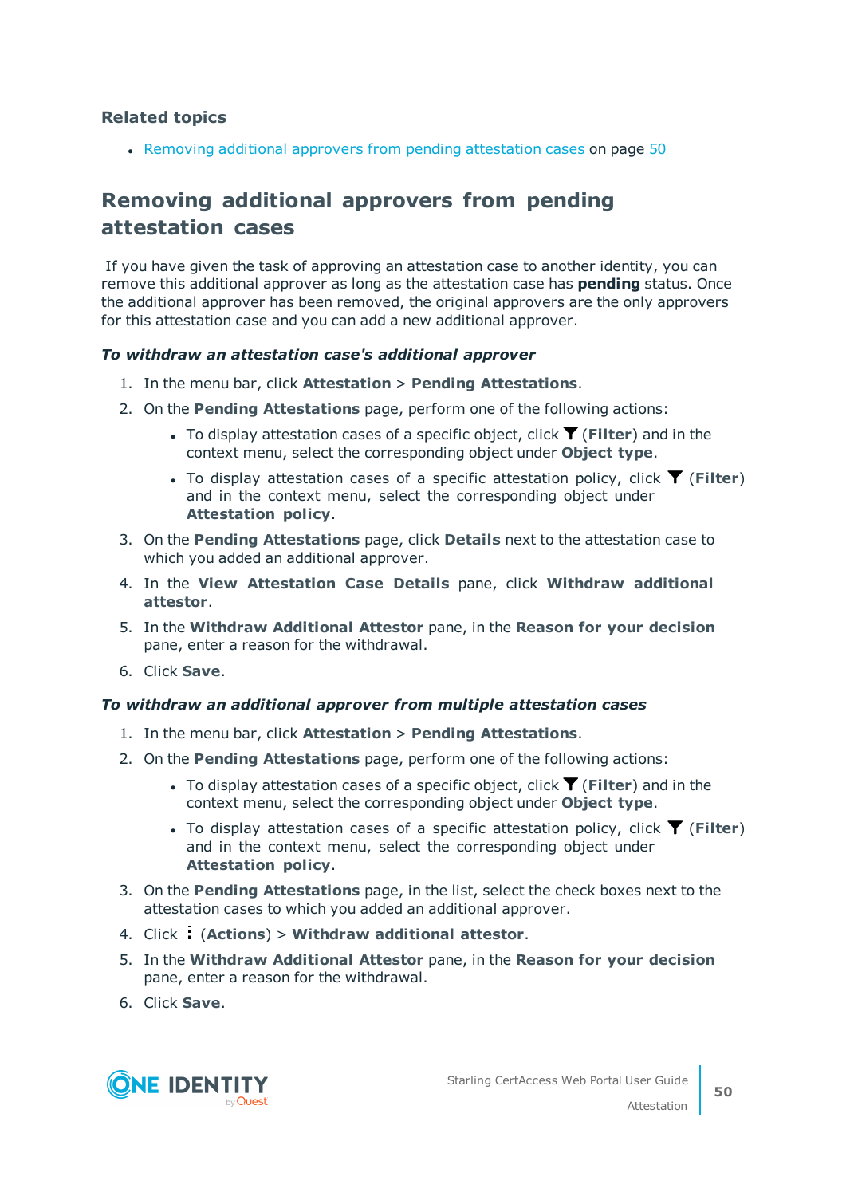**Related topics**

- Removing additional approvers from pending attestation cases on page 50

## Removing additional approvers from pending attestation cases

If you have given the task of approving an attestation case to another identity, you can remove this additional approver as long as the attestation case has **pending** status. Once the additional approver has been removed, the original approvers are the only approvers for this attestation case and you can add a new additional approver.

***To withdraw an attestation case's additional approver***

1. In the menu bar, click **Attestation** > **Pending Attestations**.
2. On the **Pending Attestations** page, perform one of the following actions:
   - To display attestation cases of a specific object, click (**Filter**) and in the context menu, select the corresponding object under **Object type**.
   - To display attestation cases of a specific attestation policy, click (**Filter**) and in the context menu, select the corresponding object under **Attestation policy**.
3. On the **Pending Attestations** page, click **Details** next to the attestation case to which you added an additional approver.
4. In the **View Attestation Case Details** pane, click **Withdraw additional attestor**.
5. In the **Withdraw Additional Attestor** pane, in the **Reason for your decision** pane, enter a reason for the withdrawal.
6. Click **Save**.

***To withdraw an additional approver from multiple attestation cases***

1. In the menu bar, click **Attestation** > **Pending Attestations**.
2. On the **Pending Attestations** page, perform one of the following actions:
   - To display attestation cases of a specific object, click (**Filter**) and in the context menu, select the corresponding object under **Object type**.
   - To display attestation cases of a specific attestation policy, click (**Filter**) and in the context menu, select the corresponding object under **Attestation policy**.
3. On the **Pending Attestations** page, in the list, select the check boxes next to the attestation cases to which you added an additional approver.
4. Click (**Actions**) > **Withdraw additional attestor**.
5. In the **Withdraw Additional Attestor** pane, in the **Reason for your decision** pane, enter a reason for the withdrawal.
6. Click **Save**.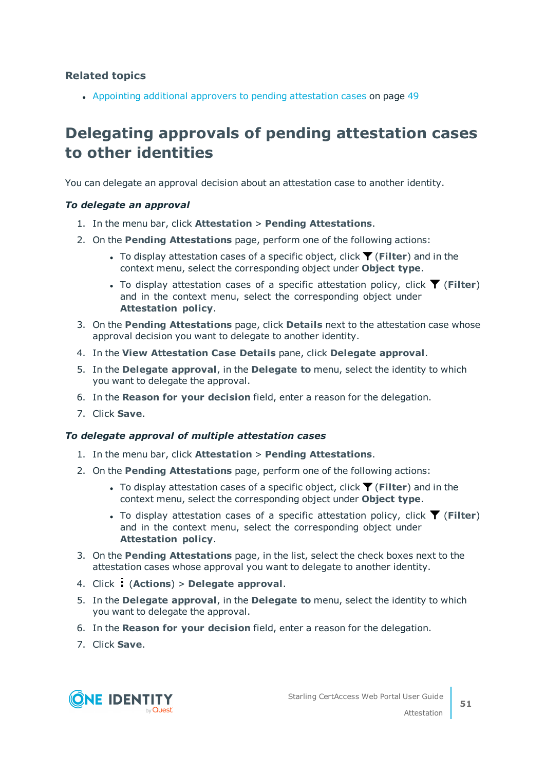**Related topics**

- Appointing additional approvers to pending attestation cases on page 49

# Delegating approvals of pending attestation cases to other identities

You can delegate an approval decision about an attestation case to another identity.

***To delegate an approval***

1. In the menu bar, click **Attestation** > **Pending Attestations**.
2. On the **Pending Attestations** page, perform one of the following actions:
   - To display attestation cases of a specific object, click (**Filter**) and in the context menu, select the corresponding object under **Object type**.
   - To display attestation cases of a specific attestation policy, click (**Filter**) and in the context menu, select the corresponding object under **Attestation policy**.
3. On the **Pending Attestations** page, click **Details** next to the attestation case whose approval decision you want to delegate to another identity.
4. In the **View Attestation Case Details** pane, click **Delegate approval**.
5. In the **Delegate approval**, in the **Delegate to** menu, select the identity to which you want to delegate the approval.
6. In the **Reason for your decision** field, enter a reason for the delegation.
7. Click **Save**.

***To delegate approval of multiple attestation cases***

1. In the menu bar, click **Attestation** > **Pending Attestations**.
2. On the **Pending Attestations** page, perform one of the following actions:
   - To display attestation cases of a specific object, click (**Filter**) and in the context menu, select the corresponding object under **Object type**.
   - To display attestation cases of a specific attestation policy, click (**Filter**) and in the context menu, select the corresponding object under **Attestation policy**.
3. On the **Pending Attestations** page, in the list, select the check boxes next to the attestation cases whose approval you want to delegate to another identity.
4. Click (**Actions**) > **Delegate approval**.
5. In the **Delegate approval**, in the **Delegate to** menu, select the identity to which you want to delegate the approval.
6. In the **Reason for your decision** field, enter a reason for the delegation.
7. Click **Save**.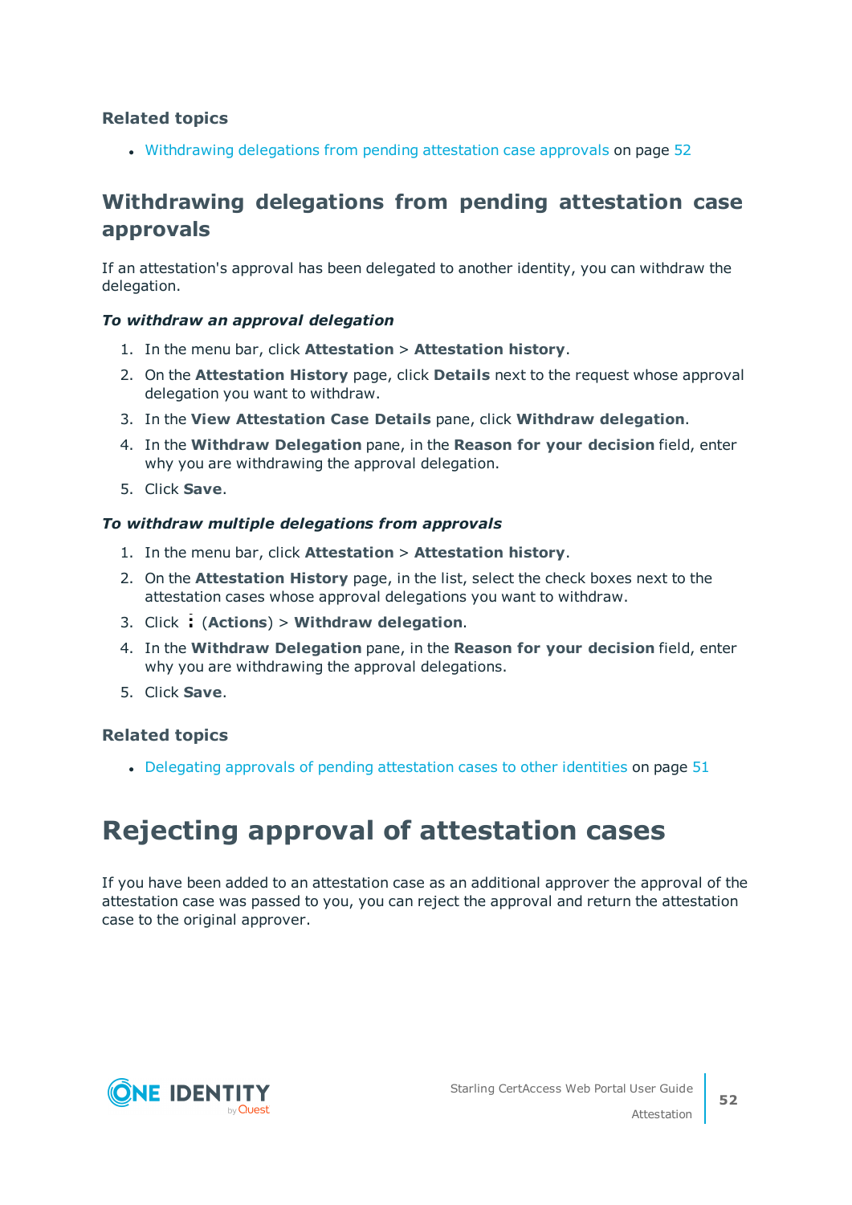### Related topics

- Withdrawing delegations from pending attestation case approvals on page 52

## Withdrawing delegations from pending attestation case approvals

If an attestation's approval has been delegated to another identity, you can withdraw the delegation.

***To withdraw an approval delegation***

1. In the menu bar, click **Attestation** > **Attestation history**.
2. On the **Attestation History** page, click **Details** next to the request whose approval delegation you want to withdraw.
3. In the **View Attestation Case Details** pane, click **Withdraw delegation**.
4. In the **Withdraw Delegation** pane, in the **Reason for your decision** field, enter why you are withdrawing the approval delegation.
5. Click **Save**.

***To withdraw multiple delegations from approvals***

1. In the menu bar, click **Attestation** > **Attestation history**.
2. On the **Attestation History** page, in the list, select the check boxes next to the attestation cases whose approval delegations you want to withdraw.
3. Click ⋮ (**Actions**) > **Withdraw delegation**.
4. In the **Withdraw Delegation** pane, in the **Reason for your decision** field, enter why you are withdrawing the approval delegations.
5. Click **Save**.

### Related topics

- Delegating approvals of pending attestation cases to other identities on page 51

# Rejecting approval of attestation cases

If you have been added to an attestation case as an additional approver the approval of the attestation case was passed to you, you can reject the approval and return the attestation case to the original approver.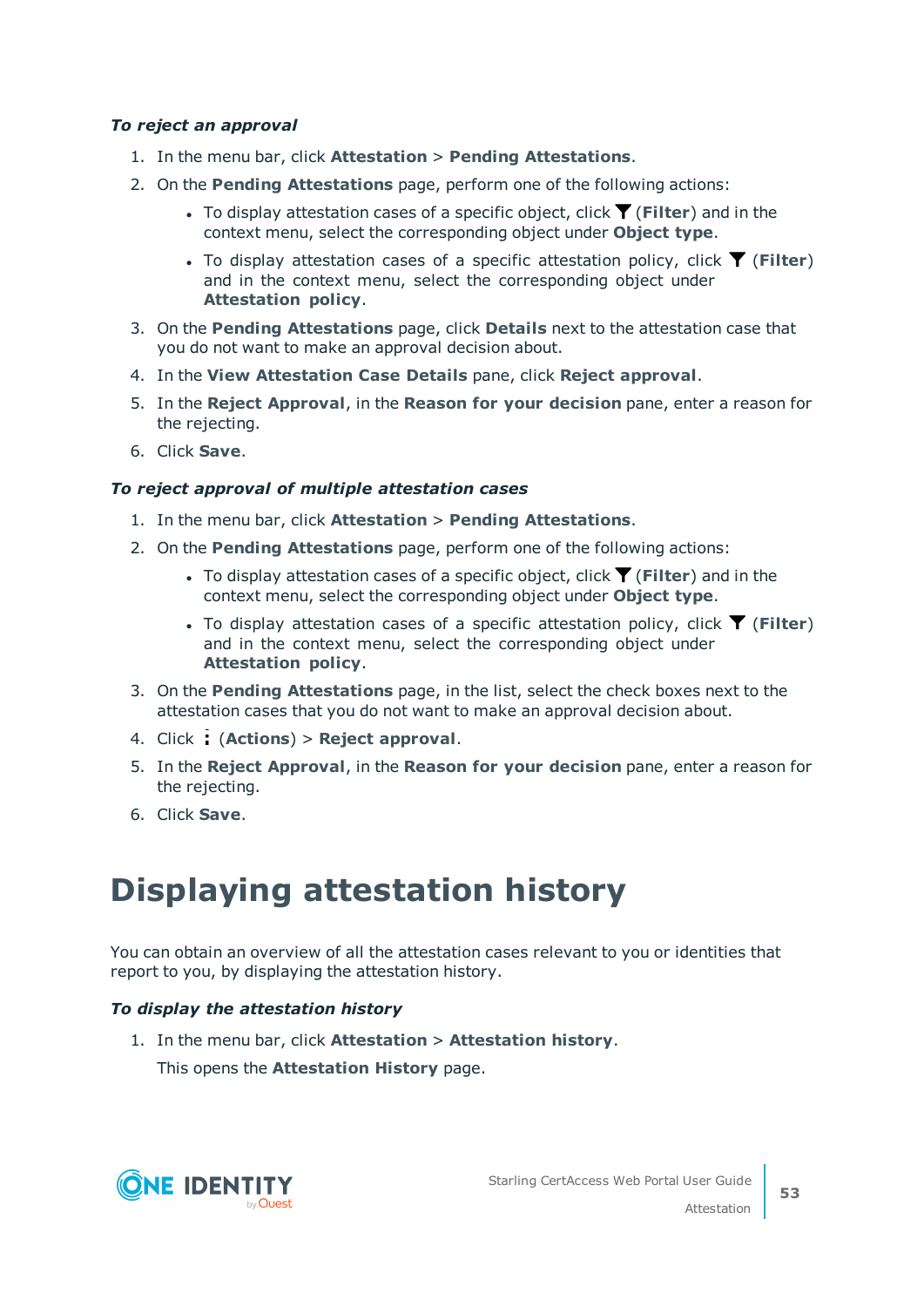***To reject an approval***

1. In the menu bar, click **Attestation** > **Pending Attestations**.
2. On the **Pending Attestations** page, perform one of the following actions:
   - To display attestation cases of a specific object, click (**Filter**) and in the context menu, select the corresponding object under **Object type**.
   - To display attestation cases of a specific attestation policy, click (**Filter**) and in the context menu, select the corresponding object under **Attestation policy**.
3. On the **Pending Attestations** page, click **Details** next to the attestation case that you do not want to make an approval decision about.
4. In the **View Attestation Case Details** pane, click **Reject approval**.
5. In the **Reject Approval**, in the **Reason for your decision** pane, enter a reason for the rejecting.
6. Click **Save**.

***To reject approval of multiple attestation cases***

1. In the menu bar, click **Attestation** > **Pending Attestations**.
2. On the **Pending Attestations** page, perform one of the following actions:
   - To display attestation cases of a specific object, click (**Filter**) and in the context menu, select the corresponding object under **Object type**.
   - To display attestation cases of a specific attestation policy, click (**Filter**) and in the context menu, select the corresponding object under **Attestation policy**.
3. On the **Pending Attestations** page, in the list, select the check boxes next to the attestation cases that you do not want to make an approval decision about.
4. Click (**Actions**) > **Reject approval**.
5. In the **Reject Approval**, in the **Reason for your decision** pane, enter a reason for the rejecting.
6. Click **Save**.

# Displaying attestation history

You can obtain an overview of all the attestation cases relevant to you or identities that report to you, by displaying the attestation history.

***To display the attestation history***

1. In the menu bar, click **Attestation** > **Attestation history**.

   This opens the **Attestation History** page.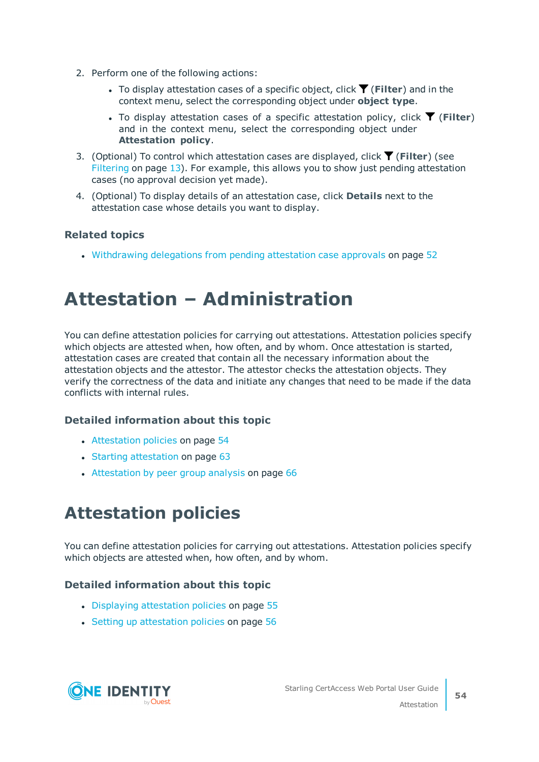2. Perform one of the following actions:
   - To display attestation cases of a specific object, click (**Filter**) and in the context menu, select the corresponding object under **object type**.
   - To display attestation cases of a specific attestation policy, click (**Filter**) and in the context menu, select the corresponding object under **Attestation policy**.
3. (Optional) To control which attestation cases are displayed, click (**Filter**) (see Filtering on page 13). For example, this allows you to show just pending attestation cases (no approval decision yet made).
4. (Optional) To display details of an attestation case, click **Details** next to the attestation case whose details you want to display.

### Related topics

- Withdrawing delegations from pending attestation case approvals on page 52

# Attestation – Administration

You can define attestation policies for carrying out attestations. Attestation policies specify which objects are attested when, how often, and by whom. Once attestation is started, attestation cases are created that contain all the necessary information about the attestation objects and the attestor. The attestor checks the attestation objects. They verify the correctness of the data and initiate any changes that need to be made if the data conflicts with internal rules.

### Detailed information about this topic

- Attestation policies on page 54
- Starting attestation on page 63
- Attestation by peer group analysis on page 66

# Attestation policies

You can define attestation policies for carrying out attestations. Attestation policies specify which objects are attested when, how often, and by whom.

### Detailed information about this topic

- Displaying attestation policies on page 55
- Setting up attestation policies on page 56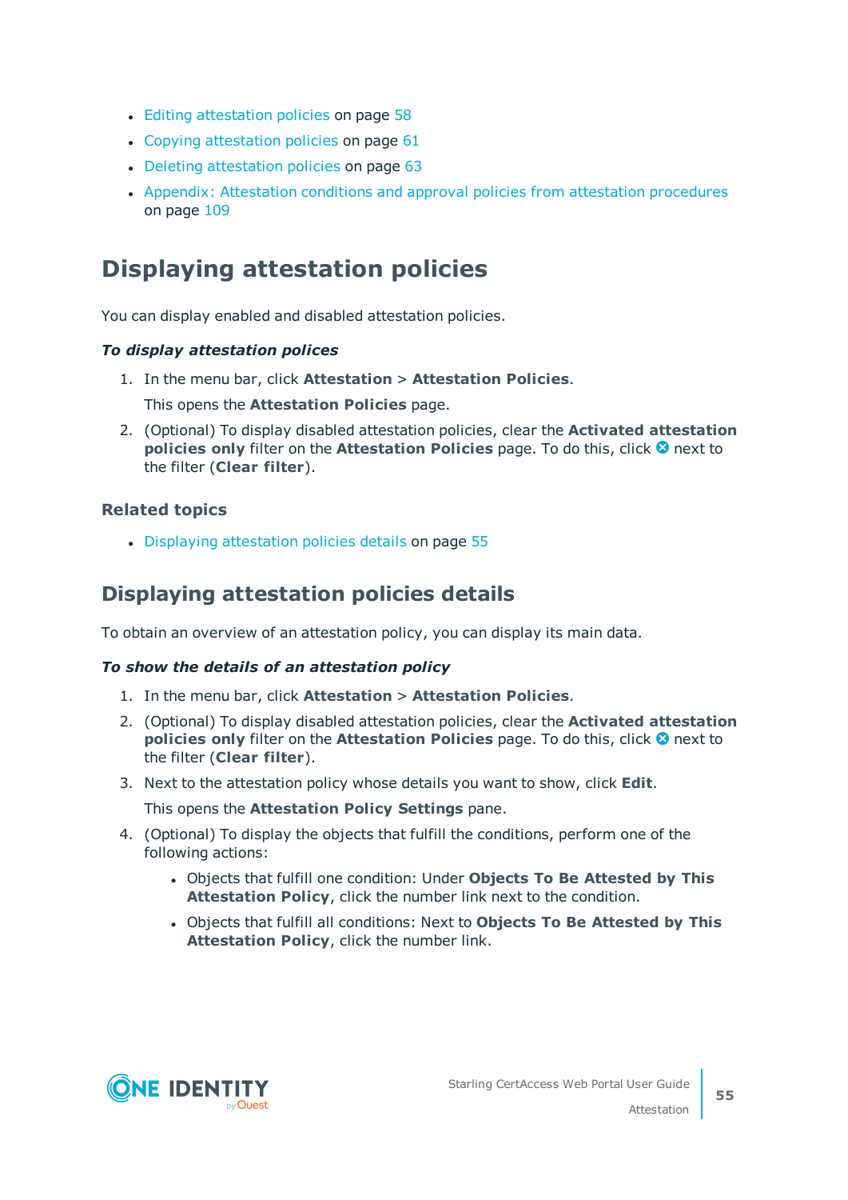- Editing attestation policies on page 58
- Copying attestation policies on page 61
- Deleting attestation policies on page 63
- Appendix: Attestation conditions and approval policies from attestation procedures on page 109

## Displaying attestation policies

You can display enabled and disabled attestation policies.

***To display attestation polices***

1. In the menu bar, click **Attestation** > **Attestation Policies**.

   This opens the **Attestation Policies** page.

2. (Optional) To display disabled attestation policies, clear the **Activated attestation policies only** filter on the **Attestation Policies** page. To do this, click ⊗ next to the filter (**Clear filter**).

### Related topics

- Displaying attestation policies details on page 55

## Displaying attestation policies details

To obtain an overview of an attestation policy, you can display its main data.

***To show the details of an attestation policy***

1. In the menu bar, click **Attestation** > **Attestation Policies**.
2. (Optional) To display disabled attestation policies, clear the **Activated attestation policies only** filter on the **Attestation Policies** page. To do this, click ⊗ next to the filter (**Clear filter**).
3. Next to the attestation policy whose details you want to show, click **Edit**.

   This opens the **Attestation Policy Settings** pane.

4. (Optional) To display the objects that fulfill the conditions, perform one of the following actions:
   - Objects that fulfill one condition: Under **Objects To Be Attested by This Attestation Policy**, click the number link next to the condition.
   - Objects that fulfill all conditions: Next to **Objects To Be Attested by This Attestation Policy**, click the number link.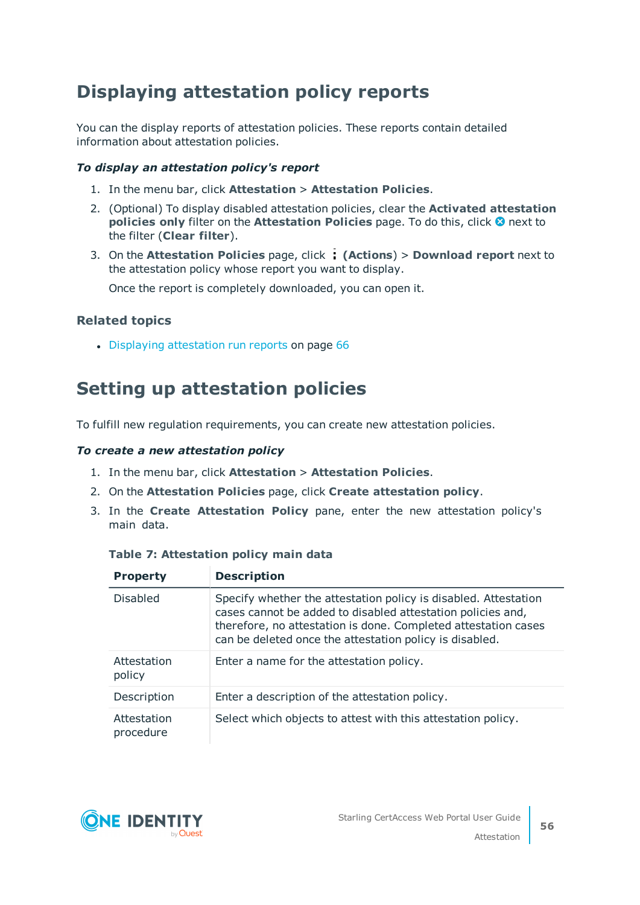# Displaying attestation policy reports

You can the display reports of attestation policies. These reports contain detailed information about attestation policies.

***To display an attestation policy's report***

1. In the menu bar, click **Attestation** > **Attestation Policies**.
2. (Optional) To display disabled attestation policies, clear the **Activated attestation policies only** filter on the **Attestation Policies** page. To do this, click ⊗ next to the filter (**Clear filter**).
3. On the **Attestation Policies** page, click ⋮ **(Actions)** > **Download report** next to the attestation policy whose report you want to display.

   Once the report is completely downloaded, you can open it.

## Related topics

- Displaying attestation run reports on page 66

# Setting up attestation policies

To fulfill new regulation requirements, you can create new attestation policies.

***To create a new attestation policy***

1. In the menu bar, click **Attestation** > **Attestation Policies**.
2. On the **Attestation Policies** page, click **Create attestation policy**.
3. In the **Create Attestation Policy** pane, enter the new attestation policy's main data.

**Table 7: Attestation policy main data**

| Property | Description |
|---|---|
| Disabled | Specify whether the attestation policy is disabled. Attestation cases cannot be added to disabled attestation policies and, therefore, no attestation is done. Completed attestation cases can be deleted once the attestation policy is disabled. |
| Attestation policy | Enter a name for the attestation policy. |
| Description | Enter a description of the attestation policy. |
| Attestation procedure | Select which objects to attest with this attestation policy. |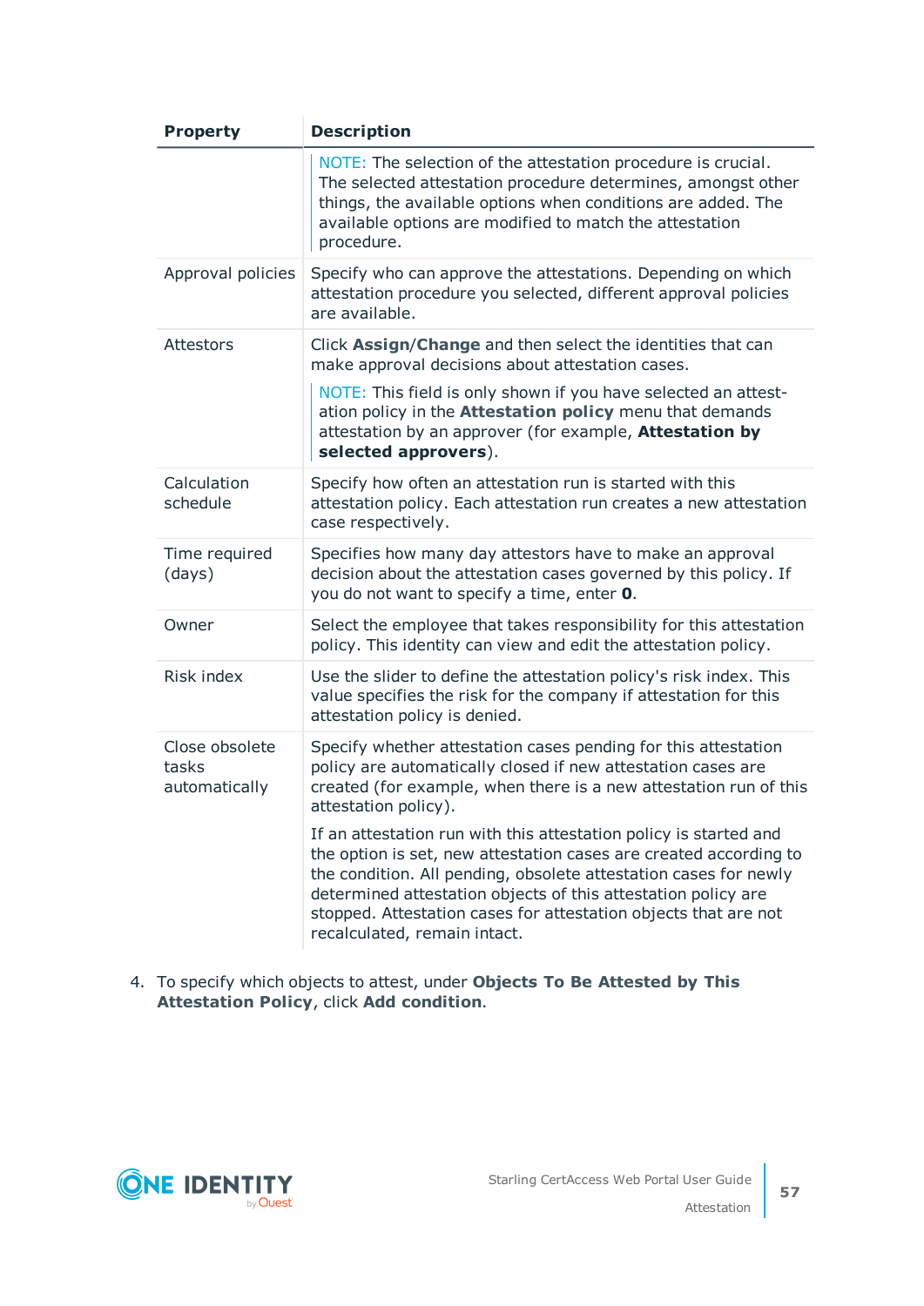| Property | Description |
| --- | --- |
| | NOTE: The selection of the attestation procedure is crucial. The selected attestation procedure determines, amongst other things, the available options when conditions are added. The available options are modified to match the attestation procedure. |
| Approval policies | Specify who can approve the attestations. Depending on which attestation procedure you selected, different approval policies are available. |
| Attestors | Click **Assign**/**Change** and then select the identities that can make approval decisions about attestation cases.<br><br>NOTE: This field is only shown if you have selected an attestation policy in the **Attestation policy** menu that demands attestation by an approver (for example, **Attestation by selected approvers**). |
| Calculation schedule | Specify how often an attestation run is started with this attestation policy. Each attestation run creates a new attestation case respectively. |
| Time required (days) | Specifies how many day attestors have to make an approval decision about the attestation cases governed by this policy. If you do not want to specify a time, enter **0**. |
| Owner | Select the employee that takes responsibility for this attestation policy. This identity can view and edit the attestation policy. |
| Risk index | Use the slider to define the attestation policy's risk index. This value specifies the risk for the company if attestation for this attestation policy is denied. |
| Close obsolete tasks automatically | Specify whether attestation cases pending for this attestation policy are automatically closed if new attestation cases are created (for example, when there is a new attestation run of this attestation policy).<br><br>If an attestation run with this attestation policy is started and the option is set, new attestation cases are created according to the condition. All pending, obsolete attestation cases for newly determined attestation objects of this attestation policy are stopped. Attestation cases for attestation objects that are not recalculated, remain intact. |

4. To specify which objects to attest, under **Objects To Be Attested by This Attestation Policy**, click **Add condition**.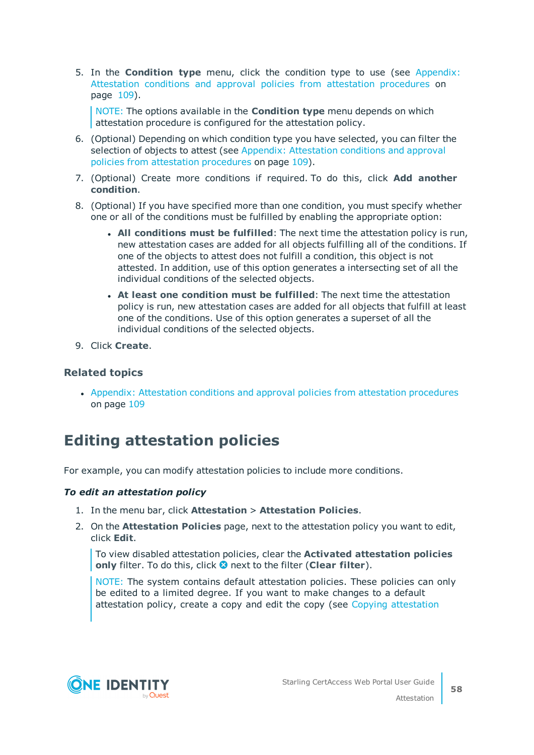5. In the **Condition type** menu, click the condition type to use (see Appendix: Attestation conditions and approval policies from attestation procedures on page 109).

   NOTE: The options available in the **Condition type** menu depends on which attestation procedure is configured for the attestation policy.

6. (Optional) Depending on which condition type you have selected, you can filter the selection of objects to attest (see Appendix: Attestation conditions and approval policies from attestation procedures on page 109).
7. (Optional) Create more conditions if required. To do this, click **Add another condition**.
8. (Optional) If you have specified more than one condition, you must specify whether one or all of the conditions must be fulfilled by enabling the appropriate option:
   - **All conditions must be fulfilled**: The next time the attestation policy is run, new attestation cases are added for all objects fulfilling all of the conditions. If one of the objects to attest does not fulfill a condition, this object is not attested. In addition, use of this option generates a intersecting set of all the individual conditions of the selected objects.
   - **At least one condition must be fulfilled**: The next time the attestation policy is run, new attestation cases are added for all objects that fulfill at least one of the conditions. Use of this option generates a superset of all the individual conditions of the selected objects.
9. Click **Create**.

### Related topics

- Appendix: Attestation conditions and approval policies from attestation procedures on page 109

## Editing attestation policies

For example, you can modify attestation policies to include more conditions.

***To edit an attestation policy***

1. In the menu bar, click **Attestation** > **Attestation Policies**.
2. On the **Attestation Policies** page, next to the attestation policy you want to edit, click **Edit**.

   To view disabled attestation policies, clear the **Activated attestation policies only** filter. To do this, click next to the filter (**Clear filter**).

   NOTE: The system contains default attestation policies. These policies can only be edited to a limited degree. If you want to make changes to a default attestation policy, create a copy and edit the copy (see Copying attestation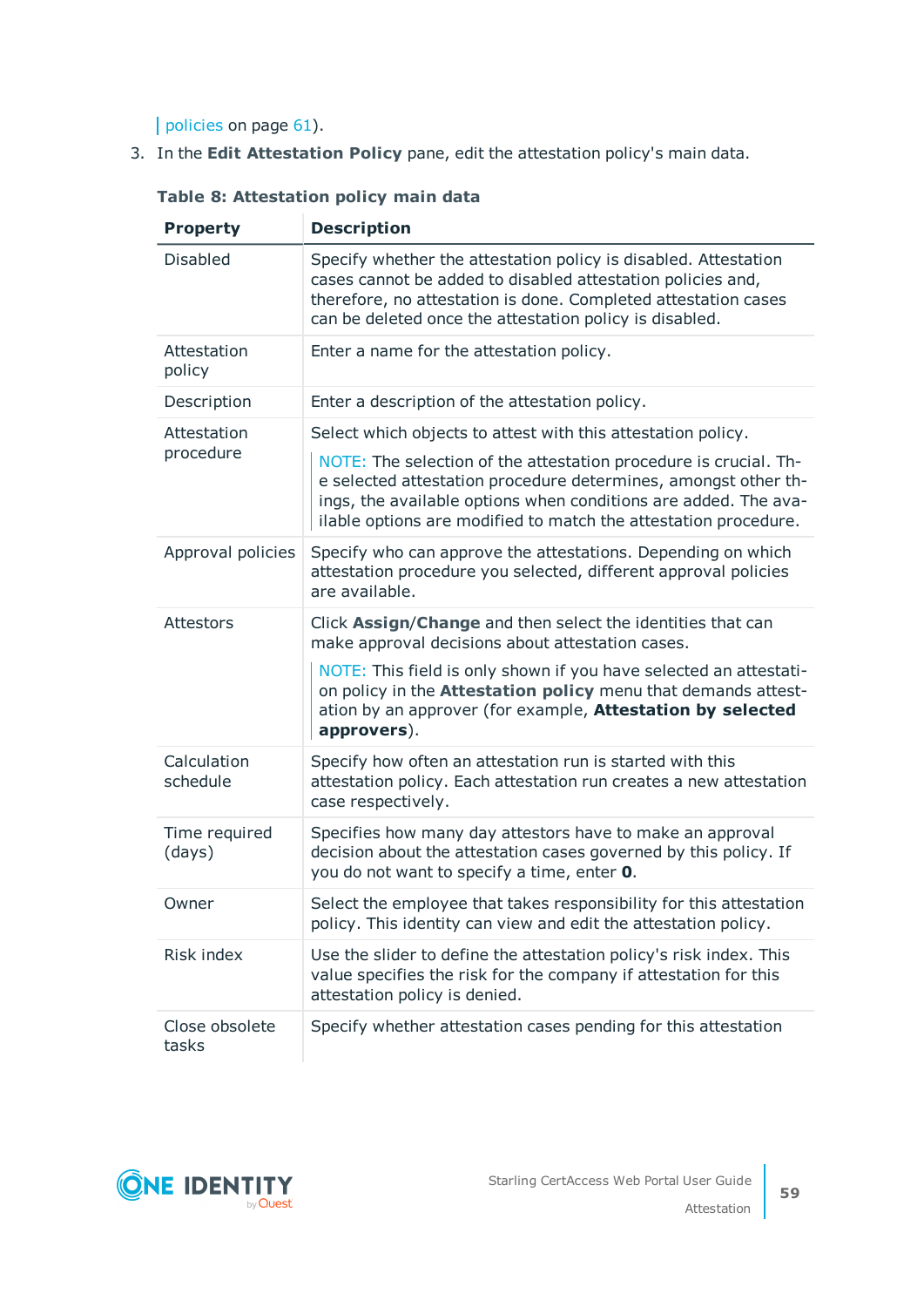policies on page 61).

3. In the **Edit Attestation Policy** pane, edit the attestation policy's main data.

**Table 8: Attestation policy main data**

| Property | Description |
|---|---|
| Disabled | Specify whether the attestation policy is disabled. Attestation cases cannot be added to disabled attestation policies and, therefore, no attestation is done. Completed attestation cases can be deleted once the attestation policy is disabled. |
| Attestation policy | Enter a name for the attestation policy. |
| Description | Enter a description of the attestation policy. |
| Attestation procedure | Select which objects to attest with this attestation policy.<br><br>NOTE: The selection of the attestation procedure is crucial. The selected attestation procedure determines, amongst other things, the available options when conditions are added. The available options are modified to match the attestation procedure. |
| Approval policies | Specify who can approve the attestations. Depending on which attestation procedure you selected, different approval policies are available. |
| Attestors | Click **Assign**/**Change** and then select the identities that can make approval decisions about attestation cases.<br><br>NOTE: This field is only shown if you have selected an attestation policy in the **Attestation policy** menu that demands attestation by an approver (for example, **Attestation by selected approvers**). |
| Calculation schedule | Specify how often an attestation run is started with this attestation policy. Each attestation run creates a new attestation case respectively. |
| Time required (days) | Specifies how many day attestors have to make an approval decision about the attestation cases governed by this policy. If you do not want to specify a time, enter **0**. |
| Owner | Select the employee that takes responsibility for this attestation policy. This identity can view and edit the attestation policy. |
| Risk index | Use the slider to define the attestation policy's risk index. This value specifies the risk for the company if attestation for this attestation policy is denied. |
| Close obsolete tasks | Specify whether attestation cases pending for this attestation |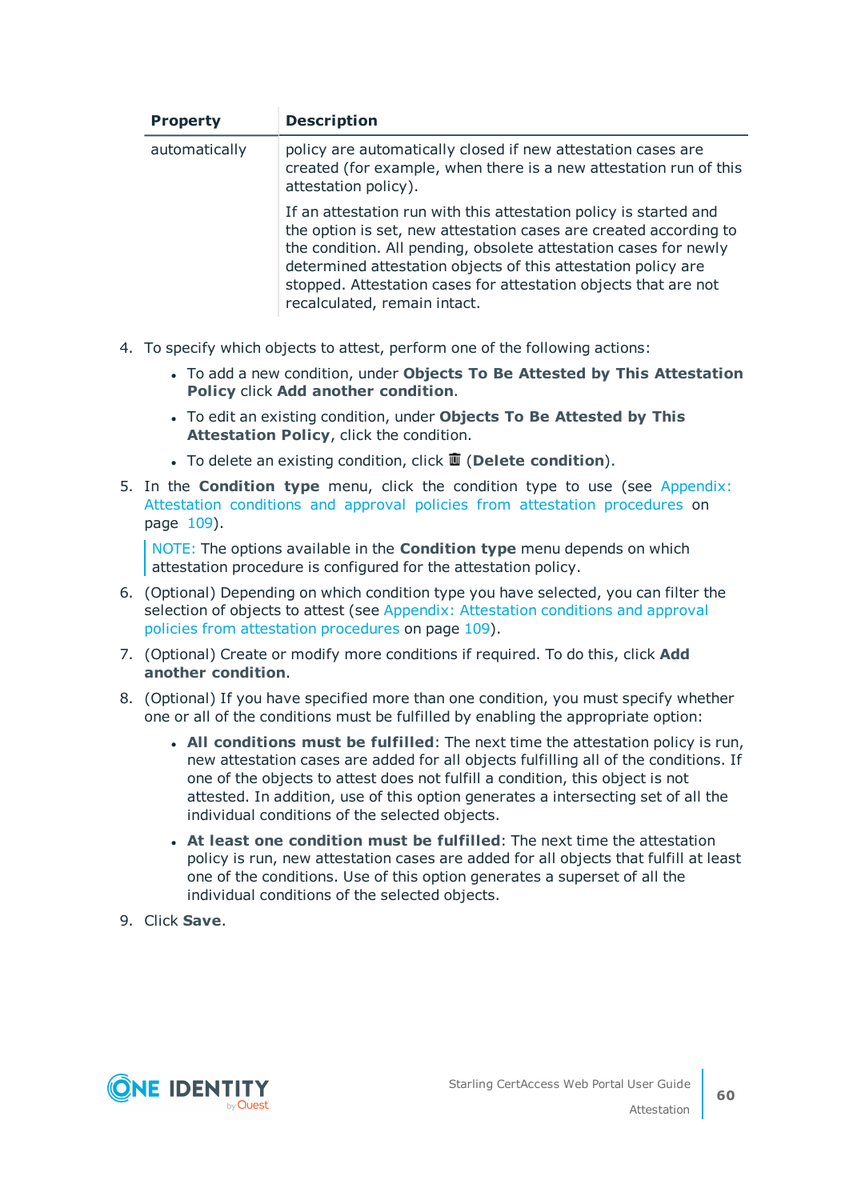| Property | Description |
| --- | --- |
| automatically | policy are automatically closed if new attestation cases are created (for example, when there is a new attestation run of this attestation policy).<br><br>If an attestation run with this attestation policy is started and the option is set, new attestation cases are created according to the condition. All pending, obsolete attestation cases for newly determined attestation objects of this attestation policy are stopped. Attestation cases for attestation objects that are not recalculated, remain intact. |

4. To specify which objects to attest, perform one of the following actions:
   - To add a new condition, under **Objects To Be Attested by This Attestation Policy** click **Add another condition**.
   - To edit an existing condition, under **Objects To Be Attested by This Attestation Policy**, click the condition.
   - To delete an existing condition, click 🗑 (**Delete condition**).
5. In the **Condition type** menu, click the condition type to use (see Appendix: Attestation conditions and approval policies from attestation procedures on page 109).

   NOTE: The options available in the **Condition type** menu depends on which attestation procedure is configured for the attestation policy.

6. (Optional) Depending on which condition type you have selected, you can filter the selection of objects to attest (see Appendix: Attestation conditions and approval policies from attestation procedures on page 109).
7. (Optional) Create or modify more conditions if required. To do this, click **Add another condition**.
8. (Optional) If you have specified more than one condition, you must specify whether one or all of the conditions must be fulfilled by enabling the appropriate option:
   - **All conditions must be fulfilled**: The next time the attestation policy is run, new attestation cases are added for all objects fulfilling all of the conditions. If one of the objects to attest does not fulfill a condition, this object is not attested. In addition, use of this option generates a intersecting set of all the individual conditions of the selected objects.
   - **At least one condition must be fulfilled**: The next time the attestation policy is run, new attestation cases are added for all objects that fulfill at least one of the conditions. Use of this option generates a superset of all the individual conditions of the selected objects.
9. Click **Save**.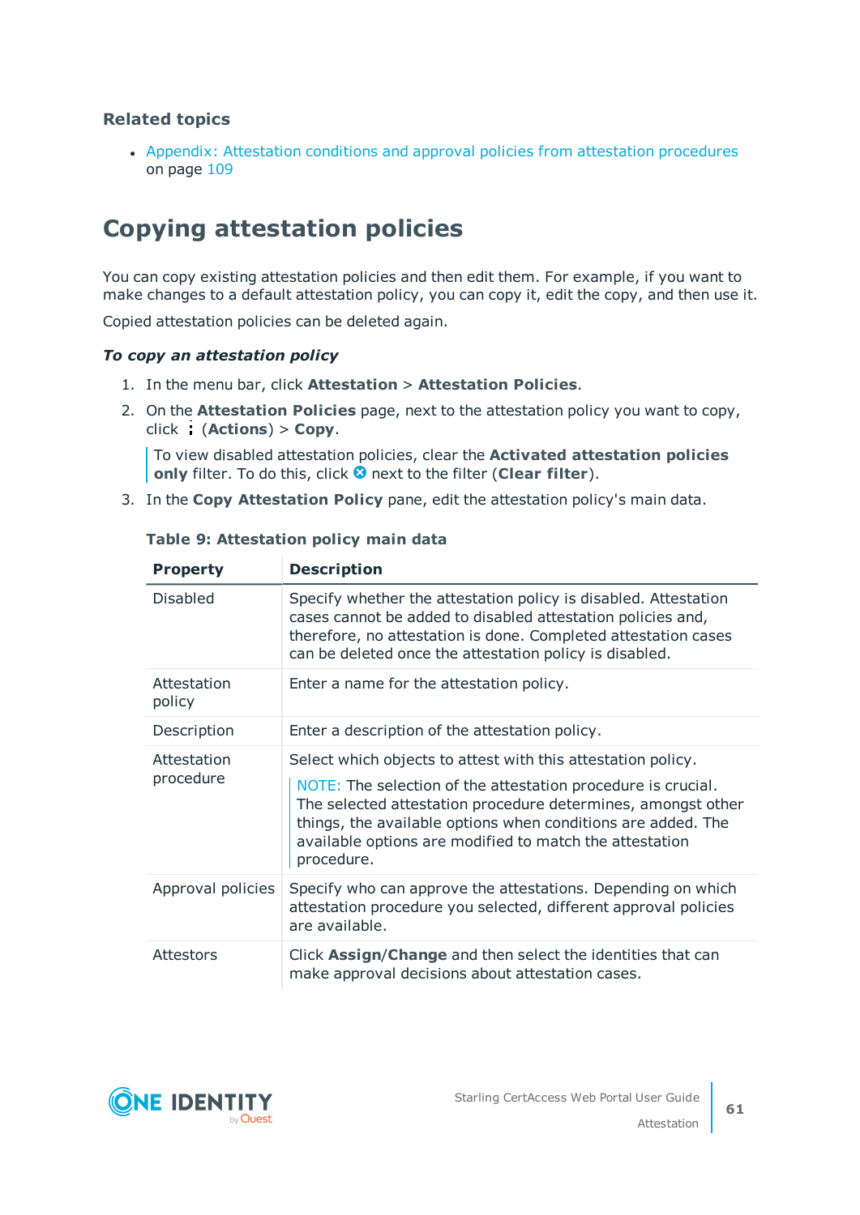### Related topics

- Appendix: Attestation conditions and approval policies from attestation procedures on page 109

## Copying attestation policies

You can copy existing attestation policies and then edit them. For example, if you want to make changes to a default attestation policy, you can copy it, edit the copy, and then use it.

Copied attestation policies can be deleted again.

***To copy an attestation policy***

1. In the menu bar, click **Attestation** > **Attestation Policies**.
2. On the **Attestation Policies** page, next to the attestation policy you want to copy, click ⋮ (**Actions**) > **Copy**.

   To view disabled attestation policies, clear the **Activated attestation policies only** filter. To do this, click ⊗ next to the filter (**Clear filter**).
3. In the **Copy Attestation Policy** pane, edit the attestation policy's main data.

**Table 9: Attestation policy main data**

| Property | Description |
|---|---|
| Disabled | Specify whether the attestation policy is disabled. Attestation cases cannot be added to disabled attestation policies and, therefore, no attestation is done. Completed attestation cases can be deleted once the attestation policy is disabled. |
| Attestation policy | Enter a name for the attestation policy. |
| Description | Enter a description of the attestation policy. |
| Attestation procedure | Select which objects to attest with this attestation policy. NOTE: The selection of the attestation procedure is crucial. The selected attestation procedure determines, amongst other things, the available options when conditions are added. The available options are modified to match the attestation procedure. |
| Approval policies | Specify who can approve the attestations. Depending on which attestation procedure you selected, different approval policies are available. |
| Attestors | Click **Assign**/**Change** and then select the identities that can make approval decisions about attestation cases. |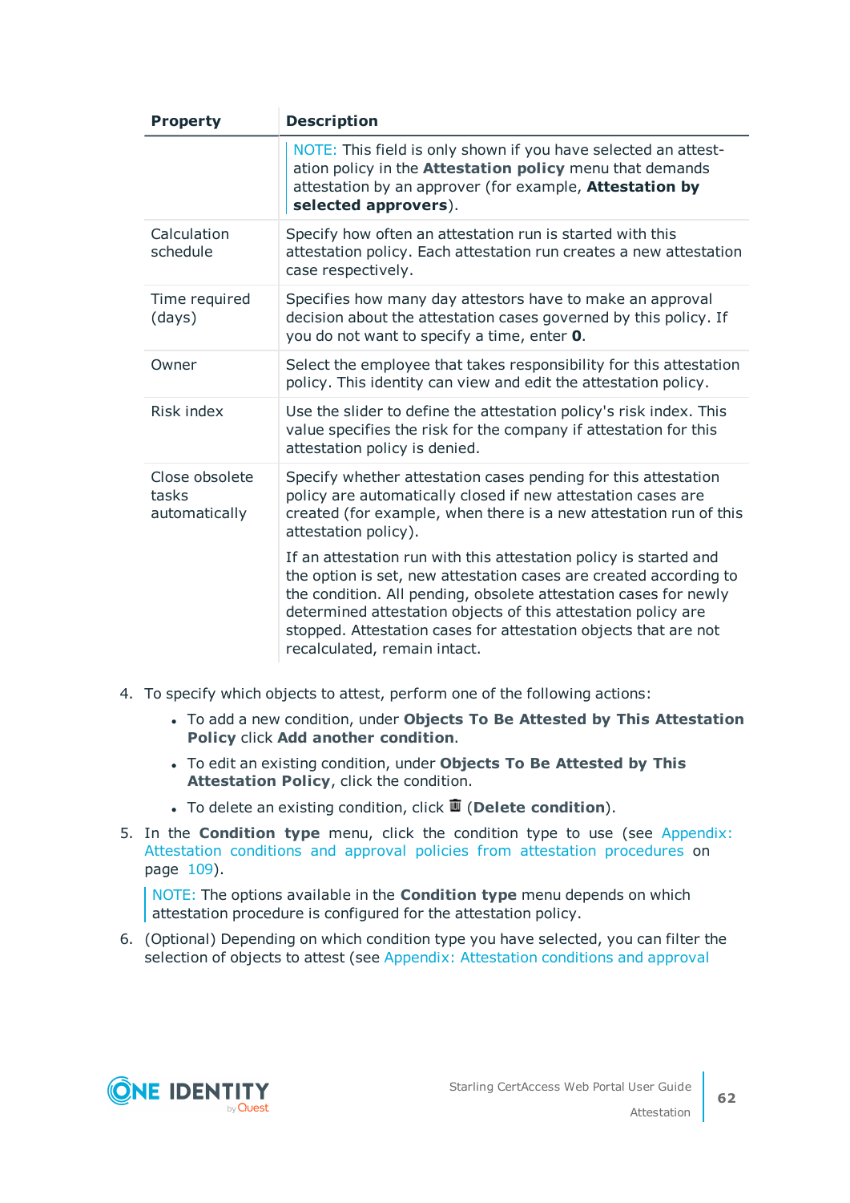| Property | Description |
| --- | --- |
| | NOTE: This field is only shown if you have selected an attestation policy in the **Attestation policy** menu that demands attestation by an approver (for example, **Attestation by selected approvers**). |
| Calculation schedule | Specify how often an attestation run is started with this attestation policy. Each attestation run creates a new attestation case respectively. |
| Time required (days) | Specifies how many day attestors have to make an approval decision about the attestation cases governed by this policy. If you do not want to specify a time, enter **0**. |
| Owner | Select the employee that takes responsibility for this attestation policy. This identity can view and edit the attestation policy. |
| Risk index | Use the slider to define the attestation policy's risk index. This value specifies the risk for the company if attestation for this attestation policy is denied. |
| Close obsolete tasks automatically | Specify whether attestation cases pending for this attestation policy are automatically closed if new attestation cases are created (for example, when there is a new attestation run of this attestation policy).<br><br>If an attestation run with this attestation policy is started and the option is set, new attestation cases are created according to the condition. All pending, obsolete attestation cases for newly determined attestation objects of this attestation policy are stopped. Attestation cases for attestation objects that are not recalculated, remain intact. |

4. To specify which objects to attest, perform one of the following actions:
   - To add a new condition, under **Objects To Be Attested by This Attestation Policy** click **Add another condition**.
   - To edit an existing condition, under **Objects To Be Attested by This Attestation Policy**, click the condition.
   - To delete an existing condition, click 🗑 (**Delete condition**).
5. In the **Condition type** menu, click the condition type to use (see Appendix: Attestation conditions and approval policies from attestation procedures on page 109).

   NOTE: The options available in the **Condition type** menu depends on which attestation procedure is configured for the attestation policy.
6. (Optional) Depending on which condition type you have selected, you can filter the selection of objects to attest (see Appendix: Attestation conditions and approval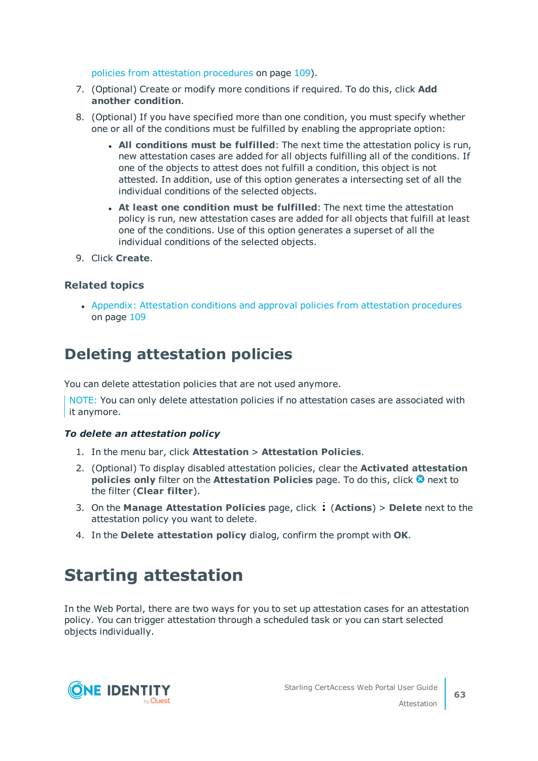policies from attestation procedures on page 109).

7. (Optional) Create or modify more conditions if required. To do this, click **Add another condition**.
8. (Optional) If you have specified more than one condition, you must specify whether one or all of the conditions must be fulfilled by enabling the appropriate option:
   - **All conditions must be fulfilled**: The next time the attestation policy is run, new attestation cases are added for all objects fulfilling all of the conditions. If one of the objects to attest does not fulfill a condition, this object is not attested. In addition, use of this option generates a intersecting set of all the individual conditions of the selected objects.
   - **At least one condition must be fulfilled**: The next time the attestation policy is run, new attestation cases are added for all objects that fulfill at least one of the conditions. Use of this option generates a superset of all the individual conditions of the selected objects.
9. Click **Create**.

### Related topics

- Appendix: Attestation conditions and approval policies from attestation procedures on page 109

## Deleting attestation policies

You can delete attestation policies that are not used anymore.

NOTE: You can only delete attestation policies if no attestation cases are associated with it anymore.

***To delete an attestation policy***

1. In the menu bar, click **Attestation** > **Attestation Policies**.
2. (Optional) To display disabled attestation policies, clear the **Activated attestation policies only** filter on the **Attestation Policies** page. To do this, click ⊗ next to the filter (**Clear filter**).
3. On the **Manage Attestation Policies** page, click ⋮ (**Actions**) > **Delete** next to the attestation policy you want to delete.
4. In the **Delete attestation policy** dialog, confirm the prompt with **OK**.

## Starting attestation

In the Web Portal, there are two ways for you to set up attestation cases for an attestation policy. You can trigger attestation through a scheduled task or you can start selected objects individually.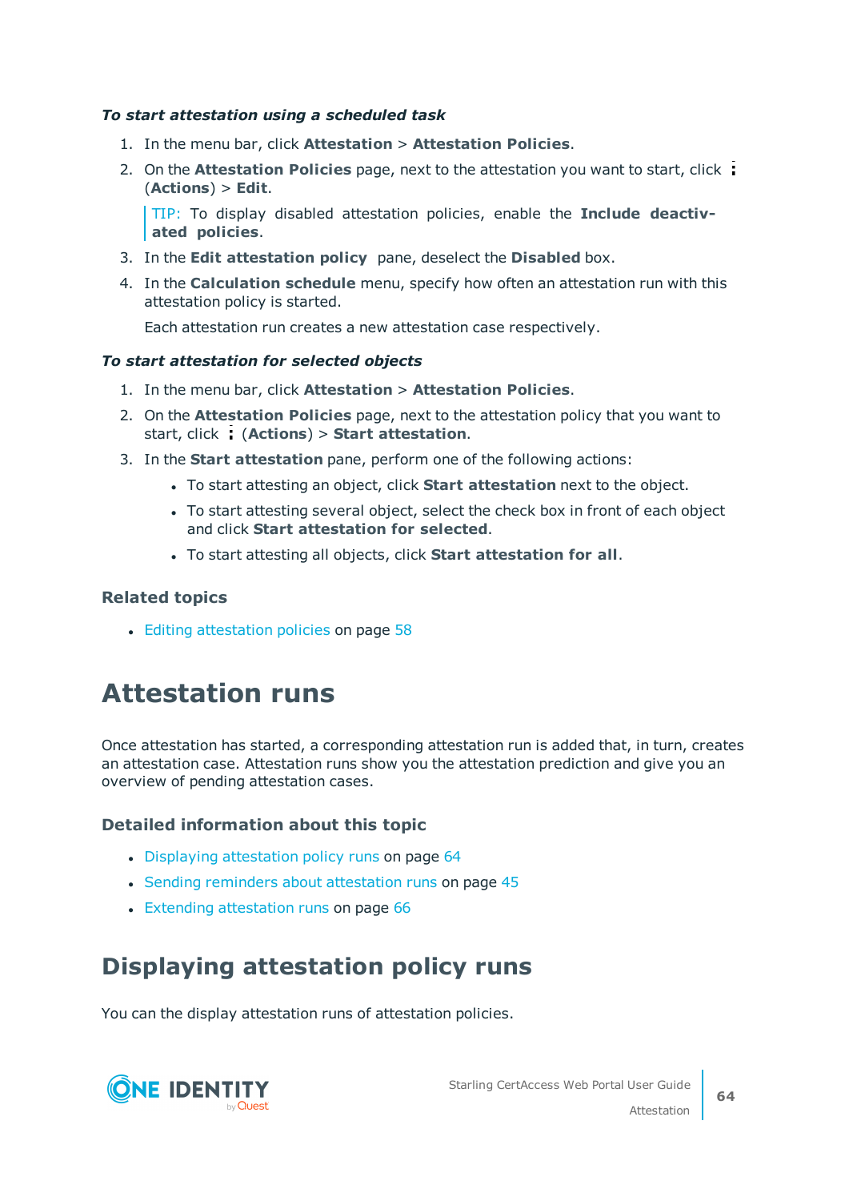***To start attestation using a scheduled task***

1. In the menu bar, click **Attestation** > **Attestation Policies**.
2. On the **Attestation Policies** page, next to the attestation you want to start, click ⋮ (**Actions**) > **Edit**.

   > TIP: To display disabled attestation policies, enable the **Include deactivated policies**.

3. In the **Edit attestation policy** pane, deselect the **Disabled** box.
4. In the **Calculation schedule** menu, specify how often an attestation run with this attestation policy is started.

   Each attestation run creates a new attestation case respectively.

***To start attestation for selected objects***

1. In the menu bar, click **Attestation** > **Attestation Policies**.
2. On the **Attestation Policies** page, next to the attestation policy that you want to start, click ⋮ (**Actions**) > **Start attestation**.
3. In the **Start attestation** pane, perform one of the following actions:
   - To start attesting an object, click **Start attestation** next to the object.
   - To start attesting several object, select the check box in front of each object and click **Start attestation for selected**.
   - To start attesting all objects, click **Start attestation for all**.

### Related topics

- Editing attestation policies on page 58

# Attestation runs

Once attestation has started, a corresponding attestation run is added that, in turn, creates an attestation case. Attestation runs show you the attestation prediction and give you an overview of pending attestation cases.

### Detailed information about this topic

- Displaying attestation policy runs on page 64
- Sending reminders about attestation runs on page 45
- Extending attestation runs on page 66

## Displaying attestation policy runs

You can the display attestation runs of attestation policies.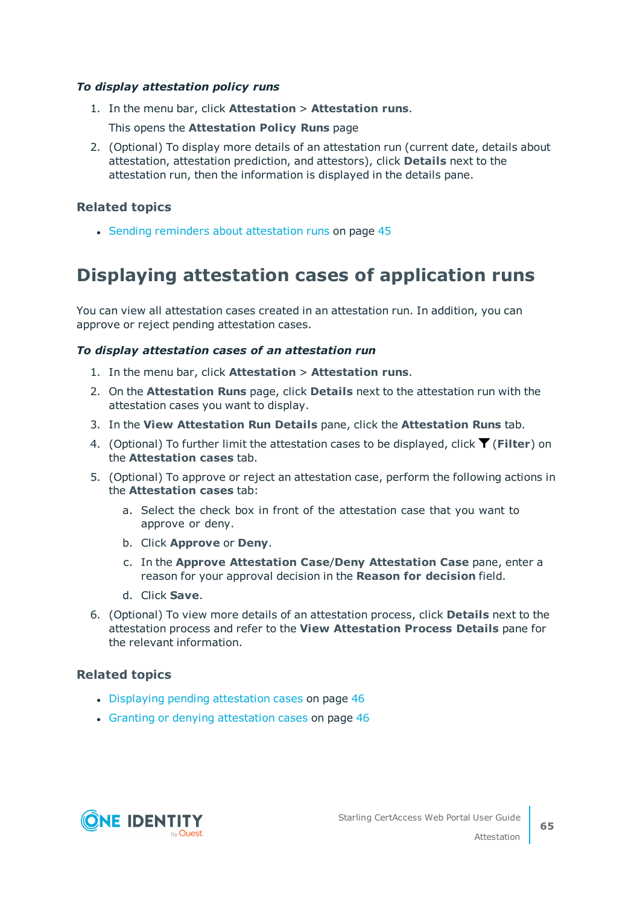*To display attestation policy runs*

1. In the menu bar, click **Attestation** > **Attestation runs**.

   This opens the **Attestation Policy Runs** page

2. (Optional) To display more details of an attestation run (current date, details about attestation, attestation prediction, and attestors), click **Details** next to the attestation run, then the information is displayed in the details pane.

### Related topics

- Sending reminders about attestation runs on page 45

## Displaying attestation cases of application runs

You can view all attestation cases created in an attestation run. In addition, you can approve or reject pending attestation cases.

*To display attestation cases of an attestation run*

1. In the menu bar, click **Attestation** > **Attestation runs**.
2. On the **Attestation Runs** page, click **Details** next to the attestation run with the attestation cases you want to display.
3. In the **View Attestation Run Details** pane, click the **Attestation Runs** tab.
4. (Optional) To further limit the attestation cases to be displayed, click (**Filter**) on the **Attestation cases** tab.
5. (Optional) To approve or reject an attestation case, perform the following actions in the **Attestation cases** tab:
   a. Select the check box in front of the attestation case that you want to approve or deny.
   b. Click **Approve** or **Deny**.
   c. In the **Approve Attestation Case**/**Deny Attestation Case** pane, enter a reason for your approval decision in the **Reason for decision** field.
   d. Click **Save**.
6. (Optional) To view more details of an attestation process, click **Details** next to the attestation process and refer to the **View Attestation Process Details** pane for the relevant information.

### Related topics

- Displaying pending attestation cases on page 46
- Granting or denying attestation cases on page 46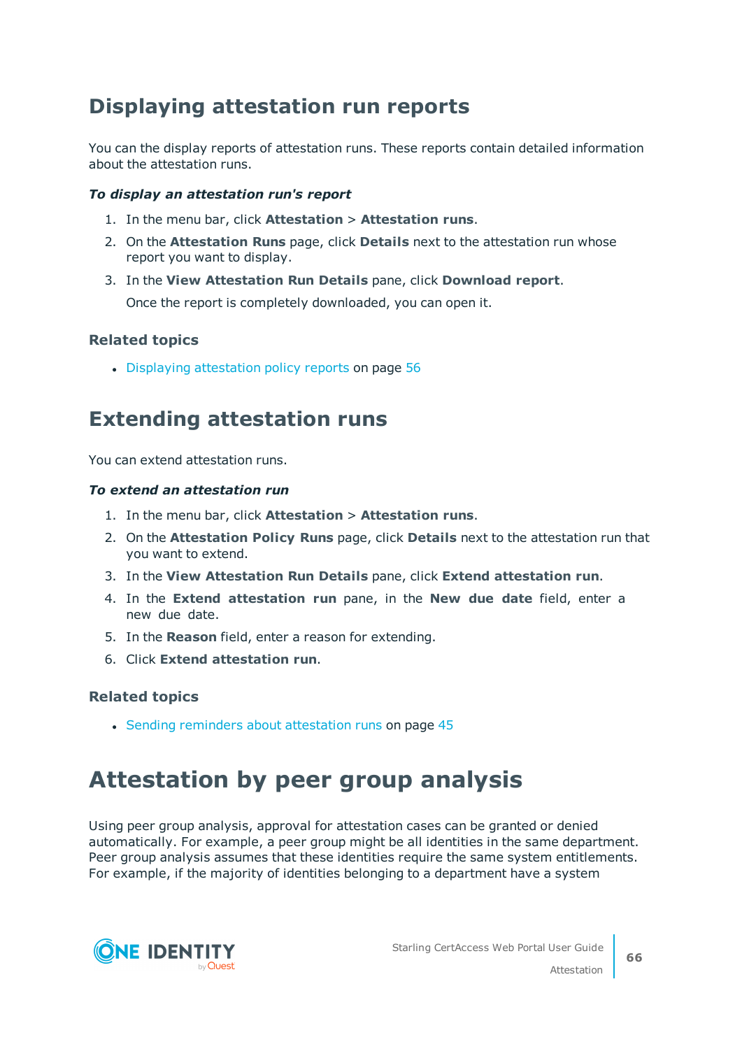## Displaying attestation run reports

You can the display reports of attestation runs. These reports contain detailed information about the attestation runs.

***To display an attestation run's report***

1. In the menu bar, click **Attestation** > **Attestation runs**.
2. On the **Attestation Runs** page, click **Details** next to the attestation run whose report you want to display.
3. In the **View Attestation Run Details** pane, click **Download report**.

   Once the report is completely downloaded, you can open it.

### Related topics

- Displaying attestation policy reports on page 56

## Extending attestation runs

You can extend attestation runs.

***To extend an attestation run***

1. In the menu bar, click **Attestation** > **Attestation runs**.
2. On the **Attestation Policy Runs** page, click **Details** next to the attestation run that you want to extend.
3. In the **View Attestation Run Details** pane, click **Extend attestation run**.
4. In the **Extend attestation run** pane, in the **New due date** field, enter a new due date.
5. In the **Reason** field, enter a reason for extending.
6. Click **Extend attestation run**.

### Related topics

- Sending reminders about attestation runs on page 45

# Attestation by peer group analysis

Using peer group analysis, approval for attestation cases can be granted or denied automatically. For example, a peer group might be all identities in the same department. Peer group analysis assumes that these identities require the same system entitlements. For example, if the majority of identities belonging to a department have a system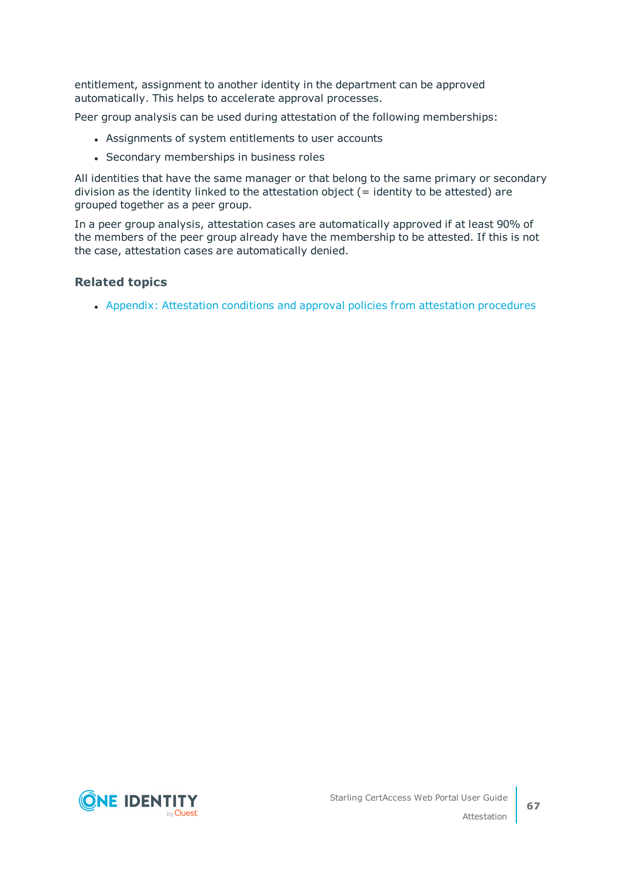entitlement, assignment to another identity in the department can be approved automatically. This helps to accelerate approval processes.

Peer group analysis can be used during attestation of the following memberships:

- Assignments of system entitlements to user accounts
- Secondary memberships in business roles

All identities that have the same manager or that belong to the same primary or secondary division as the identity linked to the attestation object (= identity to be attested) are grouped together as a peer group.

In a peer group analysis, attestation cases are automatically approved if at least 90% of the members of the peer group already have the membership to be attested. If this is not the case, attestation cases are automatically denied.

### Related topics

- Appendix: Attestation conditions and approval policies from attestation procedures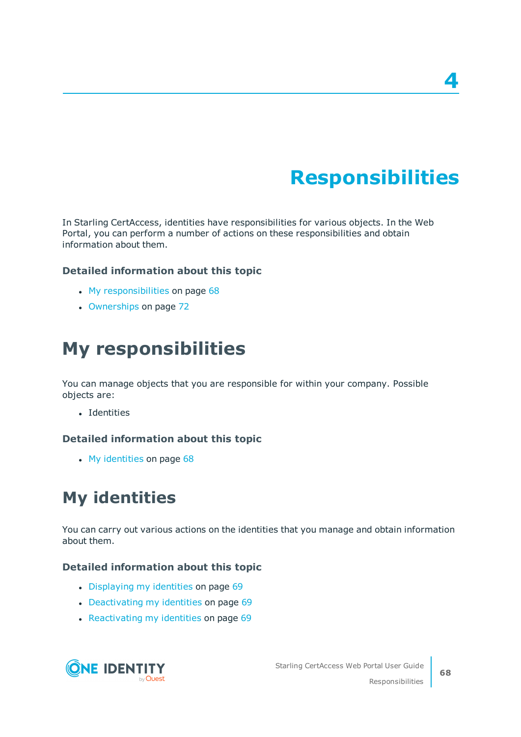# 4 Responsibilities

In Starling CertAccess, identities have responsibilities for various objects. In the Web Portal, you can perform a number of actions on these responsibilities and obtain information about them.

### Detailed information about this topic

- My responsibilities on page 68
- Ownerships on page 72

## My responsibilities

You can manage objects that you are responsible for within your company. Possible objects are:

- Identities

### Detailed information about this topic

- My identities on page 68

## My identities

You can carry out various actions on the identities that you manage and obtain information about them.

### Detailed information about this topic

- Displaying my identities on page 69
- Deactivating my identities on page 69
- Reactivating my identities on page 69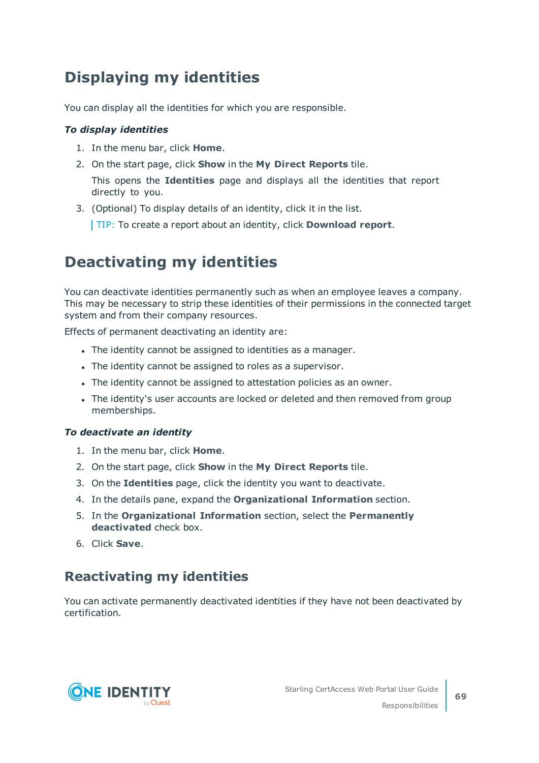# Displaying my identities

You can display all the identities for which you are responsible.

***To display identities***

1. In the menu bar, click **Home**.
2. On the start page, click **Show** in the **My Direct Reports** tile.

   This opens the **Identities** page and displays all the identities that report directly to you.
3. (Optional) To display details of an identity, click it in the list.

   TIP: To create a report about an identity, click **Download report**.

# Deactivating my identities

You can deactivate identities permanently such as when an employee leaves a company. This may be necessary to strip these identities of their permissions in the connected target system and from their company resources.

Effects of permanent deactivating an identity are:

- The identity cannot be assigned to identities as a manager.
- The identity cannot be assigned to roles as a supervisor.
- The identity cannot be assigned to attestation policies as an owner.
- The identity's user accounts are locked or deleted and then removed from group memberships.

***To deactivate an identity***

1. In the menu bar, click **Home**.
2. On the start page, click **Show** in the **My Direct Reports** tile.
3. On the **Identities** page, click the identity you want to deactivate.
4. In the details pane, expand the **Organizational Information** section.
5. In the **Organizational Information** section, select the **Permanently deactivated** check box.
6. Click **Save**.

## Reactivating my identities

You can activate permanently deactivated identities if they have not been deactivated by certification.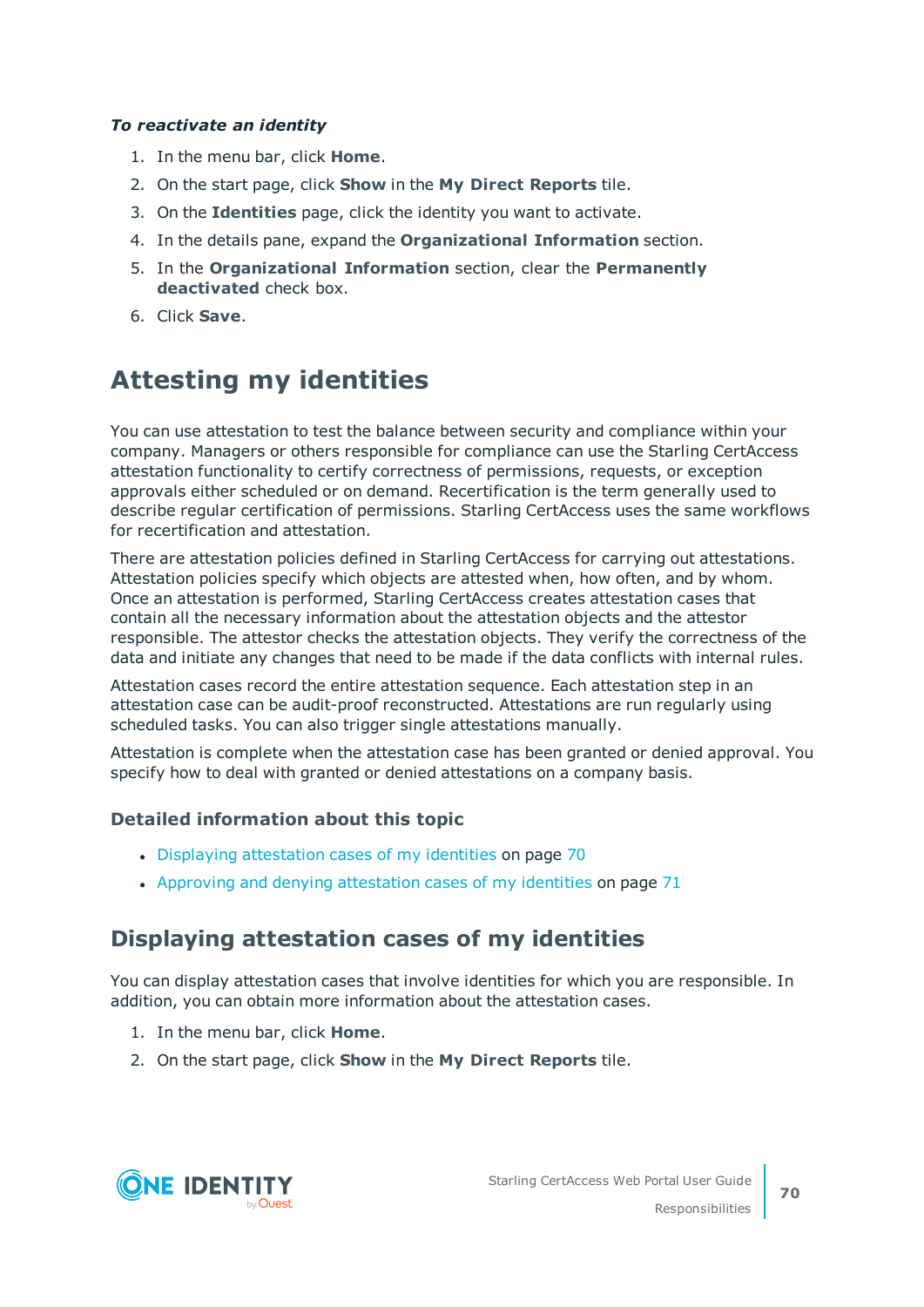***To reactivate an identity***

1. In the menu bar, click **Home**.
2. On the start page, click **Show** in the **My Direct Reports** tile.
3. On the **Identities** page, click the identity you want to activate.
4. In the details pane, expand the **Organizational Information** section.
5. In the **Organizational Information** section, clear the **Permanently deactivated** check box.
6. Click **Save**.

# Attesting my identities

You can use attestation to test the balance between security and compliance within your company. Managers or others responsible for compliance can use the Starling CertAccess attestation functionality to certify correctness of permissions, requests, or exception approvals either scheduled or on demand. Recertification is the term generally used to describe regular certification of permissions. Starling CertAccess uses the same workflows for recertification and attestation.

There are attestation policies defined in Starling CertAccess for carrying out attestations. Attestation policies specify which objects are attested when, how often, and by whom. Once an attestation is performed, Starling CertAccess creates attestation cases that contain all the necessary information about the attestation objects and the attestor responsible. The attestor checks the attestation objects. They verify the correctness of the data and initiate any changes that need to be made if the data conflicts with internal rules.

Attestation cases record the entire attestation sequence. Each attestation step in an attestation case can be audit-proof reconstructed. Attestations are run regularly using scheduled tasks. You can also trigger single attestations manually.

Attestation is complete when the attestation case has been granted or denied approval. You specify how to deal with granted or denied attestations on a company basis.

### Detailed information about this topic

- Displaying attestation cases of my identities on page 70
- Approving and denying attestation cases of my identities on page 71

## Displaying attestation cases of my identities

You can display attestation cases that involve identities for which you are responsible. In addition, you can obtain more information about the attestation cases.

1. In the menu bar, click **Home**.
2. On the start page, click **Show** in the **My Direct Reports** tile.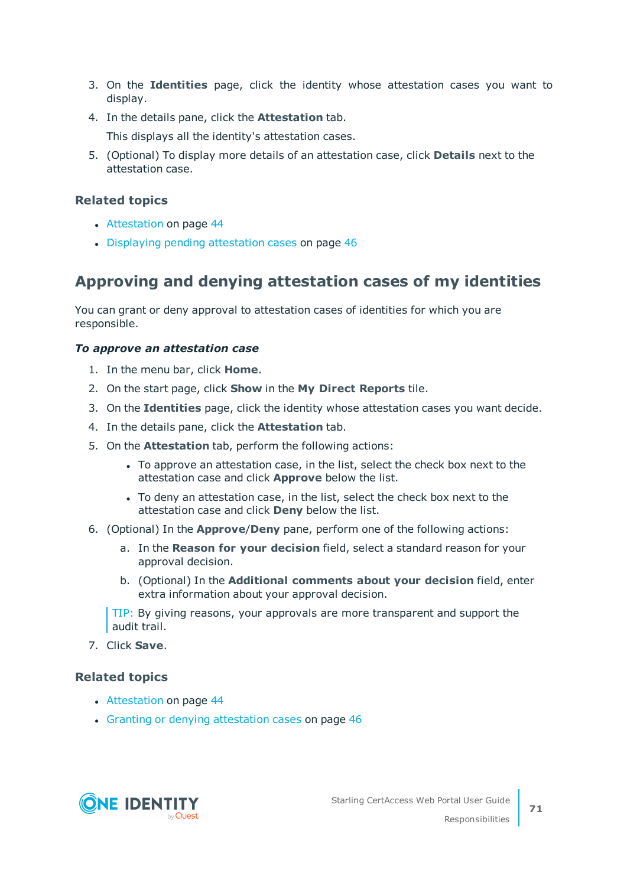3. On the **Identities** page, click the identity whose attestation cases you want to display.
4. In the details pane, click the **Attestation** tab.

   This displays all the identity's attestation cases.
5. (Optional) To display more details of an attestation case, click **Details** next to the attestation case.

### Related topics

- Attestation on page 44
- Displaying pending attestation cases on page 46

## Approving and denying attestation cases of my identities

You can grant or deny approval to attestation cases of identities for which you are responsible.

***To approve an attestation case***

1. In the menu bar, click **Home**.
2. On the start page, click **Show** in the **My Direct Reports** tile.
3. On the **Identities** page, click the identity whose attestation cases you want decide.
4. In the details pane, click the **Attestation** tab.
5. On the **Attestation** tab, perform the following actions:
   - To approve an attestation case, in the list, select the check box next to the attestation case and click **Approve** below the list.
   - To deny an attestation case, in the list, select the check box next to the attestation case and click **Deny** below the list.
6. (Optional) In the **Approve**/**Deny** pane, perform one of the following actions:
   a. In the **Reason for your decision** field, select a standard reason for your approval decision.
   b. (Optional) In the **Additional comments about your decision** field, enter extra information about your approval decision.

   TIP: By giving reasons, your approvals are more transparent and support the audit trail.
7. Click **Save**.

### Related topics

- Attestation on page 44
- Granting or denying attestation cases on page 46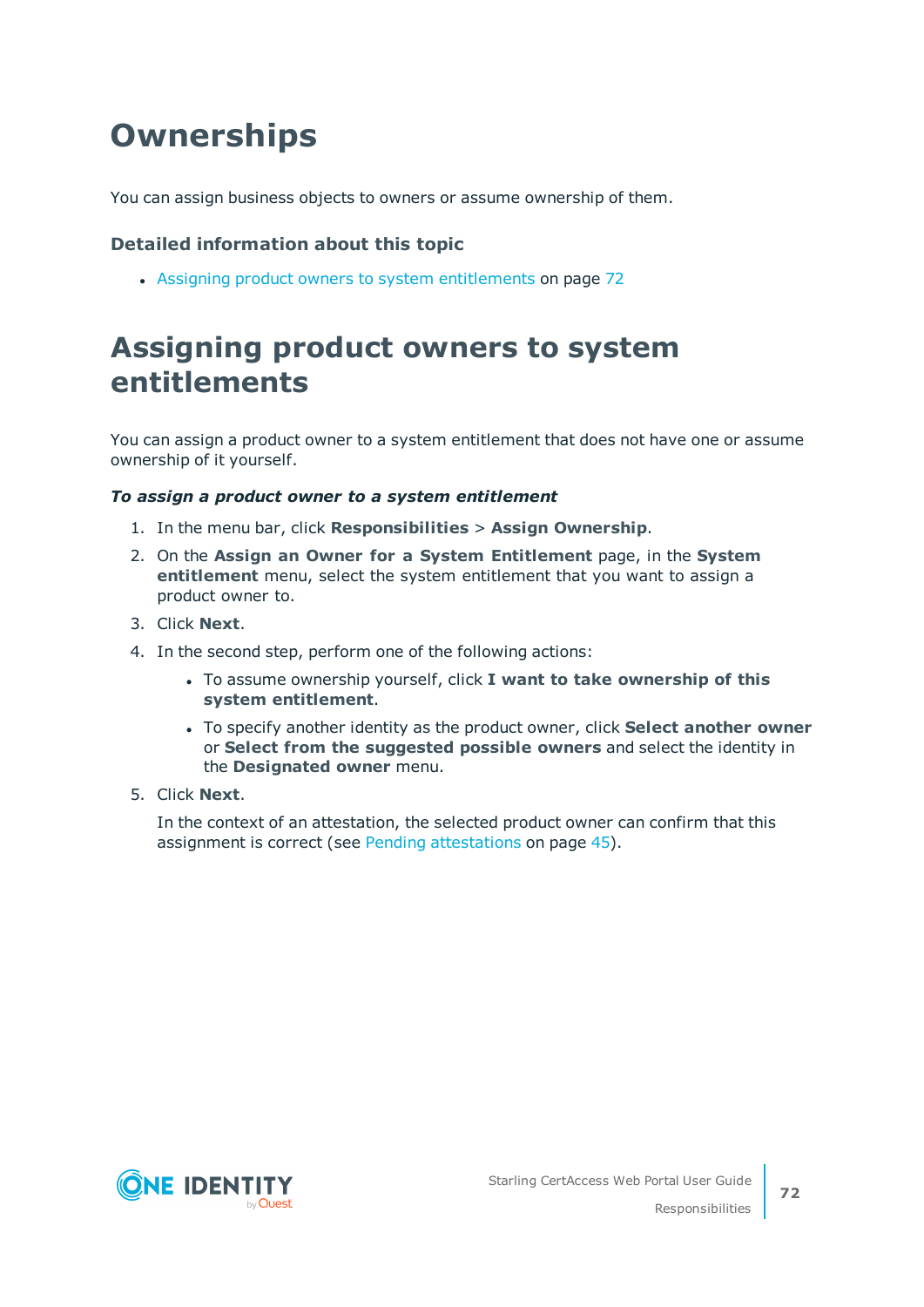# Ownerships

You can assign business objects to owners or assume ownership of them.

### Detailed information about this topic

- Assigning product owners to system entitlements on page 72

# Assigning product owners to system entitlements

You can assign a product owner to a system entitlement that does not have one or assume ownership of it yourself.

***To assign a product owner to a system entitlement***

1. In the menu bar, click **Responsibilities** > **Assign Ownership**.
2. On the **Assign an Owner for a System Entitlement** page, in the **System entitlement** menu, select the system entitlement that you want to assign a product owner to.
3. Click **Next**.
4. In the second step, perform one of the following actions:
   - To assume ownership yourself, click **I want to take ownership of this system entitlement**.
   - To specify another identity as the product owner, click **Select another owner** or **Select from the suggested possible owners** and select the identity in the **Designated owner** menu.
5. Click **Next**.

   In the context of an attestation, the selected product owner can confirm that this assignment is correct (see Pending attestations on page 45).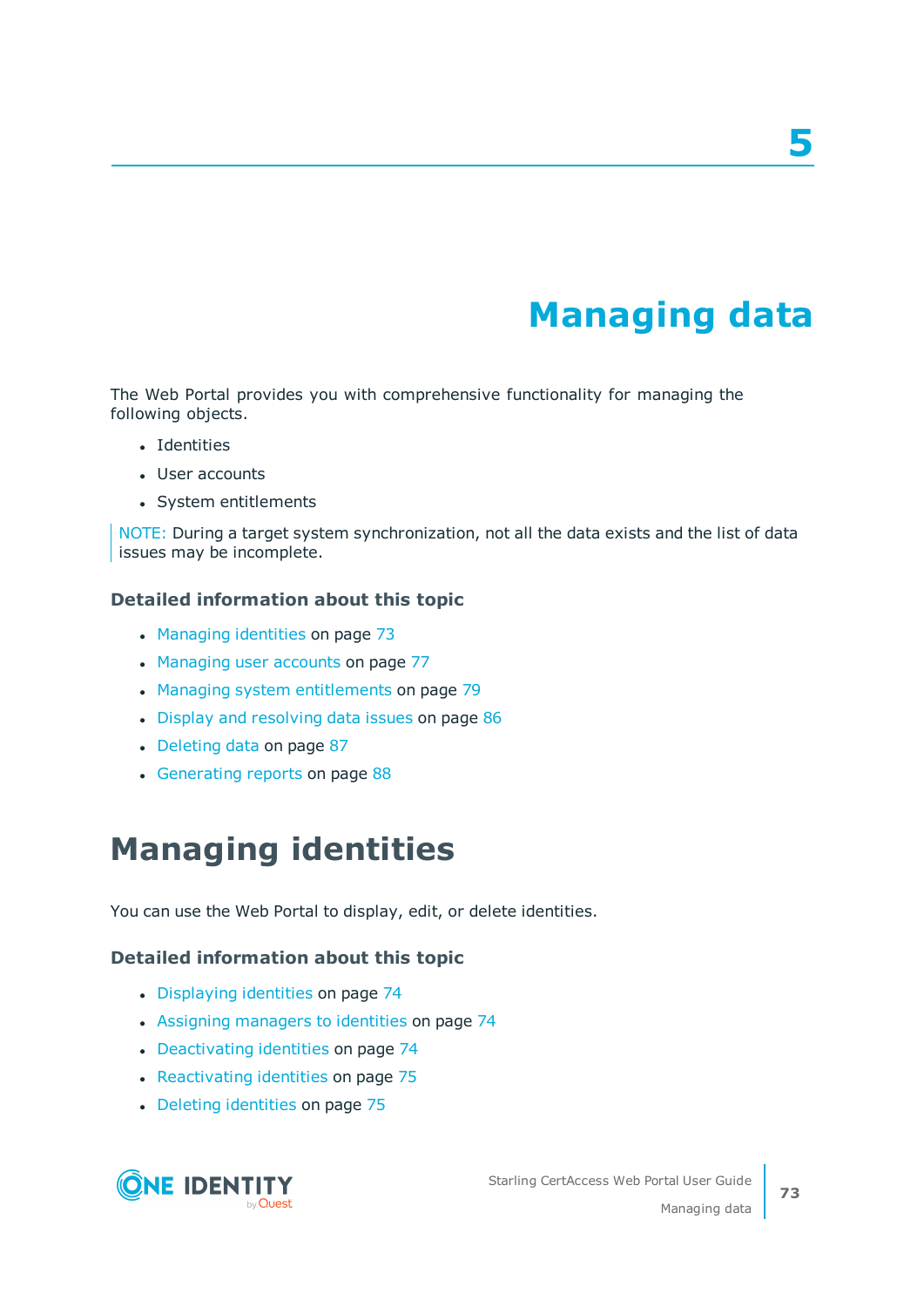# 5 Managing data

The Web Portal provides you with comprehensive functionality for managing the following objects.

- Identities
- User accounts
- System entitlements

NOTE: During a target system synchronization, not all the data exists and the list of data issues may be incomplete.

### Detailed information about this topic

- Managing identities on page 73
- Managing user accounts on page 77
- Managing system entitlements on page 79
- Display and resolving data issues on page 86
- Deleting data on page 87
- Generating reports on page 88

## Managing identities

You can use the Web Portal to display, edit, or delete identities.

### Detailed information about this topic

- Displaying identities on page 74
- Assigning managers to identities on page 74
- Deactivating identities on page 74
- Reactivating identities on page 75
- Deleting identities on page 75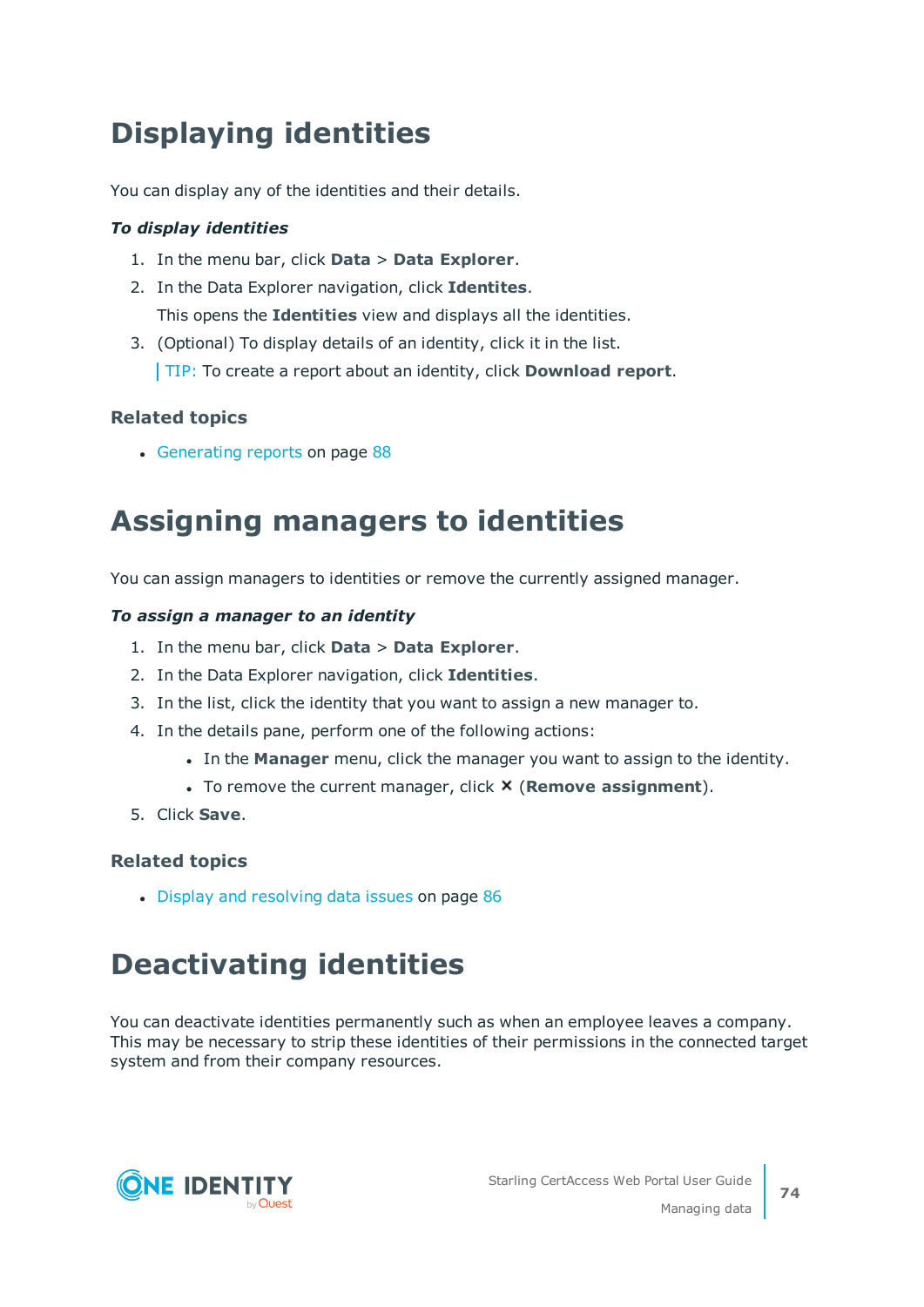# Displaying identities

You can display any of the identities and their details.

***To display identities***

1. In the menu bar, click **Data** > **Data Explorer**.
2. In the Data Explorer navigation, click **Identites**.

   This opens the **Identities** view and displays all the identities.
3. (Optional) To display details of an identity, click it in the list.

   TIP: To create a report about an identity, click **Download report**.

### Related topics

- Generating reports on page 88

# Assigning managers to identities

You can assign managers to identities or remove the currently assigned manager.

***To assign a manager to an identity***

1. In the menu bar, click **Data** > **Data Explorer**.
2. In the Data Explorer navigation, click **Identities**.
3. In the list, click the identity that you want to assign a new manager to.
4. In the details pane, perform one of the following actions:
   - In the **Manager** menu, click the manager you want to assign to the identity.
   - To remove the current manager, click ✕ (**Remove assignment**).
5. Click **Save**.

### Related topics

- Display and resolving data issues on page 86

# Deactivating identities

You can deactivate identities permanently such as when an employee leaves a company. This may be necessary to strip these identities of their permissions in the connected target system and from their company resources.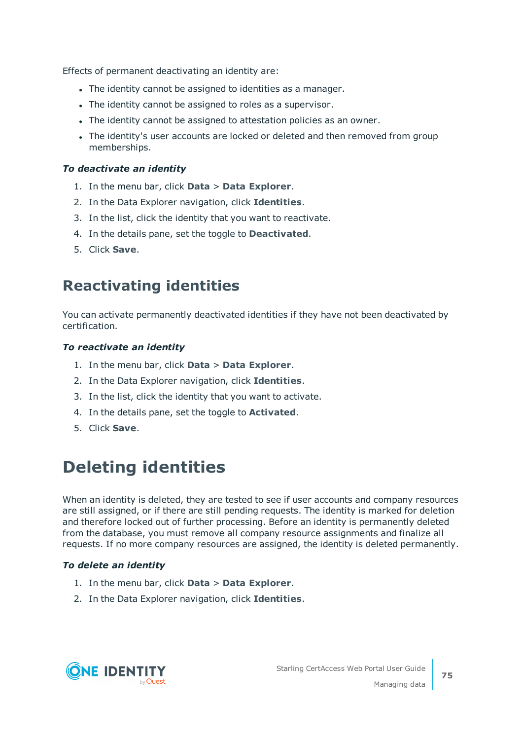Effects of permanent deactivating an identity are:

- The identity cannot be assigned to identities as a manager.
- The identity cannot be assigned to roles as a supervisor.
- The identity cannot be assigned to attestation policies as an owner.
- The identity's user accounts are locked or deleted and then removed from group memberships.

***To deactivate an identity***

1. In the menu bar, click **Data** > **Data Explorer**.
2. In the Data Explorer navigation, click **Identities**.
3. In the list, click the identity that you want to reactivate.
4. In the details pane, set the toggle to **Deactivated**.
5. Click **Save**.

## Reactivating identities

You can activate permanently deactivated identities if they have not been deactivated by certification.

***To reactivate an identity***

1. In the menu bar, click **Data** > **Data Explorer**.
2. In the Data Explorer navigation, click **Identities**.
3. In the list, click the identity that you want to activate.
4. In the details pane, set the toggle to **Activated**.
5. Click **Save**.

# Deleting identities

When an identity is deleted, they are tested to see if user accounts and company resources are still assigned, or if there are still pending requests. The identity is marked for deletion and therefore locked out of further processing. Before an identity is permanently deleted from the database, you must remove all company resource assignments and finalize all requests. If no more company resources are assigned, the identity is deleted permanently.

***To delete an identity***

1. In the menu bar, click **Data** > **Data Explorer**.
2. In the Data Explorer navigation, click **Identities**.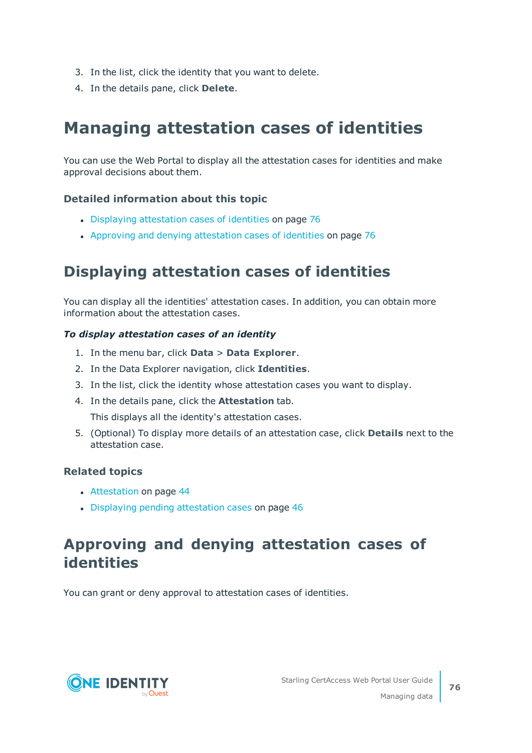3. In the list, click the identity that you want to delete.
4. In the details pane, click **Delete**.

# Managing attestation cases of identities

You can use the Web Portal to display all the attestation cases for identities and make approval decisions about them.

### Detailed information about this topic

- Displaying attestation cases of identities on page 76
- Approving and denying attestation cases of identities on page 76

## Displaying attestation cases of identities

You can display all the identities' attestation cases. In addition, you can obtain more information about the attestation cases.

***To display attestation cases of an identity***

1. In the menu bar, click **Data** > **Data Explorer**.
2. In the Data Explorer navigation, click **Identities**.
3. In the list, click the identity whose attestation cases you want to display.
4. In the details pane, click the **Attestation** tab.

   This displays all the identity's attestation cases.
5. (Optional) To display more details of an attestation case, click **Details** next to the attestation case.

### Related topics

- Attestation on page 44
- Displaying pending attestation cases on page 46

## Approving and denying attestation cases of identities

You can grant or deny approval to attestation cases of identities.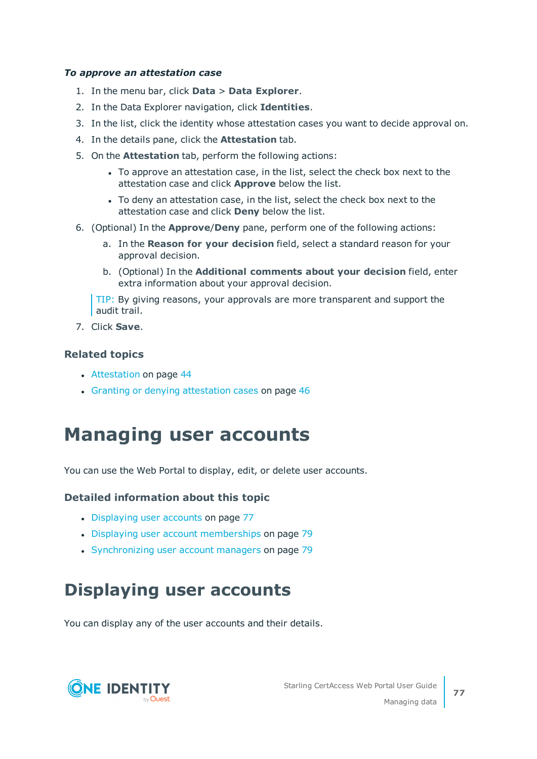***To approve an attestation case***

1. In the menu bar, click **Data** > **Data Explorer**.
2. In the Data Explorer navigation, click **Identities**.
3. In the list, click the identity whose attestation cases you want to decide approval on.
4. In the details pane, click the **Attestation** tab.
5. On the **Attestation** tab, perform the following actions:
   - To approve an attestation case, in the list, select the check box next to the attestation case and click **Approve** below the list.
   - To deny an attestation case, in the list, select the check box next to the attestation case and click **Deny** below the list.
6. (Optional) In the **Approve**/**Deny** pane, perform one of the following actions:
   a. In the **Reason for your decision** field, select a standard reason for your approval decision.
   b. (Optional) In the **Additional comments about your decision** field, enter extra information about your approval decision.

   TIP: By giving reasons, your approvals are more transparent and support the audit trail.
7. Click **Save**.

### Related topics

- Attestation on page 44
- Granting or denying attestation cases on page 46

# Managing user accounts

You can use the Web Portal to display, edit, or delete user accounts.

### Detailed information about this topic

- Displaying user accounts on page 77
- Displaying user account memberships on page 79
- Synchronizing user account managers on page 79

# Displaying user accounts

You can display any of the user accounts and their details.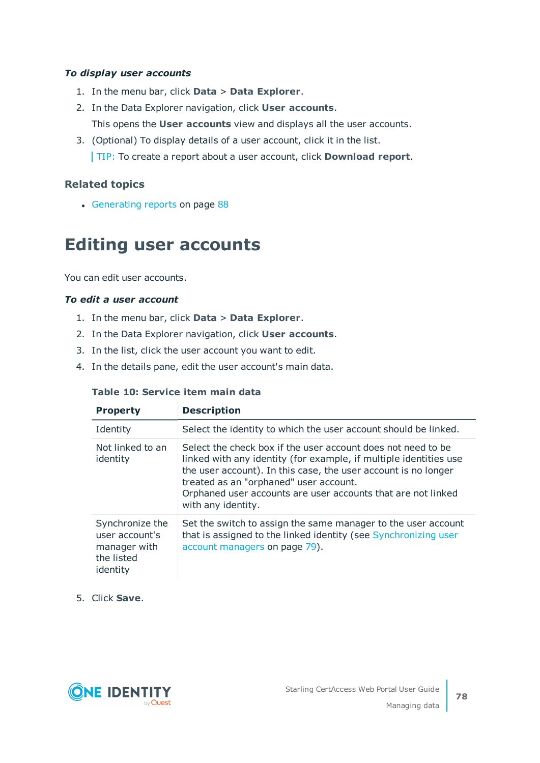***To display user accounts***

1. In the menu bar, click **Data** > **Data Explorer**.
2. In the Data Explorer navigation, click **User accounts**.

   This opens the **User accounts** view and displays all the user accounts.
3. (Optional) To display details of a user account, click it in the list.

   TIP: To create a report about a user account, click **Download report**.

### Related topics

- Generating reports on page 88

## Editing user accounts

You can edit user accounts.

***To edit a user account***

1. In the menu bar, click **Data** > **Data Explorer**.
2. In the Data Explorer navigation, click **User accounts**.
3. In the list, click the user account you want to edit.
4. In the details pane, edit the user account's main data.

**Table 10: Service item main data**

| Property | Description |
|---|---|
| Identity | Select the identity to which the user account should be linked. |
| Not linked to an identity | Select the check box if the user account does not need to be linked with any identity (for example, if multiple identities use the user account). In this case, the user account is no longer treated as an "orphaned" user account. Orphaned user accounts are user accounts that are not linked with any identity. |
| Synchronize the user account's manager with the listed identity | Set the switch to assign the same manager to the user account that is assigned to the linked identity (see Synchronizing user account managers on page 79). |

5. Click **Save**.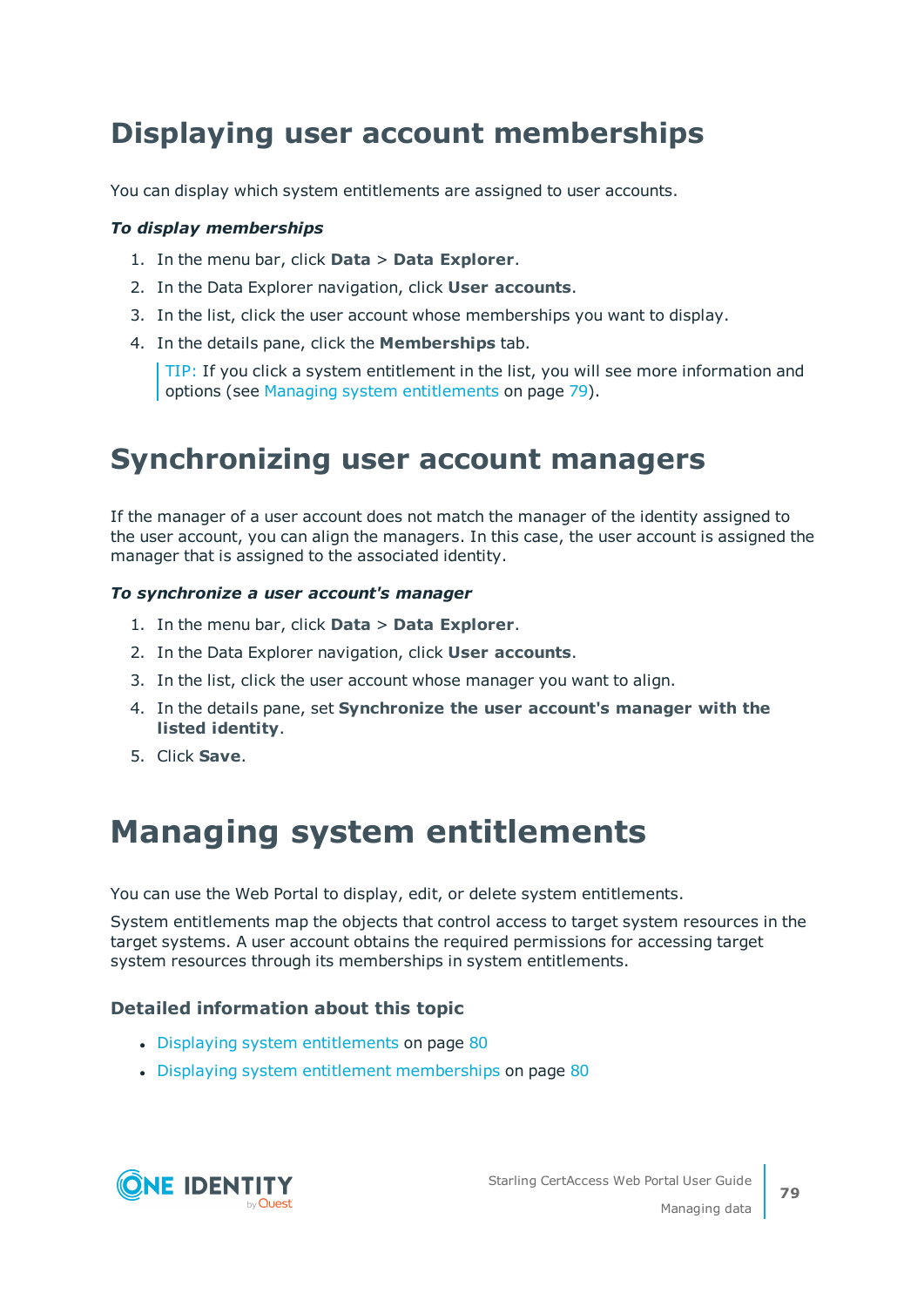# Displaying user account memberships

You can display which system entitlements are assigned to user accounts.

***To display memberships***

1. In the menu bar, click **Data** > **Data Explorer**.
2. In the Data Explorer navigation, click **User accounts**.
3. In the list, click the user account whose memberships you want to display.
4. In the details pane, click the **Memberships** tab.

   TIP: If you click a system entitlement in the list, you will see more information and options (see Managing system entitlements on page 79).

# Synchronizing user account managers

If the manager of a user account does not match the manager of the identity assigned to the user account, you can align the managers. In this case, the user account is assigned the manager that is assigned to the associated identity.

***To synchronize a user account's manager***

1. In the menu bar, click **Data** > **Data Explorer**.
2. In the Data Explorer navigation, click **User accounts**.
3. In the list, click the user account whose manager you want to align.
4. In the details pane, set **Synchronize the user account's manager with the listed identity**.
5. Click **Save**.

# Managing system entitlements

You can use the Web Portal to display, edit, or delete system entitlements.

System entitlements map the objects that control access to target system resources in the target systems. A user account obtains the required permissions for accessing target system resources through its memberships in system entitlements.

### Detailed information about this topic

- Displaying system entitlements on page 80
- Displaying system entitlement memberships on page 80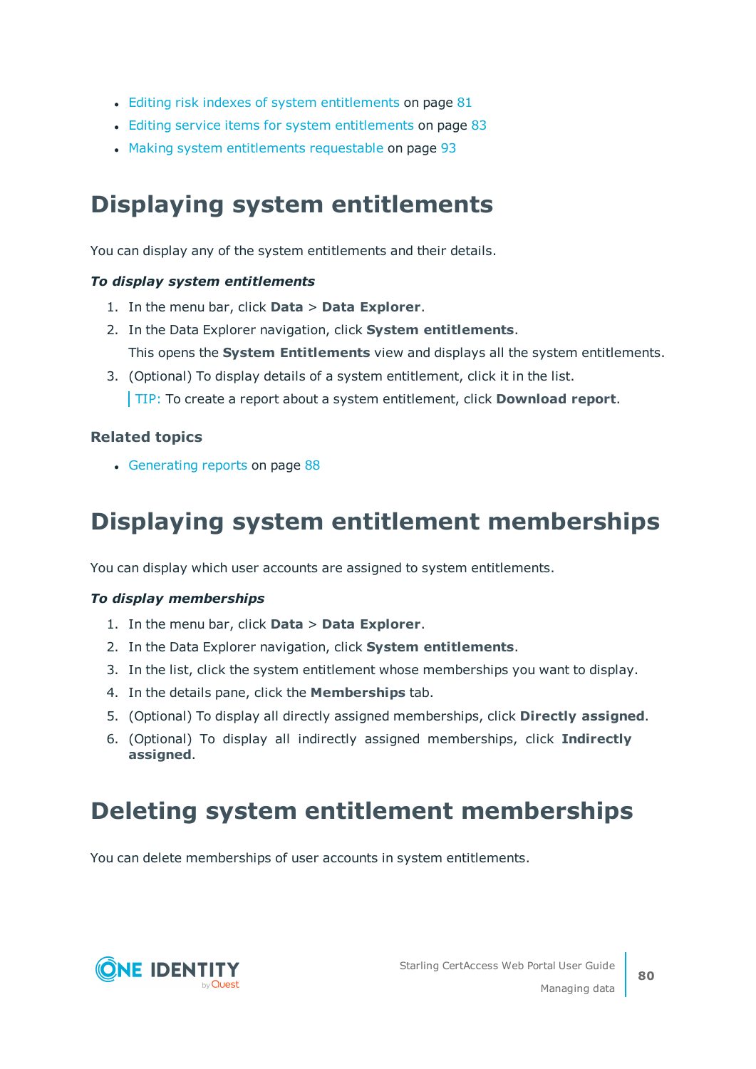- Editing risk indexes of system entitlements on page 81
- Editing service items for system entitlements on page 83
- Making system entitlements requestable on page 93

# Displaying system entitlements

You can display any of the system entitlements and their details.

***To display system entitlements***

1. In the menu bar, click **Data** > **Data Explorer**.
2. In the Data Explorer navigation, click **System entitlements**.

   This opens the **System Entitlements** view and displays all the system entitlements.
3. (Optional) To display details of a system entitlement, click it in the list.

   TIP: To create a report about a system entitlement, click **Download report**.

### Related topics

- Generating reports on page 88

# Displaying system entitlement memberships

You can display which user accounts are assigned to system entitlements.

***To display memberships***

1. In the menu bar, click **Data** > **Data Explorer**.
2. In the Data Explorer navigation, click **System entitlements**.
3. In the list, click the system entitlement whose memberships you want to display.
4. In the details pane, click the **Memberships** tab.
5. (Optional) To display all directly assigned memberships, click **Directly assigned**.
6. (Optional) To display all indirectly assigned memberships, click **Indirectly assigned**.

# Deleting system entitlement memberships

You can delete memberships of user accounts in system entitlements.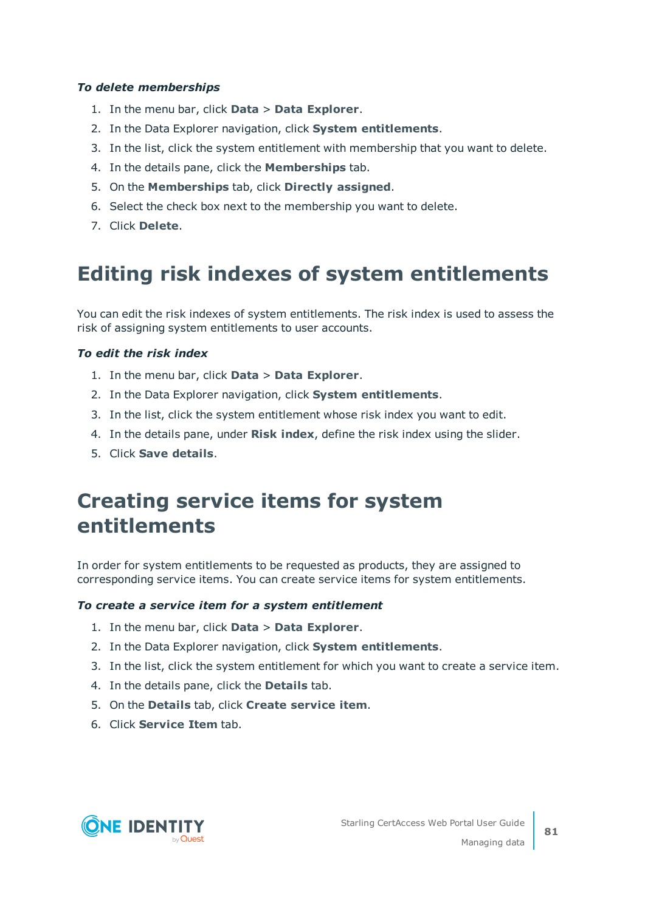*To delete memberships*

1. In the menu bar, click **Data** > **Data Explorer**.
2. In the Data Explorer navigation, click **System entitlements**.
3. In the list, click the system entitlement with membership that you want to delete.
4. In the details pane, click the **Memberships** tab.
5. On the **Memberships** tab, click **Directly assigned**.
6. Select the check box next to the membership you want to delete.
7. Click **Delete**.

# Editing risk indexes of system entitlements

You can edit the risk indexes of system entitlements. The risk index is used to assess the risk of assigning system entitlements to user accounts.

*To edit the risk index*

1. In the menu bar, click **Data** > **Data Explorer**.
2. In the Data Explorer navigation, click **System entitlements**.
3. In the list, click the system entitlement whose risk index you want to edit.
4. In the details pane, under **Risk index**, define the risk index using the slider.
5. Click **Save details**.

# Creating service items for system entitlements

In order for system entitlements to be requested as products, they are assigned to corresponding service items. You can create service items for system entitlements.

*To create a service item for a system entitlement*

1. In the menu bar, click **Data** > **Data Explorer**.
2. In the Data Explorer navigation, click **System entitlements**.
3. In the list, click the system entitlement for which you want to create a service item.
4. In the details pane, click the **Details** tab.
5. On the **Details** tab, click **Create service item**.
6. Click **Service Item** tab.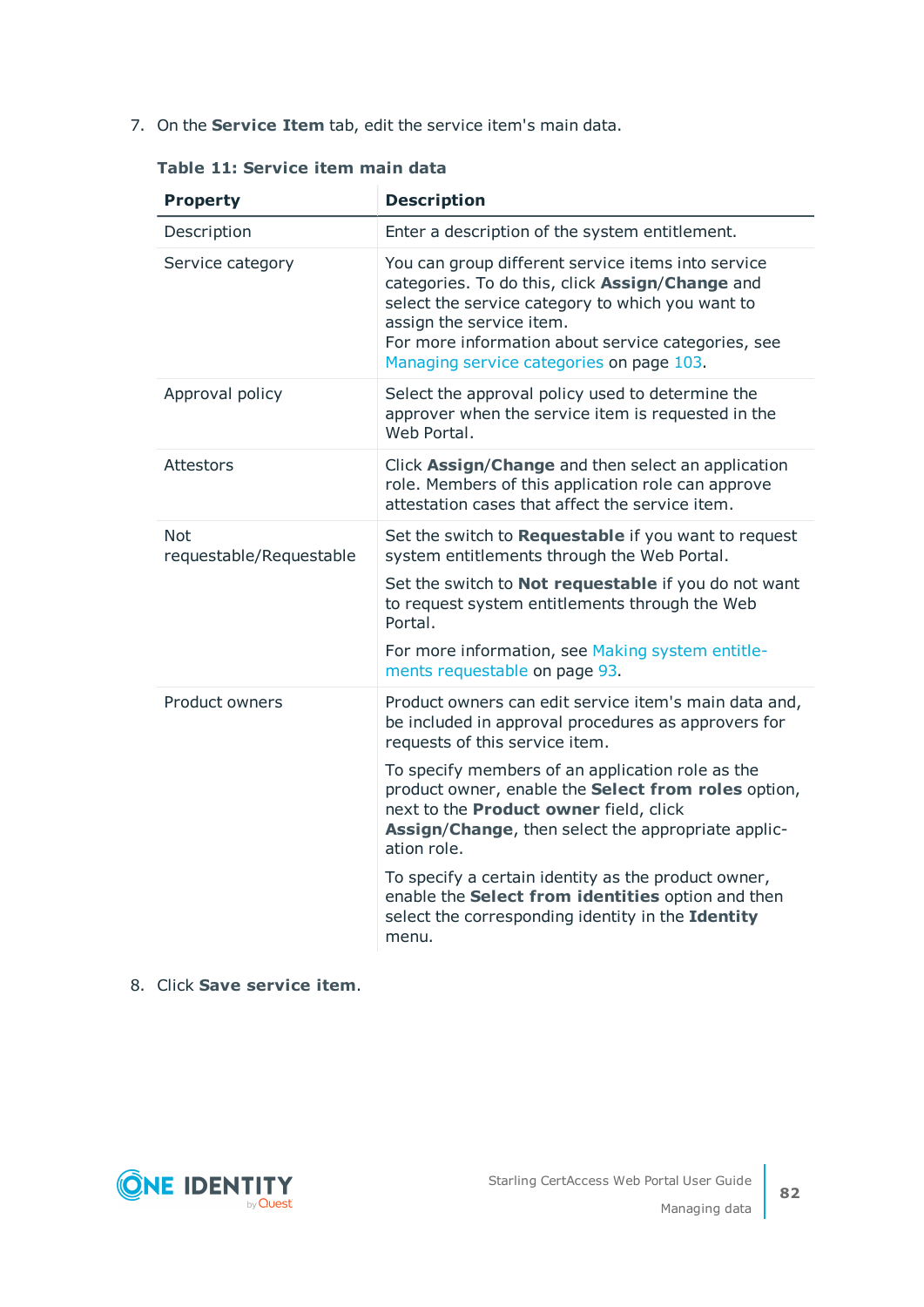7. On the **Service Item** tab, edit the service item's main data.

**Table 11: Service item main data**

| Property | Description |
|---|---|
| Description | Enter a description of the system entitlement. |
| Service category | You can group different service items into service categories. To do this, click **Assign**/**Change** and select the service category to which you want to assign the service item.<br>For more information about service categories, see Managing service categories on page 103. |
| Approval policy | Select the approval policy used to determine the approver when the service item is requested in the Web Portal. |
| Attestors | Click **Assign**/**Change** and then select an application role. Members of this application role can approve attestation cases that affect the service item. |
| Not requestable/Requestable | Set the switch to **Requestable** if you want to request system entitlements through the Web Portal.<br><br>Set the switch to **Not requestable** if you do not want to request system entitlements through the Web Portal.<br><br>For more information, see Making system entitlements requestable on page 93. |
| Product owners | Product owners can edit service item's main data and, be included in approval procedures as approvers for requests of this service item.<br><br>To specify members of an application role as the product owner, enable the **Select from roles** option, next to the **Product owner** field, click **Assign**/**Change**, then select the appropriate application role.<br><br>To specify a certain identity as the product owner, enable the **Select from identities** option and then select the corresponding identity in the **Identity** menu. |

8. Click **Save service item**.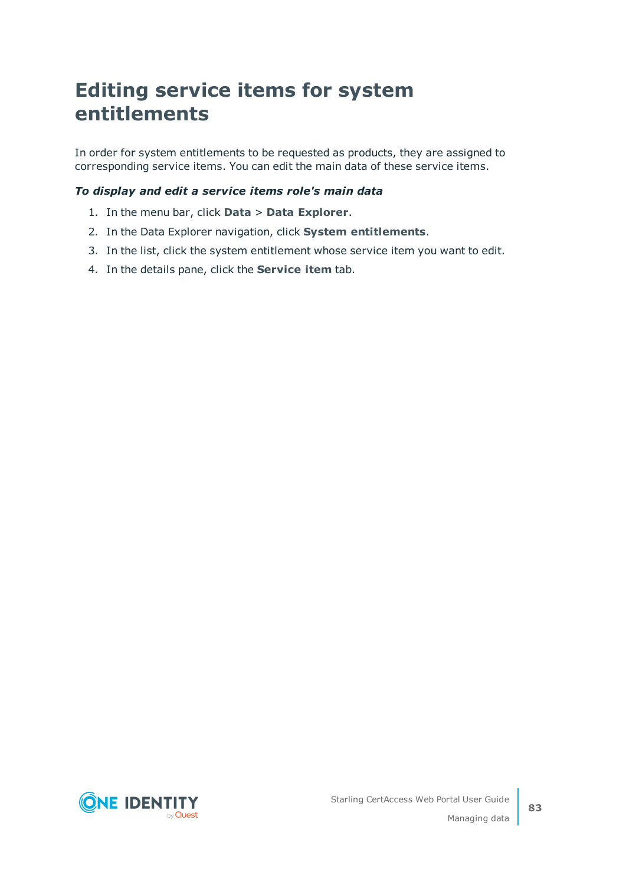# Editing service items for system entitlements

In order for system entitlements to be requested as products, they are assigned to corresponding service items. You can edit the main data of these service items.

***To display and edit a service items role's main data***

1. In the menu bar, click **Data** > **Data Explorer**.
2. In the Data Explorer navigation, click **System entitlements**.
3. In the list, click the system entitlement whose service item you want to edit.
4. In the details pane, click the **Service item** tab.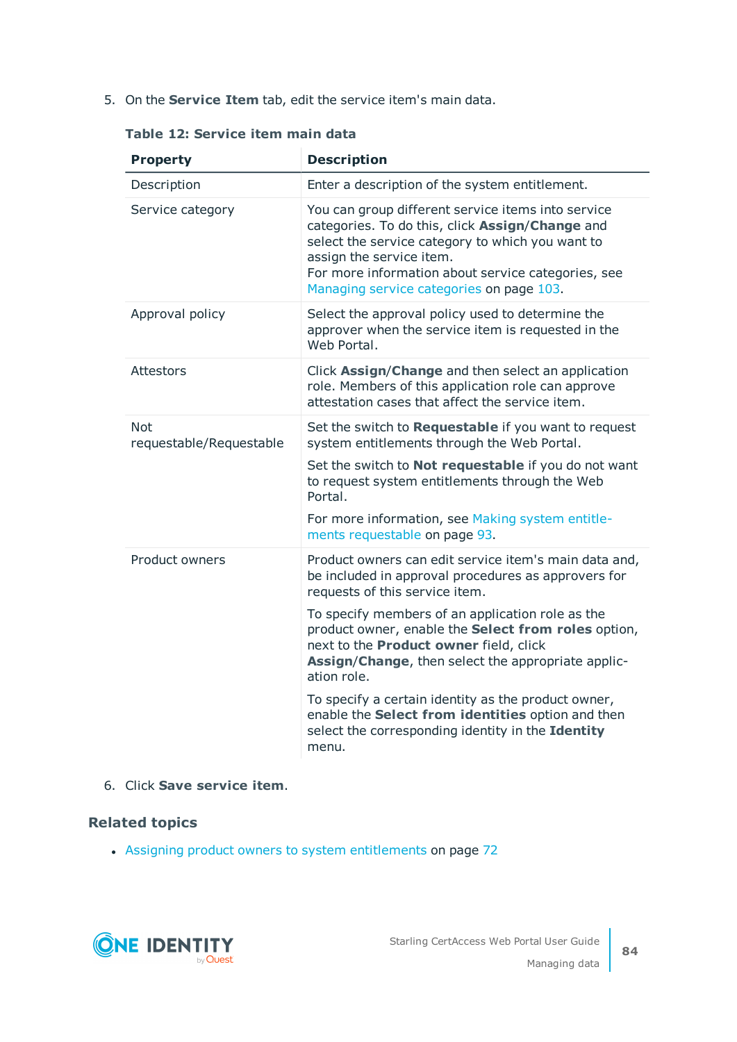5. On the **Service Item** tab, edit the service item's main data.

**Table 12: Service item main data**

| Property | Description |
|---|---|
| Description | Enter a description of the system entitlement. |
| Service category | You can group different service items into service categories. To do this, click **Assign**/**Change** and select the service category to which you want to assign the service item.<br>For more information about service categories, see Managing service categories on page 103. |
| Approval policy | Select the approval policy used to determine the approver when the service item is requested in the Web Portal. |
| Attestors | Click **Assign**/**Change** and then select an application role. Members of this application role can approve attestation cases that affect the service item. |
| Not requestable/Requestable | Set the switch to **Requestable** if you want to request system entitlements through the Web Portal.<br><br>Set the switch to **Not requestable** if you do not want to request system entitlements through the Web Portal.<br><br>For more information, see Making system entitlements requestable on page 93. |
| Product owners | Product owners can edit service item's main data and, be included in approval procedures as approvers for requests of this service item.<br><br>To specify members of an application role as the product owner, enable the **Select from roles** option, next to the **Product owner** field, click **Assign**/**Change**, then select the appropriate application role.<br><br>To specify a certain identity as the product owner, enable the **Select from identities** option and then select the corresponding identity in the **Identity** menu. |

6. Click **Save service item**.

## Related topics

- Assigning product owners to system entitlements on page 72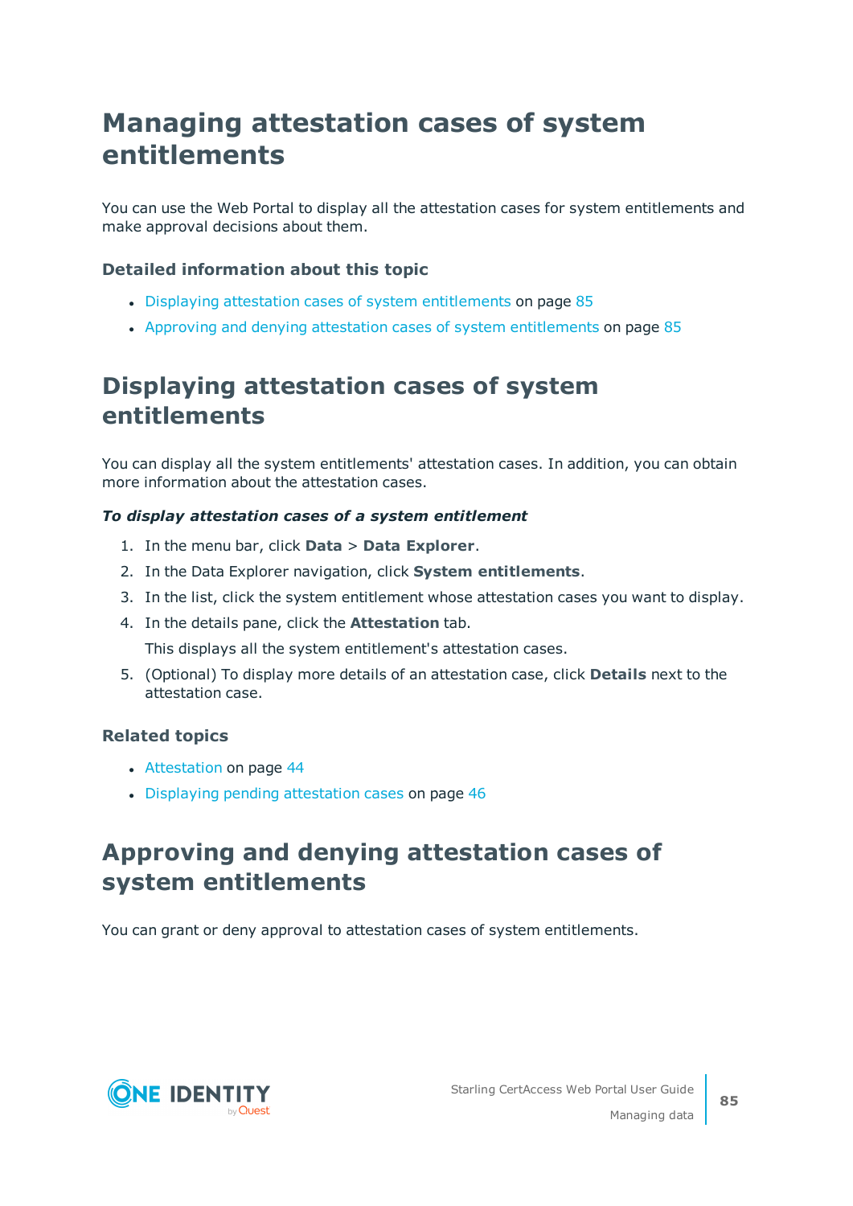# Managing attestation cases of system entitlements

You can use the Web Portal to display all the attestation cases for system entitlements and make approval decisions about them.

### Detailed information about this topic

- Displaying attestation cases of system entitlements on page 85
- Approving and denying attestation cases of system entitlements on page 85

# Displaying attestation cases of system entitlements

You can display all the system entitlements' attestation cases. In addition, you can obtain more information about the attestation cases.

***To display attestation cases of a system entitlement***

1. In the menu bar, click **Data** > **Data Explorer**.
2. In the Data Explorer navigation, click **System entitlements**.
3. In the list, click the system entitlement whose attestation cases you want to display.
4. In the details pane, click the **Attestation** tab.

   This displays all the system entitlement's attestation cases.
5. (Optional) To display more details of an attestation case, click **Details** next to the attestation case.

### Related topics

- Attestation on page 44
- Displaying pending attestation cases on page 46

# Approving and denying attestation cases of system entitlements

You can grant or deny approval to attestation cases of system entitlements.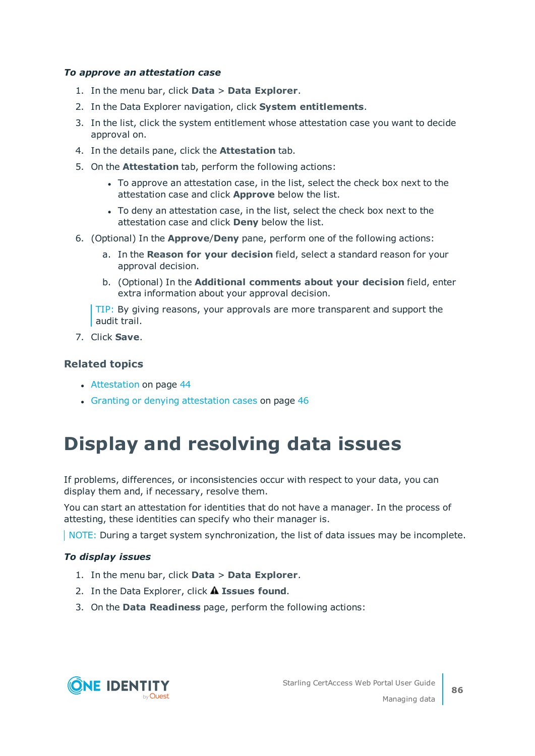***To approve an attestation case***

1. In the menu bar, click **Data** > **Data Explorer**.
2. In the Data Explorer navigation, click **System entitlements**.
3. In the list, click the system entitlement whose attestation case you want to decide approval on.
4. In the details pane, click the **Attestation** tab.
5. On the **Attestation** tab, perform the following actions:
   - To approve an attestation case, in the list, select the check box next to the attestation case and click **Approve** below the list.
   - To deny an attestation case, in the list, select the check box next to the attestation case and click **Deny** below the list.
6. (Optional) In the **Approve**/**Deny** pane, perform one of the following actions:
   a. In the **Reason for your decision** field, select a standard reason for your approval decision.
   b. (Optional) In the **Additional comments about your decision** field, enter extra information about your approval decision.

   TIP: By giving reasons, your approvals are more transparent and support the audit trail.
7. Click **Save**.

## Related topics

- Attestation on page 44
- Granting or denying attestation cases on page 46

# Display and resolving data issues

If problems, differences, or inconsistencies occur with respect to your data, you can display them and, if necessary, resolve them.

You can start an attestation for identities that do not have a manager. In the process of attesting, these identities can specify who their manager is.

NOTE: During a target system synchronization, the list of data issues may be incomplete.

***To display issues***

1. In the menu bar, click **Data** > **Data Explorer**.
2. In the Data Explorer, click ⚠ **Issues found**.
3. On the **Data Readiness** page, perform the following actions: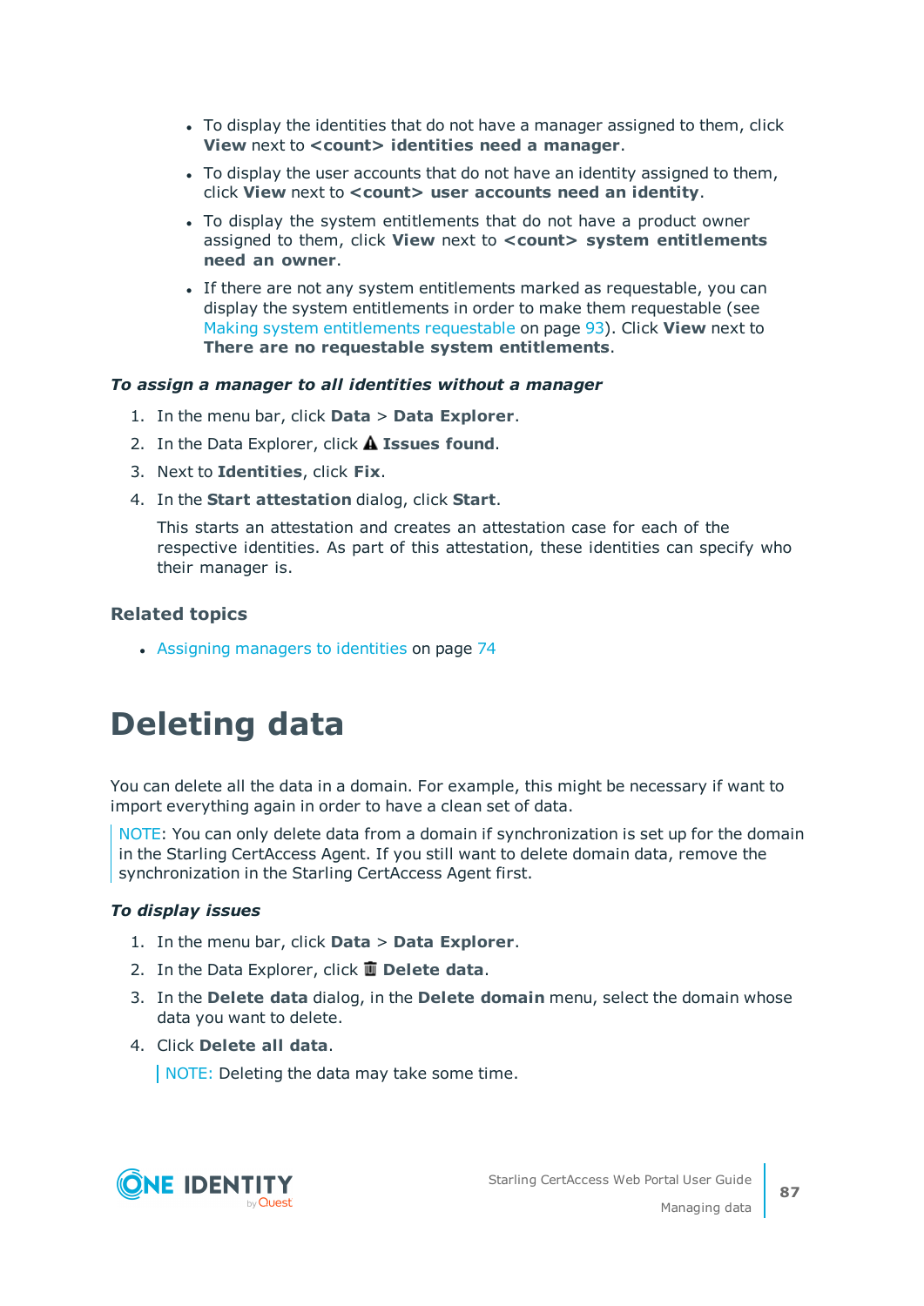- To display the identities that do not have a manager assigned to them, click **View** next to **<count> identities need a manager**.
- To display the user accounts that do not have an identity assigned to them, click **View** next to **<count> user accounts need an identity**.
- To display the system entitlements that do not have a product owner assigned to them, click **View** next to **<count> system entitlements need an owner**.
- If there are not any system entitlements marked as requestable, you can display the system entitlements in order to make them requestable (see Making system entitlements requestable on page 93). Click **View** next to **There are no requestable system entitlements**.

***To assign a manager to all identities without a manager***

1. In the menu bar, click **Data** > **Data Explorer**.
2. In the Data Explorer, click ⚠ **Issues found**.
3. Next to **Identities**, click **Fix**.
4. In the **Start attestation** dialog, click **Start**.

   This starts an attestation and creates an attestation case for each of the respective identities. As part of this attestation, these identities can specify who their manager is.

### Related topics

- Assigning managers to identities on page 74

# Deleting data

You can delete all the data in a domain. For example, this might be necessary if want to import everything again in order to have a clean set of data.

> NOTE: You can only delete data from a domain if synchronization is set up for the domain in the Starling CertAccess Agent. If you still want to delete domain data, remove the synchronization in the Starling CertAccess Agent first.

***To display issues***

1. In the menu bar, click **Data** > **Data Explorer**.
2. In the Data Explorer, click 🗑 **Delete data**.
3. In the **Delete data** dialog, in the **Delete domain** menu, select the domain whose data you want to delete.
4. Click **Delete all data**.

   > NOTE: Deleting the data may take some time.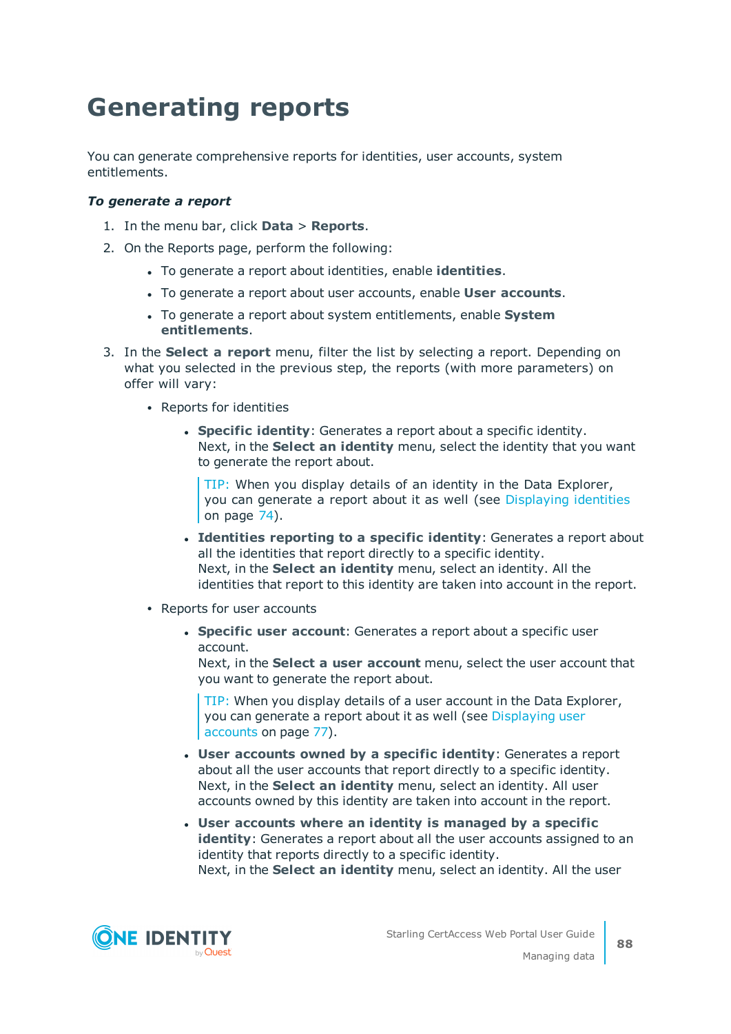# Generating reports

You can generate comprehensive reports for identities, user accounts, system entitlements.

***To generate a report***

1. In the menu bar, click **Data** > **Reports**.
2. On the Reports page, perform the following:
   - To generate a report about identities, enable **identities**.
   - To generate a report about user accounts, enable **User accounts**.
   - To generate a report about system entitlements, enable **System entitlements**.
3. In the **Select a report** menu, filter the list by selecting a report. Depending on what you selected in the previous step, the reports (with more parameters) on offer will vary:
   - Reports for identities
     - **Specific identity**: Generates a report about a specific identity. Next, in the **Select an identity** menu, select the identity that you want to generate the report about.

       > TIP: When you display details of an identity in the Data Explorer, you can generate a report about it as well (see Displaying identities on page 74).
     - **Identities reporting to a specific identity**: Generates a report about all the identities that report directly to a specific identity. Next, in the **Select an identity** menu, select an identity. All the identities that report to this identity are taken into account in the report.
   - Reports for user accounts
     - **Specific user account**: Generates a report about a specific user account. Next, in the **Select a user account** menu, select the user account that you want to generate the report about.

       > TIP: When you display details of a user account in the Data Explorer, you can generate a report about it as well (see Displaying user accounts on page 77).
     - **User accounts owned by a specific identity**: Generates a report about all the user accounts that report directly to a specific identity. Next, in the **Select an identity** menu, select an identity. All user accounts owned by this identity are taken into account in the report.
     - **User accounts where an identity is managed by a specific identity**: Generates a report about all the user accounts assigned to an identity that reports directly to a specific identity. Next, in the **Select an identity** menu, select an identity. All the user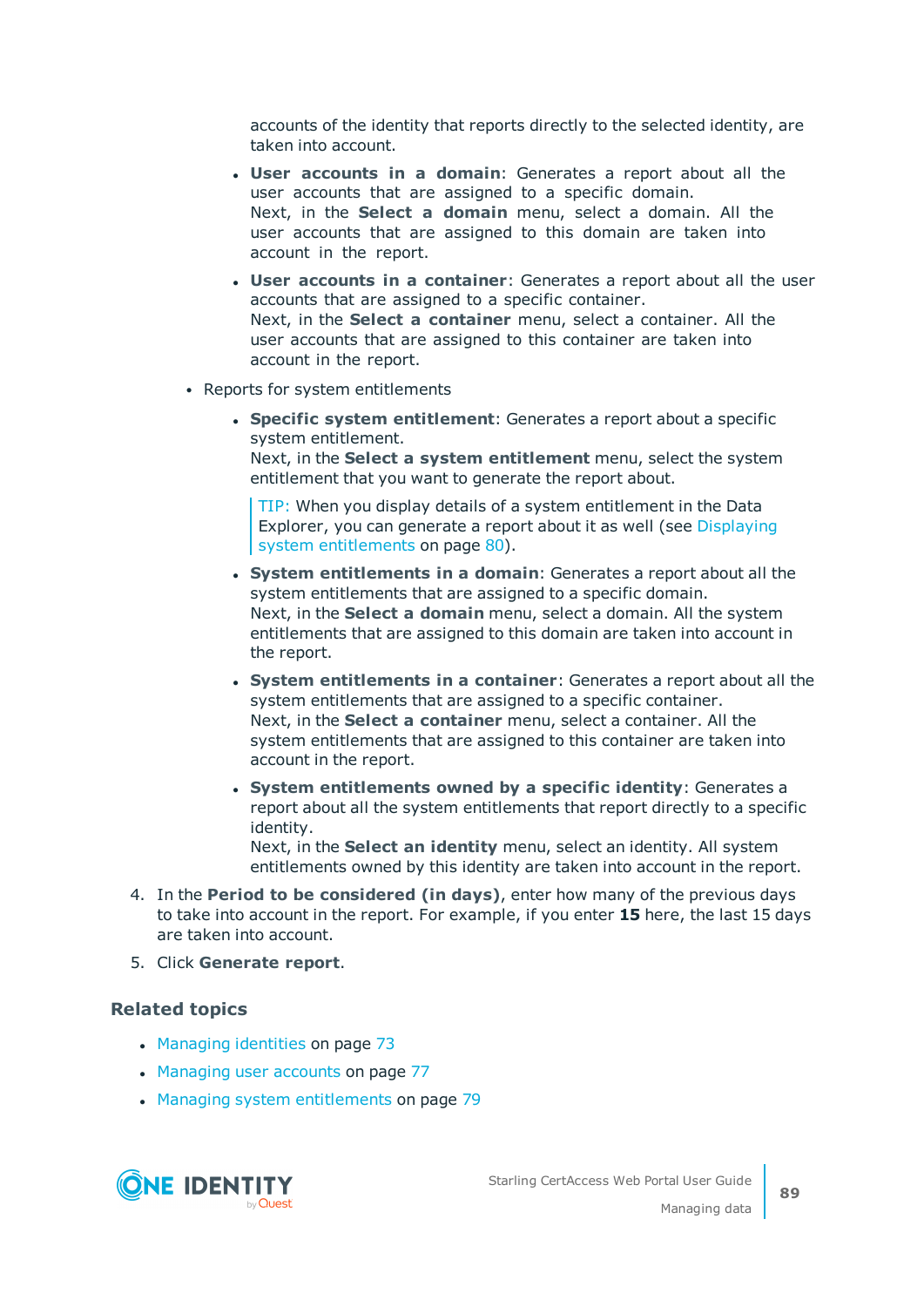accounts of the identity that reports directly to the selected identity, are taken into account.

  - **User accounts in a domain**: Generates a report about all the user accounts that are assigned to a specific domain.
    Next, in the **Select a domain** menu, select a domain. All the user accounts that are assigned to this domain are taken into account in the report.
  - **User accounts in a container**: Generates a report about all the user accounts that are assigned to a specific container.
    Next, in the **Select a container** menu, select a container. All the user accounts that are assigned to this container are taken into account in the report.

- Reports for system entitlements
  - **Specific system entitlement**: Generates a report about a specific system entitlement.
    Next, in the **Select a system entitlement** menu, select the system entitlement that you want to generate the report about.

    > TIP: When you display details of a system entitlement in the Data Explorer, you can generate a report about it as well (see Displaying system entitlements on page 80).

  - **System entitlements in a domain**: Generates a report about all the system entitlements that are assigned to a specific domain.
    Next, in the **Select a domain** menu, select a domain. All the system entitlements that are assigned to this domain are taken into account in the report.
  - **System entitlements in a container**: Generates a report about all the system entitlements that are assigned to a specific container.
    Next, in the **Select a container** menu, select a container. All the system entitlements that are assigned to this container are taken into account in the report.
  - **System entitlements owned by a specific identity**: Generates a report about all the system entitlements that report directly to a specific identity.
    Next, in the **Select an identity** menu, select an identity. All system entitlements owned by this identity are taken into account in the report.

4. In the **Period to be considered (in days)**, enter how many of the previous days to take into account in the report. For example, if you enter **15** here, the last 15 days are taken into account.
5. Click **Generate report**.

### Related topics

- Managing identities on page 73
- Managing user accounts on page 77
- Managing system entitlements on page 79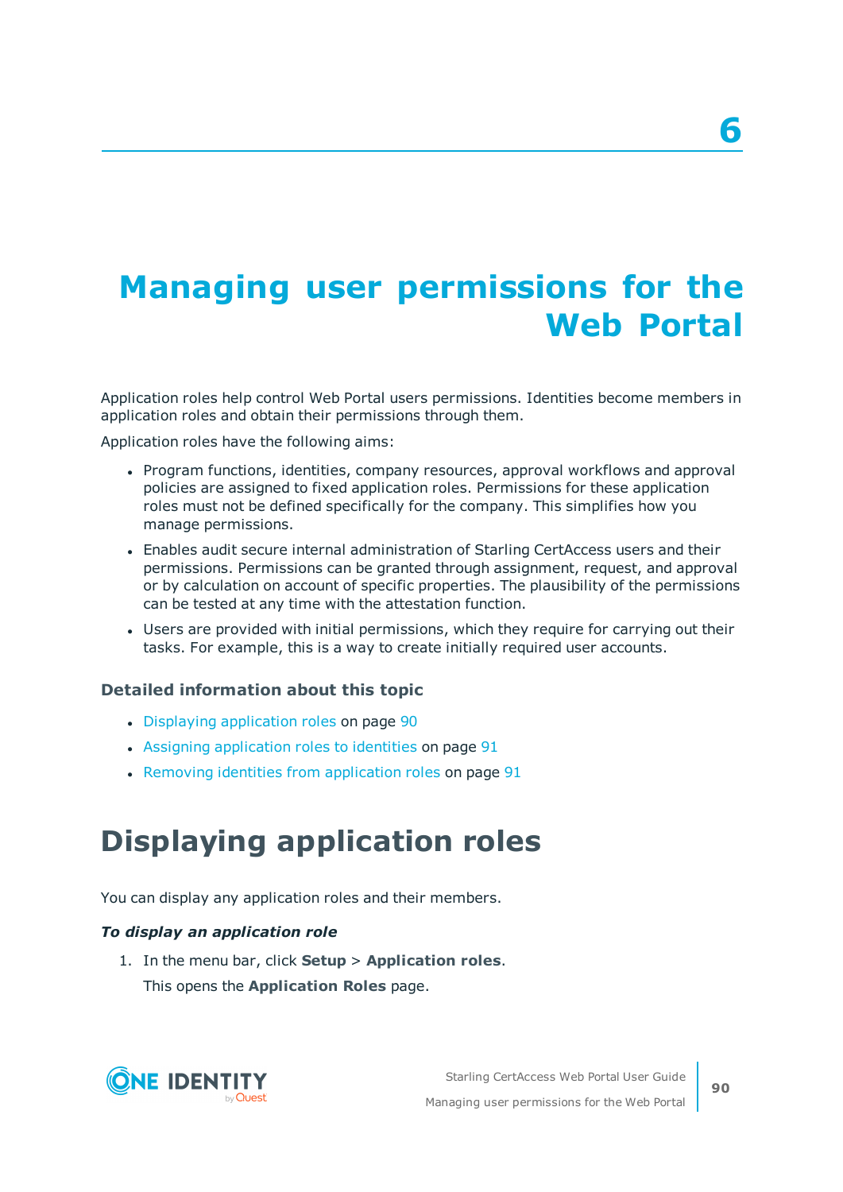# 6

# Managing user permissions for the Web Portal

Application roles help control Web Portal users permissions. Identities become members in application roles and obtain their permissions through them.

Application roles have the following aims:

- Program functions, identities, company resources, approval workflows and approval policies are assigned to fixed application roles. Permissions for these application roles must not be defined specifically for the company. This simplifies how you manage permissions.
- Enables audit secure internal administration of Starling CertAccess users and their permissions. Permissions can be granted through assignment, request, and approval or by calculation on account of specific properties. The plausibility of the permissions can be tested at any time with the attestation function.
- Users are provided with initial permissions, which they require for carrying out their tasks. For example, this is a way to create initially required user accounts.

### Detailed information about this topic

- Displaying application roles on page 90
- Assigning application roles to identities on page 91
- Removing identities from application roles on page 91

## Displaying application roles

You can display any application roles and their members.

***To display an application role***

1. In the menu bar, click **Setup** > **Application roles**.

   This opens the **Application Roles** page.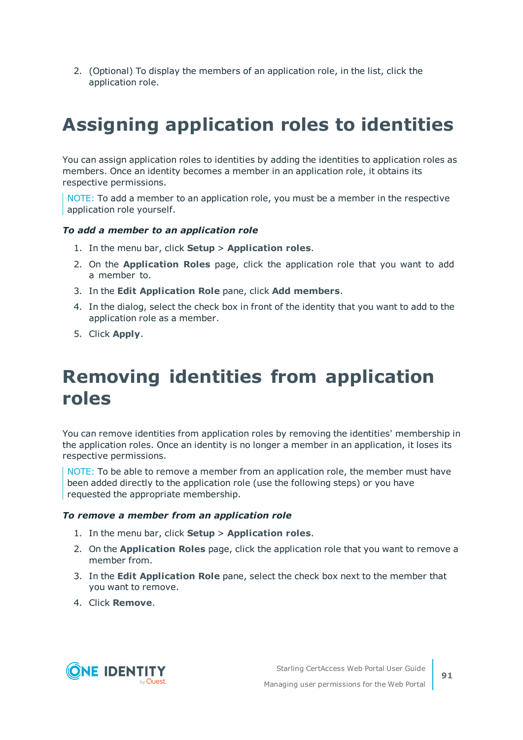2. (Optional) To display the members of an application role, in the list, click the application role.

# Assigning application roles to identities

You can assign application roles to identities by adding the identities to application roles as members. Once an identity becomes a member in an application role, it obtains its respective permissions.

NOTE: To add a member to an application role, you must be a member in the respective application role yourself.

***To add a member to an application role***

1. In the menu bar, click **Setup** > **Application roles**.
2. On the **Application Roles** page, click the application role that you want to add a member to.
3. In the **Edit Application Role** pane, click **Add members**.
4. In the dialog, select the check box in front of the identity that you want to add to the application role as a member.
5. Click **Apply**.

# Removing identities from application roles

You can remove identities from application roles by removing the identities' membership in the application roles. Once an identity is no longer a member in an application, it loses its respective permissions.

NOTE: To be able to remove a member from an application role, the member must have been added directly to the application role (use the following steps) or you have requested the appropriate membership.

***To remove a member from an application role***

1. In the menu bar, click **Setup** > **Application roles**.
2. On the **Application Roles** page, click the application role that you want to remove a member from.
3. In the **Edit Application Role** pane, select the check box next to the member that you want to remove.
4. Click **Remove**.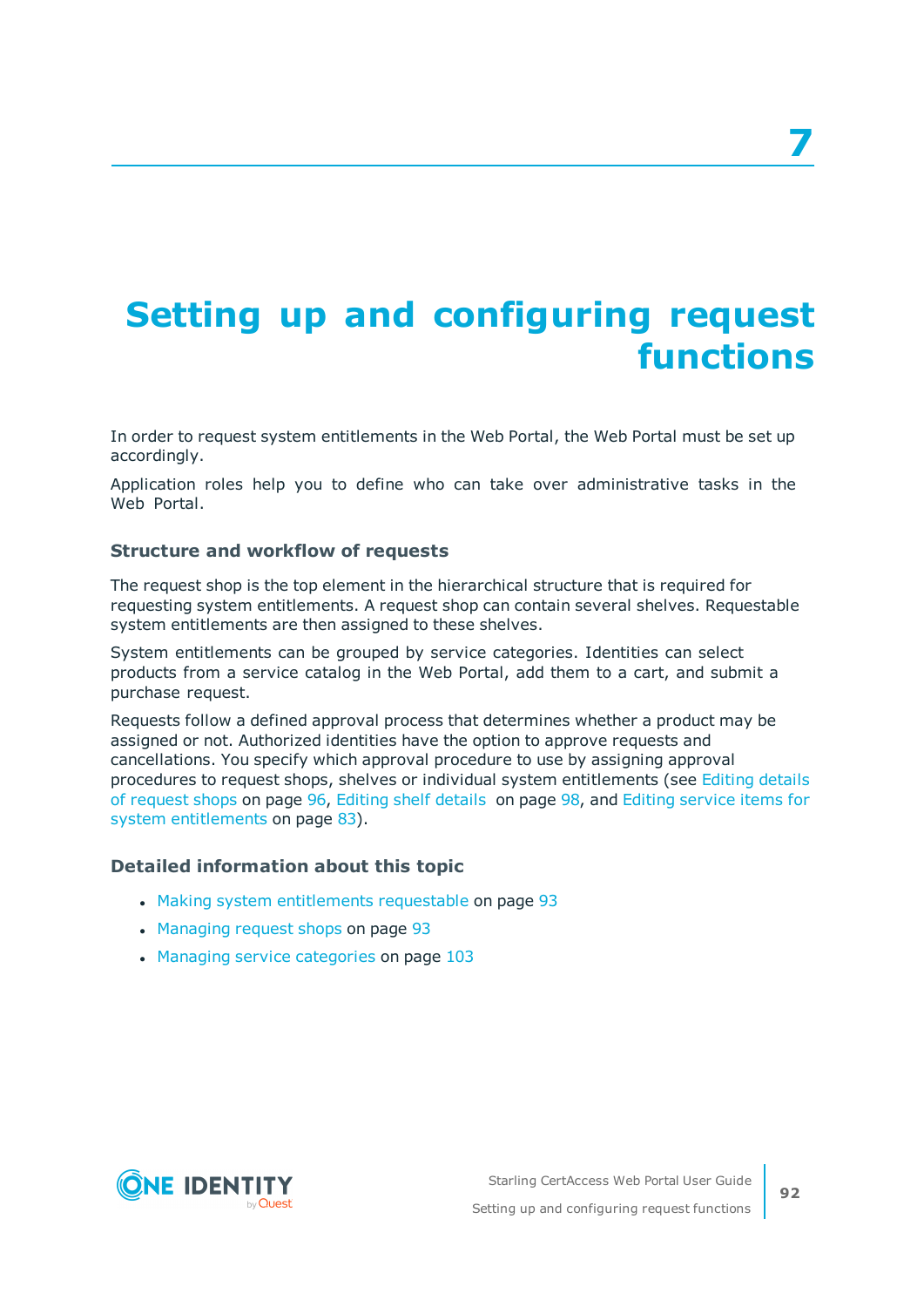# 7 Setting up and configuring request functions

In order to request system entitlements in the Web Portal, the Web Portal must be set up accordingly.

Application roles help you to define who can take over administrative tasks in the Web Portal.

### Structure and workflow of requests

The request shop is the top element in the hierarchical structure that is required for requesting system entitlements. A request shop can contain several shelves. Requestable system entitlements are then assigned to these shelves.

System entitlements can be grouped by service categories. Identities can select products from a service catalog in the Web Portal, add them to a cart, and submit a purchase request.

Requests follow a defined approval process that determines whether a product may be assigned or not. Authorized identities have the option to approve requests and cancellations. You specify which approval procedure to use by assigning approval procedures to request shops, shelves or individual system entitlements (see Editing details of request shops on page 96, Editing shelf details on page 98, and Editing service items for system entitlements on page 83).

### Detailed information about this topic

- Making system entitlements requestable on page 93
- Managing request shops on page 93
- Managing service categories on page 103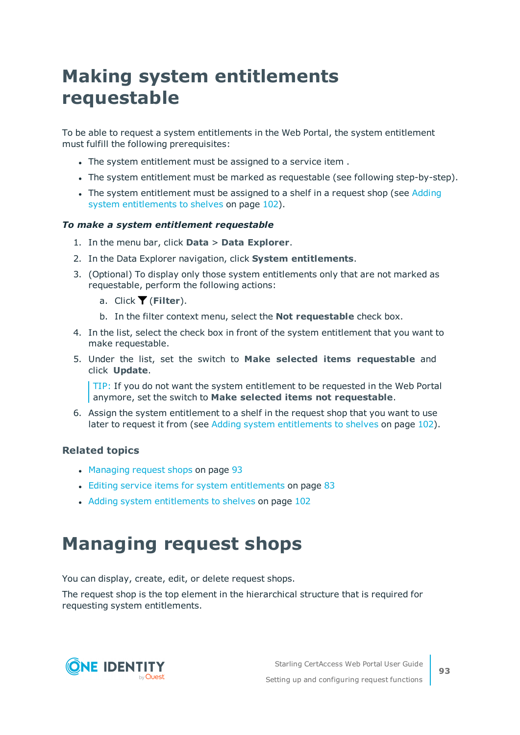# Making system entitlements requestable

To be able to request a system entitlements in the Web Portal, the system entitlement must fulfill the following prerequisites:

- The system entitlement must be assigned to a service item .
- The system entitlement must be marked as requestable (see following step-by-step).
- The system entitlement must be assigned to a shelf in a request shop (see Adding system entitlements to shelves on page 102).

***To make a system entitlement requestable***

1. In the menu bar, click **Data** > **Data Explorer**.
2. In the Data Explorer navigation, click **System entitlements**.
3. (Optional) To display only those system entitlements only that are not marked as requestable, perform the following actions:
   a. Click (**Filter**).
   b. In the filter context menu, select the **Not requestable** check box.
4. In the list, select the check box in front of the system entitlement that you want to make requestable.
5. Under the list, set the switch to **Make selected items requestable** and click **Update**.

   TIP: If you do not want the system entitlement to be requested in the Web Portal anymore, set the switch to **Make selected items not requestable**.
6. Assign the system entitlement to a shelf in the request shop that you want to use later to request it from (see Adding system entitlements to shelves on page 102).

### Related topics

- Managing request shops on page 93
- Editing service items for system entitlements on page 83
- Adding system entitlements to shelves on page 102

# Managing request shops

You can display, create, edit, or delete request shops.

The request shop is the top element in the hierarchical structure that is required for requesting system entitlements.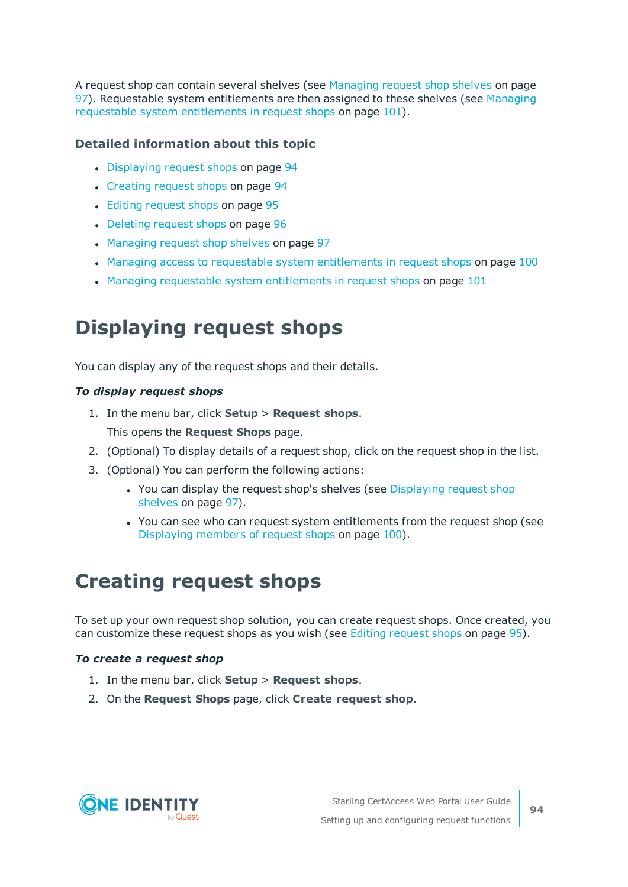A request shop can contain several shelves (see Managing request shop shelves on page 97). Requestable system entitlements are then assigned to these shelves (see Managing requestable system entitlements in request shops on page 101).

### Detailed information about this topic

- Displaying request shops on page 94
- Creating request shops on page 94
- Editing request shops on page 95
- Deleting request shops on page 96
- Managing request shop shelves on page 97
- Managing access to requestable system entitlements in request shops on page 100
- Managing requestable system entitlements in request shops on page 101

# Displaying request shops

You can display any of the request shops and their details.

***To display request shops***

1. In the menu bar, click **Setup** > **Request shops**.

   This opens the **Request Shops** page.
2. (Optional) To display details of a request shop, click on the request shop in the list.
3. (Optional) You can perform the following actions:
   - You can display the request shop's shelves (see Displaying request shop shelves on page 97).
   - You can see who can request system entitlements from the request shop (see Displaying members of request shops on page 100).

# Creating request shops

To set up your own request shop solution, you can create request shops. Once created, you can customize these request shops as you wish (see Editing request shops on page 95).

***To create a request shop***

1. In the menu bar, click **Setup** > **Request shops**.
2. On the **Request Shops** page, click **Create request shop**.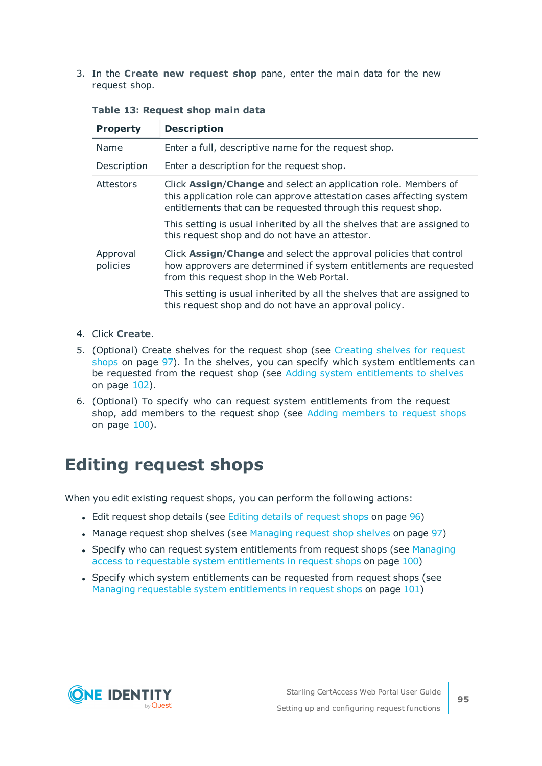3. In the **Create new request shop** pane, enter the main data for the new request shop.

**Table 13: Request shop main data**

| Property | Description |
|---|---|
| Name | Enter a full, descriptive name for the request shop. |
| Description | Enter a description for the request shop. |
| Attestors | Click **Assign**/**Change** and select an application role. Members of this application role can approve attestation cases affecting system entitlements that can be requested through this request shop.<br><br>This setting is usual inherited by all the shelves that are assigned to this request shop and do not have an attestor. |
| Approval policies | Click **Assign**/**Change** and select the approval policies that control how approvers are determined if system entitlements are requested from this request shop in the Web Portal.<br><br>This setting is usual inherited by all the shelves that are assigned to this request shop and do not have an approval policy. |

4. Click **Create**.
5. (Optional) Create shelves for the request shop (see Creating shelves for request shops on page 97). In the shelves, you can specify which system entitlements can be requested from the request shop (see Adding system entitlements to shelves on page 102).
6. (Optional) To specify who can request system entitlements from the request shop, add members to the request shop (see Adding members to request shops on page 100).

# Editing request shops

When you edit existing request shops, you can perform the following actions:

- Edit request shop details (see Editing details of request shops on page 96)
- Manage request shop shelves (see Managing request shop shelves on page 97)
- Specify who can request system entitlements from request shops (see Managing access to requestable system entitlements in request shops on page 100)
- Specify which system entitlements can be requested from request shops (see Managing requestable system entitlements in request shops on page 101)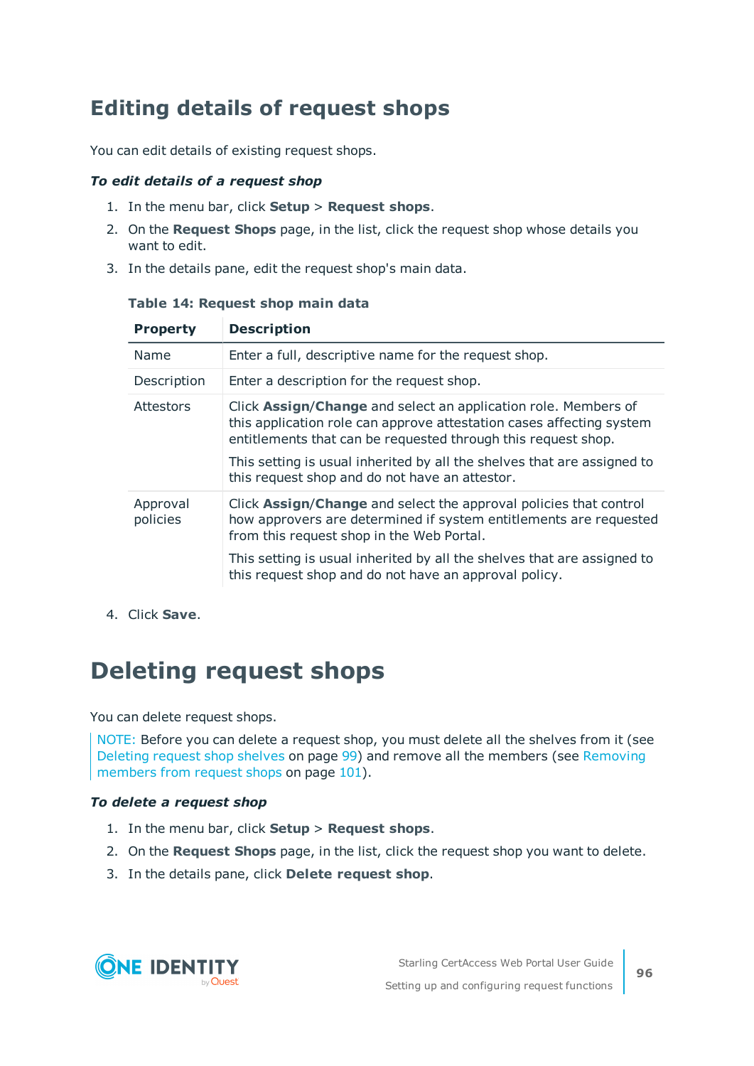## Editing details of request shops

You can edit details of existing request shops.

***To edit details of a request shop***

1. In the menu bar, click **Setup** > **Request shops**.
2. On the **Request Shops** page, in the list, click the request shop whose details you want to edit.
3. In the details pane, edit the request shop's main data.

**Table 14: Request shop main data**

| Property | Description |
|---|---|
| Name | Enter a full, descriptive name for the request shop. |
| Description | Enter a description for the request shop. |
| Attestors | Click **Assign**/**Change** and select an application role. Members of this application role can approve attestation cases affecting system entitlements that can be requested through this request shop.<br><br>This setting is usual inherited by all the shelves that are assigned to this request shop and do not have an attestor. |
| Approval policies | Click **Assign**/**Change** and select the approval policies that control how approvers are determined if system entitlements are requested from this request shop in the Web Portal.<br><br>This setting is usual inherited by all the shelves that are assigned to this request shop and do not have an approval policy. |

4. Click **Save**.

# Deleting request shops

You can delete request shops.

NOTE: Before you can delete a request shop, you must delete all the shelves from it (see Deleting request shop shelves on page 99) and remove all the members (see Removing members from request shops on page 101).

***To delete a request shop***

1. In the menu bar, click **Setup** > **Request shops**.
2. On the **Request Shops** page, in the list, click the request shop you want to delete.
3. In the details pane, click **Delete request shop**.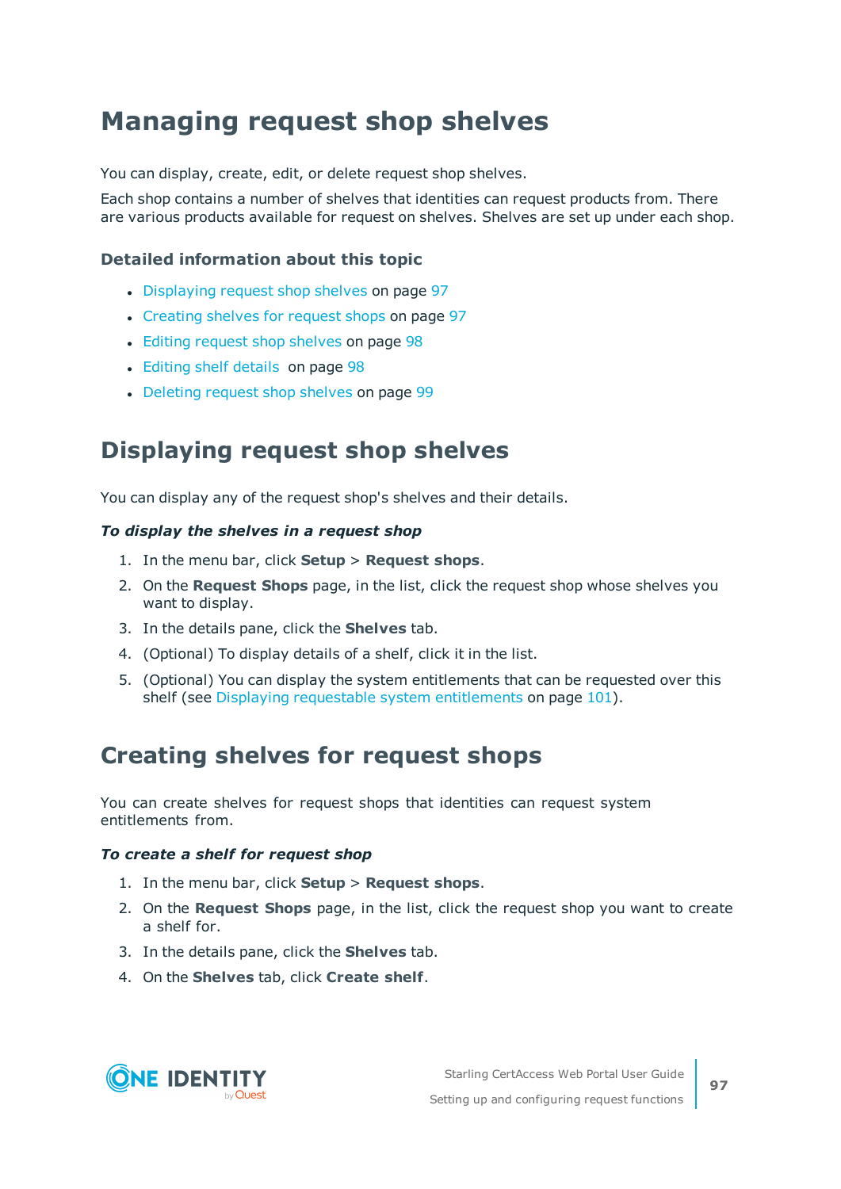# Managing request shop shelves

You can display, create, edit, or delete request shop shelves.

Each shop contains a number of shelves that identities can request products from. There are various products available for request on shelves. Shelves are set up under each shop.

### Detailed information about this topic

- Displaying request shop shelves on page 97
- Creating shelves for request shops on page 97
- Editing request shop shelves on page 98
- Editing shelf details on page 98
- Deleting request shop shelves on page 99

# Displaying request shop shelves

You can display any of the request shop's shelves and their details.

***To display the shelves in a request shop***

1. In the menu bar, click **Setup** > **Request shops**.
2. On the **Request Shops** page, in the list, click the request shop whose shelves you want to display.
3. In the details pane, click the **Shelves** tab.
4. (Optional) To display details of a shelf, click it in the list.
5. (Optional) You can display the system entitlements that can be requested over this shelf (see Displaying requestable system entitlements on page 101).

# Creating shelves for request shops

You can create shelves for request shops that identities can request system entitlements from.

***To create a shelf for request shop***

1. In the menu bar, click **Setup** > **Request shops**.
2. On the **Request Shops** page, in the list, click the request shop you want to create a shelf for.
3. In the details pane, click the **Shelves** tab.
4. On the **Shelves** tab, click **Create shelf**.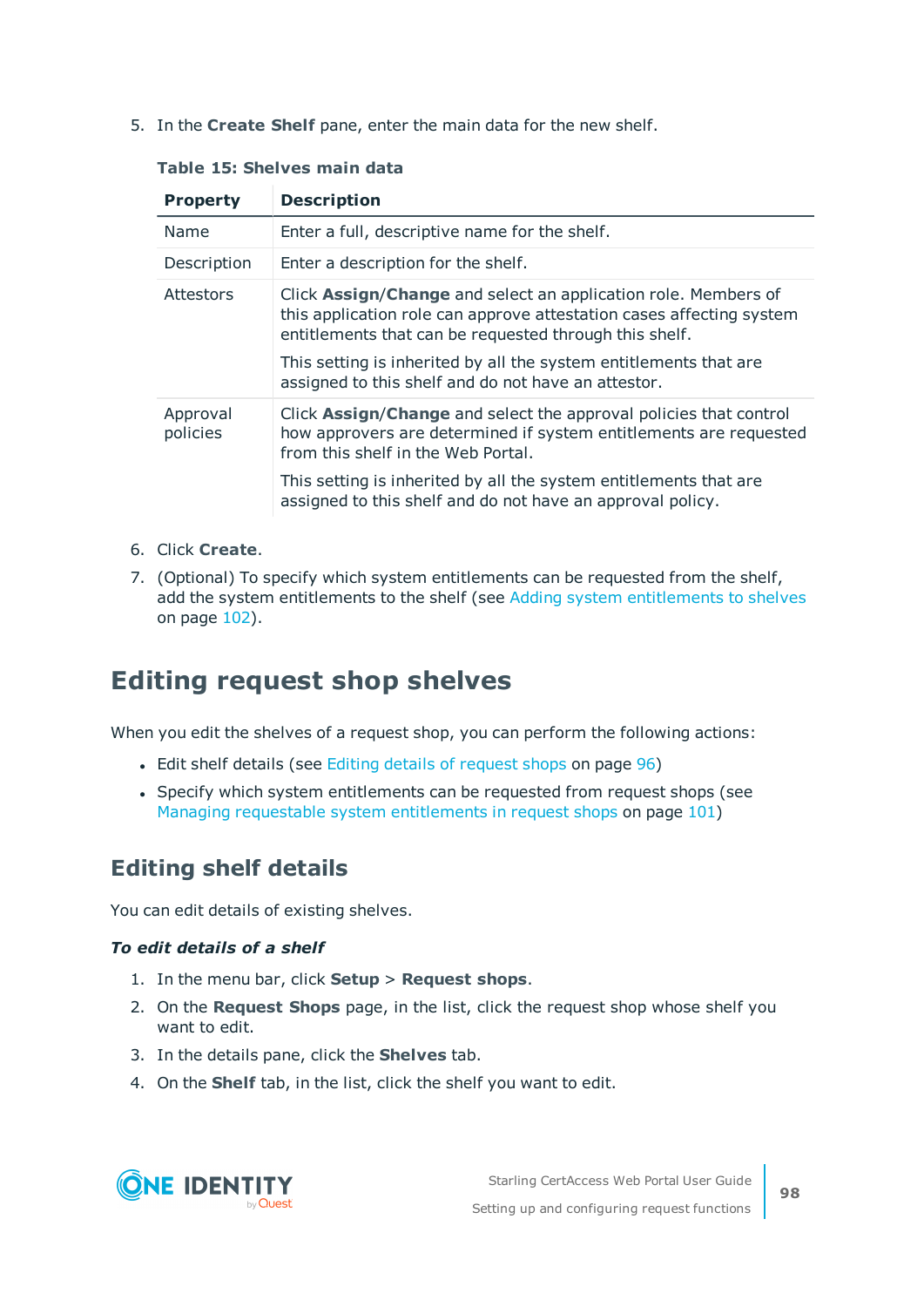5. In the **Create Shelf** pane, enter the main data for the new shelf.

**Table 15: Shelves main data**

| Property | Description |
|---|---|
| Name | Enter a full, descriptive name for the shelf. |
| Description | Enter a description for the shelf. |
| Attestors | Click **Assign**/**Change** and select an application role. Members of this application role can approve attestation cases affecting system entitlements that can be requested through this shelf.<br><br>This setting is inherited by all the system entitlements that are assigned to this shelf and do not have an attestor. |
| Approval policies | Click **Assign**/**Change** and select the approval policies that control how approvers are determined if system entitlements are requested from this shelf in the Web Portal.<br><br>This setting is inherited by all the system entitlements that are assigned to this shelf and do not have an approval policy. |

6. Click **Create**.
7. (Optional) To specify which system entitlements can be requested from the shelf, add the system entitlements to the shelf (see Adding system entitlements to shelves on page 102).

## Editing request shop shelves

When you edit the shelves of a request shop, you can perform the following actions:

- Edit shelf details (see Editing details of request shops on page 96)
- Specify which system entitlements can be requested from request shops (see Managing requestable system entitlements in request shops on page 101)

### Editing shelf details

You can edit details of existing shelves.

***To edit details of a shelf***

1. In the menu bar, click **Setup** > **Request shops**.
2. On the **Request Shops** page, in the list, click the request shop whose shelf you want to edit.
3. In the details pane, click the **Shelves** tab.
4. On the **Shelf** tab, in the list, click the shelf you want to edit.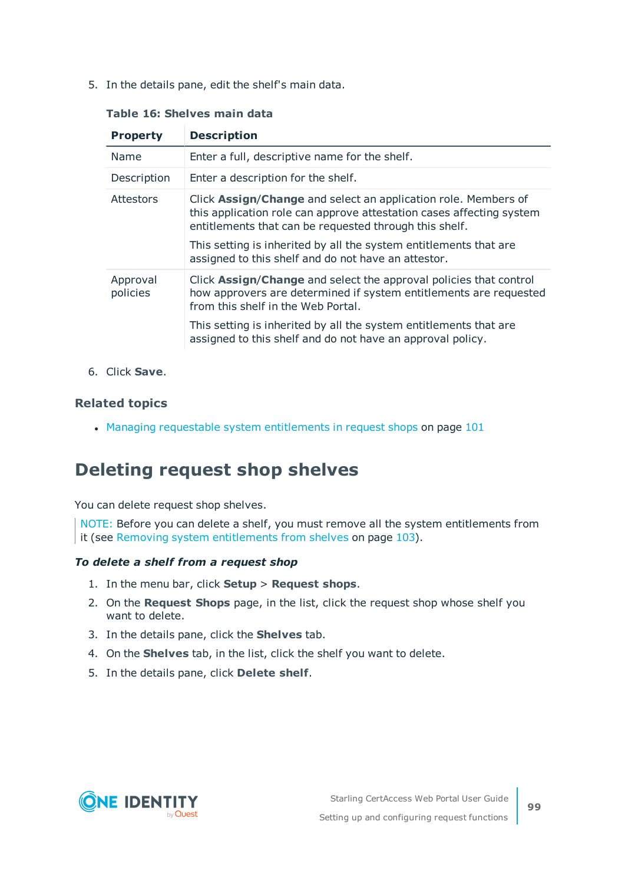5. In the details pane, edit the shelf's main data.

**Table 16: Shelves main data**

| Property | Description |
|---|---|
| Name | Enter a full, descriptive name for the shelf. |
| Description | Enter a description for the shelf. |
| Attestors | Click **Assign**/**Change** and select an application role. Members of this application role can approve attestation cases affecting system entitlements that can be requested through this shelf.<br><br>This setting is inherited by all the system entitlements that are assigned to this shelf and do not have an attestor. |
| Approval policies | Click **Assign**/**Change** and select the approval policies that control how approvers are determined if system entitlements are requested from this shelf in the Web Portal.<br><br>This setting is inherited by all the system entitlements that are assigned to this shelf and do not have an approval policy. |

6. Click **Save**.

### Related topics

- Managing requestable system entitlements in request shops on page 101

## Deleting request shop shelves

You can delete request shop shelves.

NOTE: Before you can delete a shelf, you must remove all the system entitlements from it (see Removing system entitlements from shelves on page 103).

***To delete a shelf from a request shop***

1. In the menu bar, click **Setup** > **Request shops**.
2. On the **Request Shops** page, in the list, click the request shop whose shelf you want to delete.
3. In the details pane, click the **Shelves** tab.
4. On the **Shelves** tab, in the list, click the shelf you want to delete.
5. In the details pane, click **Delete shelf**.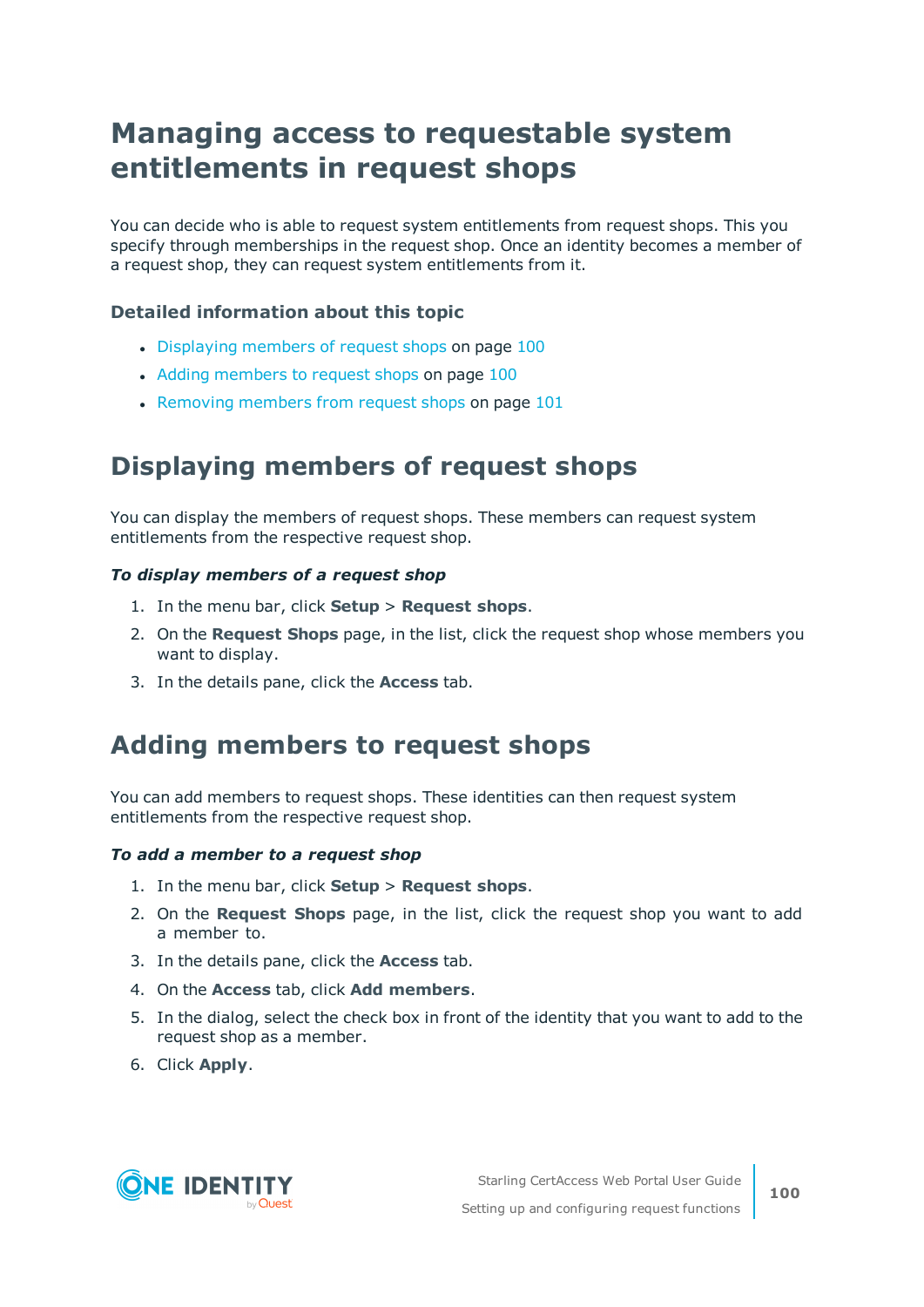# Managing access to requestable system entitlements in request shops

You can decide who is able to request system entitlements from request shops. This you specify through memberships in the request shop. Once an identity becomes a member of a request shop, they can request system entitlements from it.

### Detailed information about this topic

- Displaying members of request shops on page 100
- Adding members to request shops on page 100
- Removing members from request shops on page 101

## Displaying members of request shops

You can display the members of request shops. These members can request system entitlements from the respective request shop.

***To display members of a request shop***

1. In the menu bar, click **Setup** > **Request shops**.
2. On the **Request Shops** page, in the list, click the request shop whose members you want to display.
3. In the details pane, click the **Access** tab.

## Adding members to request shops

You can add members to request shops. These identities can then request system entitlements from the respective request shop.

***To add a member to a request shop***

1. In the menu bar, click **Setup** > **Request shops**.
2. On the **Request Shops** page, in the list, click the request shop you want to add a member to.
3. In the details pane, click the **Access** tab.
4. On the **Access** tab, click **Add members**.
5. In the dialog, select the check box in front of the identity that you want to add to the request shop as a member.
6. Click **Apply**.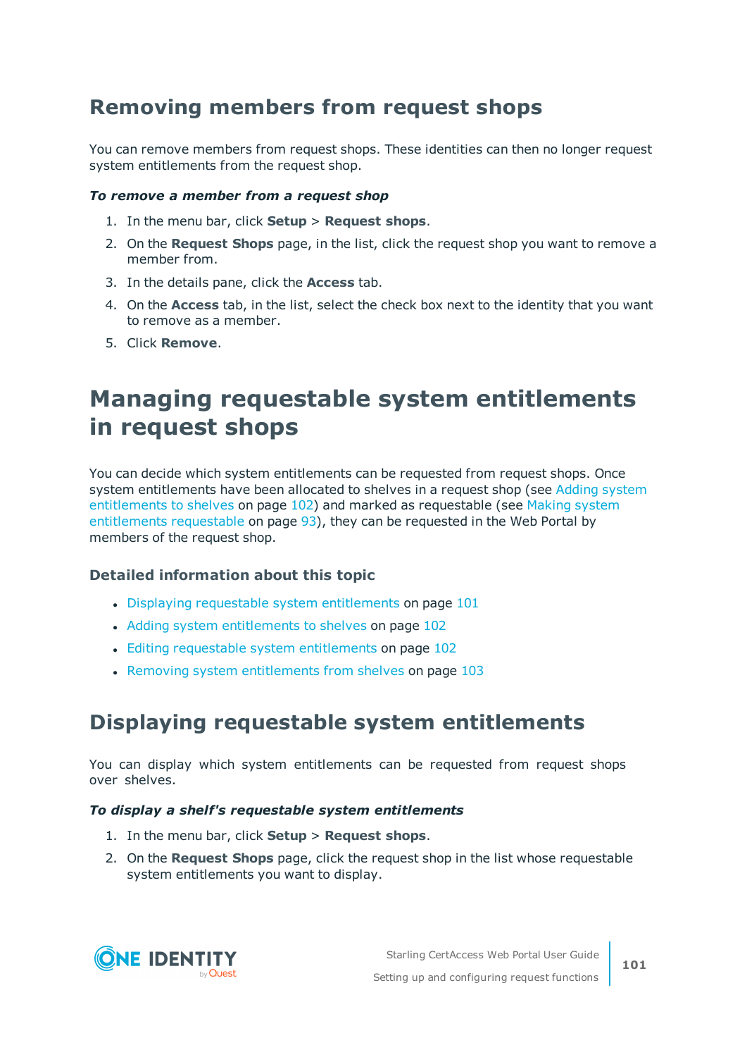## Removing members from request shops

You can remove members from request shops. These identities can then no longer request system entitlements from the request shop.

***To remove a member from a request shop***

1. In the menu bar, click **Setup** > **Request shops**.
2. On the **Request Shops** page, in the list, click the request shop you want to remove a member from.
3. In the details pane, click the **Access** tab.
4. On the **Access** tab, in the list, select the check box next to the identity that you want to remove as a member.
5. Click **Remove**.

# Managing requestable system entitlements in request shops

You can decide which system entitlements can be requested from request shops. Once system entitlements have been allocated to shelves in a request shop (see Adding system entitlements to shelves on page 102) and marked as requestable (see Making system entitlements requestable on page 93), they can be requested in the Web Portal by members of the request shop.

### Detailed information about this topic

- Displaying requestable system entitlements on page 101
- Adding system entitlements to shelves on page 102
- Editing requestable system entitlements on page 102
- Removing system entitlements from shelves on page 103

## Displaying requestable system entitlements

You can display which system entitlements can be requested from request shops over shelves.

***To display a shelf's requestable system entitlements***

1. In the menu bar, click **Setup** > **Request shops**.
2. On the **Request Shops** page, click the request shop in the list whose requestable system entitlements you want to display.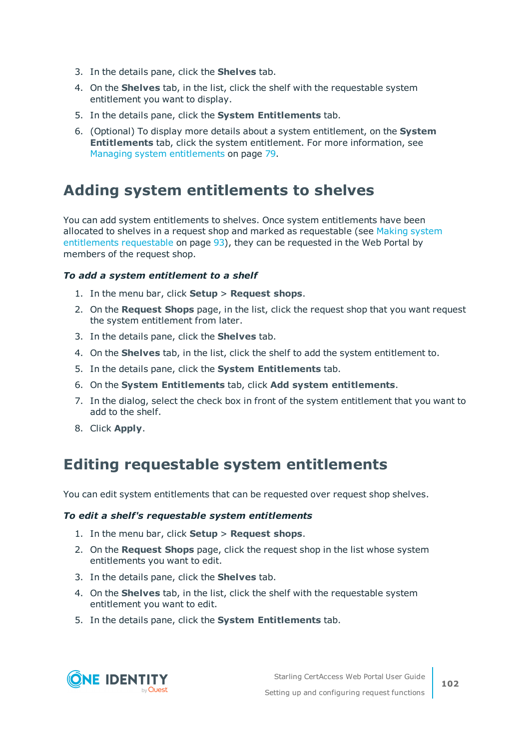3. In the details pane, click the **Shelves** tab.
4. On the **Shelves** tab, in the list, click the shelf with the requestable system entitlement you want to display.
5. In the details pane, click the **System Entitlements** tab.
6. (Optional) To display more details about a system entitlement, on the **System Entitlements** tab, click the system entitlement. For more information, see Managing system entitlements on page 79.

## Adding system entitlements to shelves

You can add system entitlements to shelves. Once system entitlements have been allocated to shelves in a request shop and marked as requestable (see Making system entitlements requestable on page 93), they can be requested in the Web Portal by members of the request shop.

***To add a system entitlement to a shelf***

1. In the menu bar, click **Setup** > **Request shops**.
2. On the **Request Shops** page, in the list, click the request shop that you want request the system entitlement from later.
3. In the details pane, click the **Shelves** tab.
4. On the **Shelves** tab, in the list, click the shelf to add the system entitlement to.
5. In the details pane, click the **System Entitlements** tab.
6. On the **System Entitlements** tab, click **Add system entitlements**.
7. In the dialog, select the check box in front of the system entitlement that you want to add to the shelf.
8. Click **Apply**.

## Editing requestable system entitlements

You can edit system entitlements that can be requested over request shop shelves.

***To edit a shelf's requestable system entitlements***

1. In the menu bar, click **Setup** > **Request shops**.
2. On the **Request Shops** page, click the request shop in the list whose system entitlements you want to edit.
3. In the details pane, click the **Shelves** tab.
4. On the **Shelves** tab, in the list, click the shelf with the requestable system entitlement you want to edit.
5. In the details pane, click the **System Entitlements** tab.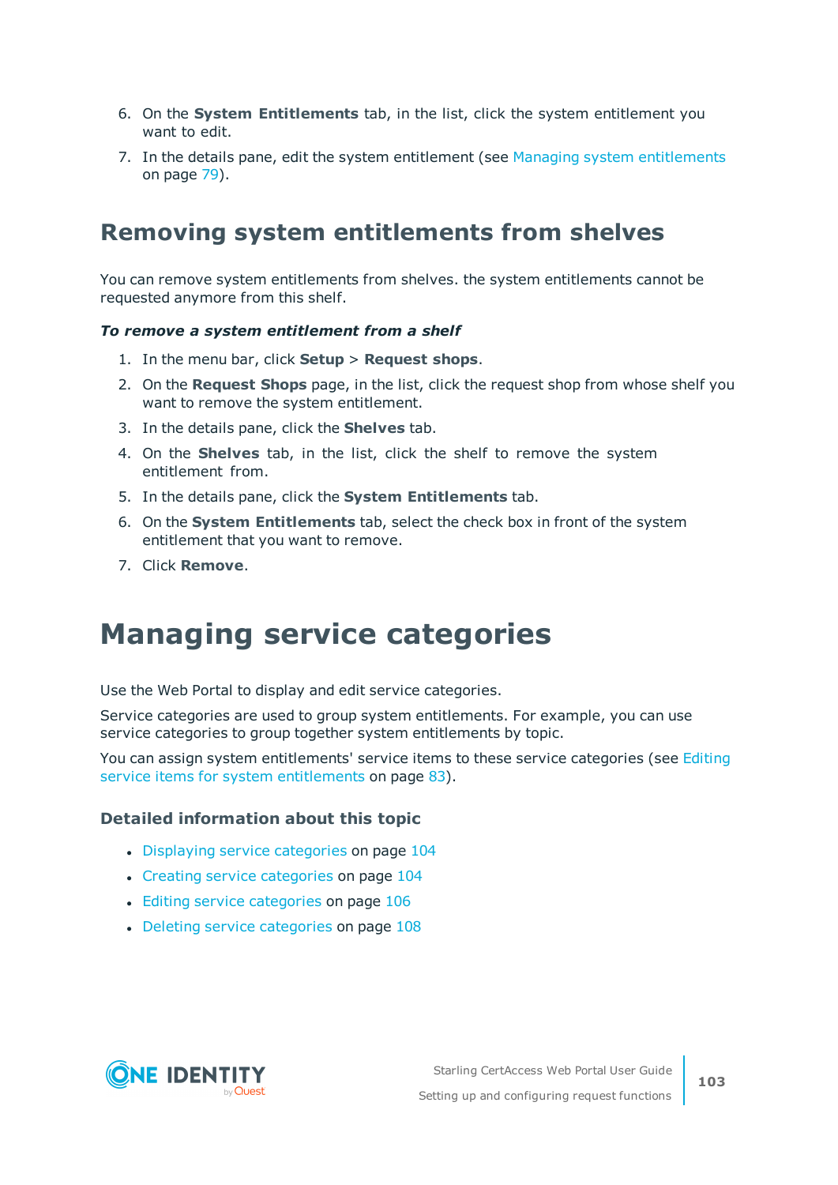6. On the **System Entitlements** tab, in the list, click the system entitlement you want to edit.
7. In the details pane, edit the system entitlement (see Managing system entitlements on page 79).

## Removing system entitlements from shelves

You can remove system entitlements from shelves. the system entitlements cannot be requested anymore from this shelf.

***To remove a system entitlement from a shelf***

1. In the menu bar, click **Setup** > **Request shops**.
2. On the **Request Shops** page, in the list, click the request shop from whose shelf you want to remove the system entitlement.
3. In the details pane, click the **Shelves** tab.
4. On the **Shelves** tab, in the list, click the shelf to remove the system entitlement from.
5. In the details pane, click the **System Entitlements** tab.
6. On the **System Entitlements** tab, select the check box in front of the system entitlement that you want to remove.
7. Click **Remove**.

# Managing service categories

Use the Web Portal to display and edit service categories.

Service categories are used to group system entitlements. For example, you can use service categories to group together system entitlements by topic.

You can assign system entitlements' service items to these service categories (see Editing service items for system entitlements on page 83).

### Detailed information about this topic

- Displaying service categories on page 104
- Creating service categories on page 104
- Editing service categories on page 106
- Deleting service categories on page 108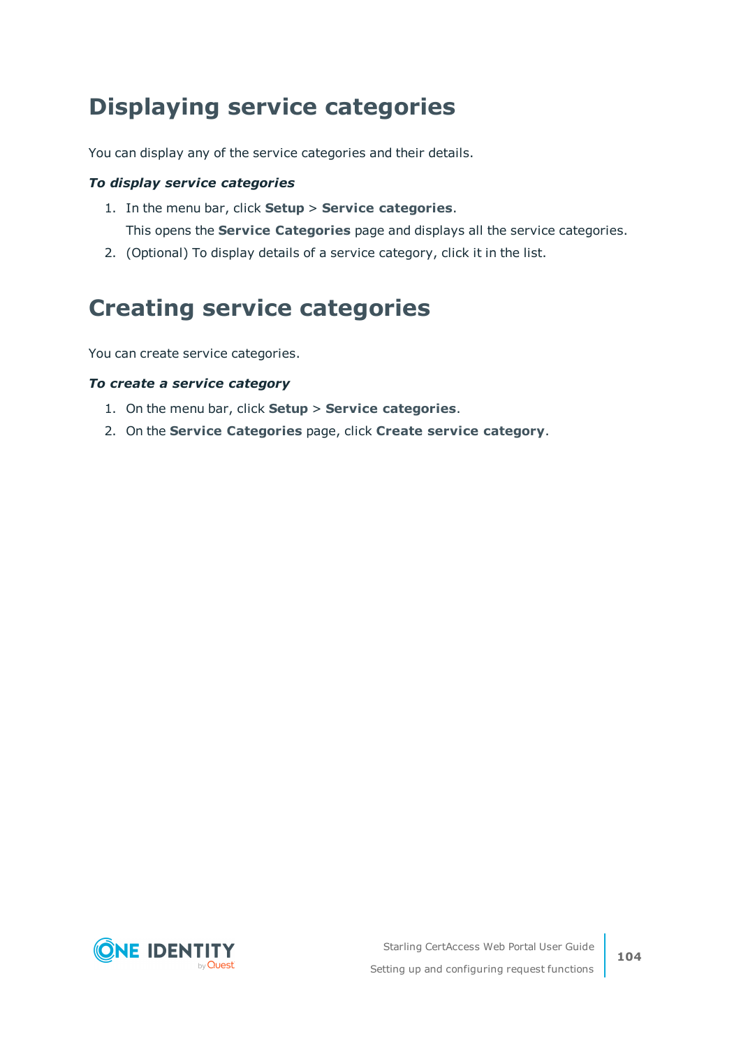# Displaying service categories

You can display any of the service categories and their details.

***To display service categories***

1. In the menu bar, click **Setup** > **Service categories**.

   This opens the **Service Categories** page and displays all the service categories.

2. (Optional) To display details of a service category, click it in the list.

# Creating service categories

You can create service categories.

***To create a service category***

1. On the menu bar, click **Setup** > **Service categories**.
2. On the **Service Categories** page, click **Create service category**.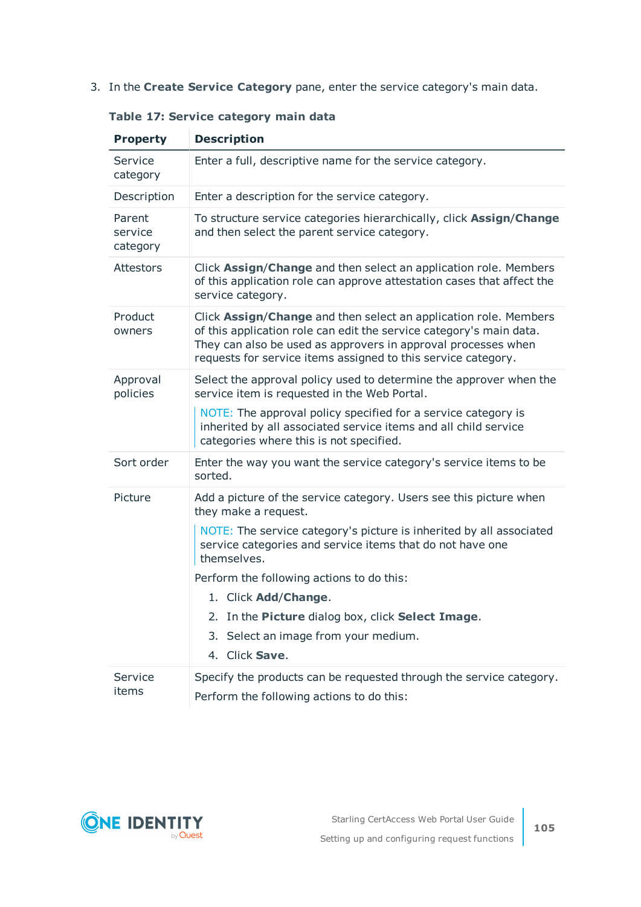3. In the **Create Service Category** pane, enter the service category's main data.

**Table 17: Service category main data**

| Property | Description |
|---|---|
| Service category | Enter a full, descriptive name for the service category. |
| Description | Enter a description for the service category. |
| Parent service category | To structure service categories hierarchically, click **Assign**/**Change** and then select the parent service category. |
| Attestors | Click **Assign**/**Change** and then select an application role. Members of this application role can approve attestation cases that affect the service category. |
| Product owners | Click **Assign**/**Change** and then select an application role. Members of this application role can edit the service category's main data. They can also be used as approvers in approval processes when requests for service items assigned to this service category. |
| Approval policies | Select the approval policy used to determine the approver when the service item is requested in the Web Portal.<br><br>NOTE: The approval policy specified for a service category is inherited by all associated service items and all child service categories where this is not specified. |
| Sort order | Enter the way you want the service category's service items to be sorted. |
| Picture | Add a picture of the service category. Users see this picture when they make a request.<br><br>NOTE: The service category's picture is inherited by all associated service categories and service items that do not have one themselves.<br><br>Perform the following actions to do this:<br><br>1. Click **Add**/**Change**.<br>2. In the **Picture** dialog box, click **Select Image**.<br>3. Select an image from your medium.<br>4. Click **Save**. |
| Service items | Specify the products can be requested through the service category.<br><br>Perform the following actions to do this: |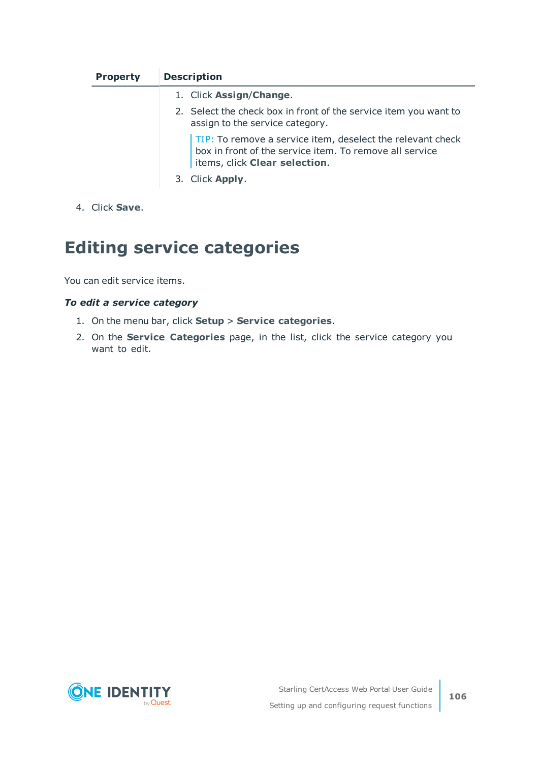| Property | Description |
|---|---|
| | 1. Click **Assign**/**Change**.<br>2. Select the check box in front of the service item you want to assign to the service category.<br>TIP: To remove a service item, deselect the relevant check box in front of the service item. To remove all service items, click **Clear selection**.<br>3. Click **Apply**. |

4. Click **Save**.

# Editing service categories

You can edit service items.

***To edit a service category***

1. On the menu bar, click **Setup** > **Service categories**.
2. On the **Service Categories** page, in the list, click the service category you want to edit.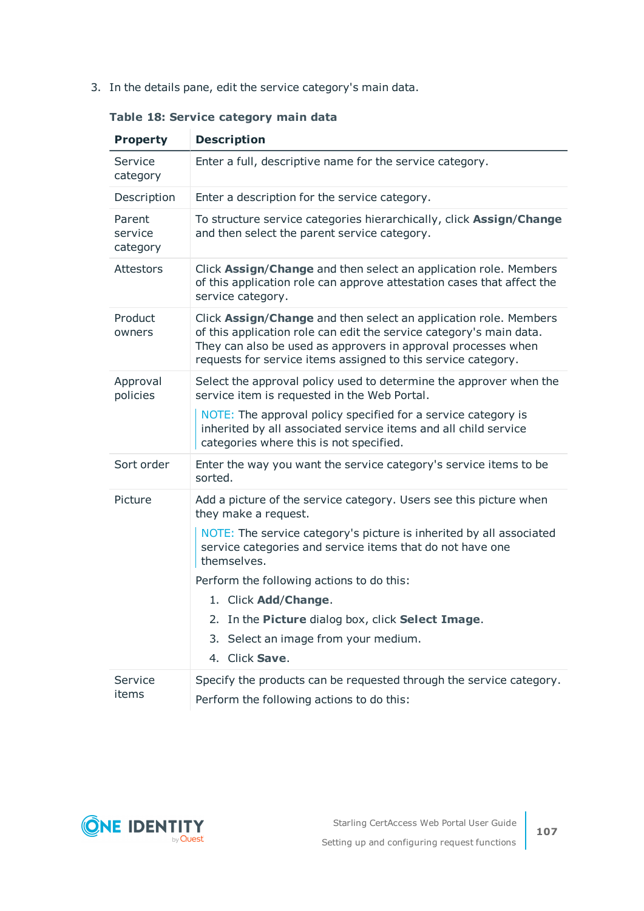3. In the details pane, edit the service category's main data.

**Table 18: Service category main data**

| Property | Description |
|---|---|
| Service category | Enter a full, descriptive name for the service category. |
| Description | Enter a description for the service category. |
| Parent service category | To structure service categories hierarchically, click **Assign**/**Change** and then select the parent service category. |
| Attestors | Click **Assign**/**Change** and then select an application role. Members of this application role can approve attestation cases that affect the service category. |
| Product owners | Click **Assign**/**Change** and then select an application role. Members of this application role can edit the service category's main data. They can also be used as approvers in approval processes when requests for service items assigned to this service category. |
| Approval policies | Select the approval policy used to determine the approver when the service item is requested in the Web Portal. <br><br> NOTE: The approval policy specified for a service category is inherited by all associated service items and all child service categories where this is not specified. |
| Sort order | Enter the way you want the service category's service items to be sorted. |
| Picture | Add a picture of the service category. Users see this picture when they make a request. <br><br> NOTE: The service category's picture is inherited by all associated service categories and service items that do not have one themselves. <br><br> Perform the following actions to do this: <br><br> 1. Click **Add**/**Change**. <br> 2. In the **Picture** dialog box, click **Select Image**. <br> 3. Select an image from your medium. <br> 4. Click **Save**. |
| Service items | Specify the products can be requested through the service category. <br><br> Perform the following actions to do this: |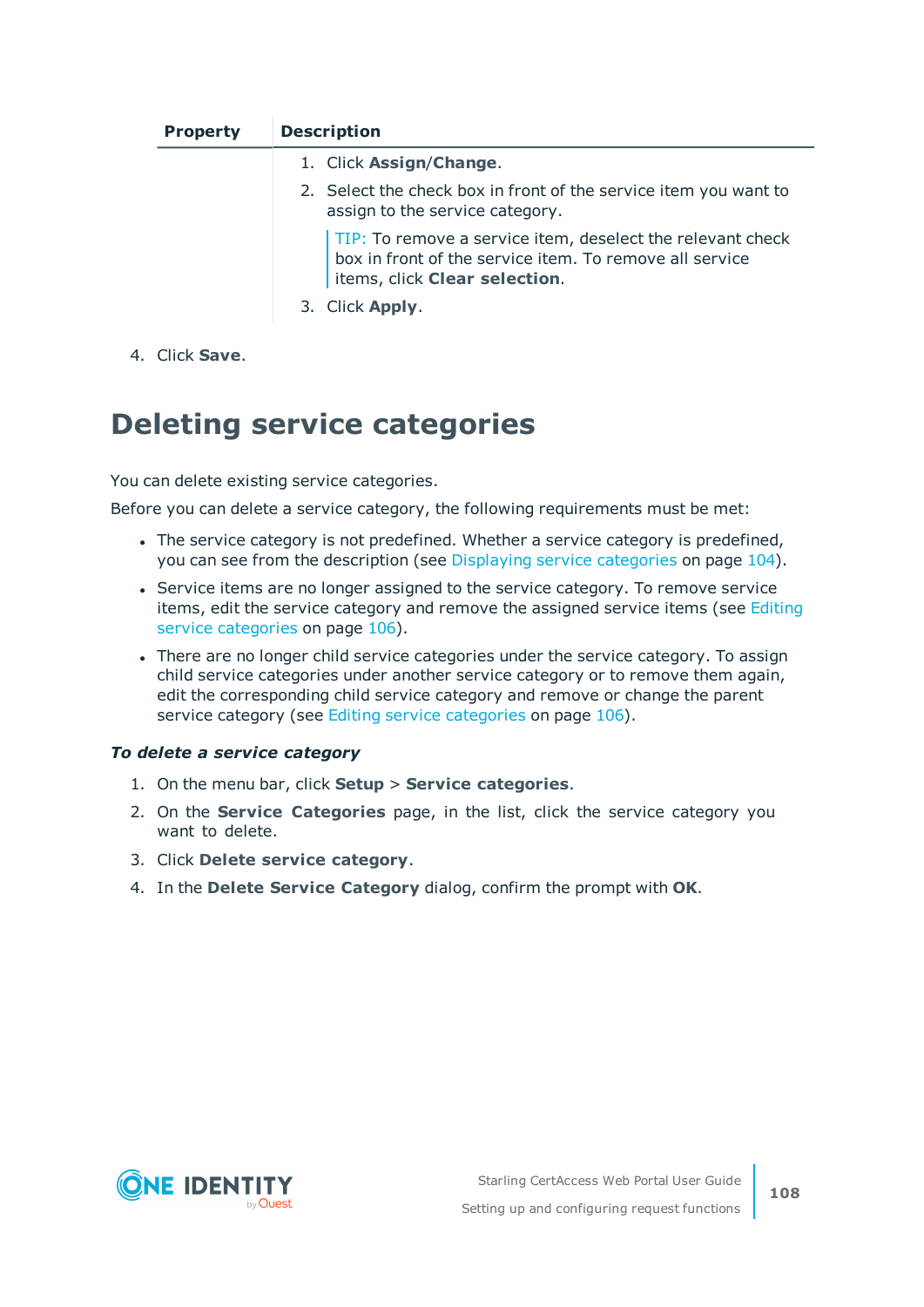| Property | Description |
|---|---|
| | 1. Click **Assign/Change**.<br>2. Select the check box in front of the service item you want to assign to the service category.<br>TIP: To remove a service item, deselect the relevant check box in front of the service item. To remove all service items, click **Clear selection**.<br>3. Click **Apply**. |

4. Click **Save**.

# Deleting service categories

You can delete existing service categories.

Before you can delete a service category, the following requirements must be met:

- The service category is not predefined. Whether a service category is predefined, you can see from the description (see Displaying service categories on page 104).
- Service items are no longer assigned to the service category. To remove service items, edit the service category and remove the assigned service items (see Editing service categories on page 106).
- There are no longer child service categories under the service category. To assign child service categories under another service category or to remove them again, edit the corresponding child service category and remove or change the parent service category (see Editing service categories on page 106).

***To delete a service category***

1. On the menu bar, click **Setup** > **Service categories**.
2. On the **Service Categories** page, in the list, click the service category you want to delete.
3. Click **Delete service category**.
4. In the **Delete Service Category** dialog, confirm the prompt with **OK**.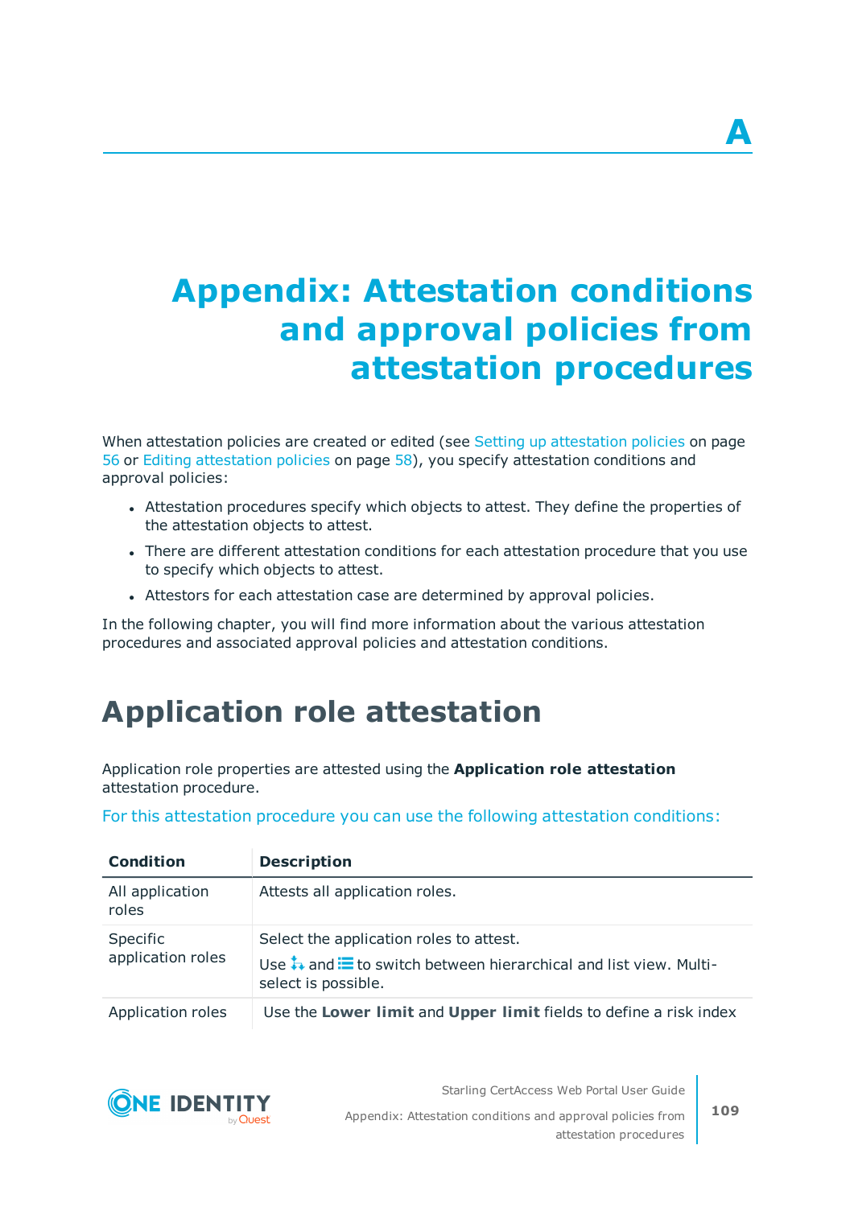# Appendix: Attestation conditions and approval policies from attestation procedures

When attestation policies are created or edited (see Setting up attestation policies on page 56 or Editing attestation policies on page 58), you specify attestation conditions and approval policies:

- Attestation procedures specify which objects to attest. They define the properties of the attestation objects to attest.
- There are different attestation conditions for each attestation procedure that you use to specify which objects to attest.
- Attestors for each attestation case are determined by approval policies.

In the following chapter, you will find more information about the various attestation procedures and associated approval policies and attestation conditions.

## Application role attestation

Application role properties are attested using the **Application role attestation** attestation procedure.

For this attestation procedure you can use the following attestation conditions:

| Condition | Description |
|---|---|
| All application roles | Attests all application roles. |
| Specific application roles | Select the application roles to attest.<br>Use and to switch between hierarchical and list view. Multi-select is possible. |
| Application roles | Use the **Lower limit** and **Upper limit** fields to define a risk index |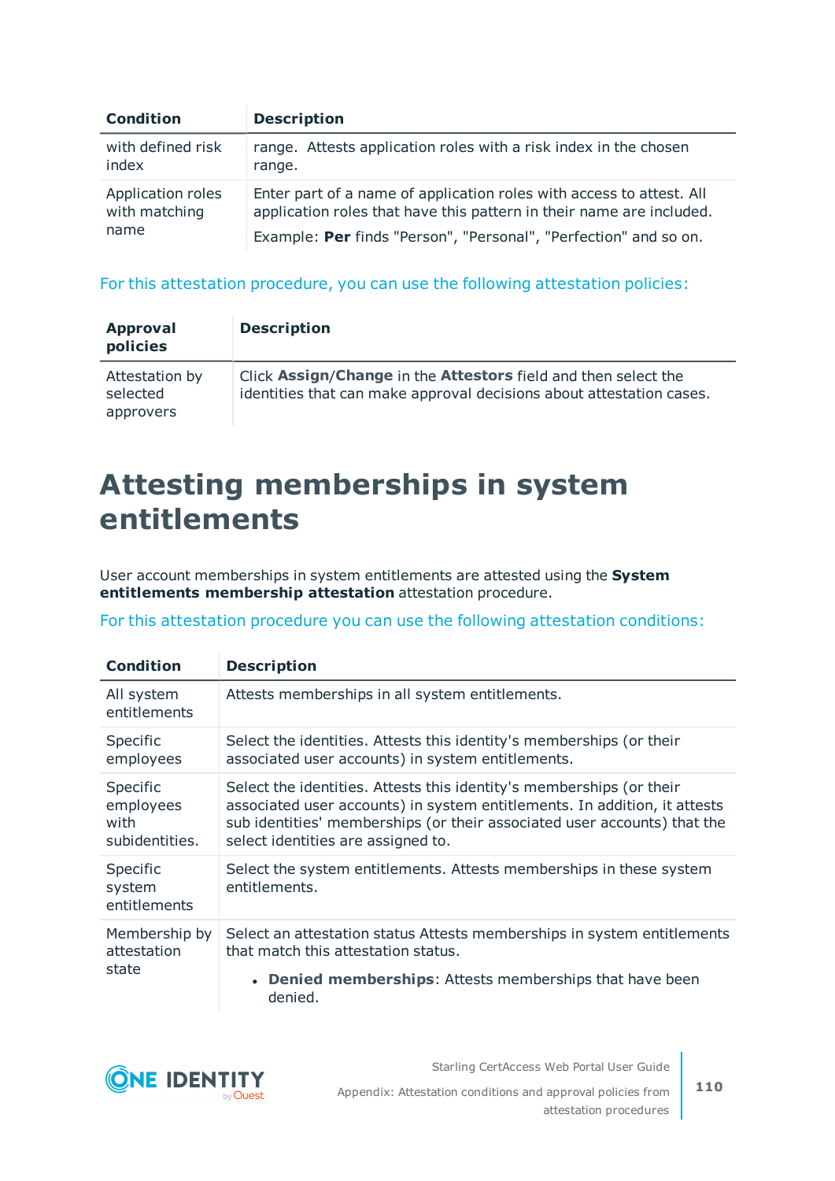| Condition | Description |
|---|---|
| with defined risk index | range. Attests application roles with a risk index in the chosen range. |
| Application roles with matching name | Enter part of a name of application roles with access to attest. All application roles that have this pattern in their name are included.<br>Example: **Per** finds "Person", "Personal", "Perfection" and so on. |

For this attestation procedure, you can use the following attestation policies:

| Approval policies | Description |
|---|---|
| Attestation by selected approvers | Click **Assign**/**Change** in the **Attestors** field and then select the identities that can make approval decisions about attestation cases. |

# Attesting memberships in system entitlements

User account memberships in system entitlements are attested using the **System entitlements membership attestation** attestation procedure.

For this attestation procedure you can use the following attestation conditions:

| Condition | Description |
|---|---|
| All system entitlements | Attests memberships in all system entitlements. |
| Specific employees | Select the identities. Attests this identity's memberships (or their associated user accounts) in system entitlements. |
| Specific employees with subidentities. | Select the identities. Attests this identity's memberships (or their associated user accounts) in system entitlements. In addition, it attests sub identities' memberships (or their associated user accounts) that the select identities are assigned to. |
| Specific system entitlements | Select the system entitlements. Attests memberships in these system entitlements. |
| Membership by attestation state | Select an attestation status Attests memberships in system entitlements that match this attestation status.<br>• **Denied memberships**: Attests memberships that have been denied. |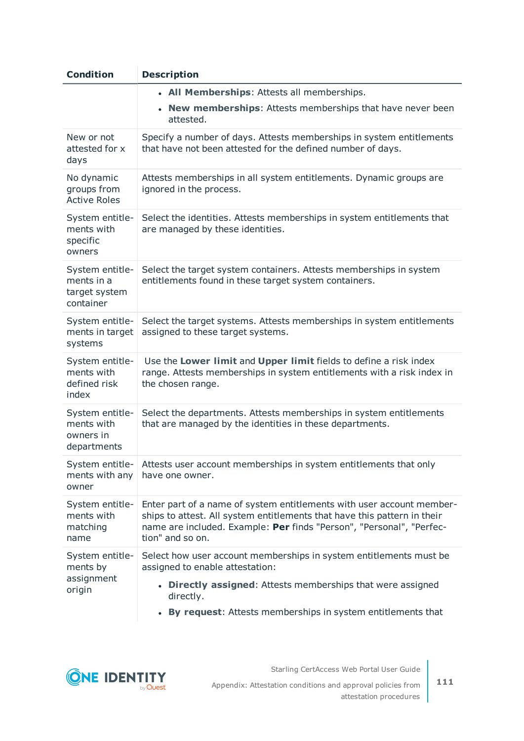| Condition | Description |
| --- | --- |
| | • **All Memberships**: Attests all memberships.<br>• **New memberships**: Attests memberships that have never been attested. |
| New or not attested for x days | Specify a number of days. Attests memberships in system entitlements that have not been attested for the defined number of days. |
| No dynamic groups from Active Roles | Attests memberships in all system entitlements. Dynamic groups are ignored in the process. |
| System entitlements with specific owners | Select the identities. Attests memberships in system entitlements that are managed by these identities. |
| System entitlements in a target system container | Select the target system containers. Attests memberships in system entitlements found in these target system containers. |
| System entitlements in target systems | Select the target systems. Attests memberships in system entitlements assigned to these target systems. |
| System entitlements with defined risk index | Use the **Lower limit** and **Upper limit** fields to define a risk index range. Attests memberships in system entitlements with a risk index in the chosen range. |
| System entitlements with owners in departments | Select the departments. Attests memberships in system entitlements that are managed by the identities in these departments. |
| System entitlements with any owner | Attests user account memberships in system entitlements that only have one owner. |
| System entitlements with matching name | Enter part of a name of system entitlements with user account memberships to attest. All system entitlements that have this pattern in their name are included. Example: **Per** finds "Person", "Personal", "Perfection" and so on. |
| System entitlements by assignment origin | Select how user account memberships in system entitlements must be assigned to enable attestation:<br>• **Directly assigned**: Attests memberships that were assigned directly.<br>• **By request**: Attests memberships in system entitlements that |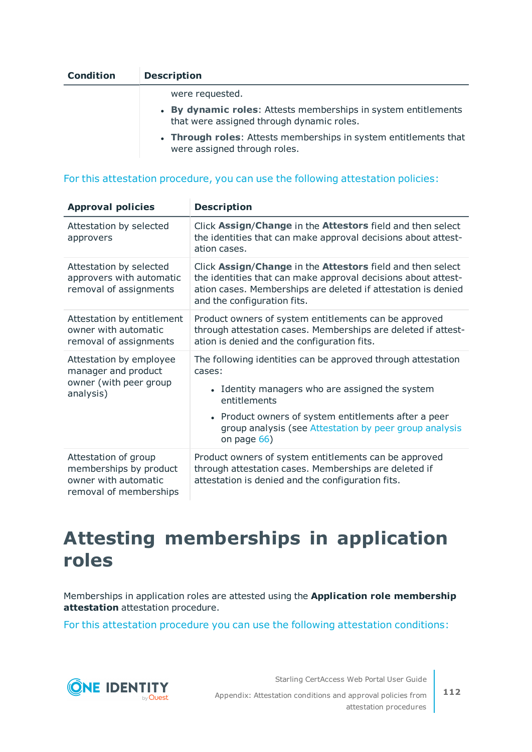| Condition | Description |
|---|---|
| | were requested.<br>• **By dynamic roles**: Attests memberships in system entitlements that were assigned through dynamic roles.<br>• **Through roles**: Attests memberships in system entitlements that were assigned through roles. |

For this attestation procedure, you can use the following attestation policies:

| Approval policies | Description |
|---|---|
| Attestation by selected approvers | Click **Assign**/**Change** in the **Attestors** field and then select the identities that can make approval decisions about attestation cases. |
| Attestation by selected approvers with automatic removal of assignments | Click **Assign**/**Change** in the **Attestors** field and then select the identities that can make approval decisions about attestation cases. Memberships are deleted if attestation is denied and the configuration fits. |
| Attestation by entitlement owner with automatic removal of assignments | Product owners of system entitlements can be approved through attestation cases. Memberships are deleted if attestation is denied and the configuration fits. |
| Attestation by employee manager and product owner (with peer group analysis) | The following identities can be approved through attestation cases:<br>• Identity managers who are assigned the system entitlements<br>• Product owners of system entitlements after a peer group analysis (see Attestation by peer group analysis on page 66) |
| Attestation of group memberships by product owner with automatic removal of memberships | Product owners of system entitlements can be approved through attestation cases. Memberships are deleted if attestation is denied and the configuration fits. |

# Attesting memberships in application roles

Memberships in application roles are attested using the **Application role membership attestation** attestation procedure.

For this attestation procedure you can use the following attestation conditions: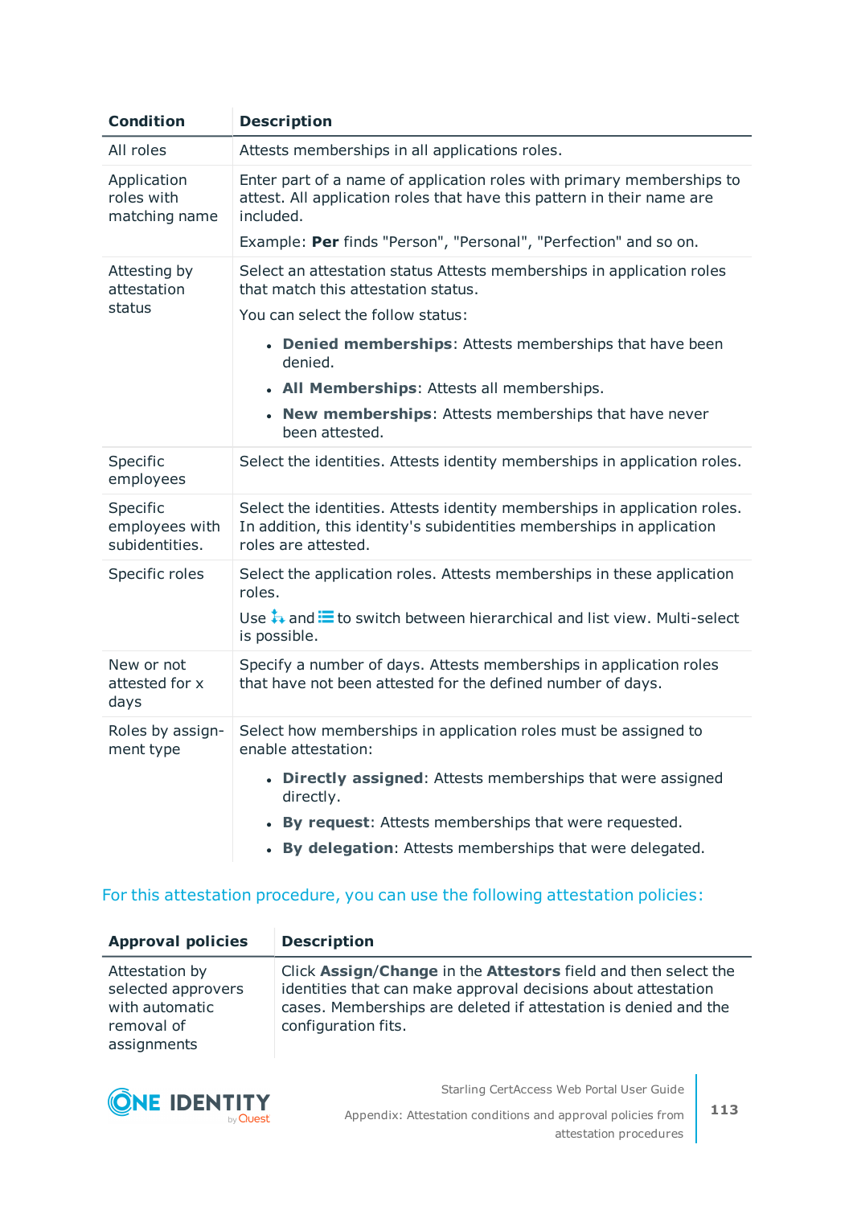| Condition | Description |
| --- | --- |
| All roles | Attests memberships in all applications roles. |
| Application roles with matching name | Enter part of a name of application roles with primary memberships to attest. All application roles that have this pattern in their name are included.<br><br>Example: **Per** finds "Person", "Personal", "Perfection" and so on. |
| Attesting by attestation status | Select an attestation status Attests memberships in application roles that match this attestation status.<br><br>You can select the follow status:<br><br>• **Denied memberships**: Attests memberships that have been denied.<br>• **All Memberships**: Attests all memberships.<br>• **New memberships**: Attests memberships that have never been attested. |
| Specific employees | Select the identities. Attests identity memberships in application roles. |
| Specific employees with subidentities. | Select the identities. Attests identity memberships in application roles. In addition, this identity's subidentities memberships in application roles are attested. |
| Specific roles | Select the application roles. Attests memberships in these application roles.<br><br>Use and to switch between hierarchical and list view. Multi-select is possible. |
| New or not attested for x days | Specify a number of days. Attests memberships in application roles that have not been attested for the defined number of days. |
| Roles by assignment type | Select how memberships in application roles must be assigned to enable attestation:<br><br>• **Directly assigned**: Attests memberships that were assigned directly.<br>• **By request**: Attests memberships that were requested.<br>• **By delegation**: Attests memberships that were delegated. |

For this attestation procedure, you can use the following attestation policies:

| Approval policies | Description |
| --- | --- |
| Attestation by selected approvers with automatic removal of assignments | Click **Assign/Change** in the **Attestors** field and then select the identities that can make approval decisions about attestation cases. Memberships are deleted if attestation is denied and the configuration fits. |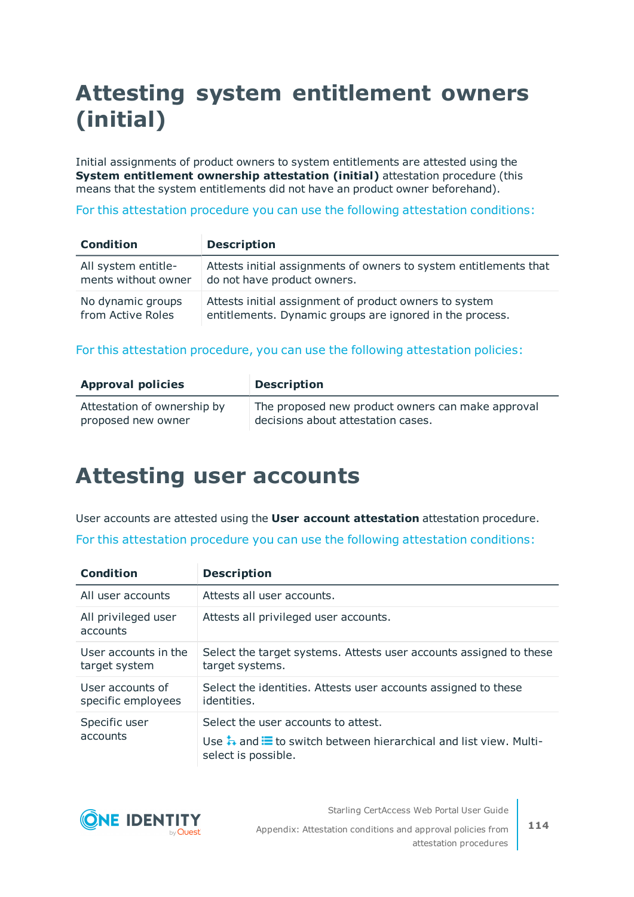# Attesting system entitlement owners (initial)

Initial assignments of product owners to system entitlements are attested using the **System entitlement ownership attestation (initial)** attestation procedure (this means that the system entitlements did not have an product owner beforehand).

For this attestation procedure you can use the following attestation conditions:

| Condition | Description |
|---|---|
| All system entitlements without owner | Attests initial assignments of owners to system entitlements that do not have product owners. |
| No dynamic groups from Active Roles | Attests initial assignment of product owners to system entitlements. Dynamic groups are ignored in the process. |

For this attestation procedure, you can use the following attestation policies:

| Approval policies | Description |
|---|---|
| Attestation of ownership by proposed new owner | The proposed new product owners can make approval decisions about attestation cases. |

# Attesting user accounts

User accounts are attested using the **User account attestation** attestation procedure.

For this attestation procedure you can use the following attestation conditions:

| Condition | Description |
|---|---|
| All user accounts | Attests all user accounts. |
| All privileged user accounts | Attests all privileged user accounts. |
| User accounts in the target system | Select the target systems. Attests user accounts assigned to these target systems. |
| User accounts of specific employees | Select the identities. Attests user accounts assigned to these identities. |
| Specific user accounts | Select the user accounts to attest. Use and to switch between hierarchical and list view. Multi-select is possible. |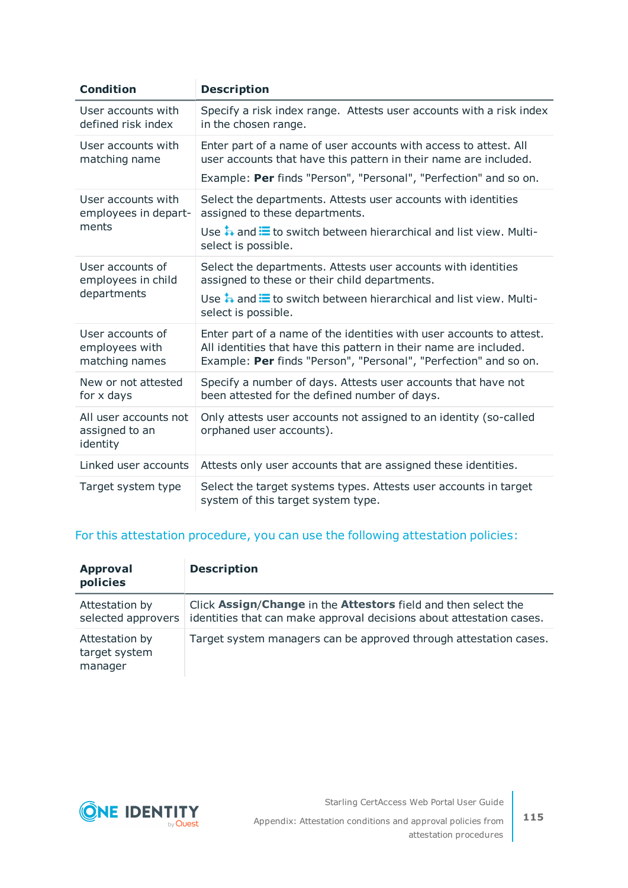| Condition | Description |
| --- | --- |
| User accounts with defined risk index | Specify a risk index range. Attests user accounts with a risk index in the chosen range. |
| User accounts with matching name | Enter part of a name of user accounts with access to attest. All user accounts that have this pattern in their name are included.<br>Example: **Per** finds "Person", "Personal", "Perfection" and so on. |
| User accounts with employees in departments | Select the departments. Attests user accounts with identities assigned to these departments.<br>Use and to switch between hierarchical and list view. Multi-select is possible. |
| User accounts of employees in child departments | Select the departments. Attests user accounts with identities assigned to these or their child departments.<br>Use and to switch between hierarchical and list view. Multi-select is possible. |
| User accounts of employees with matching names | Enter part of a name of the identities with user accounts to attest. All identities that have this pattern in their name are included. Example: **Per** finds "Person", "Personal", "Perfection" and so on. |
| New or not attested for x days | Specify a number of days. Attests user accounts that have not been attested for the defined number of days. |
| All user accounts not assigned to an identity | Only attests user accounts not assigned to an identity (so-called orphaned user accounts). |
| Linked user accounts | Attests only user accounts that are assigned these identities. |
| Target system type | Select the target systems types. Attests user accounts in target system of this target system type. |

For this attestation procedure, you can use the following attestation policies:

| Approval policies | Description |
| --- | --- |
| Attestation by selected approvers | Click **Assign**/**Change** in the **Attestors** field and then select the identities that can make approval decisions about attestation cases. |
| Attestation by target system manager | Target system managers can be approved through attestation cases. |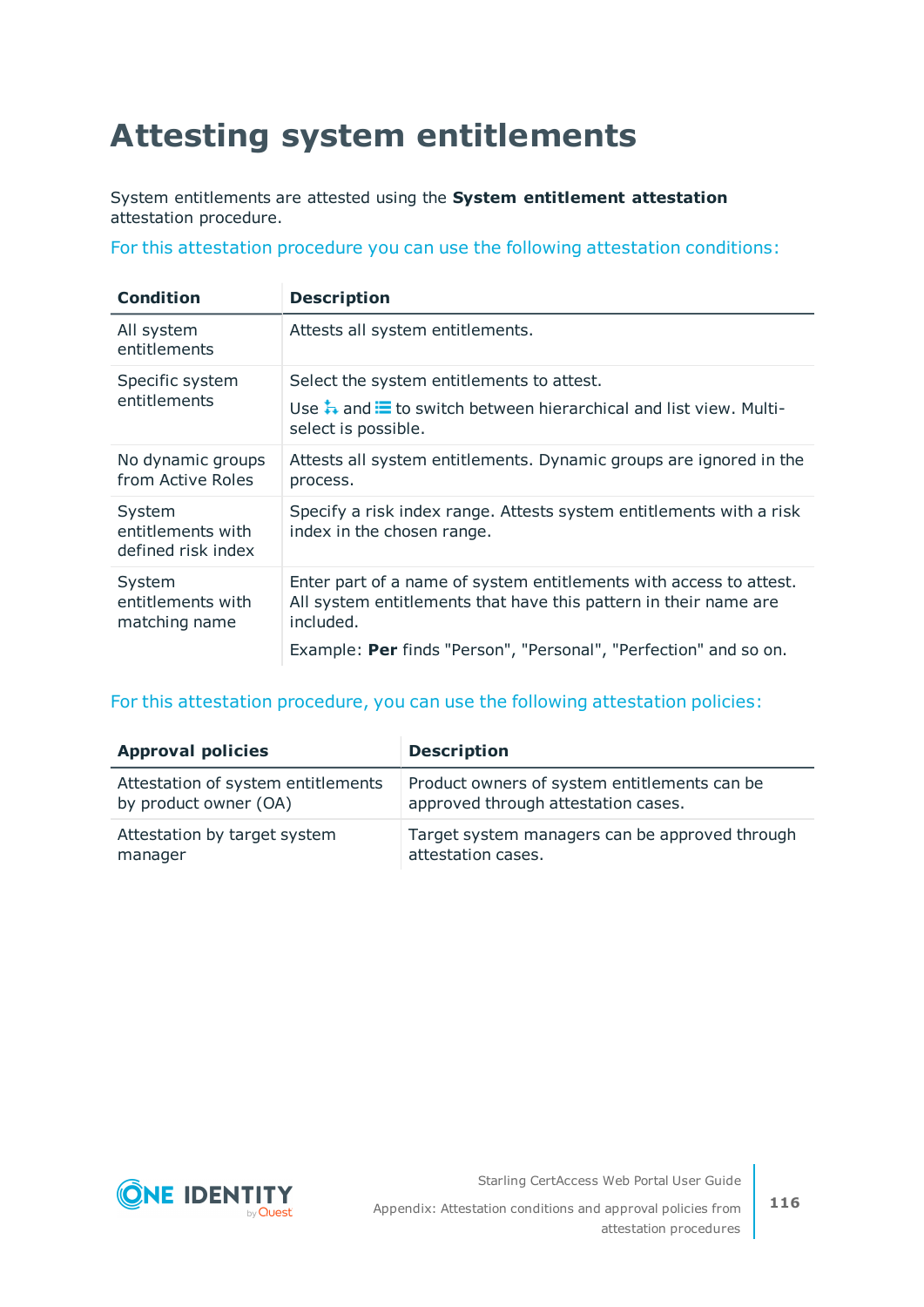# Attesting system entitlements

System entitlements are attested using the **System entitlement attestation** attestation procedure.

For this attestation procedure you can use the following attestation conditions:

| Condition | Description |
|---|---|
| All system entitlements | Attests all system entitlements. |
| Specific system entitlements | Select the system entitlements to attest.<br><br>Use and to switch between hierarchical and list view. Multi-select is possible. |
| No dynamic groups from Active Roles | Attests all system entitlements. Dynamic groups are ignored in the process. |
| System entitlements with defined risk index | Specify a risk index range. Attests system entitlements with a risk index in the chosen range. |
| System entitlements with matching name | Enter part of a name of system entitlements with access to attest. All system entitlements that have this pattern in their name are included.<br><br>Example: **Per** finds "Person", "Personal", "Perfection" and so on. |

For this attestation procedure, you can use the following attestation policies:

| Approval policies | Description |
|---|---|
| Attestation of system entitlements by product owner (OA) | Product owners of system entitlements can be approved through attestation cases. |
| Attestation by target system manager | Target system managers can be approved through attestation cases. |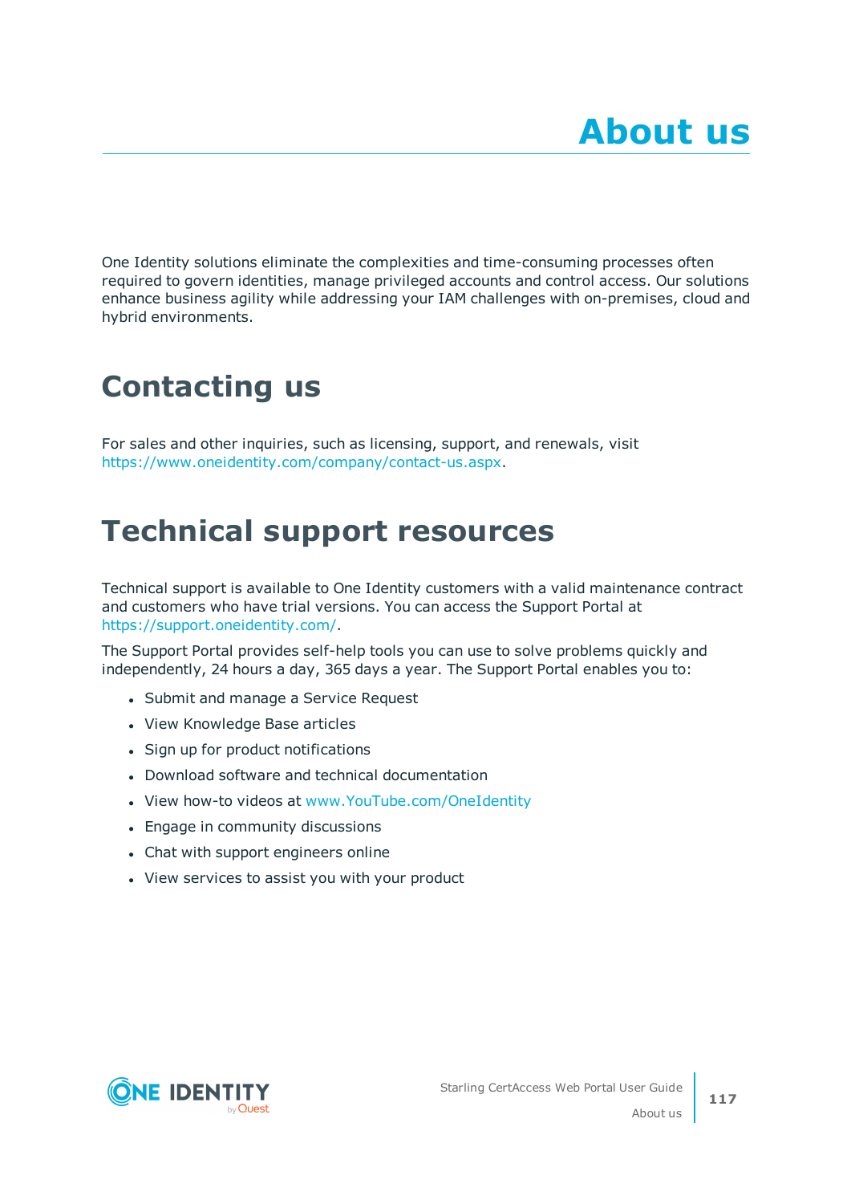# About us

One Identity solutions eliminate the complexities and time-consuming processes often required to govern identities, manage privileged accounts and control access. Our solutions enhance business agility while addressing your IAM challenges with on-premises, cloud and hybrid environments.

## Contacting us

For sales and other inquiries, such as licensing, support, and renewals, visit https://www.oneidentity.com/company/contact-us.aspx.

## Technical support resources

Technical support is available to One Identity customers with a valid maintenance contract and customers who have trial versions. You can access the Support Portal at https://support.oneidentity.com/.

The Support Portal provides self-help tools you can use to solve problems quickly and independently, 24 hours a day, 365 days a year. The Support Portal enables you to:

- Submit and manage a Service Request
- View Knowledge Base articles
- Sign up for product notifications
- Download software and technical documentation
- View how-to videos at www.YouTube.com/OneIdentity
- Engage in community discussions
- Chat with support engineers online
- View services to assist you with your product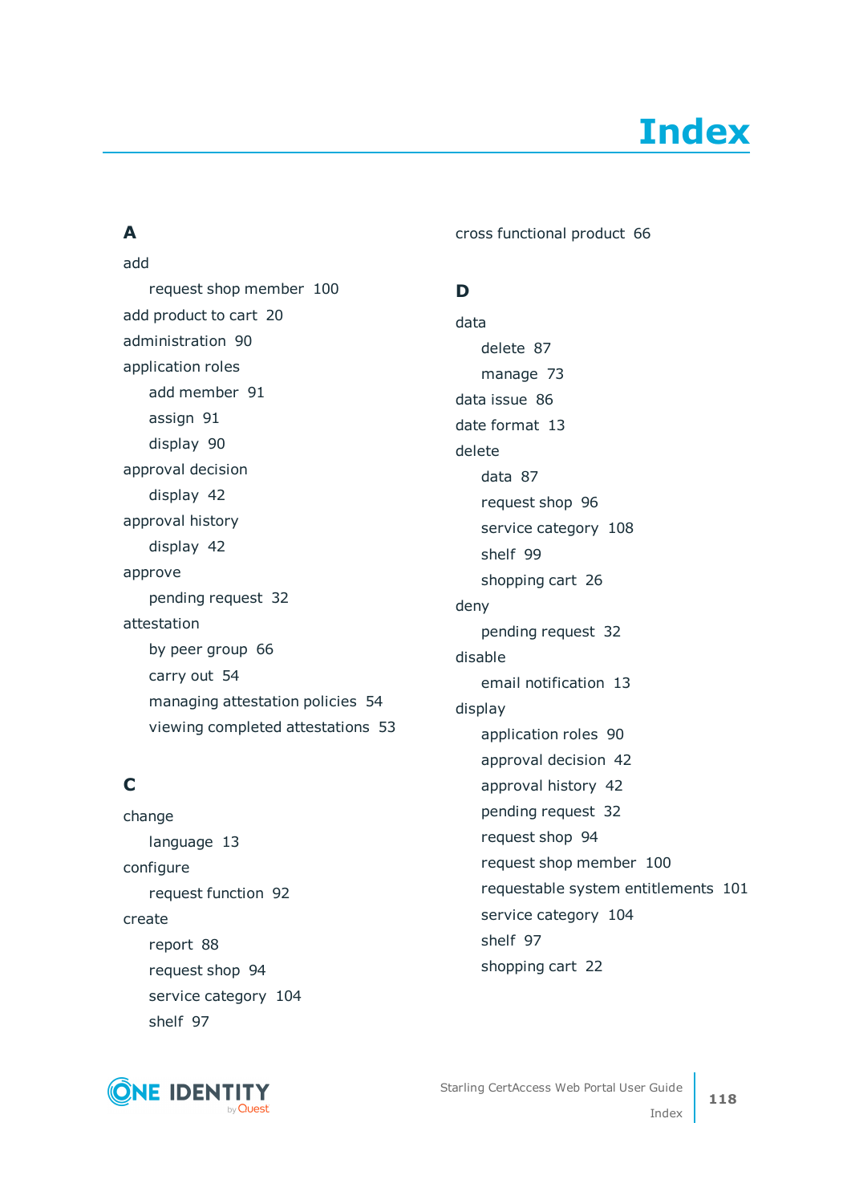# Index

## A

add

- request shop member 100

add product to cart 20

administration 90

application roles

- add member 91
- assign 91
- display 90

approval decision

- display 42

approval history

- display 42

approve

- pending request 32

attestation

- by peer group 66
- carry out 54
- managing attestation policies 54
- viewing completed attestations 53

## C

change

- language 13

configure

- request function 92

create

- report 88
- request shop 94
- service category 104
- shelf 97

cross functional product 66

## D

data

- delete 87
- manage 73

data issue 86

date format 13

delete

- data 87
- request shop 96
- service category 108
- shelf 99
- shopping cart 26

deny

- pending request 32

disable

- email notification 13

display

- application roles 90
- approval decision 42
- approval history 42
- pending request 32
- request shop 94
- request shop member 100
- requestable system entitlements 101
- service category 104
- shelf 97
- shopping cart 22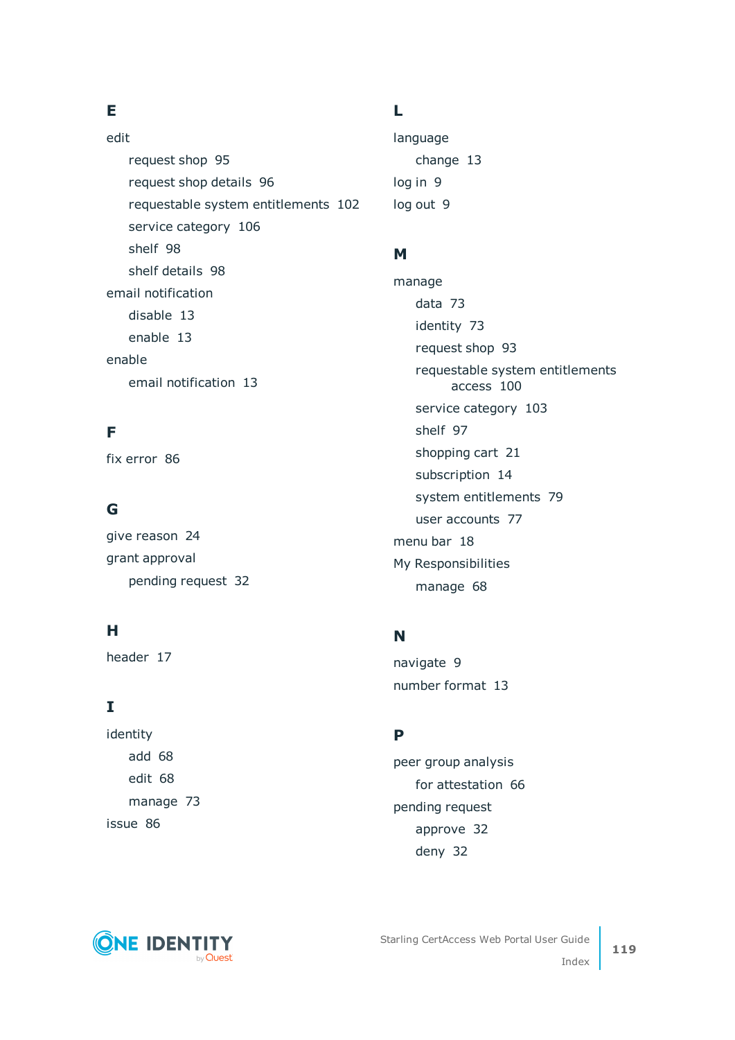## E

edit

- request shop 95
- request shop details 96
- requestable system entitlements 102
- service category 106
- shelf 98
- shelf details 98

email notification

- disable 13
- enable 13

enable

- email notification 13

## F

fix error 86

## G

give reason 24

grant approval

- pending request 32

## H

header 17

## I

identity

- add 68
- edit 68
- manage 73

issue 86

## L

language

- change 13

log in 9

log out 9

## M

manage

- data 73
- identity 73
- request shop 93
- requestable system entitlements access 100
- service category 103
- shelf 97
- shopping cart 21
- subscription 14
- system entitlements 79
- user accounts 77

menu bar 18

My Responsibilities

- manage 68

## N

navigate 9

number format 13

## P

peer group analysis

- for attestation 66

pending request

- approve 32
- deny 32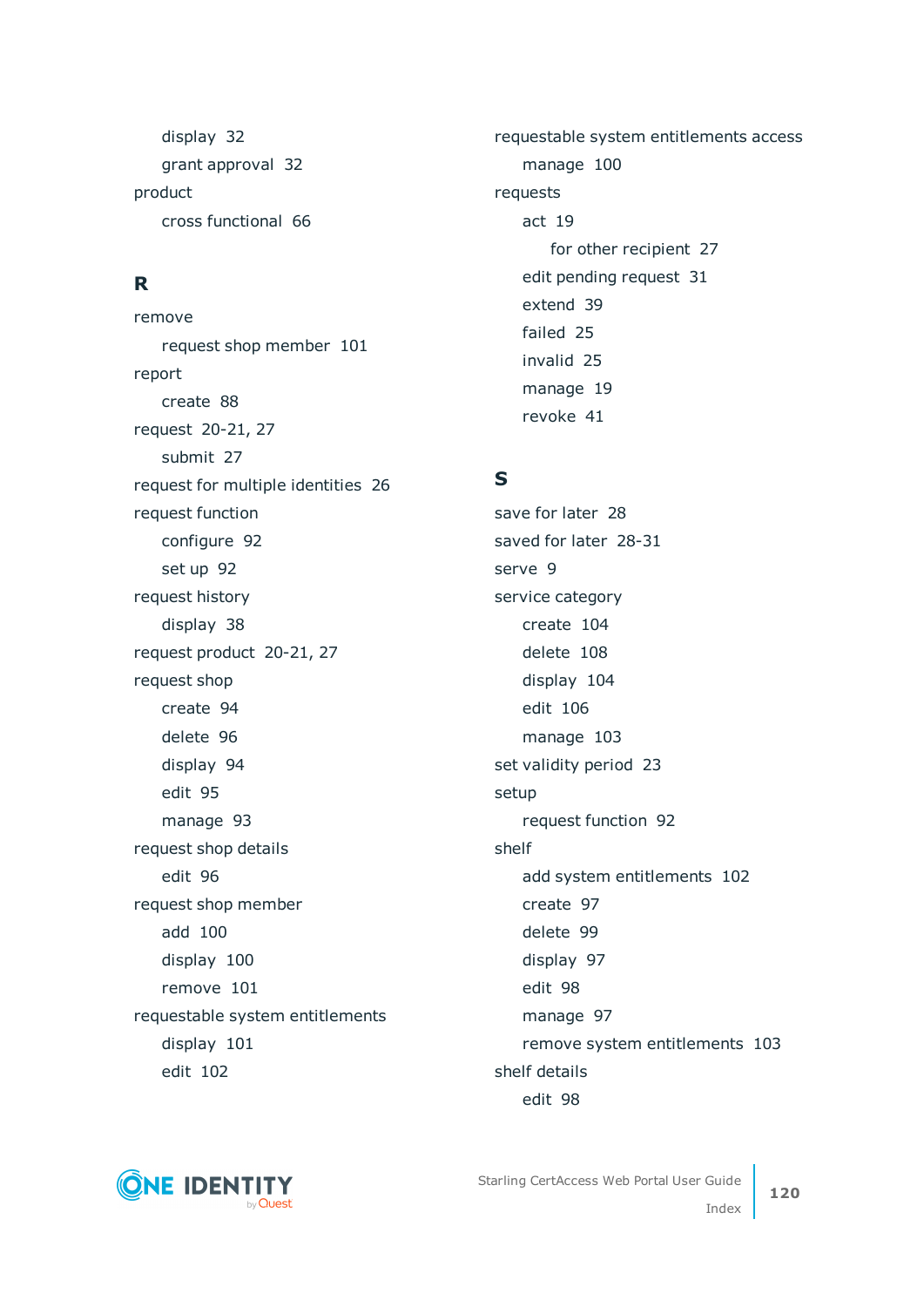display 32

grant approval 32

product

cross functional 66

## R

remove

request shop member 101

report

create 88

request 20-21, 27

submit 27

request for multiple identities 26

request function

configure 92

set up 92

request history

display 38

request product 20-21, 27

request shop

create 94

delete 96

display 94

edit 95

manage 93

request shop details

edit 96

request shop member

add 100

display 100

remove 101

requestable system entitlements

display 101

edit 102

requestable system entitlements access

manage 100

requests

act 19

for other recipient 27

edit pending request 31

extend 39

failed 25

invalid 25

manage 19

revoke 41

## S

save for later 28

saved for later 28-31

serve 9

service category

create 104

delete 108

display 104

edit 106

manage 103

set validity period 23

setup

request function 92

shelf

add system entitlements 102

create 97

delete 99

display 97

edit 98

manage 97

remove system entitlements 103

shelf details

edit 98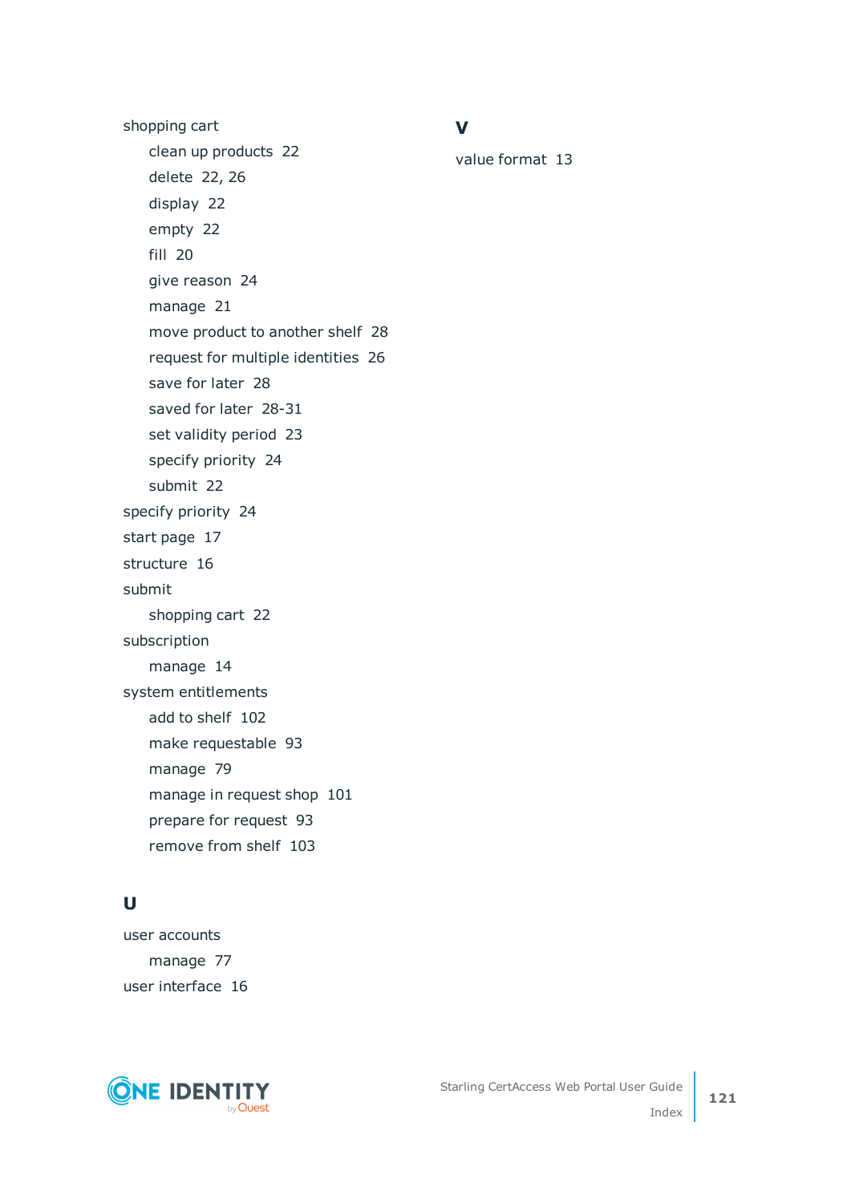shopping cart

- clean up products 22
- delete 22, 26
- display 22
- empty 22
- fill 20
- give reason 24
- manage 21
- move product to another shelf 28
- request for multiple identities 26
- save for later 28
- saved for later 28-31
- set validity period 23
- specify priority 24
- submit 22

specify priority 24

start page 17

structure 16

submit

- shopping cart 22

subscription

- manage 14

system entitlements

- add to shelf 102
- make requestable 93
- manage 79
- manage in request shop 101
- prepare for request 93
- remove from shelf 103

## U

user accounts

- manage 77

user interface 16

## V

value format 13